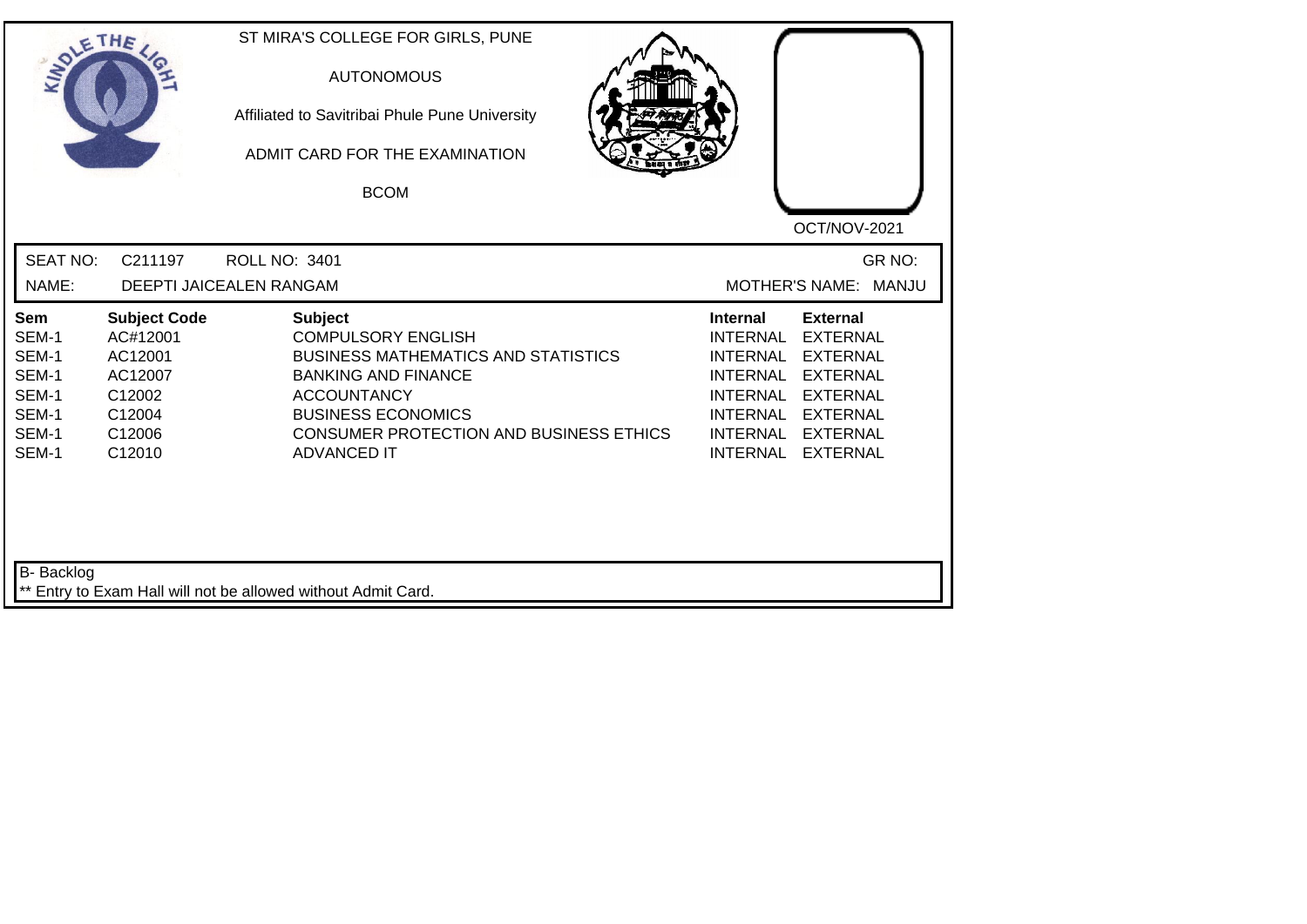ST MIRA'S COLLEGE FOR GIRLS, PUNE

AUTONOMOUS

Affiliated to Savitribai Phule Pune University

ADMIT CARD FOR THE EXAMINATION

BCOM

OCT/NOV-2021

SEAT NO: C211197 ROLL NO: 3401 GR NO:

NAME: DEEPTI JAICEALEN RANGAM MOTHER'S NAME: MANJU

| Sem | Subject Code | Subject | Internal | External |
|---|---|---|---|---|
| SEM-1 | AC#12001 | COMPULSORY ENGLISH | INTERNAL | EXTERNAL |
| SEM-1 | AC12001 | BUSINESS MATHEMATICS AND STATISTICS | INTERNAL | EXTERNAL |
| SEM-1 | AC12007 | BANKING AND FINANCE | INTERNAL | EXTERNAL |
| SEM-1 | C12002 | ACCOUNTANCY | INTERNAL | EXTERNAL |
| SEM-1 | C12004 | BUSINESS ECONOMICS | INTERNAL | EXTERNAL |
| SEM-1 | C12006 | CONSUMER PROTECTION AND BUSINESS ETHICS | INTERNAL | EXTERNAL |
| SEM-1 | C12010 | ADVANCED IT | INTERNAL | EXTERNAL |

B- Backlog

** Entry to Exam Hall will not be allowed without Admit Card.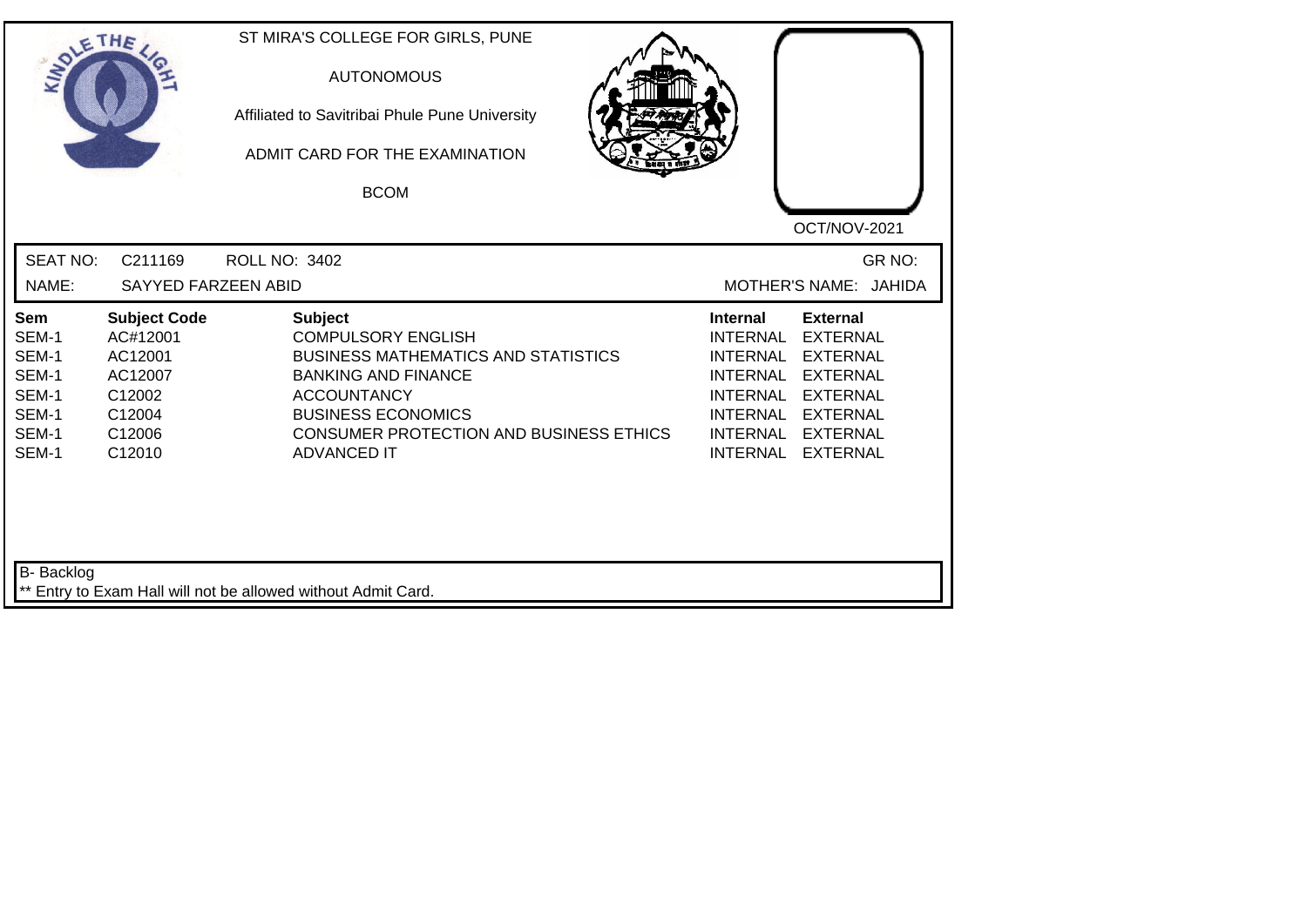ST MIRA'S COLLEGE FOR GIRLS, PUNE

AUTONOMOUS

Affiliated to Savitribai Phule Pune University

ADMIT CARD FOR THE EXAMINATION

BCOM

OCT/NOV-2021

SEAT NO: C211169 ROLL NO: 3402 GR NO:

NAME: SAYYED FARZEEN ABID MOTHER'S NAME: JAHIDA

| Sem | Subject Code | Subject | Internal | External |
|---|---|---|---|---|
| SEM-1 | AC#12001 | COMPULSORY ENGLISH | INTERNAL | EXTERNAL |
| SEM-1 | AC12001 | BUSINESS MATHEMATICS AND STATISTICS | INTERNAL | EXTERNAL |
| SEM-1 | AC12007 | BANKING AND FINANCE | INTERNAL | EXTERNAL |
| SEM-1 | C12002 | ACCOUNTANCY | INTERNAL | EXTERNAL |
| SEM-1 | C12004 | BUSINESS ECONOMICS | INTERNAL | EXTERNAL |
| SEM-1 | C12006 | CONSUMER PROTECTION AND BUSINESS ETHICS | INTERNAL | EXTERNAL |
| SEM-1 | C12010 | ADVANCED IT | INTERNAL | EXTERNAL |

B- Backlog

** Entry to Exam Hall will not be allowed without Admit Card.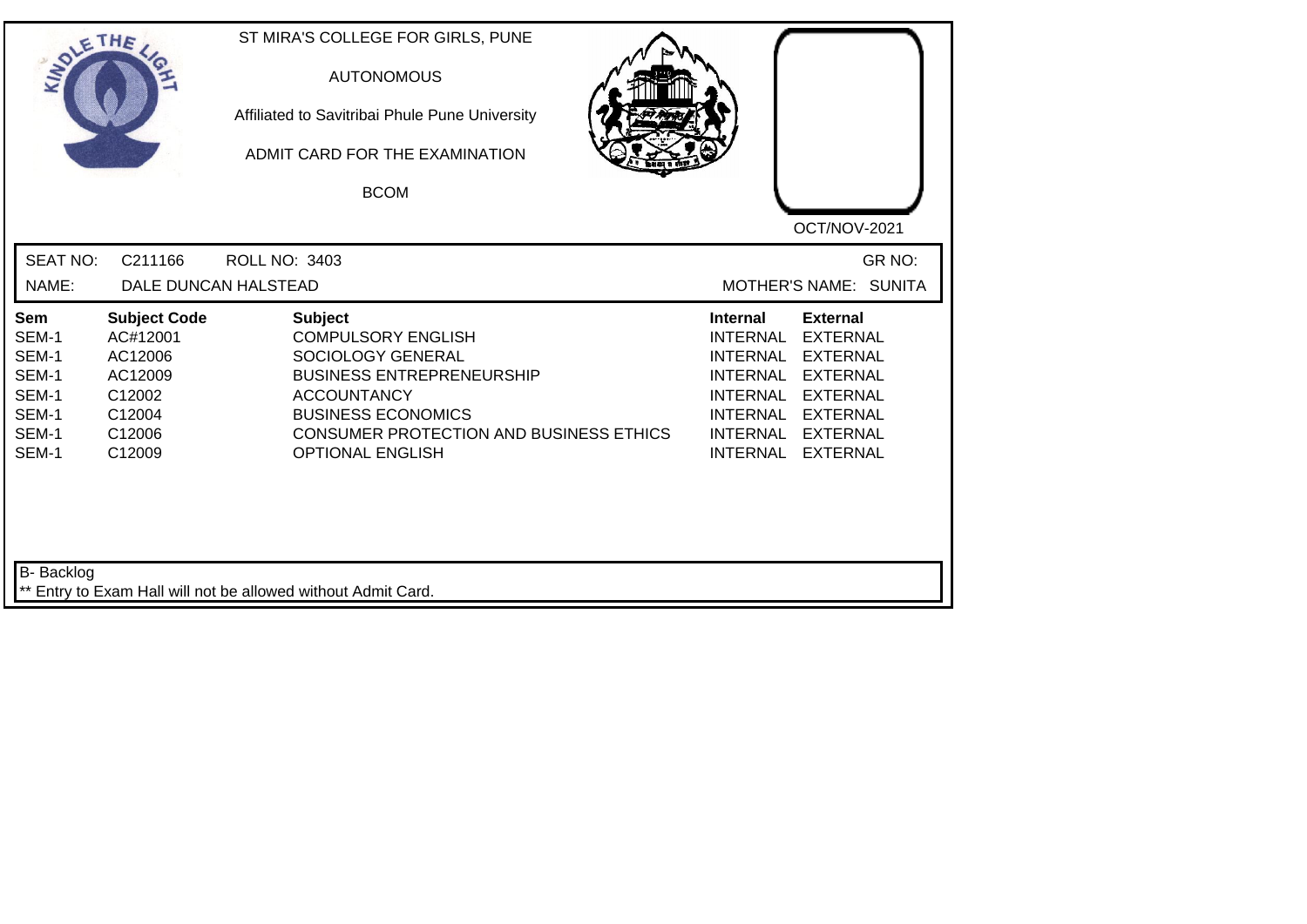ST MIRA'S COLLEGE FOR GIRLS, PUNE

AUTONOMOUS

Affiliated to Savitribai Phule Pune University

ADMIT CARD FOR THE EXAMINATION

BCOM

OCT/NOV-2021

SEAT NO: C211166 ROLL NO: 3403 GR NO:

NAME: DALE DUNCAN HALSTEAD MOTHER'S NAME: SUNITA

| Sem | Subject Code | Subject | Internal | External |
|---|---|---|---|---|
| SEM-1 | AC#12001 | COMPULSORY ENGLISH | INTERNAL | EXTERNAL |
| SEM-1 | AC12006 | SOCIOLOGY GENERAL | INTERNAL | EXTERNAL |
| SEM-1 | AC12009 | BUSINESS ENTREPRENEURSHIP | INTERNAL | EXTERNAL |
| SEM-1 | C12002 | ACCOUNTANCY | INTERNAL | EXTERNAL |
| SEM-1 | C12004 | BUSINESS ECONOMICS | INTERNAL | EXTERNAL |
| SEM-1 | C12006 | CONSUMER PROTECTION AND BUSINESS ETHICS | INTERNAL | EXTERNAL |
| SEM-1 | C12009 | OPTIONAL ENGLISH | INTERNAL | EXTERNAL |

B- Backlog

** Entry to Exam Hall will not be allowed without Admit Card.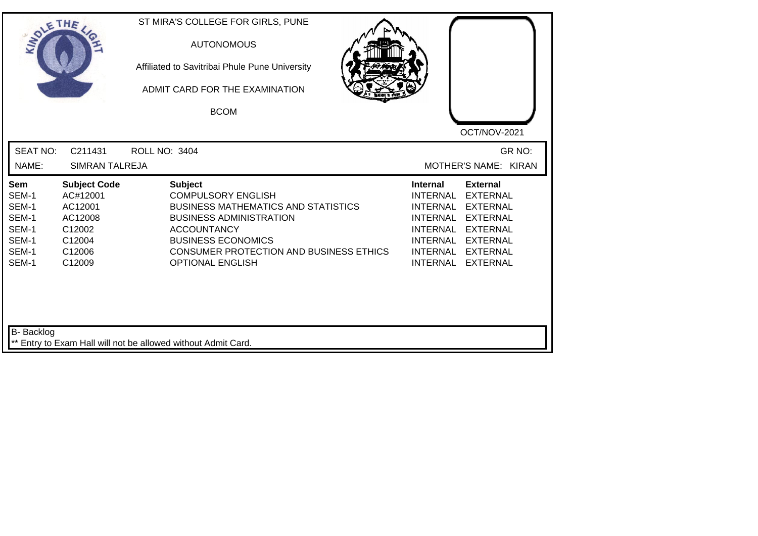ST MIRA'S COLLEGE FOR GIRLS, PUNE

AUTONOMOUS

Affiliated to Savitribai Phule Pune University

ADMIT CARD FOR THE EXAMINATION

BCOM

OCT/NOV-2021

SEAT NO: C211431 ROLL NO: 3404 GR NO:

NAME: SIMRAN TALREJA MOTHER'S NAME: KIRAN

| Sem | Subject Code | Subject | Internal | External |
| --- | --- | --- | --- | --- |
| SEM-1 | AC#12001 | COMPULSORY ENGLISH | INTERNAL | EXTERNAL |
| SEM-1 | AC12001 | BUSINESS MATHEMATICS AND STATISTICS | INTERNAL | EXTERNAL |
| SEM-1 | AC12008 | BUSINESS ADMINISTRATION | INTERNAL | EXTERNAL |
| SEM-1 | C12002 | ACCOUNTANCY | INTERNAL | EXTERNAL |
| SEM-1 | C12004 | BUSINESS ECONOMICS | INTERNAL | EXTERNAL |
| SEM-1 | C12006 | CONSUMER PROTECTION AND BUSINESS ETHICS | INTERNAL | EXTERNAL |
| SEM-1 | C12009 | OPTIONAL ENGLISH | INTERNAL | EXTERNAL |

B- Backlog

** Entry to Exam Hall will not be allowed without Admit Card.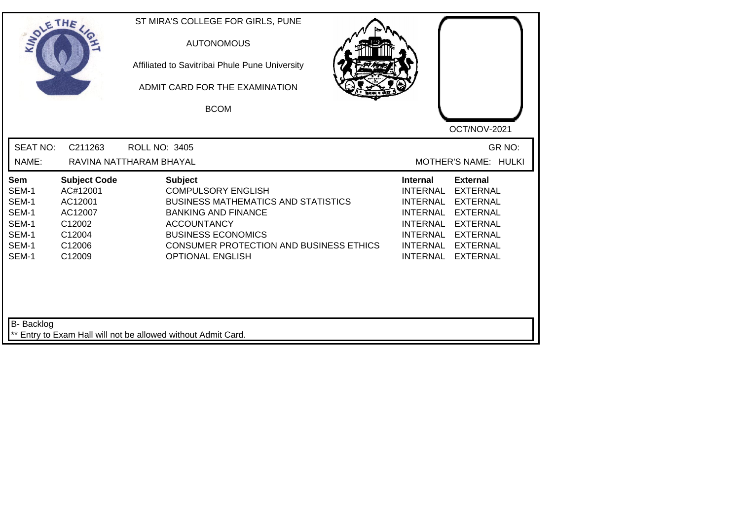ST MIRA'S COLLEGE FOR GIRLS, PUNE

AUTONOMOUS

Affiliated to Savitribai Phule Pune University

ADMIT CARD FOR THE EXAMINATION

BCOM

OCT/NOV-2021

SEAT NO: C211263 ROLL NO: 3405 GR NO:

NAME: RAVINA NATTHARAM BHAYAL MOTHER'S NAME: HULKI

| Sem | Subject Code | Subject | Internal | External |
|---|---|---|---|---|
| SEM-1 | AC#12001 | COMPULSORY ENGLISH | INTERNAL | EXTERNAL |
| SEM-1 | AC12001 | BUSINESS MATHEMATICS AND STATISTICS | INTERNAL | EXTERNAL |
| SEM-1 | AC12007 | BANKING AND FINANCE | INTERNAL | EXTERNAL |
| SEM-1 | C12002 | ACCOUNTANCY | INTERNAL | EXTERNAL |
| SEM-1 | C12004 | BUSINESS ECONOMICS | INTERNAL | EXTERNAL |
| SEM-1 | C12006 | CONSUMER PROTECTION AND BUSINESS ETHICS | INTERNAL | EXTERNAL |
| SEM-1 | C12009 | OPTIONAL ENGLISH | INTERNAL | EXTERNAL |

B- Backlog

** Entry to Exam Hall will not be allowed without Admit Card.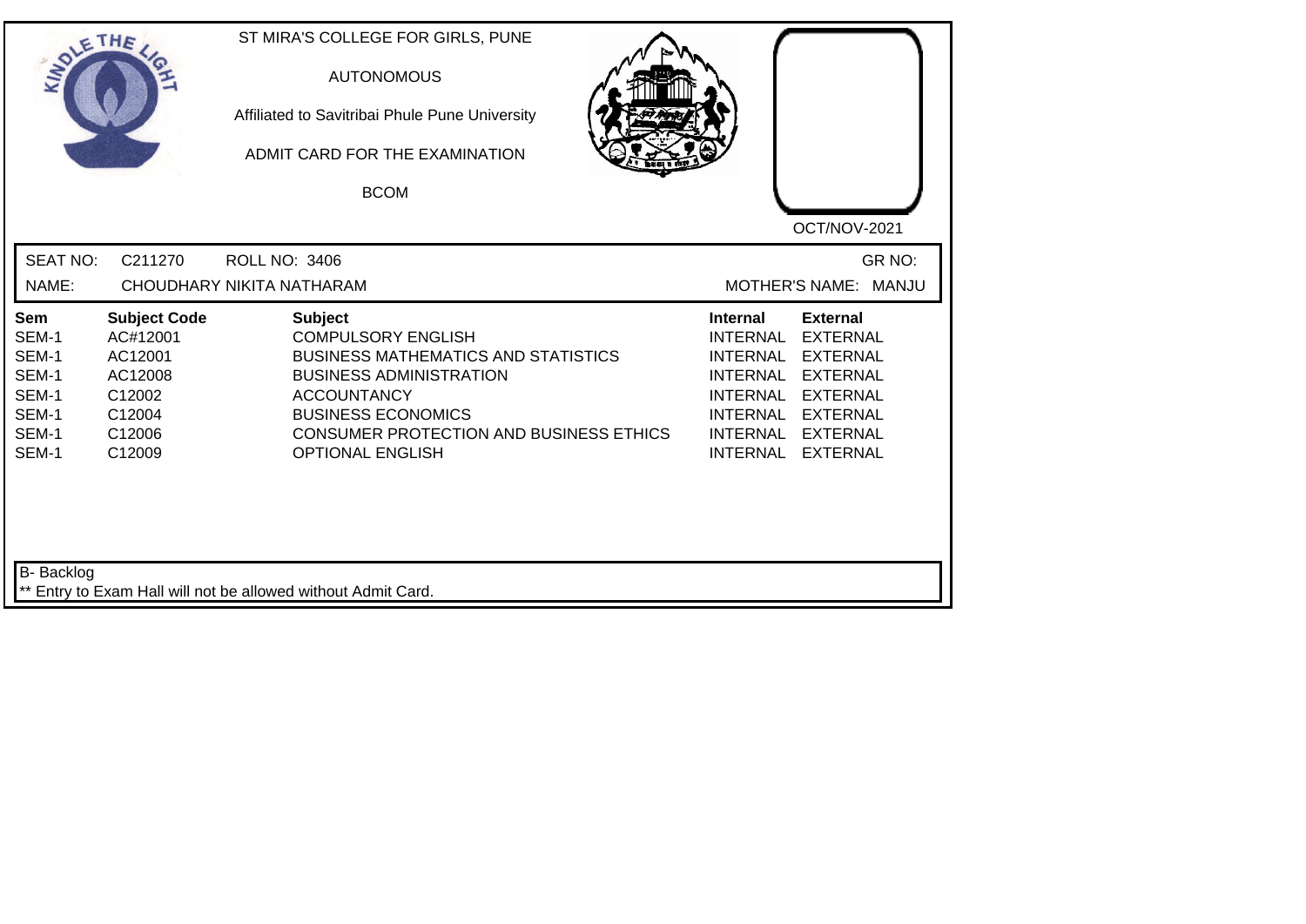ST MIRA'S COLLEGE FOR GIRLS, PUNE

AUTONOMOUS

Affiliated to Savitribai Phule Pune University

ADMIT CARD FOR THE EXAMINATION

BCOM

OCT/NOV-2021

SEAT NO: C211270 ROLL NO: 3406 GR NO:

NAME: CHOUDHARY NIKITA NATHARAM MOTHER'S NAME: MANJU

| Sem | Subject Code | Subject | Internal | External |
| --- | --- | --- | --- | --- |
| SEM-1 | AC#12001 | COMPULSORY ENGLISH | INTERNAL | EXTERNAL |
| SEM-1 | AC12001 | BUSINESS MATHEMATICS AND STATISTICS | INTERNAL | EXTERNAL |
| SEM-1 | AC12008 | BUSINESS ADMINISTRATION | INTERNAL | EXTERNAL |
| SEM-1 | C12002 | ACCOUNTANCY | INTERNAL | EXTERNAL |
| SEM-1 | C12004 | BUSINESS ECONOMICS | INTERNAL | EXTERNAL |
| SEM-1 | C12006 | CONSUMER PROTECTION AND BUSINESS ETHICS | INTERNAL | EXTERNAL |
| SEM-1 | C12009 | OPTIONAL ENGLISH | INTERNAL | EXTERNAL |

B- Backlog

** Entry to Exam Hall will not be allowed without Admit Card.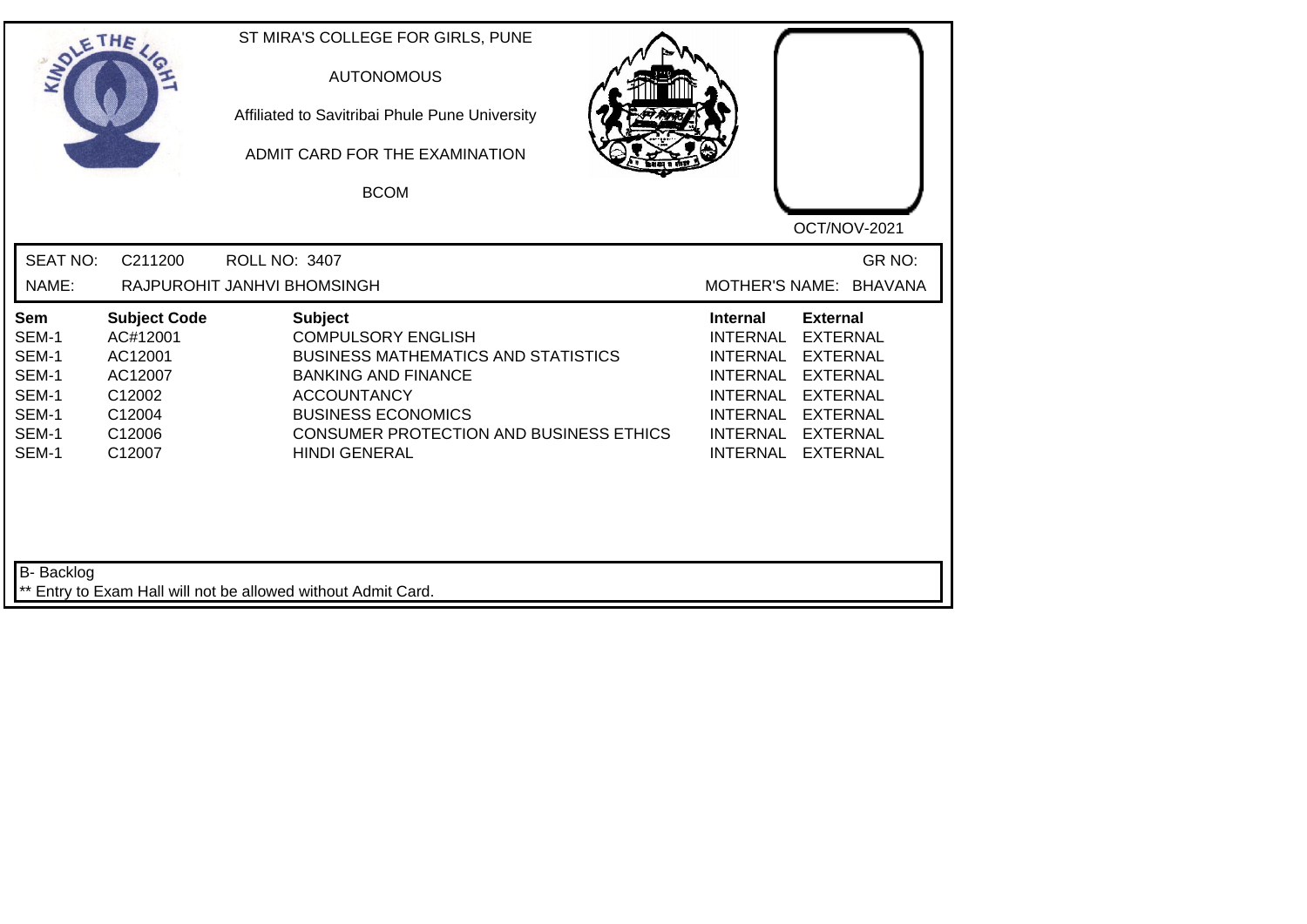ST MIRA'S COLLEGE FOR GIRLS, PUNE

AUTONOMOUS

Affiliated to Savitribai Phule Pune University

ADMIT CARD FOR THE EXAMINATION

BCOM

OCT/NOV-2021

SEAT NO: C211200 ROLL NO: 3407 GR NO:

NAME: RAJPUROHIT JANHVI BHOMSINGH MOTHER'S NAME: BHAVANA

| Sem | Subject Code | Subject | Internal | External |
|---|---|---|---|---|
| SEM-1 | AC#12001 | COMPULSORY ENGLISH | INTERNAL | EXTERNAL |
| SEM-1 | AC12001 | BUSINESS MATHEMATICS AND STATISTICS | INTERNAL | EXTERNAL |
| SEM-1 | AC12007 | BANKING AND FINANCE | INTERNAL | EXTERNAL |
| SEM-1 | C12002 | ACCOUNTANCY | INTERNAL | EXTERNAL |
| SEM-1 | C12004 | BUSINESS ECONOMICS | INTERNAL | EXTERNAL |
| SEM-1 | C12006 | CONSUMER PROTECTION AND BUSINESS ETHICS | INTERNAL | EXTERNAL |
| SEM-1 | C12007 | HINDI GENERAL | INTERNAL | EXTERNAL |

B- Backlog

** Entry to Exam Hall will not be allowed without Admit Card.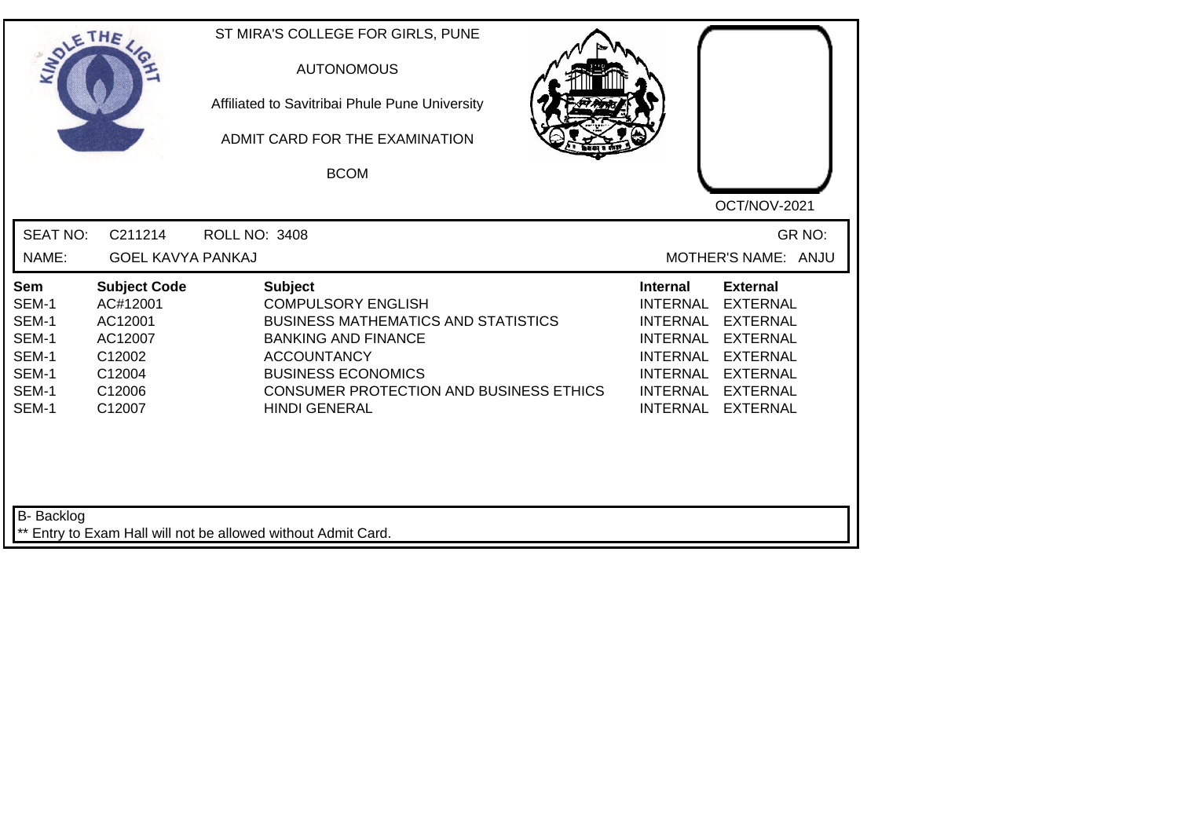ST MIRA'S COLLEGE FOR GIRLS, PUNE

AUTONOMOUS

Affiliated to Savitribai Phule Pune University

ADMIT CARD FOR THE EXAMINATION

BCOM

OCT/NOV-2021

SEAT NO: C211214 ROLL NO: 3408 GR NO:

NAME: GOEL KAVYA PANKAJ MOTHER'S NAME: ANJU

| Sem | Subject Code | Subject | Internal | External |
|---|---|---|---|---|
| SEM-1 | AC#12001 | COMPULSORY ENGLISH | INTERNAL | EXTERNAL |
| SEM-1 | AC12001 | BUSINESS MATHEMATICS AND STATISTICS | INTERNAL | EXTERNAL |
| SEM-1 | AC12007 | BANKING AND FINANCE | INTERNAL | EXTERNAL |
| SEM-1 | C12002 | ACCOUNTANCY | INTERNAL | EXTERNAL |
| SEM-1 | C12004 | BUSINESS ECONOMICS | INTERNAL | EXTERNAL |
| SEM-1 | C12006 | CONSUMER PROTECTION AND BUSINESS ETHICS | INTERNAL | EXTERNAL |
| SEM-1 | C12007 | HINDI GENERAL | INTERNAL | EXTERNAL |

B- Backlog

** Entry to Exam Hall will not be allowed without Admit Card.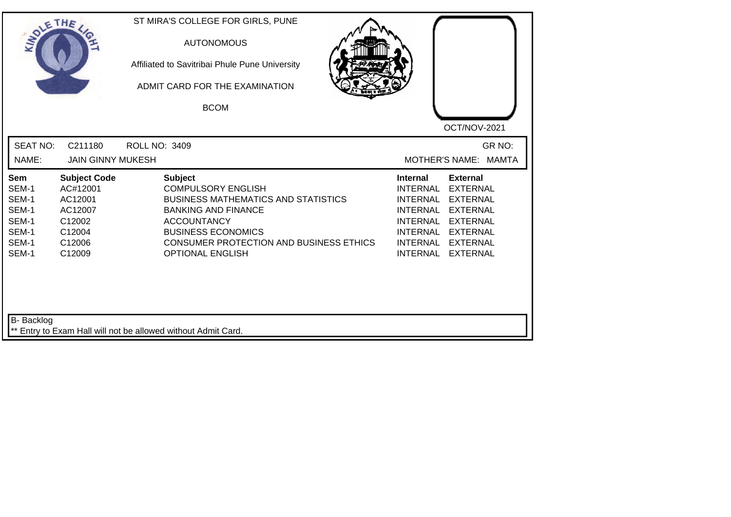ST MIRA'S COLLEGE FOR GIRLS, PUNE

AUTONOMOUS

Affiliated to Savitribai Phule Pune University

ADMIT CARD FOR THE EXAMINATION

BCOM

OCT/NOV-2021

SEAT NO: C211180 ROLL NO: 3409 GR NO:

NAME: JAIN GINNY MUKESH MOTHER'S NAME: MAMTA

| Sem | Subject Code | Subject | Internal | External |
|---|---|---|---|---|
| SEM-1 | AC#12001 | COMPULSORY ENGLISH | INTERNAL | EXTERNAL |
| SEM-1 | AC12001 | BUSINESS MATHEMATICS AND STATISTICS | INTERNAL | EXTERNAL |
| SEM-1 | AC12007 | BANKING AND FINANCE | INTERNAL | EXTERNAL |
| SEM-1 | C12002 | ACCOUNTANCY | INTERNAL | EXTERNAL |
| SEM-1 | C12004 | BUSINESS ECONOMICS | INTERNAL | EXTERNAL |
| SEM-1 | C12006 | CONSUMER PROTECTION AND BUSINESS ETHICS | INTERNAL | EXTERNAL |
| SEM-1 | C12009 | OPTIONAL ENGLISH | INTERNAL | EXTERNAL |

B- Backlog

** Entry to Exam Hall will not be allowed without Admit Card.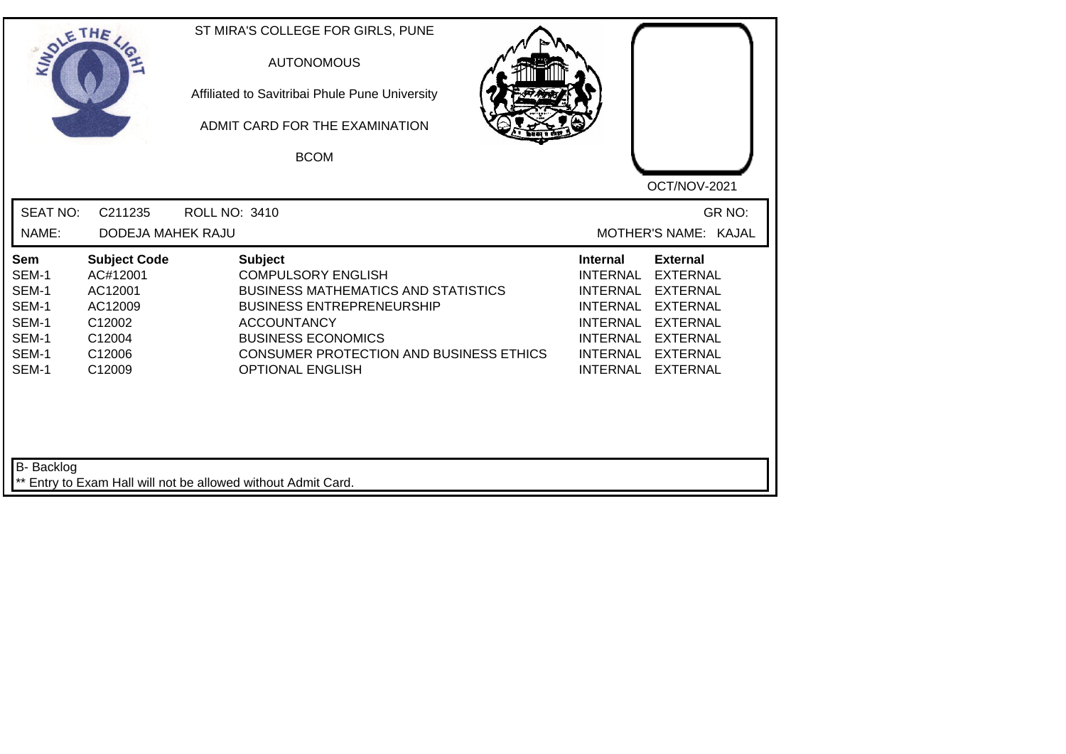ST MIRA'S COLLEGE FOR GIRLS, PUNE

AUTONOMOUS

Affiliated to Savitribai Phule Pune University

ADMIT CARD FOR THE EXAMINATION

BCOM

OCT/NOV-2021

SEAT NO: C211235 ROLL NO: 3410 GR NO:

NAME: DODEJA MAHEK RAJU MOTHER'S NAME: KAJAL

| Sem | Subject Code | Subject | Internal | External |
|---|---|---|---|---|
| SEM-1 | AC#12001 | COMPULSORY ENGLISH | INTERNAL | EXTERNAL |
| SEM-1 | AC12001 | BUSINESS MATHEMATICS AND STATISTICS | INTERNAL | EXTERNAL |
| SEM-1 | AC12009 | BUSINESS ENTREPRENEURSHIP | INTERNAL | EXTERNAL |
| SEM-1 | C12002 | ACCOUNTANCY | INTERNAL | EXTERNAL |
| SEM-1 | C12004 | BUSINESS ECONOMICS | INTERNAL | EXTERNAL |
| SEM-1 | C12006 | CONSUMER PROTECTION AND BUSINESS ETHICS | INTERNAL | EXTERNAL |
| SEM-1 | C12009 | OPTIONAL ENGLISH | INTERNAL | EXTERNAL |

B- Backlog

** Entry to Exam Hall will not be allowed without Admit Card.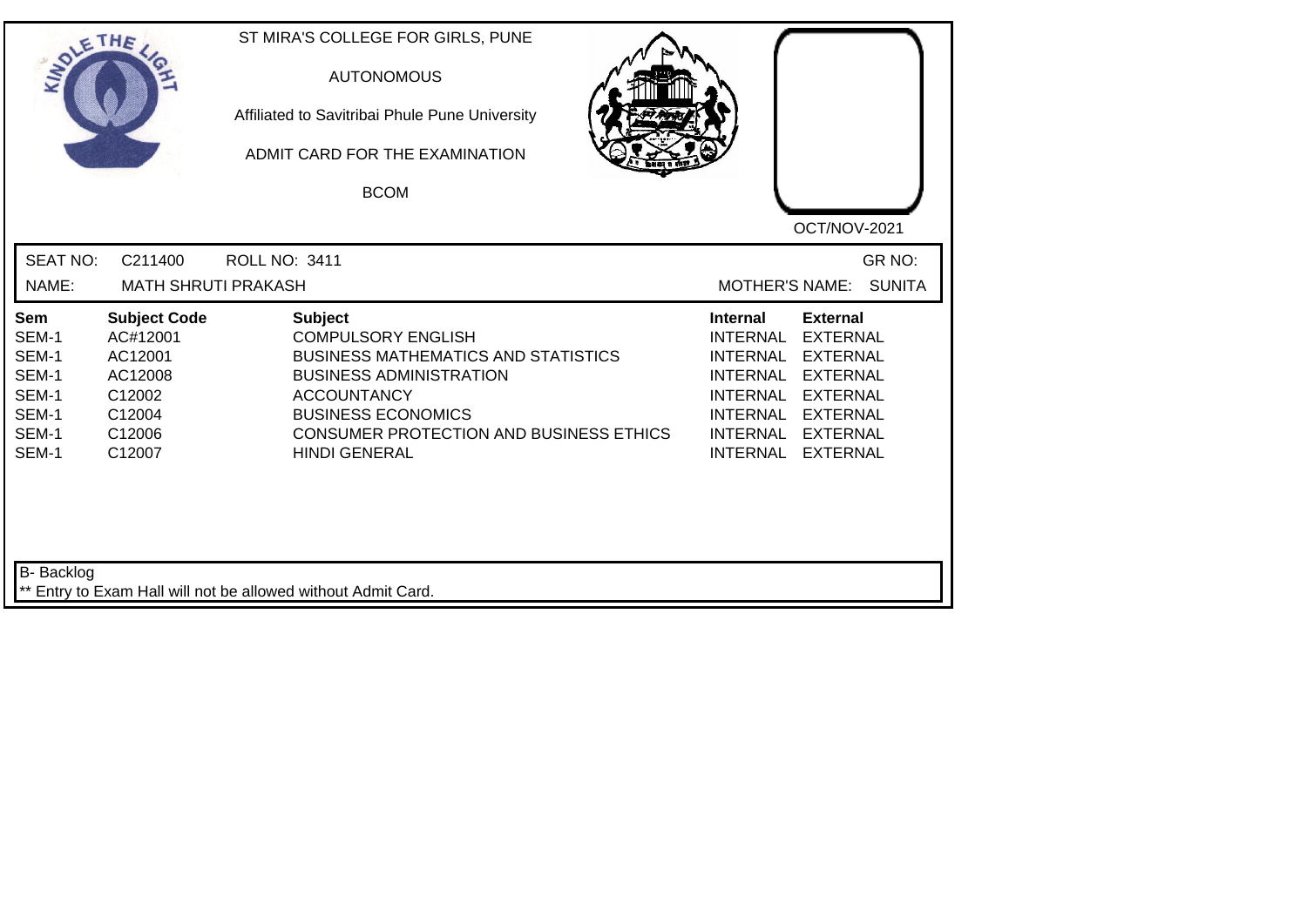ST MIRA'S COLLEGE FOR GIRLS, PUNE

AUTONOMOUS

Affiliated to Savitribai Phule Pune University

ADMIT CARD FOR THE EXAMINATION

BCOM

OCT/NOV-2021

SEAT NO: C211400 ROLL NO: 3411 GR NO:

NAME: MATH SHRUTI PRAKASH MOTHER'S NAME: SUNITA

| Sem | Subject Code | Subject | Internal | External |
|---|---|---|---|---|
| SEM-1 | AC#12001 | COMPULSORY ENGLISH | INTERNAL | EXTERNAL |
| SEM-1 | AC12001 | BUSINESS MATHEMATICS AND STATISTICS | INTERNAL | EXTERNAL |
| SEM-1 | AC12008 | BUSINESS ADMINISTRATION | INTERNAL | EXTERNAL |
| SEM-1 | C12002 | ACCOUNTANCY | INTERNAL | EXTERNAL |
| SEM-1 | C12004 | BUSINESS ECONOMICS | INTERNAL | EXTERNAL |
| SEM-1 | C12006 | CONSUMER PROTECTION AND BUSINESS ETHICS | INTERNAL | EXTERNAL |
| SEM-1 | C12007 | HINDI GENERAL | INTERNAL | EXTERNAL |

B- Backlog

** Entry to Exam Hall will not be allowed without Admit Card.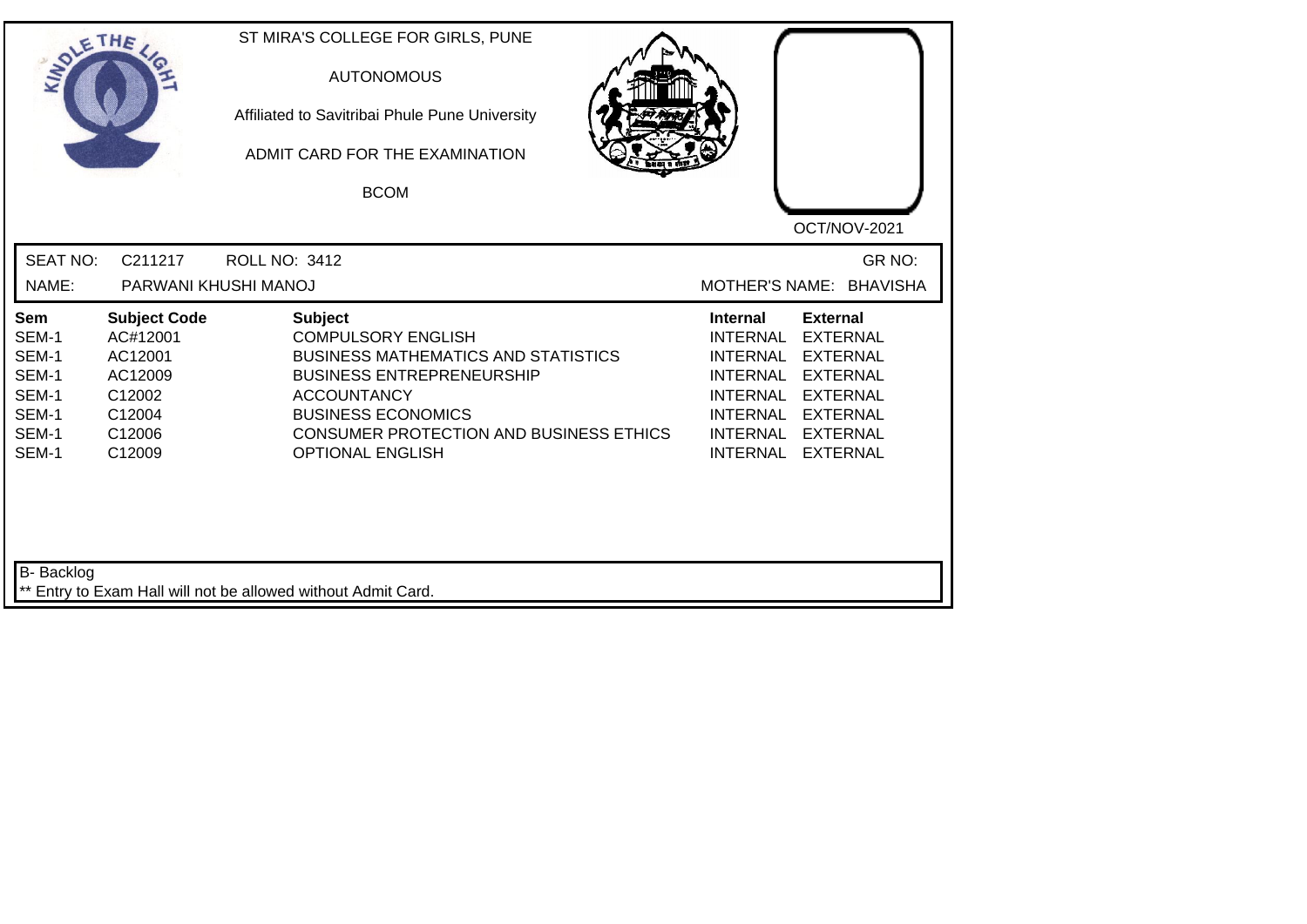ST MIRA'S COLLEGE FOR GIRLS, PUNE

AUTONOMOUS

Affiliated to Savitribai Phule Pune University

ADMIT CARD FOR THE EXAMINATION

BCOM

OCT/NOV-2021

SEAT NO: C211217 ROLL NO: 3412 GR NO:

NAME: PARWANI KHUSHI MANOJ MOTHER'S NAME: BHAVISHA

| Sem | Subject Code | Subject | Internal | External |
|---|---|---|---|---|
| SEM-1 | AC#12001 | COMPULSORY ENGLISH | INTERNAL | EXTERNAL |
| SEM-1 | AC12001 | BUSINESS MATHEMATICS AND STATISTICS | INTERNAL | EXTERNAL |
| SEM-1 | AC12009 | BUSINESS ENTREPRENEURSHIP | INTERNAL | EXTERNAL |
| SEM-1 | C12002 | ACCOUNTANCY | INTERNAL | EXTERNAL |
| SEM-1 | C12004 | BUSINESS ECONOMICS | INTERNAL | EXTERNAL |
| SEM-1 | C12006 | CONSUMER PROTECTION AND BUSINESS ETHICS | INTERNAL | EXTERNAL |
| SEM-1 | C12009 | OPTIONAL ENGLISH | INTERNAL | EXTERNAL |

B- Backlog

** Entry to Exam Hall will not be allowed without Admit Card.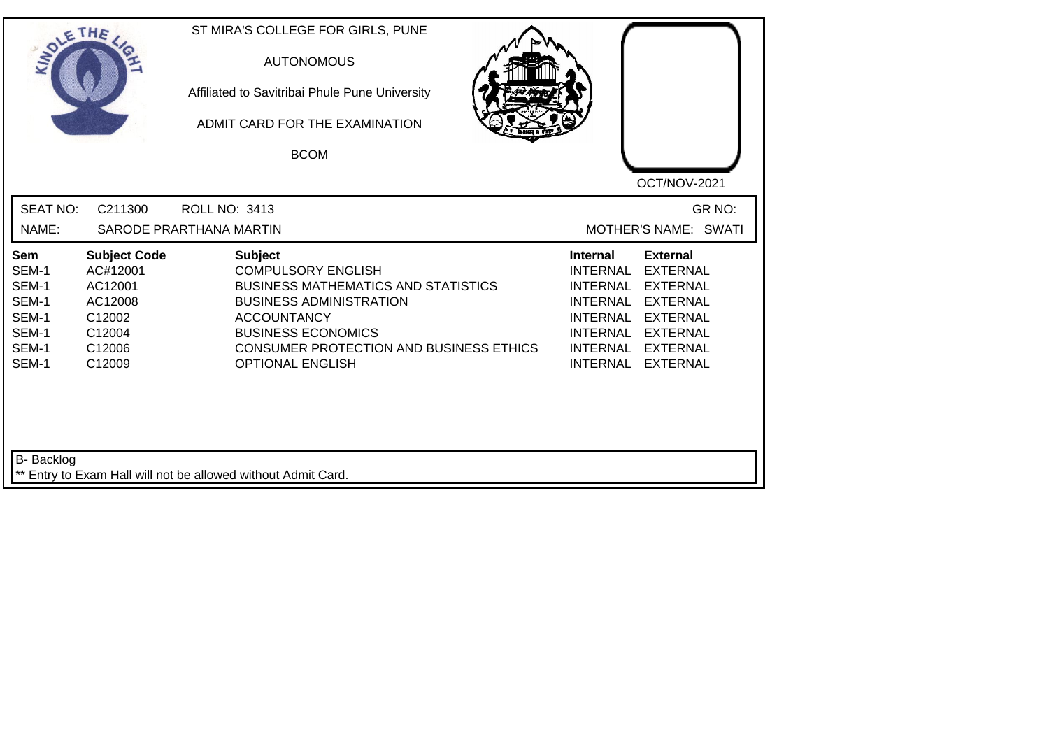ST MIRA'S COLLEGE FOR GIRLS, PUNE

AUTONOMOUS

Affiliated to Savitribai Phule Pune University

ADMIT CARD FOR THE EXAMINATION

BCOM

OCT/NOV-2021

SEAT NO: C211300 ROLL NO: 3413 GR NO:

NAME: SARODE PRARTHANA MARTIN MOTHER'S NAME: SWATI

| Sem | Subject Code | Subject | Internal | External |
|---|---|---|---|---|
| SEM-1 | AC#12001 | COMPULSORY ENGLISH | INTERNAL | EXTERNAL |
| SEM-1 | AC12001 | BUSINESS MATHEMATICS AND STATISTICS | INTERNAL | EXTERNAL |
| SEM-1 | AC12008 | BUSINESS ADMINISTRATION | INTERNAL | EXTERNAL |
| SEM-1 | C12002 | ACCOUNTANCY | INTERNAL | EXTERNAL |
| SEM-1 | C12004 | BUSINESS ECONOMICS | INTERNAL | EXTERNAL |
| SEM-1 | C12006 | CONSUMER PROTECTION AND BUSINESS ETHICS | INTERNAL | EXTERNAL |
| SEM-1 | C12009 | OPTIONAL ENGLISH | INTERNAL | EXTERNAL |

B- Backlog

** Entry to Exam Hall will not be allowed without Admit Card.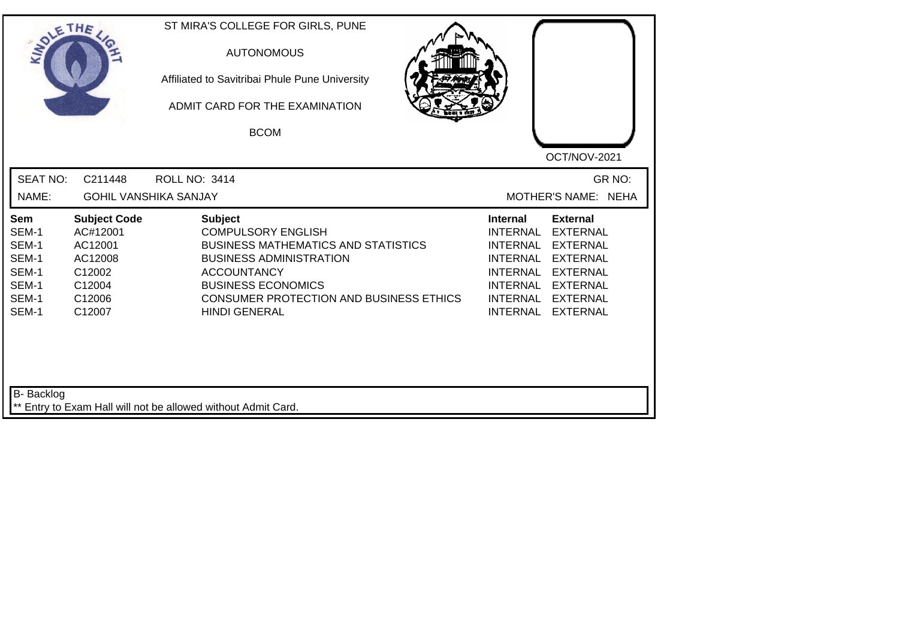ST MIRA'S COLLEGE FOR GIRLS, PUNE

AUTONOMOUS

Affiliated to Savitribai Phule Pune University

ADMIT CARD FOR THE EXAMINATION

BCOM

OCT/NOV-2021

SEAT NO: C211448 ROLL NO: 3414 GR NO:

NAME: GOHIL VANSHIKA SANJAY MOTHER'S NAME: NEHA

| Sem | Subject Code | Subject | Internal | External |
|---|---|---|---|---|
| SEM-1 | AC#12001 | COMPULSORY ENGLISH | INTERNAL | EXTERNAL |
| SEM-1 | AC12001 | BUSINESS MATHEMATICS AND STATISTICS | INTERNAL | EXTERNAL |
| SEM-1 | AC12008 | BUSINESS ADMINISTRATION | INTERNAL | EXTERNAL |
| SEM-1 | C12002 | ACCOUNTANCY | INTERNAL | EXTERNAL |
| SEM-1 | C12004 | BUSINESS ECONOMICS | INTERNAL | EXTERNAL |
| SEM-1 | C12006 | CONSUMER PROTECTION AND BUSINESS ETHICS | INTERNAL | EXTERNAL |
| SEM-1 | C12007 | HINDI GENERAL | INTERNAL | EXTERNAL |

B- Backlog

** Entry to Exam Hall will not be allowed without Admit Card.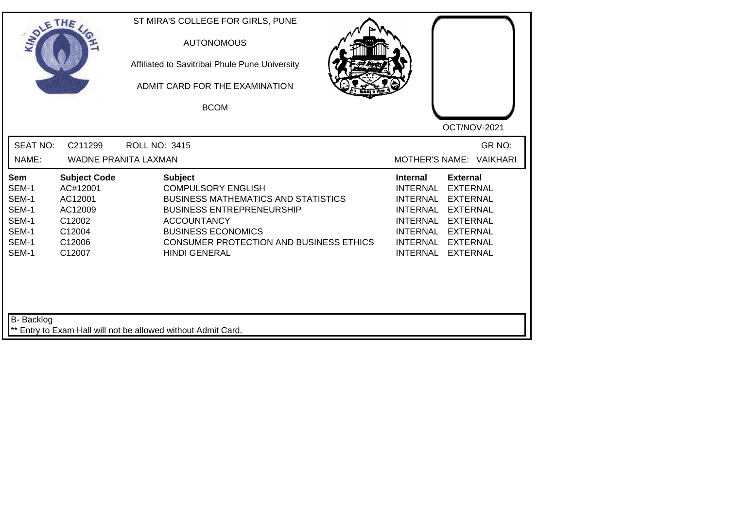ST MIRA'S COLLEGE FOR GIRLS, PUNE

AUTONOMOUS

Affiliated to Savitribai Phule Pune University

ADMIT CARD FOR THE EXAMINATION

BCOM

OCT/NOV-2021

SEAT NO: C211299 ROLL NO: 3415 GR NO:

NAME: WADNE PRANITA LAXMAN MOTHER'S NAME: VAIKHARI

| Sem | Subject Code | Subject | Internal | External |
|---|---|---|---|---|
| SEM-1 | AC#12001 | COMPULSORY ENGLISH | INTERNAL | EXTERNAL |
| SEM-1 | AC12001 | BUSINESS MATHEMATICS AND STATISTICS | INTERNAL | EXTERNAL |
| SEM-1 | AC12009 | BUSINESS ENTREPRENEURSHIP | INTERNAL | EXTERNAL |
| SEM-1 | C12002 | ACCOUNTANCY | INTERNAL | EXTERNAL |
| SEM-1 | C12004 | BUSINESS ECONOMICS | INTERNAL | EXTERNAL |
| SEM-1 | C12006 | CONSUMER PROTECTION AND BUSINESS ETHICS | INTERNAL | EXTERNAL |
| SEM-1 | C12007 | HINDI GENERAL | INTERNAL | EXTERNAL |

B- Backlog

** Entry to Exam Hall will not be allowed without Admit Card.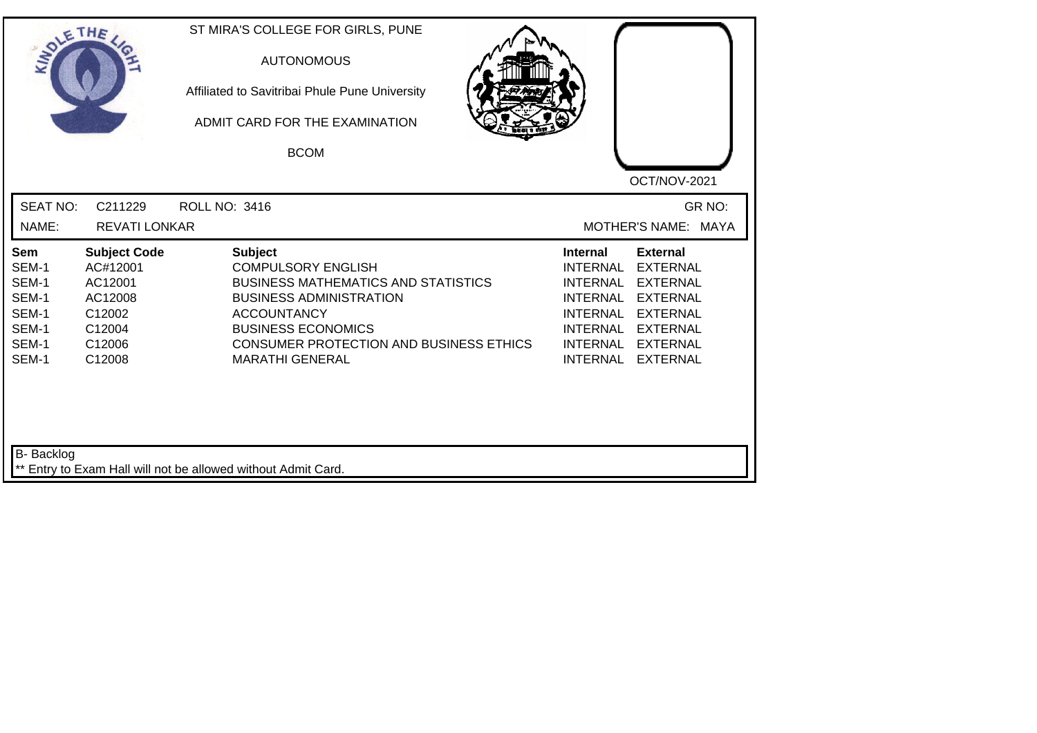ST MIRA'S COLLEGE FOR GIRLS, PUNE

AUTONOMOUS

Affiliated to Savitribai Phule Pune University

ADMIT CARD FOR THE EXAMINATION

BCOM

OCT/NOV-2021

SEAT NO: C211229 ROLL NO: 3416 GR NO:

NAME: REVATI LONKAR MOTHER'S NAME: MAYA

| Sem | Subject Code | Subject | Internal | External |
|---|---|---|---|---|
| SEM-1 | AC#12001 | COMPULSORY ENGLISH | INTERNAL | EXTERNAL |
| SEM-1 | AC12001 | BUSINESS MATHEMATICS AND STATISTICS | INTERNAL | EXTERNAL |
| SEM-1 | AC12008 | BUSINESS ADMINISTRATION | INTERNAL | EXTERNAL |
| SEM-1 | C12002 | ACCOUNTANCY | INTERNAL | EXTERNAL |
| SEM-1 | C12004 | BUSINESS ECONOMICS | INTERNAL | EXTERNAL |
| SEM-1 | C12006 | CONSUMER PROTECTION AND BUSINESS ETHICS | INTERNAL | EXTERNAL |
| SEM-1 | C12008 | MARATHI GENERAL | INTERNAL | EXTERNAL |

B- Backlog

** Entry to Exam Hall will not be allowed without Admit Card.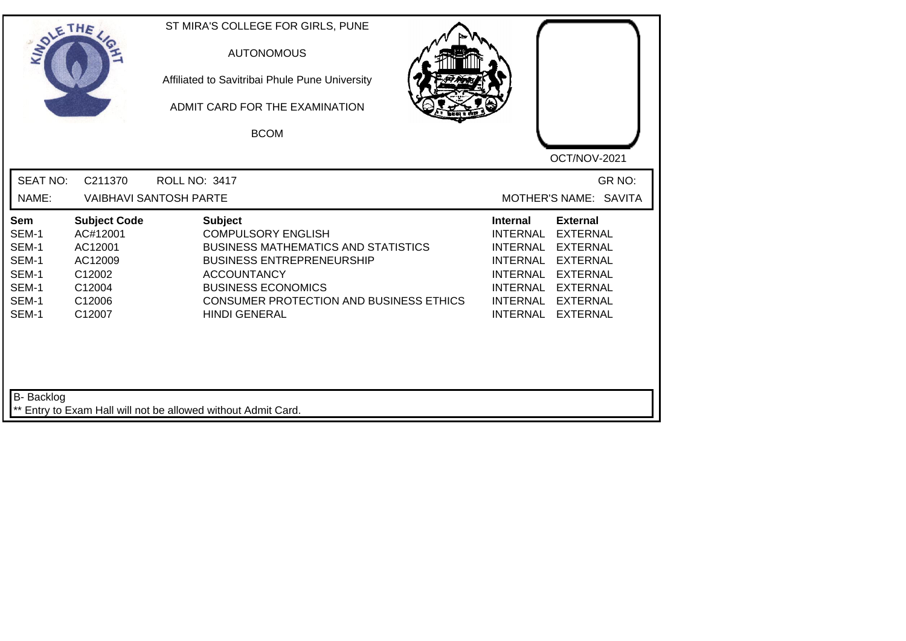ST MIRA'S COLLEGE FOR GIRLS, PUNE

AUTONOMOUS

Affiliated to Savitribai Phule Pune University

ADMIT CARD FOR THE EXAMINATION

BCOM

OCT/NOV-2021

SEAT NO: C211370 ROLL NO: 3417 GR NO:

NAME: VAIBHAVI SANTOSH PARTE MOTHER'S NAME: SAVITA

| Sem | Subject Code | Subject | Internal | External |
|---|---|---|---|---|
| SEM-1 | AC#12001 | COMPULSORY ENGLISH | INTERNAL | EXTERNAL |
| SEM-1 | AC12001 | BUSINESS MATHEMATICS AND STATISTICS | INTERNAL | EXTERNAL |
| SEM-1 | AC12009 | BUSINESS ENTREPRENEURSHIP | INTERNAL | EXTERNAL |
| SEM-1 | C12002 | ACCOUNTANCY | INTERNAL | EXTERNAL |
| SEM-1 | C12004 | BUSINESS ECONOMICS | INTERNAL | EXTERNAL |
| SEM-1 | C12006 | CONSUMER PROTECTION AND BUSINESS ETHICS | INTERNAL | EXTERNAL |
| SEM-1 | C12007 | HINDI GENERAL | INTERNAL | EXTERNAL |

B- Backlog

** Entry to Exam Hall will not be allowed without Admit Card.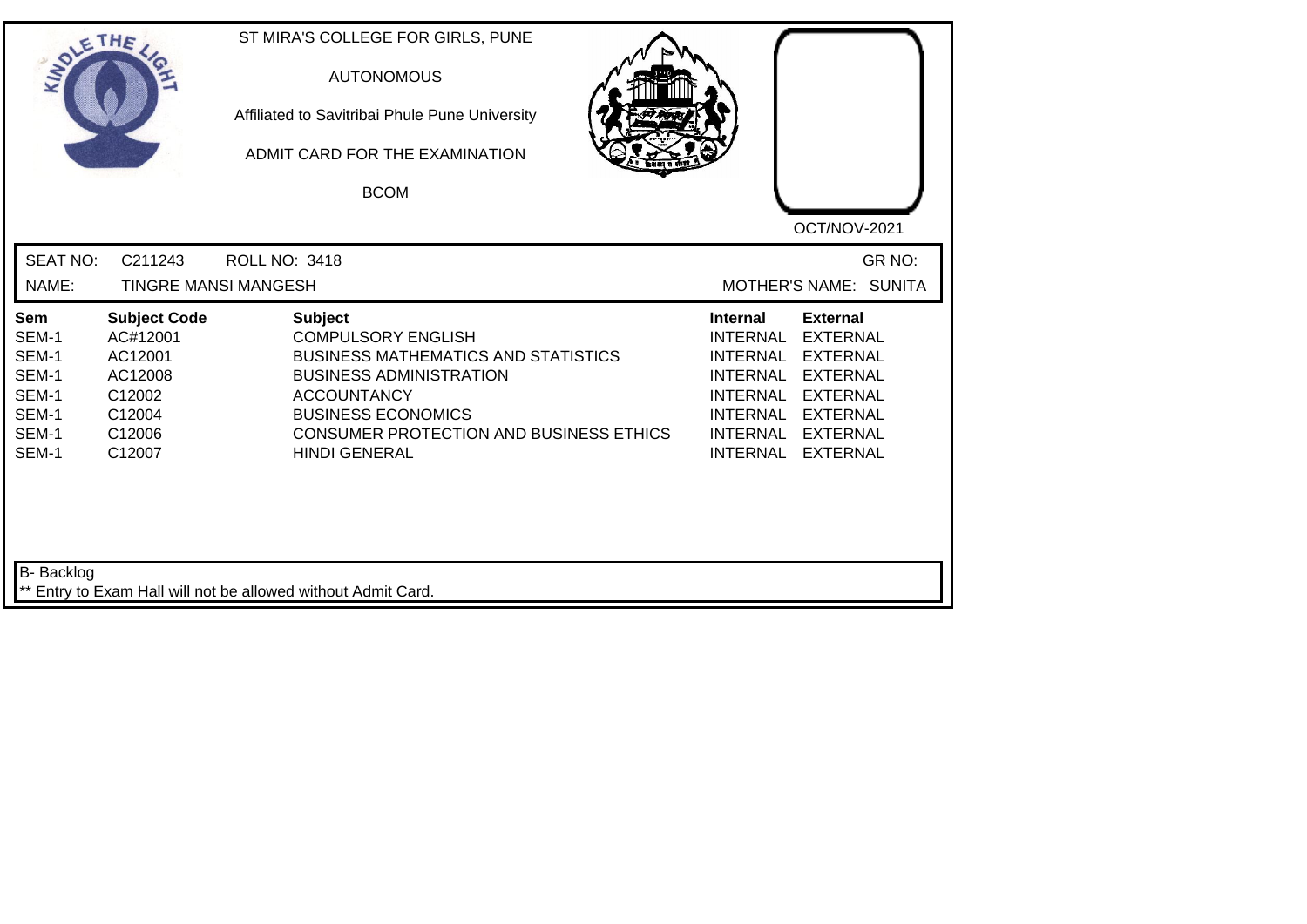ST MIRA'S COLLEGE FOR GIRLS, PUNE

AUTONOMOUS

Affiliated to Savitribai Phule Pune University

ADMIT CARD FOR THE EXAMINATION

BCOM

OCT/NOV-2021

SEAT NO: C211243 ROLL NO: 3418 GR NO:

NAME: TINGRE MANSI MANGESH MOTHER'S NAME: SUNITA

| Sem | Subject Code | Subject | Internal | External |
|---|---|---|---|---|
| SEM-1 | AC#12001 | COMPULSORY ENGLISH | INTERNAL | EXTERNAL |
| SEM-1 | AC12001 | BUSINESS MATHEMATICS AND STATISTICS | INTERNAL | EXTERNAL |
| SEM-1 | AC12008 | BUSINESS ADMINISTRATION | INTERNAL | EXTERNAL |
| SEM-1 | C12002 | ACCOUNTANCY | INTERNAL | EXTERNAL |
| SEM-1 | C12004 | BUSINESS ECONOMICS | INTERNAL | EXTERNAL |
| SEM-1 | C12006 | CONSUMER PROTECTION AND BUSINESS ETHICS | INTERNAL | EXTERNAL |
| SEM-1 | C12007 | HINDI GENERAL | INTERNAL | EXTERNAL |

B- Backlog

** Entry to Exam Hall will not be allowed without Admit Card.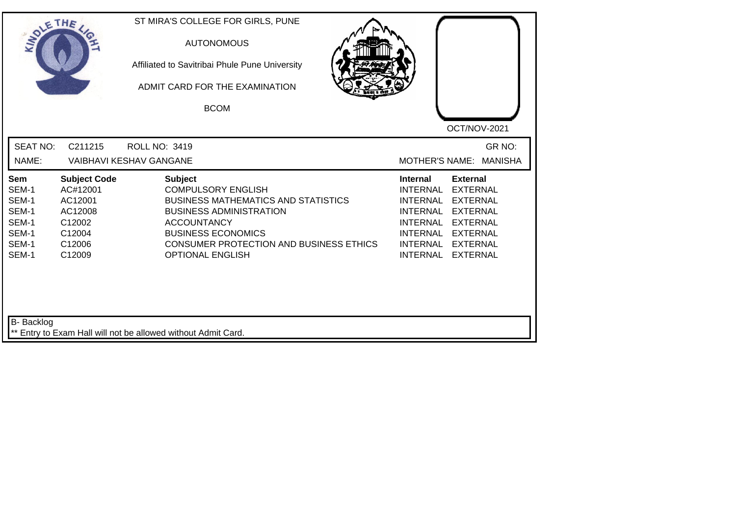ST MIRA'S COLLEGE FOR GIRLS, PUNE

AUTONOMOUS

Affiliated to Savitribai Phule Pune University

ADMIT CARD FOR THE EXAMINATION

BCOM

OCT/NOV-2021

SEAT NO: C211215 ROLL NO: 3419 GR NO:

NAME: VAIBHAVI KESHAV GANGANE MOTHER'S NAME: MANISHA

| Sem | Subject Code | Subject | Internal | External |
|---|---|---|---|---|
| SEM-1 | AC#12001 | COMPULSORY ENGLISH | INTERNAL | EXTERNAL |
| SEM-1 | AC12001 | BUSINESS MATHEMATICS AND STATISTICS | INTERNAL | EXTERNAL |
| SEM-1 | AC12008 | BUSINESS ADMINISTRATION | INTERNAL | EXTERNAL |
| SEM-1 | C12002 | ACCOUNTANCY | INTERNAL | EXTERNAL |
| SEM-1 | C12004 | BUSINESS ECONOMICS | INTERNAL | EXTERNAL |
| SEM-1 | C12006 | CONSUMER PROTECTION AND BUSINESS ETHICS | INTERNAL | EXTERNAL |
| SEM-1 | C12009 | OPTIONAL ENGLISH | INTERNAL | EXTERNAL |

B- Backlog

** Entry to Exam Hall will not be allowed without Admit Card.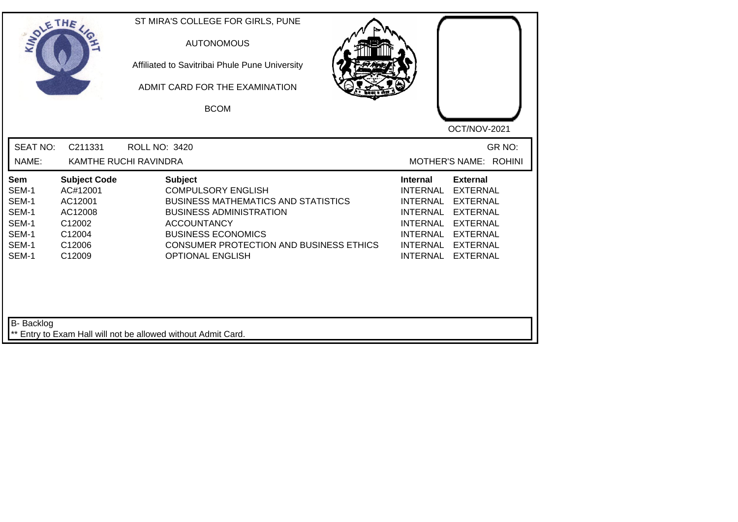ST MIRA'S COLLEGE FOR GIRLS, PUNE

AUTONOMOUS

Affiliated to Savitribai Phule Pune University

ADMIT CARD FOR THE EXAMINATION

BCOM

OCT/NOV-2021

SEAT NO: C211331 ROLL NO: 3420 GR NO:

NAME: KAMTHE RUCHI RAVINDRA MOTHER'S NAME: ROHINI

| Sem | Subject Code | Subject | Internal | External |
|---|---|---|---|---|
| SEM-1 | AC#12001 | COMPULSORY ENGLISH | INTERNAL | EXTERNAL |
| SEM-1 | AC12001 | BUSINESS MATHEMATICS AND STATISTICS | INTERNAL | EXTERNAL |
| SEM-1 | AC12008 | BUSINESS ADMINISTRATION | INTERNAL | EXTERNAL |
| SEM-1 | C12002 | ACCOUNTANCY | INTERNAL | EXTERNAL |
| SEM-1 | C12004 | BUSINESS ECONOMICS | INTERNAL | EXTERNAL |
| SEM-1 | C12006 | CONSUMER PROTECTION AND BUSINESS ETHICS | INTERNAL | EXTERNAL |
| SEM-1 | C12009 | OPTIONAL ENGLISH | INTERNAL | EXTERNAL |

B- Backlog

** Entry to Exam Hall will not be allowed without Admit Card.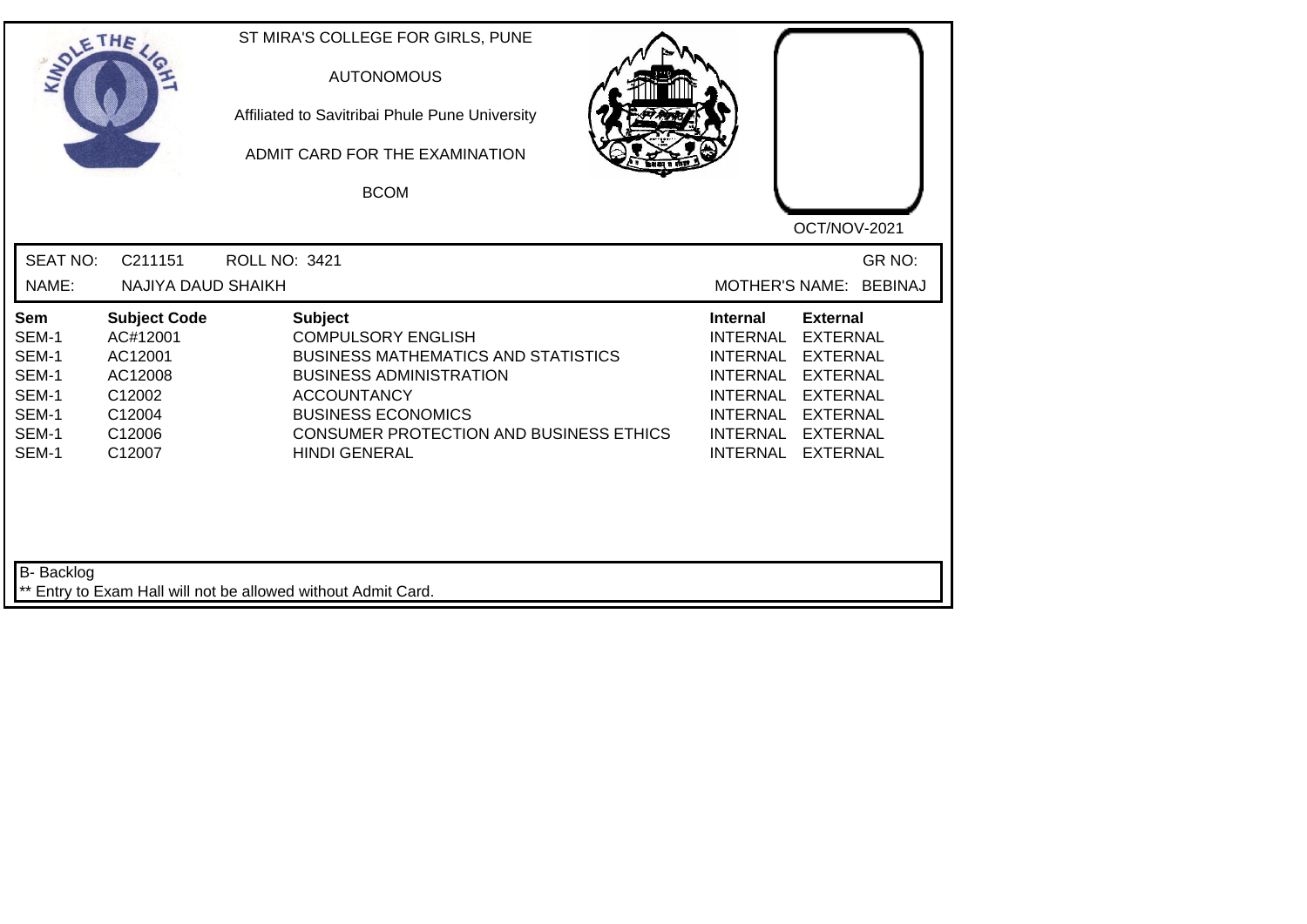ST MIRA'S COLLEGE FOR GIRLS, PUNE

AUTONOMOUS

Affiliated to Savitribai Phule Pune University

ADMIT CARD FOR THE EXAMINATION

BCOM

OCT/NOV-2021

SEAT NO: C211151 ROLL NO: 3421 GR NO:

NAME: NAJIYA DAUD SHAIKH MOTHER'S NAME: BEBINAJ

| Sem | Subject Code | Subject | Internal | External |
|---|---|---|---|---|
| SEM-1 | AC#12001 | COMPULSORY ENGLISH | INTERNAL | EXTERNAL |
| SEM-1 | AC12001 | BUSINESS MATHEMATICS AND STATISTICS | INTERNAL | EXTERNAL |
| SEM-1 | AC12008 | BUSINESS ADMINISTRATION | INTERNAL | EXTERNAL |
| SEM-1 | C12002 | ACCOUNTANCY | INTERNAL | EXTERNAL |
| SEM-1 | C12004 | BUSINESS ECONOMICS | INTERNAL | EXTERNAL |
| SEM-1 | C12006 | CONSUMER PROTECTION AND BUSINESS ETHICS | INTERNAL | EXTERNAL |
| SEM-1 | C12007 | HINDI GENERAL | INTERNAL | EXTERNAL |

B- Backlog

** Entry to Exam Hall will not be allowed without Admit Card.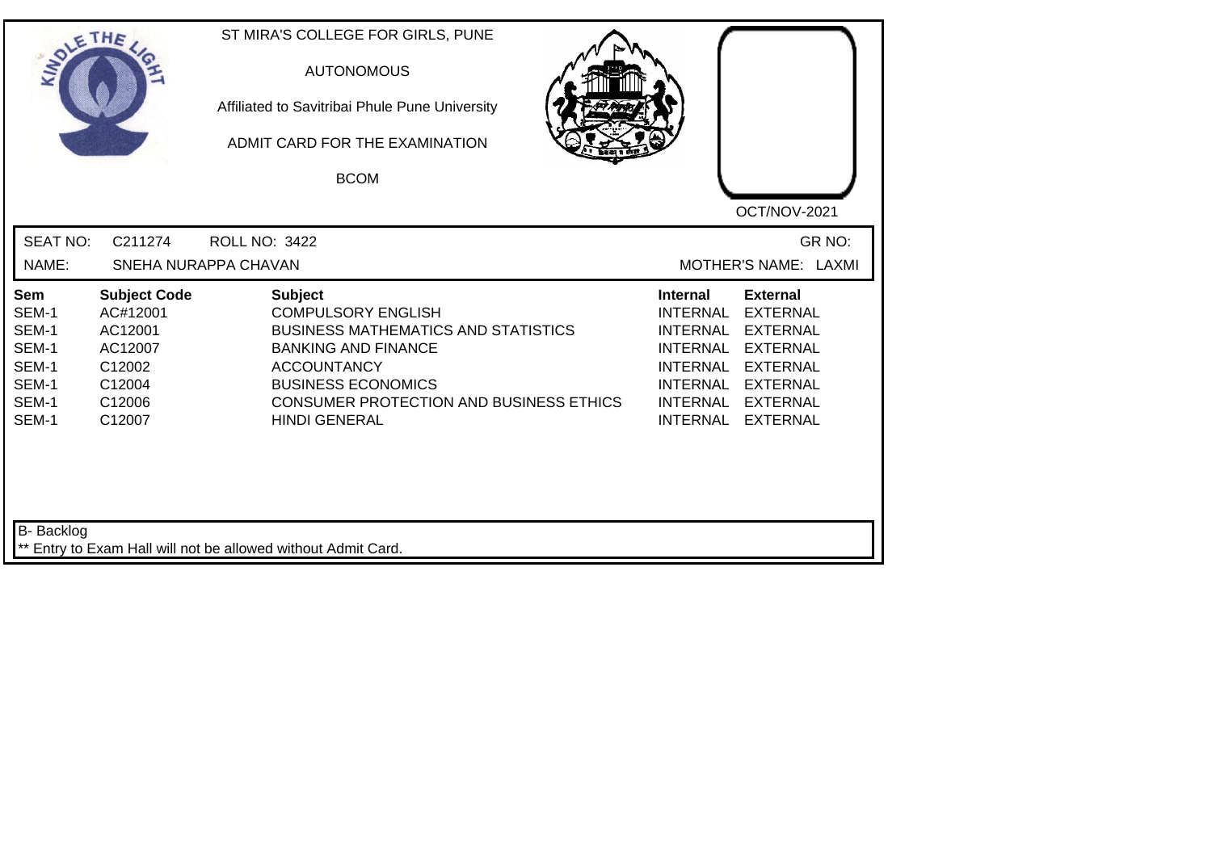ST MIRA'S COLLEGE FOR GIRLS, PUNE

AUTONOMOUS

Affiliated to Savitribai Phule Pune University

ADMIT CARD FOR THE EXAMINATION

BCOM

OCT/NOV-2021

SEAT NO: C211274 ROLL NO: 3422 GR NO:

NAME: SNEHA NURAPPA CHAVAN MOTHER'S NAME: LAXMI

| Sem | Subject Code | Subject | Internal | External |
|---|---|---|---|---|
| SEM-1 | AC#12001 | COMPULSORY ENGLISH | INTERNAL | EXTERNAL |
| SEM-1 | AC12001 | BUSINESS MATHEMATICS AND STATISTICS | INTERNAL | EXTERNAL |
| SEM-1 | AC12007 | BANKING AND FINANCE | INTERNAL | EXTERNAL |
| SEM-1 | C12002 | ACCOUNTANCY | INTERNAL | EXTERNAL |
| SEM-1 | C12004 | BUSINESS ECONOMICS | INTERNAL | EXTERNAL |
| SEM-1 | C12006 | CONSUMER PROTECTION AND BUSINESS ETHICS | INTERNAL | EXTERNAL |
| SEM-1 | C12007 | HINDI GENERAL | INTERNAL | EXTERNAL |

B- Backlog

** Entry to Exam Hall will not be allowed without Admit Card.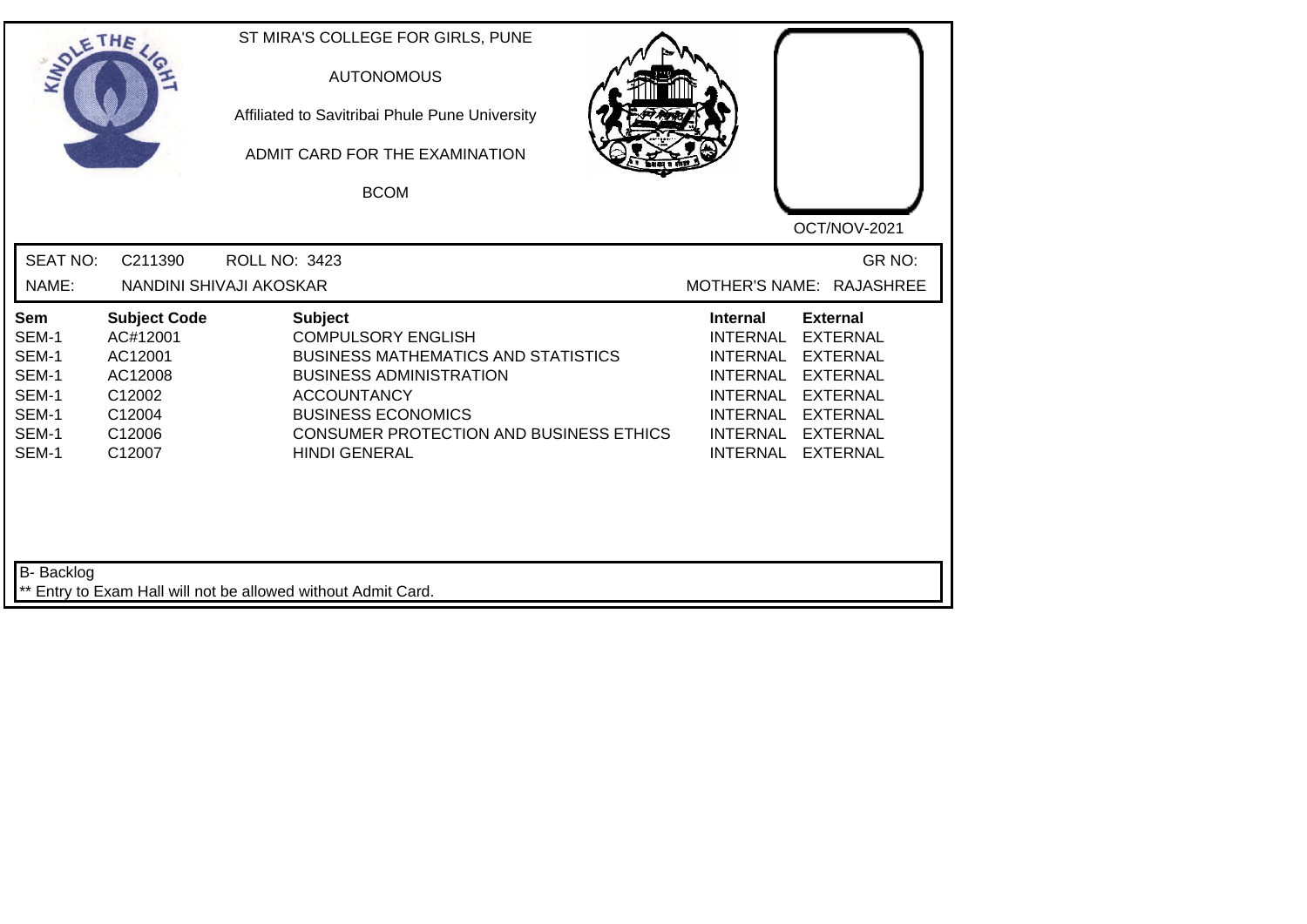ST MIRA'S COLLEGE FOR GIRLS, PUNE

AUTONOMOUS

Affiliated to Savitribai Phule Pune University

ADMIT CARD FOR THE EXAMINATION

BCOM

OCT/NOV-2021

SEAT NO: C211390 ROLL NO: 3423 GR NO:

NAME: NANDINI SHIVAJI AKOSKAR MOTHER'S NAME: RAJASHREE

| Sem | Subject Code | Subject | Internal | External |
|---|---|---|---|---|
| SEM-1 | AC#12001 | COMPULSORY ENGLISH | INTERNAL | EXTERNAL |
| SEM-1 | AC12001 | BUSINESS MATHEMATICS AND STATISTICS | INTERNAL | EXTERNAL |
| SEM-1 | AC12008 | BUSINESS ADMINISTRATION | INTERNAL | EXTERNAL |
| SEM-1 | C12002 | ACCOUNTANCY | INTERNAL | EXTERNAL |
| SEM-1 | C12004 | BUSINESS ECONOMICS | INTERNAL | EXTERNAL |
| SEM-1 | C12006 | CONSUMER PROTECTION AND BUSINESS ETHICS | INTERNAL | EXTERNAL |
| SEM-1 | C12007 | HINDI GENERAL | INTERNAL | EXTERNAL |

B- Backlog

** Entry to Exam Hall will not be allowed without Admit Card.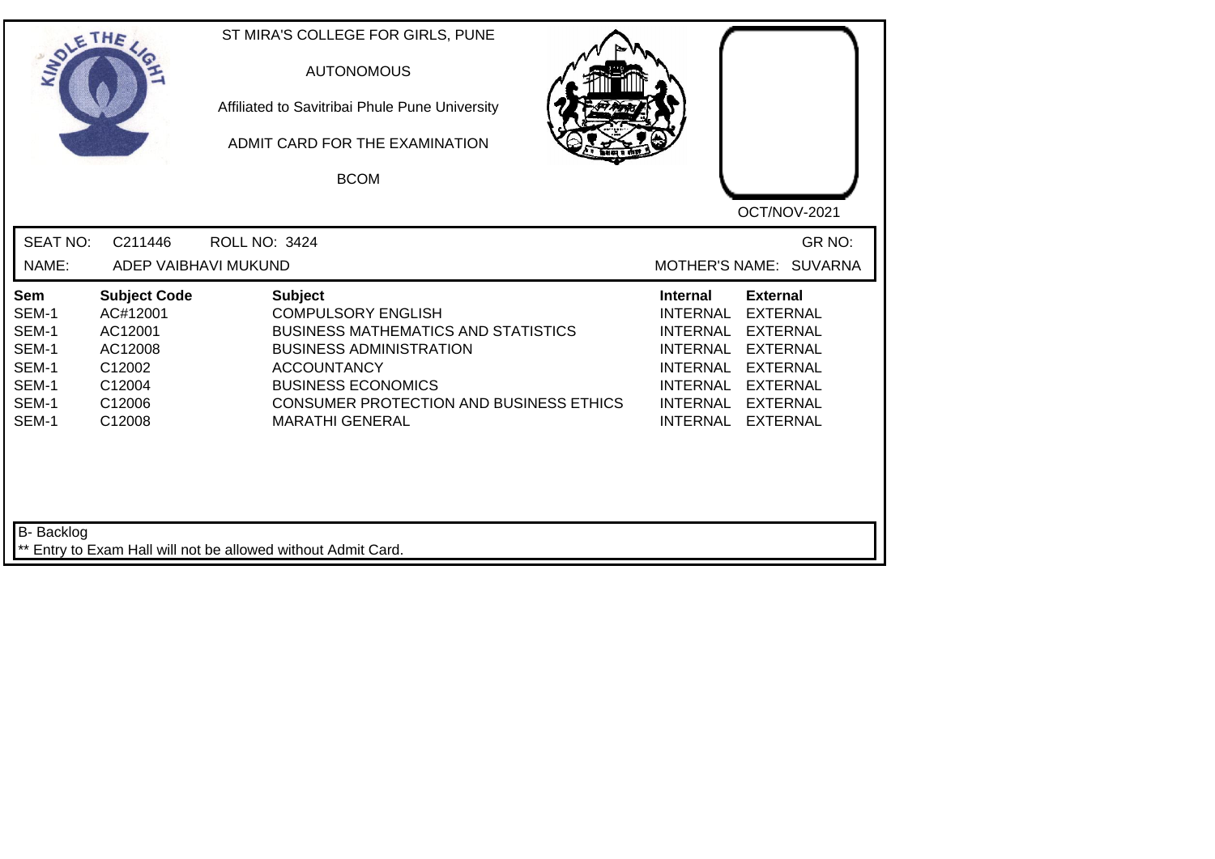ST MIRA'S COLLEGE FOR GIRLS, PUNE

AUTONOMOUS

Affiliated to Savitribai Phule Pune University

ADMIT CARD FOR THE EXAMINATION

BCOM

OCT/NOV-2021

SEAT NO: C211446 ROLL NO: 3424 GR NO:

NAME: ADEP VAIBHAVI MUKUND MOTHER'S NAME: SUVARNA

| Sem | Subject Code | Subject | Internal | External |
|---|---|---|---|---|
| SEM-1 | AC#12001 | COMPULSORY ENGLISH | INTERNAL | EXTERNAL |
| SEM-1 | AC12001 | BUSINESS MATHEMATICS AND STATISTICS | INTERNAL | EXTERNAL |
| SEM-1 | AC12008 | BUSINESS ADMINISTRATION | INTERNAL | EXTERNAL |
| SEM-1 | C12002 | ACCOUNTANCY | INTERNAL | EXTERNAL |
| SEM-1 | C12004 | BUSINESS ECONOMICS | INTERNAL | EXTERNAL |
| SEM-1 | C12006 | CONSUMER PROTECTION AND BUSINESS ETHICS | INTERNAL | EXTERNAL |
| SEM-1 | C12008 | MARATHI GENERAL | INTERNAL | EXTERNAL |

B- Backlog

** Entry to Exam Hall will not be allowed without Admit Card.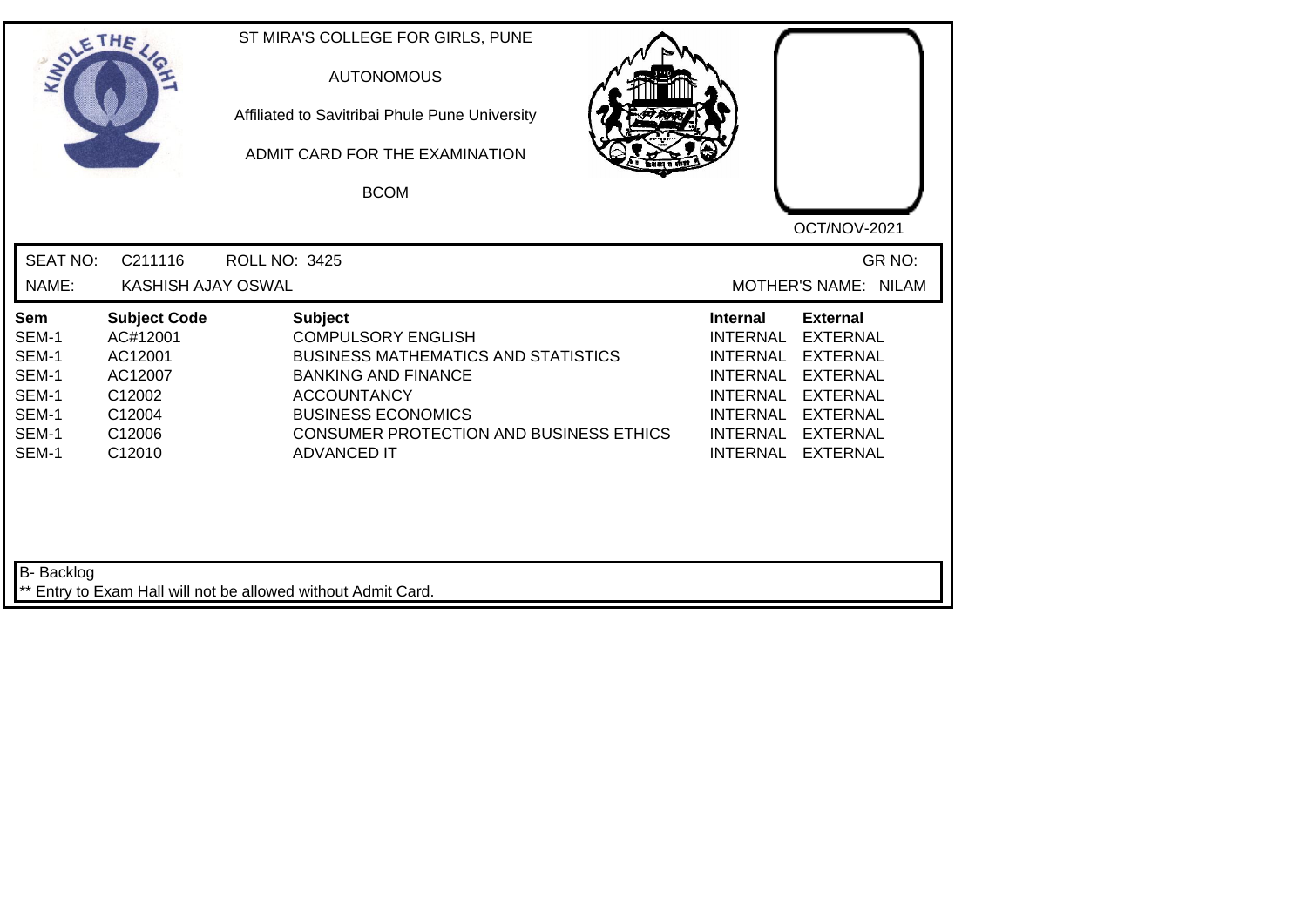ST MIRA'S COLLEGE FOR GIRLS, PUNE

AUTONOMOUS

Affiliated to Savitribai Phule Pune University

ADMIT CARD FOR THE EXAMINATION

BCOM

OCT/NOV-2021

SEAT NO: C211116 ROLL NO: 3425 GR NO:

NAME: KASHISH AJAY OSWAL MOTHER'S NAME: NILAM

| Sem | Subject Code | Subject | Internal | External |
|---|---|---|---|---|
| SEM-1 | AC#12001 | COMPULSORY ENGLISH | INTERNAL | EXTERNAL |
| SEM-1 | AC12001 | BUSINESS MATHEMATICS AND STATISTICS | INTERNAL | EXTERNAL |
| SEM-1 | AC12007 | BANKING AND FINANCE | INTERNAL | EXTERNAL |
| SEM-1 | C12002 | ACCOUNTANCY | INTERNAL | EXTERNAL |
| SEM-1 | C12004 | BUSINESS ECONOMICS | INTERNAL | EXTERNAL |
| SEM-1 | C12006 | CONSUMER PROTECTION AND BUSINESS ETHICS | INTERNAL | EXTERNAL |
| SEM-1 | C12010 | ADVANCED IT | INTERNAL | EXTERNAL |

B- Backlog

** Entry to Exam Hall will not be allowed without Admit Card.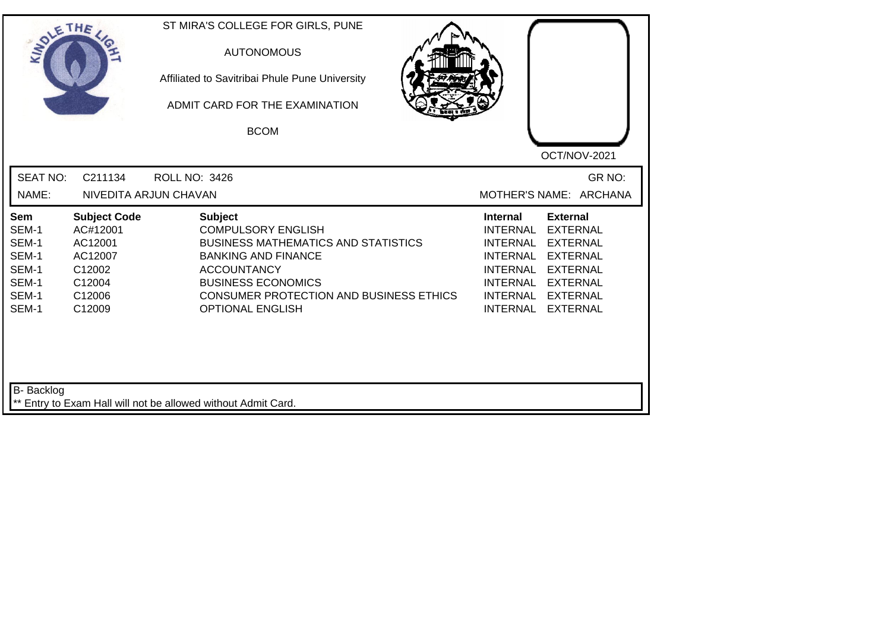ST MIRA'S COLLEGE FOR GIRLS, PUNE

AUTONOMOUS

Affiliated to Savitribai Phule Pune University

ADMIT CARD FOR THE EXAMINATION

BCOM

OCT/NOV-2021

SEAT NO: C211134 ROLL NO: 3426 GR NO:

NAME: NIVEDITA ARJUN CHAVAN MOTHER'S NAME: ARCHANA

| Sem | Subject Code | Subject | Internal | External |
|---|---|---|---|---|
| SEM-1 | AC#12001 | COMPULSORY ENGLISH | INTERNAL | EXTERNAL |
| SEM-1 | AC12001 | BUSINESS MATHEMATICS AND STATISTICS | INTERNAL | EXTERNAL |
| SEM-1 | AC12007 | BANKING AND FINANCE | INTERNAL | EXTERNAL |
| SEM-1 | C12002 | ACCOUNTANCY | INTERNAL | EXTERNAL |
| SEM-1 | C12004 | BUSINESS ECONOMICS | INTERNAL | EXTERNAL |
| SEM-1 | C12006 | CONSUMER PROTECTION AND BUSINESS ETHICS | INTERNAL | EXTERNAL |
| SEM-1 | C12009 | OPTIONAL ENGLISH | INTERNAL | EXTERNAL |

B- Backlog

** Entry to Exam Hall will not be allowed without Admit Card.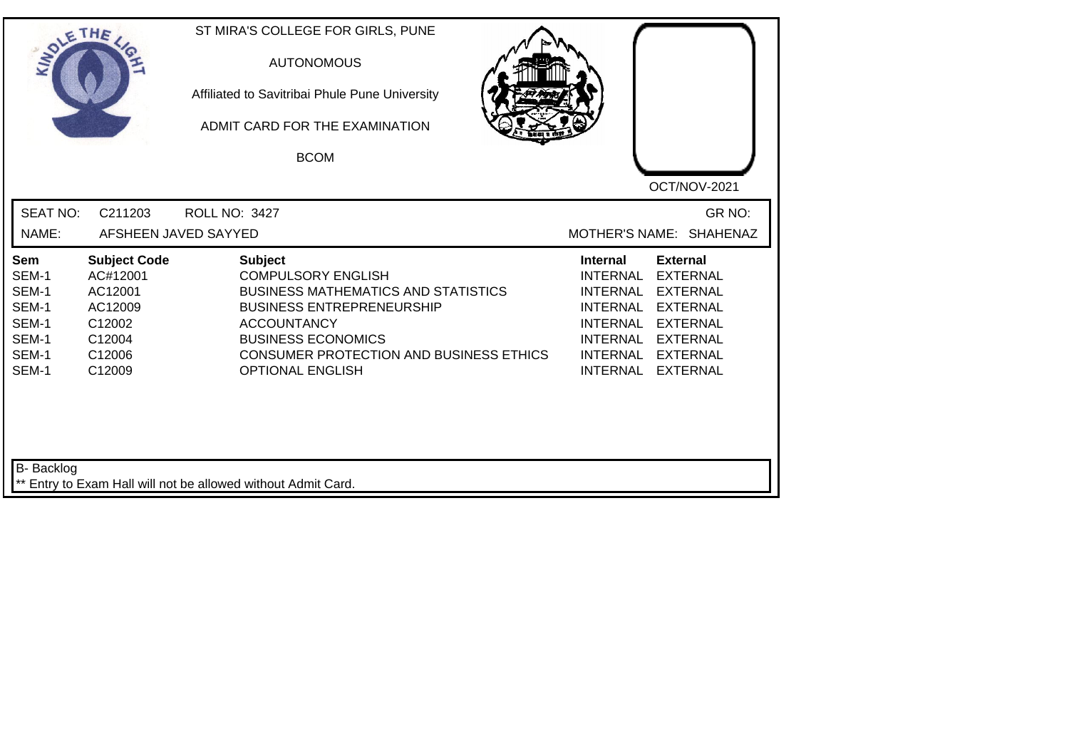ST MIRA'S COLLEGE FOR GIRLS, PUNE

AUTONOMOUS

Affiliated to Savitribai Phule Pune University

ADMIT CARD FOR THE EXAMINATION

BCOM

OCT/NOV-2021

SEAT NO: C211203 ROLL NO: 3427 GR NO:

NAME: AFSHEEN JAVED SAYYED MOTHER'S NAME: SHAHENAZ

| Sem | Subject Code | Subject | Internal | External |
|---|---|---|---|---|
| SEM-1 | AC#12001 | COMPULSORY ENGLISH | INTERNAL | EXTERNAL |
| SEM-1 | AC12001 | BUSINESS MATHEMATICS AND STATISTICS | INTERNAL | EXTERNAL |
| SEM-1 | AC12009 | BUSINESS ENTREPRENEURSHIP | INTERNAL | EXTERNAL |
| SEM-1 | C12002 | ACCOUNTANCY | INTERNAL | EXTERNAL |
| SEM-1 | C12004 | BUSINESS ECONOMICS | INTERNAL | EXTERNAL |
| SEM-1 | C12006 | CONSUMER PROTECTION AND BUSINESS ETHICS | INTERNAL | EXTERNAL |
| SEM-1 | C12009 | OPTIONAL ENGLISH | INTERNAL | EXTERNAL |

B- Backlog

** Entry to Exam Hall will not be allowed without Admit Card.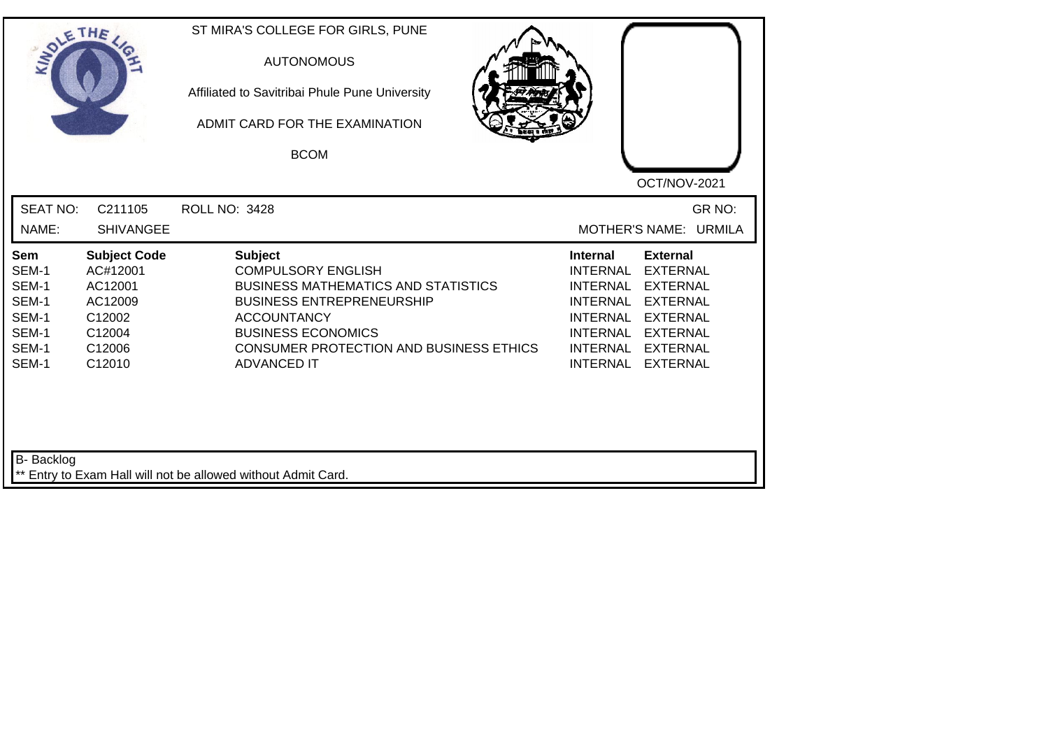ST MIRA'S COLLEGE FOR GIRLS, PUNE

AUTONOMOUS

Affiliated to Savitribai Phule Pune University

ADMIT CARD FOR THE EXAMINATION

BCOM

OCT/NOV-2021

SEAT NO: C211105 ROLL NO: 3428 GR NO:

NAME: SHIVANGEE MOTHER'S NAME: URMILA

| Sem | Subject Code | Subject | Internal | External |
|---|---|---|---|---|
| SEM-1 | AC#12001 | COMPULSORY ENGLISH | INTERNAL | EXTERNAL |
| SEM-1 | AC12001 | BUSINESS MATHEMATICS AND STATISTICS | INTERNAL | EXTERNAL |
| SEM-1 | AC12009 | BUSINESS ENTREPRENEURSHIP | INTERNAL | EXTERNAL |
| SEM-1 | C12002 | ACCOUNTANCY | INTERNAL | EXTERNAL |
| SEM-1 | C12004 | BUSINESS ECONOMICS | INTERNAL | EXTERNAL |
| SEM-1 | C12006 | CONSUMER PROTECTION AND BUSINESS ETHICS | INTERNAL | EXTERNAL |
| SEM-1 | C12010 | ADVANCED IT | INTERNAL | EXTERNAL |

B- Backlog

** Entry to Exam Hall will not be allowed without Admit Card.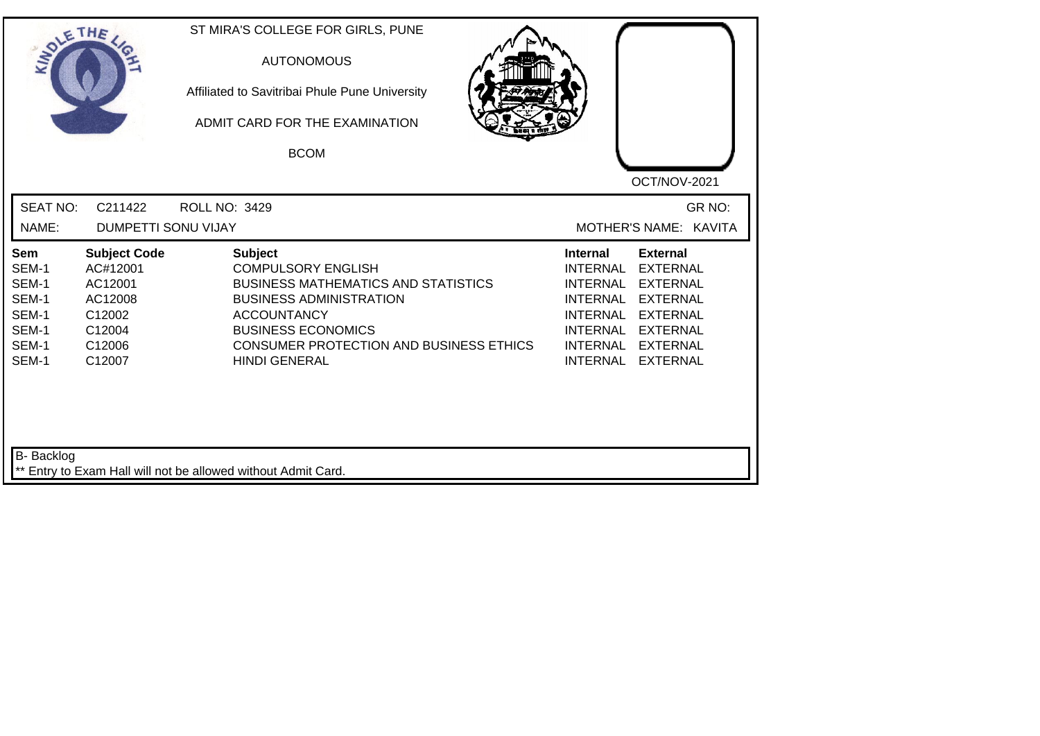ST MIRA'S COLLEGE FOR GIRLS, PUNE

AUTONOMOUS

Affiliated to Savitribai Phule Pune University

ADMIT CARD FOR THE EXAMINATION

BCOM

OCT/NOV-2021

SEAT NO: C211422 ROLL NO: 3429 GR NO:

NAME: DUMPETTI SONU VIJAY MOTHER'S NAME: KAVITA

| Sem | Subject Code | Subject | Internal | External |
|---|---|---|---|---|
| SEM-1 | AC#12001 | COMPULSORY ENGLISH | INTERNAL | EXTERNAL |
| SEM-1 | AC12001 | BUSINESS MATHEMATICS AND STATISTICS | INTERNAL | EXTERNAL |
| SEM-1 | AC12008 | BUSINESS ADMINISTRATION | INTERNAL | EXTERNAL |
| SEM-1 | C12002 | ACCOUNTANCY | INTERNAL | EXTERNAL |
| SEM-1 | C12004 | BUSINESS ECONOMICS | INTERNAL | EXTERNAL |
| SEM-1 | C12006 | CONSUMER PROTECTION AND BUSINESS ETHICS | INTERNAL | EXTERNAL |
| SEM-1 | C12007 | HINDI GENERAL | INTERNAL | EXTERNAL |

B- Backlog

** Entry to Exam Hall will not be allowed without Admit Card.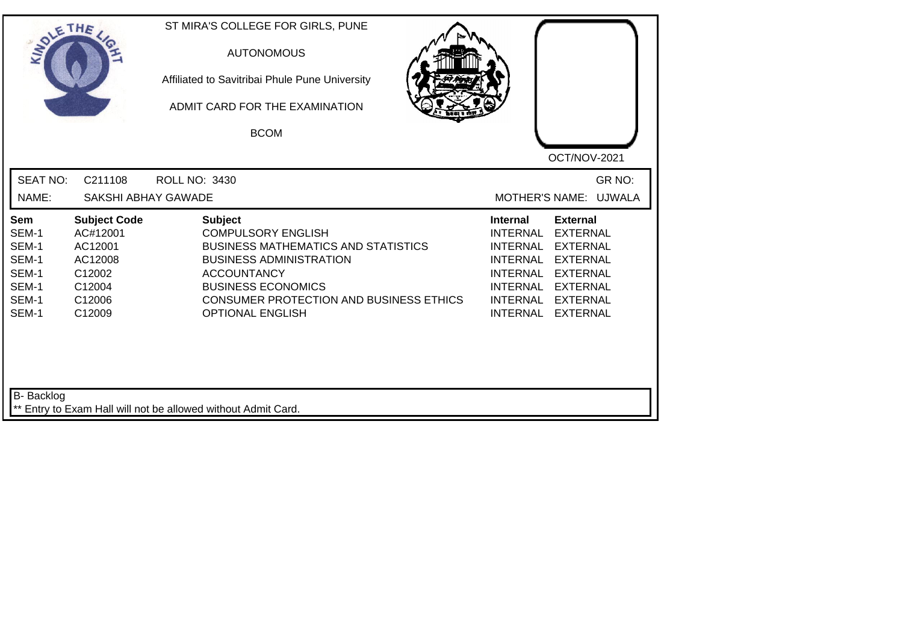ST MIRA'S COLLEGE FOR GIRLS, PUNE

AUTONOMOUS

Affiliated to Savitribai Phule Pune University

ADMIT CARD FOR THE EXAMINATION

BCOM

OCT/NOV-2021

SEAT NO: C211108 ROLL NO: 3430 GR NO:

NAME: SAKSHI ABHAY GAWADE MOTHER'S NAME: UJWALA

| Sem | Subject Code | Subject | Internal | External |
|---|---|---|---|---|
| SEM-1 | AC#12001 | COMPULSORY ENGLISH | INTERNAL | EXTERNAL |
| SEM-1 | AC12001 | BUSINESS MATHEMATICS AND STATISTICS | INTERNAL | EXTERNAL |
| SEM-1 | AC12008 | BUSINESS ADMINISTRATION | INTERNAL | EXTERNAL |
| SEM-1 | C12002 | ACCOUNTANCY | INTERNAL | EXTERNAL |
| SEM-1 | C12004 | BUSINESS ECONOMICS | INTERNAL | EXTERNAL |
| SEM-1 | C12006 | CONSUMER PROTECTION AND BUSINESS ETHICS | INTERNAL | EXTERNAL |
| SEM-1 | C12009 | OPTIONAL ENGLISH | INTERNAL | EXTERNAL |

B- Backlog

** Entry to Exam Hall will not be allowed without Admit Card.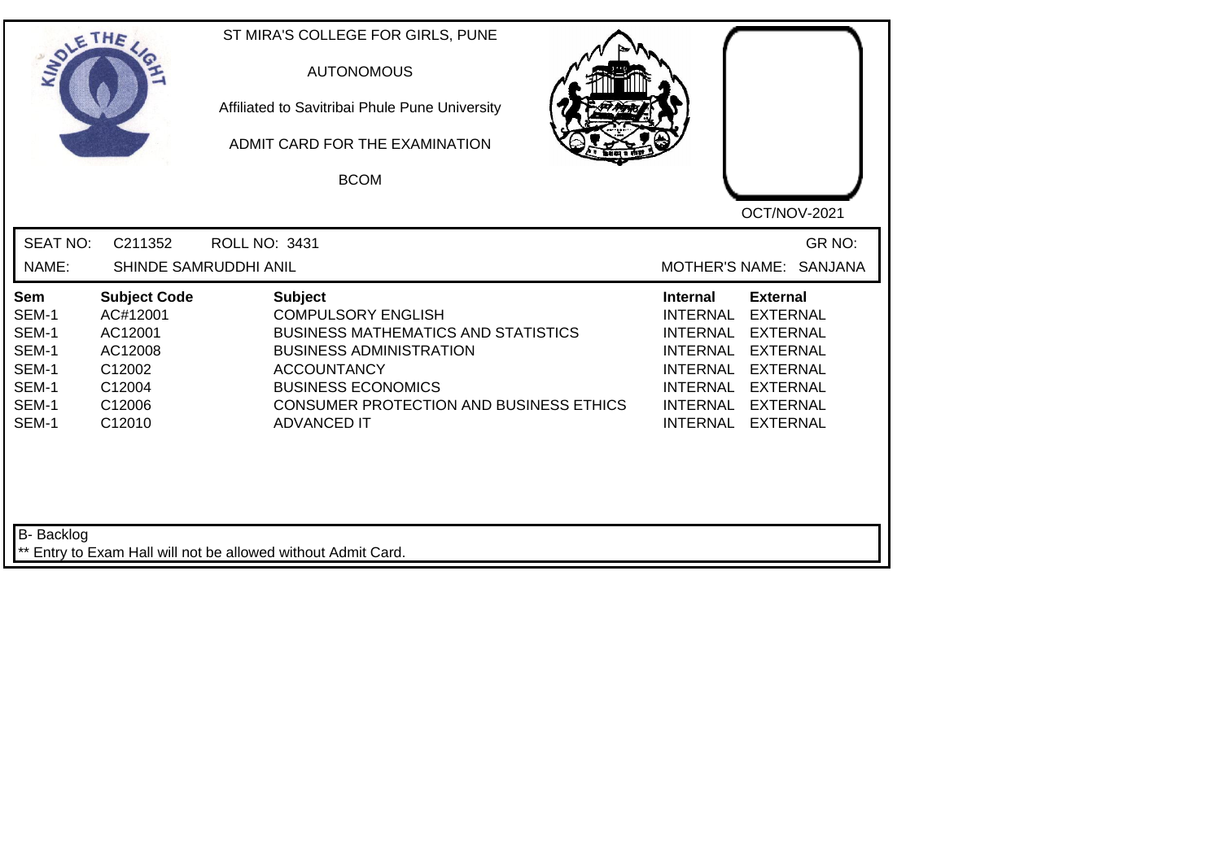ST MIRA'S COLLEGE FOR GIRLS, PUNE

AUTONOMOUS

Affiliated to Savitribai Phule Pune University

ADMIT CARD FOR THE EXAMINATION

BCOM

OCT/NOV-2021

SEAT NO: C211352 ROLL NO: 3431 GR NO:

NAME: SHINDE SAMRUDDHI ANIL MOTHER'S NAME: SANJANA

| Sem | Subject Code | Subject | Internal | External |
|---|---|---|---|---|
| SEM-1 | AC#12001 | COMPULSORY ENGLISH | INTERNAL | EXTERNAL |
| SEM-1 | AC12001 | BUSINESS MATHEMATICS AND STATISTICS | INTERNAL | EXTERNAL |
| SEM-1 | AC12008 | BUSINESS ADMINISTRATION | INTERNAL | EXTERNAL |
| SEM-1 | C12002 | ACCOUNTANCY | INTERNAL | EXTERNAL |
| SEM-1 | C12004 | BUSINESS ECONOMICS | INTERNAL | EXTERNAL |
| SEM-1 | C12006 | CONSUMER PROTECTION AND BUSINESS ETHICS | INTERNAL | EXTERNAL |
| SEM-1 | C12010 | ADVANCED IT | INTERNAL | EXTERNAL |

B- Backlog

** Entry to Exam Hall will not be allowed without Admit Card.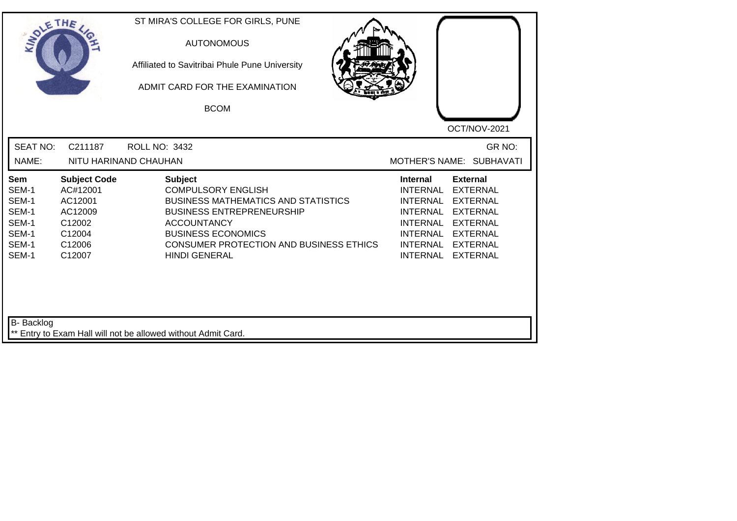ST MIRA'S COLLEGE FOR GIRLS, PUNE

AUTONOMOUS

Affiliated to Savitribai Phule Pune University

ADMIT CARD FOR THE EXAMINATION

BCOM

OCT/NOV-2021

SEAT NO: C211187 ROLL NO: 3432 GR NO:

NAME: NITU HARINAND CHAUHAN MOTHER'S NAME: SUBHAVATI

| Sem | Subject Code | Subject | Internal | External |
|---|---|---|---|---|
| SEM-1 | AC#12001 | COMPULSORY ENGLISH | INTERNAL | EXTERNAL |
| SEM-1 | AC12001 | BUSINESS MATHEMATICS AND STATISTICS | INTERNAL | EXTERNAL |
| SEM-1 | AC12009 | BUSINESS ENTREPRENEURSHIP | INTERNAL | EXTERNAL |
| SEM-1 | C12002 | ACCOUNTANCY | INTERNAL | EXTERNAL |
| SEM-1 | C12004 | BUSINESS ECONOMICS | INTERNAL | EXTERNAL |
| SEM-1 | C12006 | CONSUMER PROTECTION AND BUSINESS ETHICS | INTERNAL | EXTERNAL |
| SEM-1 | C12007 | HINDI GENERAL | INTERNAL | EXTERNAL |

B- Backlog

** Entry to Exam Hall will not be allowed without Admit Card.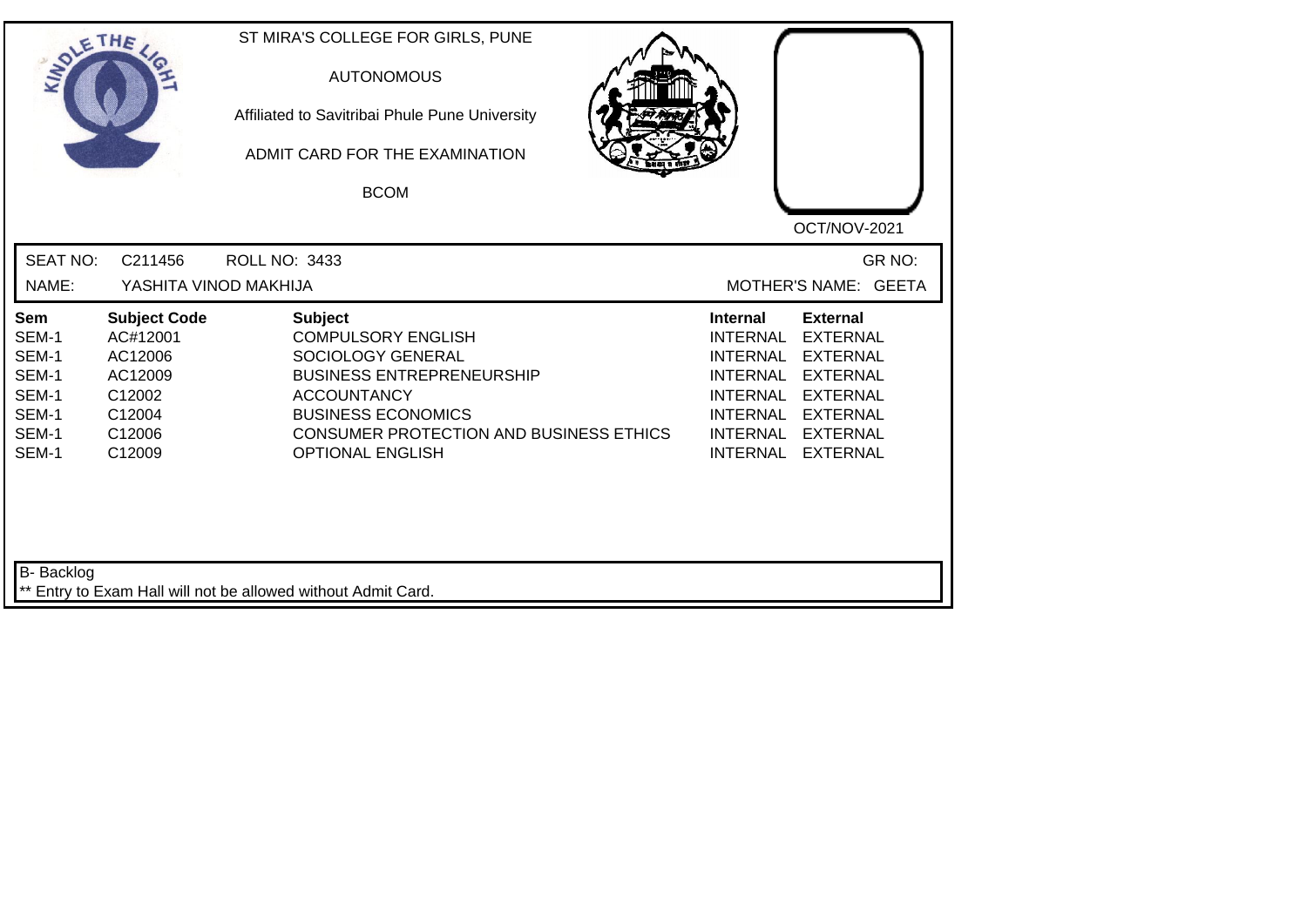ST MIRA'S COLLEGE FOR GIRLS, PUNE

AUTONOMOUS

Affiliated to Savitribai Phule Pune University

ADMIT CARD FOR THE EXAMINATION

BCOM

OCT/NOV-2021

SEAT NO: C211456 ROLL NO: 3433 GR NO:

NAME: YASHITA VINOD MAKHIJA MOTHER'S NAME: GEETA

| Sem | Subject Code | Subject | Internal | External |
|---|---|---|---|---|
| SEM-1 | AC#12001 | COMPULSORY ENGLISH | INTERNAL | EXTERNAL |
| SEM-1 | AC12006 | SOCIOLOGY GENERAL | INTERNAL | EXTERNAL |
| SEM-1 | AC12009 | BUSINESS ENTREPRENEURSHIP | INTERNAL | EXTERNAL |
| SEM-1 | C12002 | ACCOUNTANCY | INTERNAL | EXTERNAL |
| SEM-1 | C12004 | BUSINESS ECONOMICS | INTERNAL | EXTERNAL |
| SEM-1 | C12006 | CONSUMER PROTECTION AND BUSINESS ETHICS | INTERNAL | EXTERNAL |
| SEM-1 | C12009 | OPTIONAL ENGLISH | INTERNAL | EXTERNAL |

B- Backlog

** Entry to Exam Hall will not be allowed without Admit Card.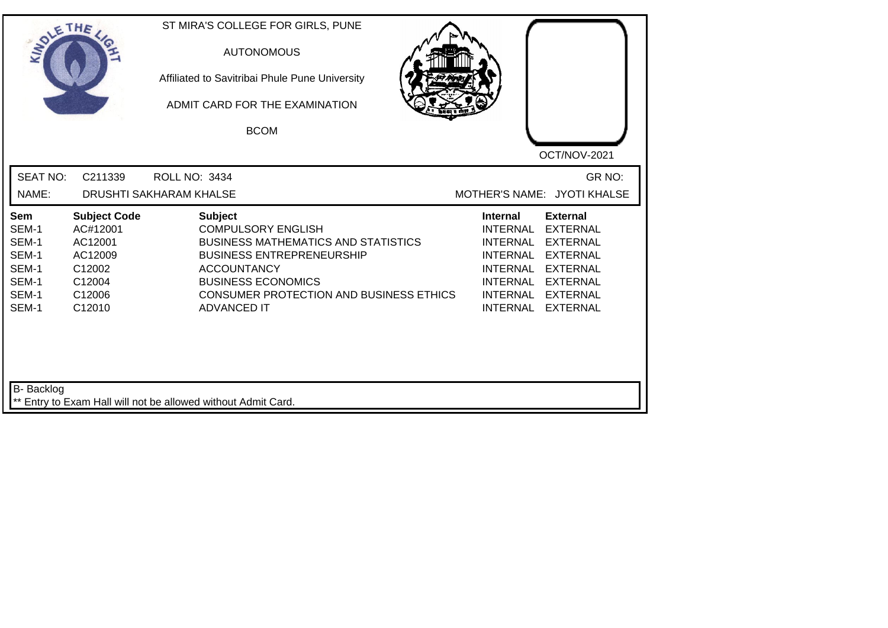ST MIRA'S COLLEGE FOR GIRLS, PUNE

AUTONOMOUS

Affiliated to Savitribai Phule Pune University

ADMIT CARD FOR THE EXAMINATION

BCOM

OCT/NOV-2021

SEAT NO: C211339 ROLL NO: 3434 GR NO:

NAME: DRUSHTI SAKHARAM KHALSE MOTHER'S NAME: JYOTI KHALSE

| Sem | Subject Code | Subject | Internal | External |
|---|---|---|---|---|
| SEM-1 | AC#12001 | COMPULSORY ENGLISH | INTERNAL | EXTERNAL |
| SEM-1 | AC12001 | BUSINESS MATHEMATICS AND STATISTICS | INTERNAL | EXTERNAL |
| SEM-1 | AC12009 | BUSINESS ENTREPRENEURSHIP | INTERNAL | EXTERNAL |
| SEM-1 | C12002 | ACCOUNTANCY | INTERNAL | EXTERNAL |
| SEM-1 | C12004 | BUSINESS ECONOMICS | INTERNAL | EXTERNAL |
| SEM-1 | C12006 | CONSUMER PROTECTION AND BUSINESS ETHICS | INTERNAL | EXTERNAL |
| SEM-1 | C12010 | ADVANCED IT | INTERNAL | EXTERNAL |

B- Backlog

** Entry to Exam Hall will not be allowed without Admit Card.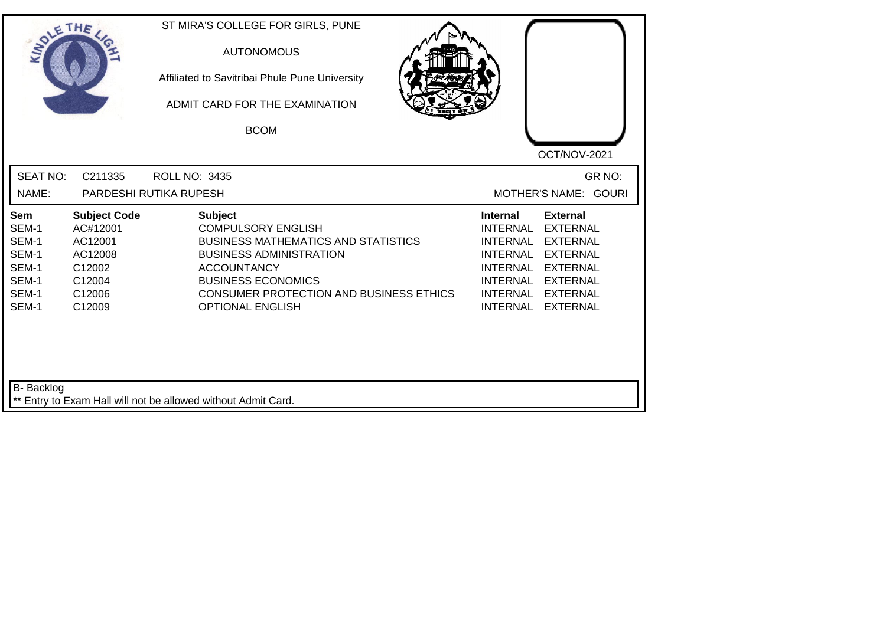ST MIRA'S COLLEGE FOR GIRLS, PUNE

AUTONOMOUS

Affiliated to Savitribai Phule Pune University

ADMIT CARD FOR THE EXAMINATION

BCOM

OCT/NOV-2021

SEAT NO: C211335 ROLL NO: 3435 GR NO:

NAME: PARDESHI RUTIKA RUPESH MOTHER'S NAME: GOURI

| Sem | Subject Code | Subject | Internal | External |
|---|---|---|---|---|
| SEM-1 | AC#12001 | COMPULSORY ENGLISH | INTERNAL | EXTERNAL |
| SEM-1 | AC12001 | BUSINESS MATHEMATICS AND STATISTICS | INTERNAL | EXTERNAL |
| SEM-1 | AC12008 | BUSINESS ADMINISTRATION | INTERNAL | EXTERNAL |
| SEM-1 | C12002 | ACCOUNTANCY | INTERNAL | EXTERNAL |
| SEM-1 | C12004 | BUSINESS ECONOMICS | INTERNAL | EXTERNAL |
| SEM-1 | C12006 | CONSUMER PROTECTION AND BUSINESS ETHICS | INTERNAL | EXTERNAL |
| SEM-1 | C12009 | OPTIONAL ENGLISH | INTERNAL | EXTERNAL |

B- Backlog

** Entry to Exam Hall will not be allowed without Admit Card.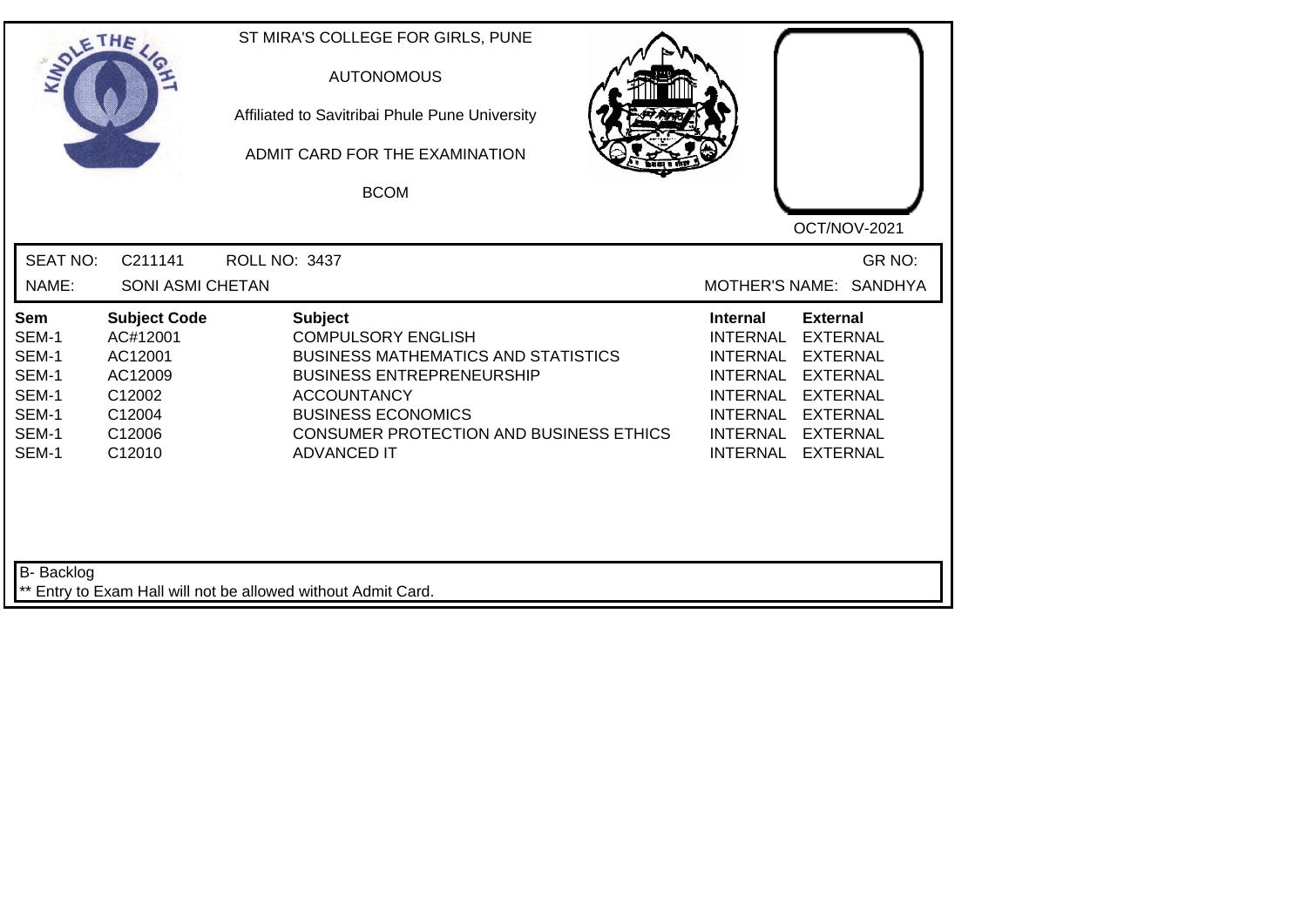ST MIRA'S COLLEGE FOR GIRLS, PUNE

AUTONOMOUS

Affiliated to Savitribai Phule Pune University

ADMIT CARD FOR THE EXAMINATION

BCOM

OCT/NOV-2021

SEAT NO: C211141 ROLL NO: 3437 GR NO:

NAME: SONI ASMI CHETAN MOTHER'S NAME: SANDHYA

| Sem | Subject Code | Subject | Internal | External |
|---|---|---|---|---|
| SEM-1 | AC#12001 | COMPULSORY ENGLISH | INTERNAL | EXTERNAL |
| SEM-1 | AC12001 | BUSINESS MATHEMATICS AND STATISTICS | INTERNAL | EXTERNAL |
| SEM-1 | AC12009 | BUSINESS ENTREPRENEURSHIP | INTERNAL | EXTERNAL |
| SEM-1 | C12002 | ACCOUNTANCY | INTERNAL | EXTERNAL |
| SEM-1 | C12004 | BUSINESS ECONOMICS | INTERNAL | EXTERNAL |
| SEM-1 | C12006 | CONSUMER PROTECTION AND BUSINESS ETHICS | INTERNAL | EXTERNAL |
| SEM-1 | C12010 | ADVANCED IT | INTERNAL | EXTERNAL |

B- Backlog

** Entry to Exam Hall will not be allowed without Admit Card.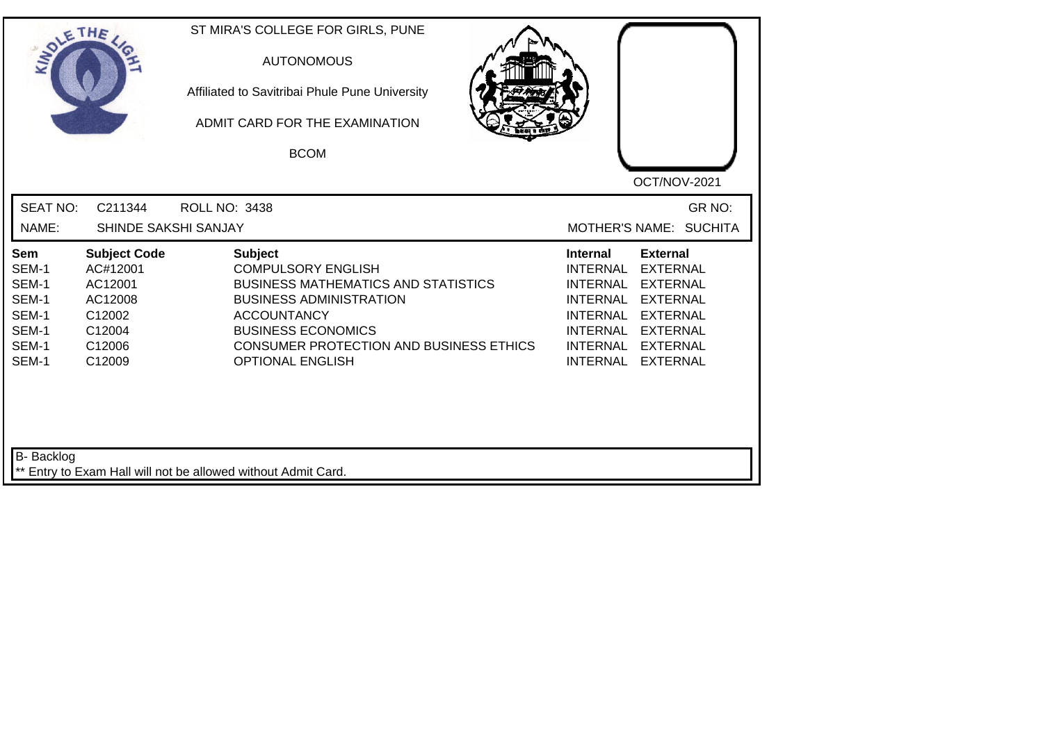ST MIRA'S COLLEGE FOR GIRLS, PUNE

AUTONOMOUS

Affiliated to Savitribai Phule Pune University

ADMIT CARD FOR THE EXAMINATION

BCOM

OCT/NOV-2021

SEAT NO: C211344 ROLL NO: 3438 GR NO:

NAME: SHINDE SAKSHI SANJAY MOTHER'S NAME: SUCHITA

| Sem | Subject Code | Subject | Internal | External |
|---|---|---|---|---|
| SEM-1 | AC#12001 | COMPULSORY ENGLISH | INTERNAL | EXTERNAL |
| SEM-1 | AC12001 | BUSINESS MATHEMATICS AND STATISTICS | INTERNAL | EXTERNAL |
| SEM-1 | AC12008 | BUSINESS ADMINISTRATION | INTERNAL | EXTERNAL |
| SEM-1 | C12002 | ACCOUNTANCY | INTERNAL | EXTERNAL |
| SEM-1 | C12004 | BUSINESS ECONOMICS | INTERNAL | EXTERNAL |
| SEM-1 | C12006 | CONSUMER PROTECTION AND BUSINESS ETHICS | INTERNAL | EXTERNAL |
| SEM-1 | C12009 | OPTIONAL ENGLISH | INTERNAL | EXTERNAL |

B- Backlog

** Entry to Exam Hall will not be allowed without Admit Card.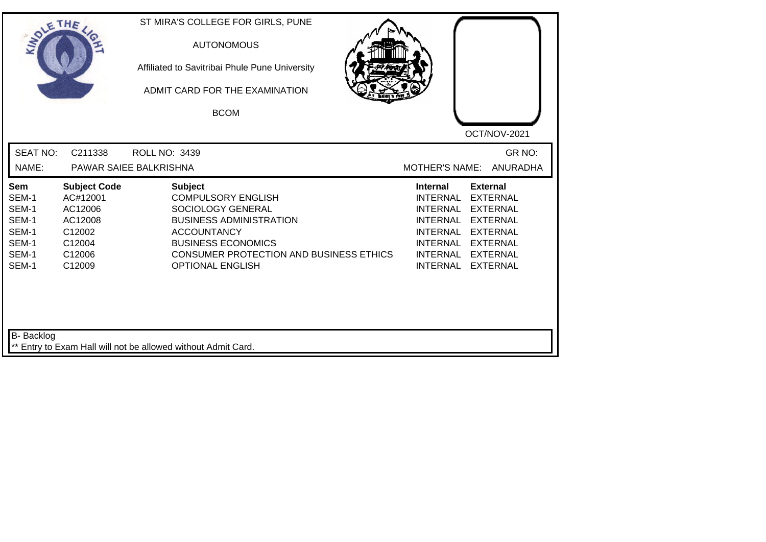ST MIRA'S COLLEGE FOR GIRLS, PUNE

AUTONOMOUS

Affiliated to Savitribai Phule Pune University

ADMIT CARD FOR THE EXAMINATION

BCOM

OCT/NOV-2021

SEAT NO: C211338 ROLL NO: 3439 GR NO:

NAME: PAWAR SAIEE BALKRISHNA MOTHER'S NAME: ANURADHA

| Sem | Subject Code | Subject | Internal | External |
|---|---|---|---|---|
| SEM-1 | AC#12001 | COMPULSORY ENGLISH | INTERNAL | EXTERNAL |
| SEM-1 | AC12006 | SOCIOLOGY GENERAL | INTERNAL | EXTERNAL |
| SEM-1 | AC12008 | BUSINESS ADMINISTRATION | INTERNAL | EXTERNAL |
| SEM-1 | C12002 | ACCOUNTANCY | INTERNAL | EXTERNAL |
| SEM-1 | C12004 | BUSINESS ECONOMICS | INTERNAL | EXTERNAL |
| SEM-1 | C12006 | CONSUMER PROTECTION AND BUSINESS ETHICS | INTERNAL | EXTERNAL |
| SEM-1 | C12009 | OPTIONAL ENGLISH | INTERNAL | EXTERNAL |

B- Backlog

** Entry to Exam Hall will not be allowed without Admit Card.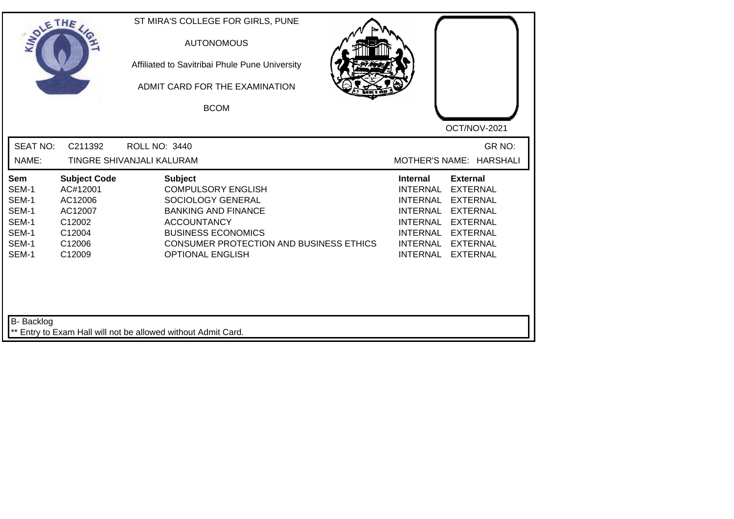ST MIRA'S COLLEGE FOR GIRLS, PUNE

AUTONOMOUS

Affiliated to Savitribai Phule Pune University

ADMIT CARD FOR THE EXAMINATION

BCOM

OCT/NOV-2021

SEAT NO: C211392 ROLL NO: 3440 GR NO:

NAME: TINGRE SHIVANJALI KALURAM MOTHER'S NAME: HARSHALI

| Sem | Subject Code | Subject | Internal | External |
|---|---|---|---|---|
| SEM-1 | AC#12001 | COMPULSORY ENGLISH | INTERNAL | EXTERNAL |
| SEM-1 | AC12006 | SOCIOLOGY GENERAL | INTERNAL | EXTERNAL |
| SEM-1 | AC12007 | BANKING AND FINANCE | INTERNAL | EXTERNAL |
| SEM-1 | C12002 | ACCOUNTANCY | INTERNAL | EXTERNAL |
| SEM-1 | C12004 | BUSINESS ECONOMICS | INTERNAL | EXTERNAL |
| SEM-1 | C12006 | CONSUMER PROTECTION AND BUSINESS ETHICS | INTERNAL | EXTERNAL |
| SEM-1 | C12009 | OPTIONAL ENGLISH | INTERNAL | EXTERNAL |

B- Backlog

** Entry to Exam Hall will not be allowed without Admit Card.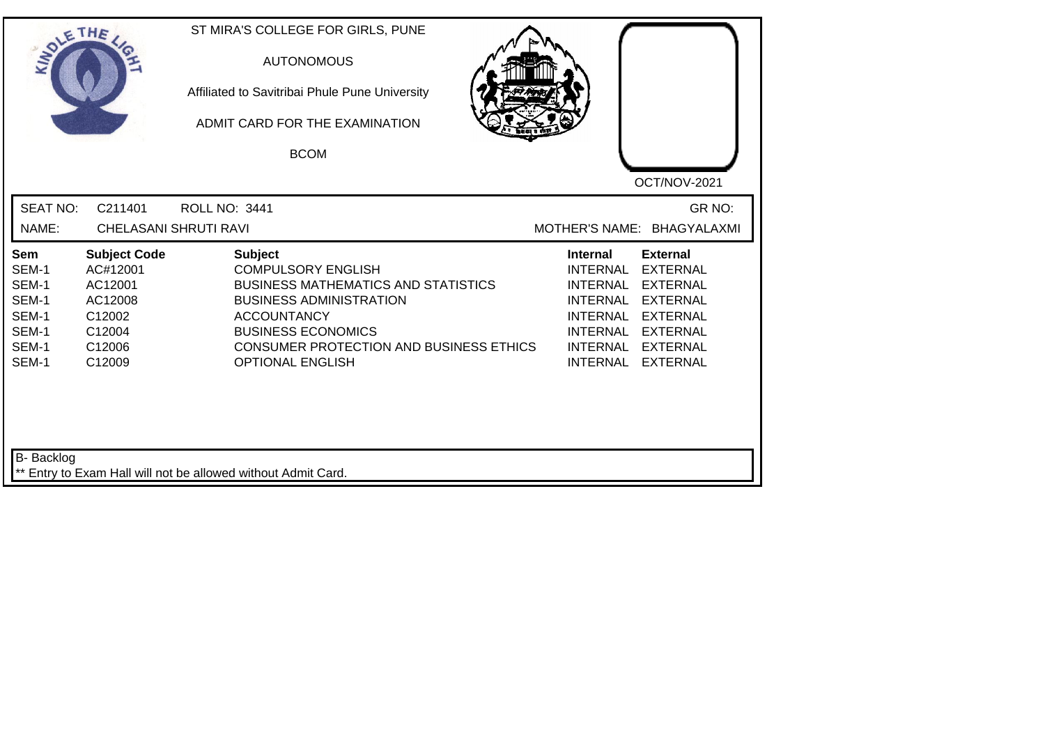ST MIRA'S COLLEGE FOR GIRLS, PUNE

AUTONOMOUS

Affiliated to Savitribai Phule Pune University

ADMIT CARD FOR THE EXAMINATION

BCOM

OCT/NOV-2021

SEAT NO: C211401 ROLL NO: 3441 GR NO:

NAME: CHELASANI SHRUTI RAVI MOTHER'S NAME: BHAGYALAXMI

| Sem | Subject Code | Subject | Internal | External |
|---|---|---|---|---|
| SEM-1 | AC#12001 | COMPULSORY ENGLISH | INTERNAL | EXTERNAL |
| SEM-1 | AC12001 | BUSINESS MATHEMATICS AND STATISTICS | INTERNAL | EXTERNAL |
| SEM-1 | AC12008 | BUSINESS ADMINISTRATION | INTERNAL | EXTERNAL |
| SEM-1 | C12002 | ACCOUNTANCY | INTERNAL | EXTERNAL |
| SEM-1 | C12004 | BUSINESS ECONOMICS | INTERNAL | EXTERNAL |
| SEM-1 | C12006 | CONSUMER PROTECTION AND BUSINESS ETHICS | INTERNAL | EXTERNAL |
| SEM-1 | C12009 | OPTIONAL ENGLISH | INTERNAL | EXTERNAL |

B- Backlog

** Entry to Exam Hall will not be allowed without Admit Card.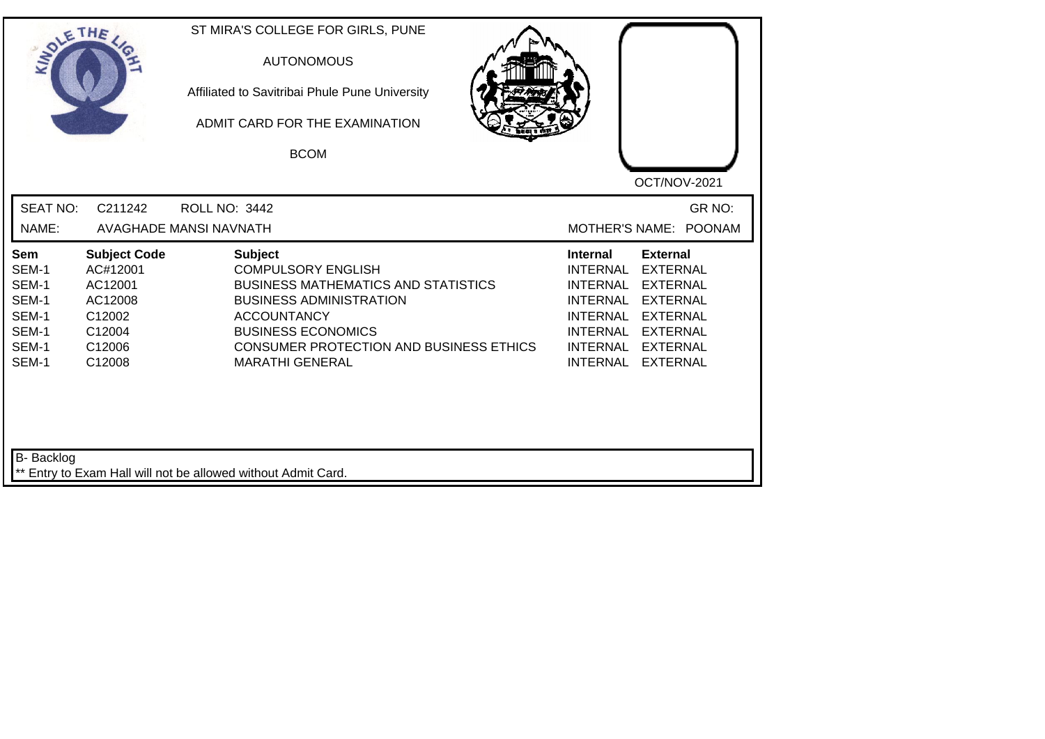ST MIRA'S COLLEGE FOR GIRLS, PUNE

AUTONOMOUS

Affiliated to Savitribai Phule Pune University

ADMIT CARD FOR THE EXAMINATION

BCOM

OCT/NOV-2021

SEAT NO: C211242 ROLL NO: 3442 GR NO:

NAME: AVAGHADE MANSI NAVNATH MOTHER'S NAME: POONAM

| Sem | Subject Code | Subject | Internal | External |
|---|---|---|---|---|
| SEM-1 | AC#12001 | COMPULSORY ENGLISH | INTERNAL | EXTERNAL |
| SEM-1 | AC12001 | BUSINESS MATHEMATICS AND STATISTICS | INTERNAL | EXTERNAL |
| SEM-1 | AC12008 | BUSINESS ADMINISTRATION | INTERNAL | EXTERNAL |
| SEM-1 | C12002 | ACCOUNTANCY | INTERNAL | EXTERNAL |
| SEM-1 | C12004 | BUSINESS ECONOMICS | INTERNAL | EXTERNAL |
| SEM-1 | C12006 | CONSUMER PROTECTION AND BUSINESS ETHICS | INTERNAL | EXTERNAL |
| SEM-1 | C12008 | MARATHI GENERAL | INTERNAL | EXTERNAL |

B- Backlog

** Entry to Exam Hall will not be allowed without Admit Card.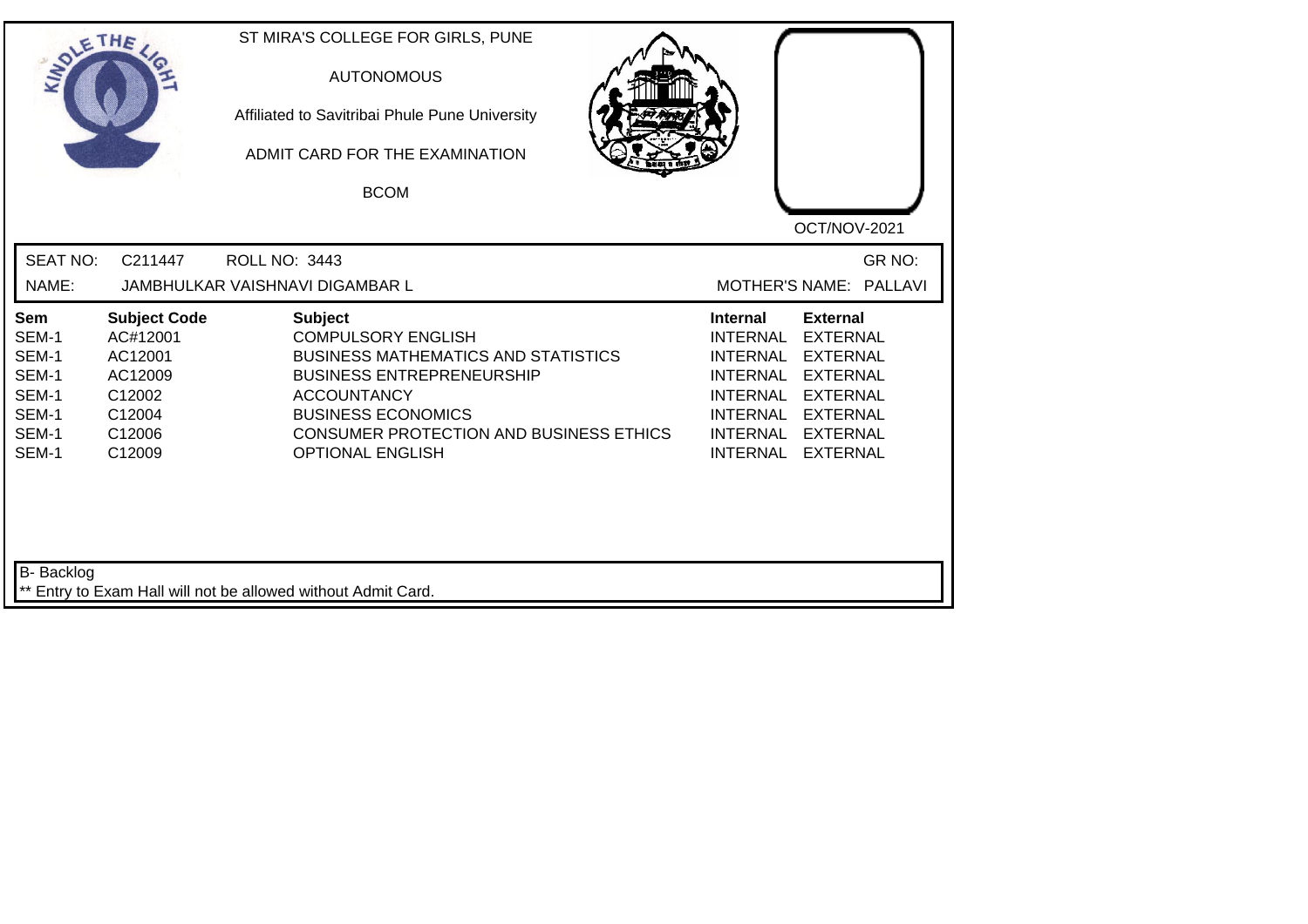ST MIRA'S COLLEGE FOR GIRLS, PUNE

AUTONOMOUS

Affiliated to Savitribai Phule Pune University

ADMIT CARD FOR THE EXAMINATION

BCOM

OCT/NOV-2021

SEAT NO: C211447 ROLL NO: 3443 GR NO:

NAME: JAMBHULKAR VAISHNAVI DIGAMBAR L MOTHER'S NAME: PALLAVI

| Sem | Subject Code | Subject | Internal | External |
|---|---|---|---|---|
| SEM-1 | AC#12001 | COMPULSORY ENGLISH | INTERNAL | EXTERNAL |
| SEM-1 | AC12001 | BUSINESS MATHEMATICS AND STATISTICS | INTERNAL | EXTERNAL |
| SEM-1 | AC12009 | BUSINESS ENTREPRENEURSHIP | INTERNAL | EXTERNAL |
| SEM-1 | C12002 | ACCOUNTANCY | INTERNAL | EXTERNAL |
| SEM-1 | C12004 | BUSINESS ECONOMICS | INTERNAL | EXTERNAL |
| SEM-1 | C12006 | CONSUMER PROTECTION AND BUSINESS ETHICS | INTERNAL | EXTERNAL |
| SEM-1 | C12009 | OPTIONAL ENGLISH | INTERNAL | EXTERNAL |

B- Backlog

** Entry to Exam Hall will not be allowed without Admit Card.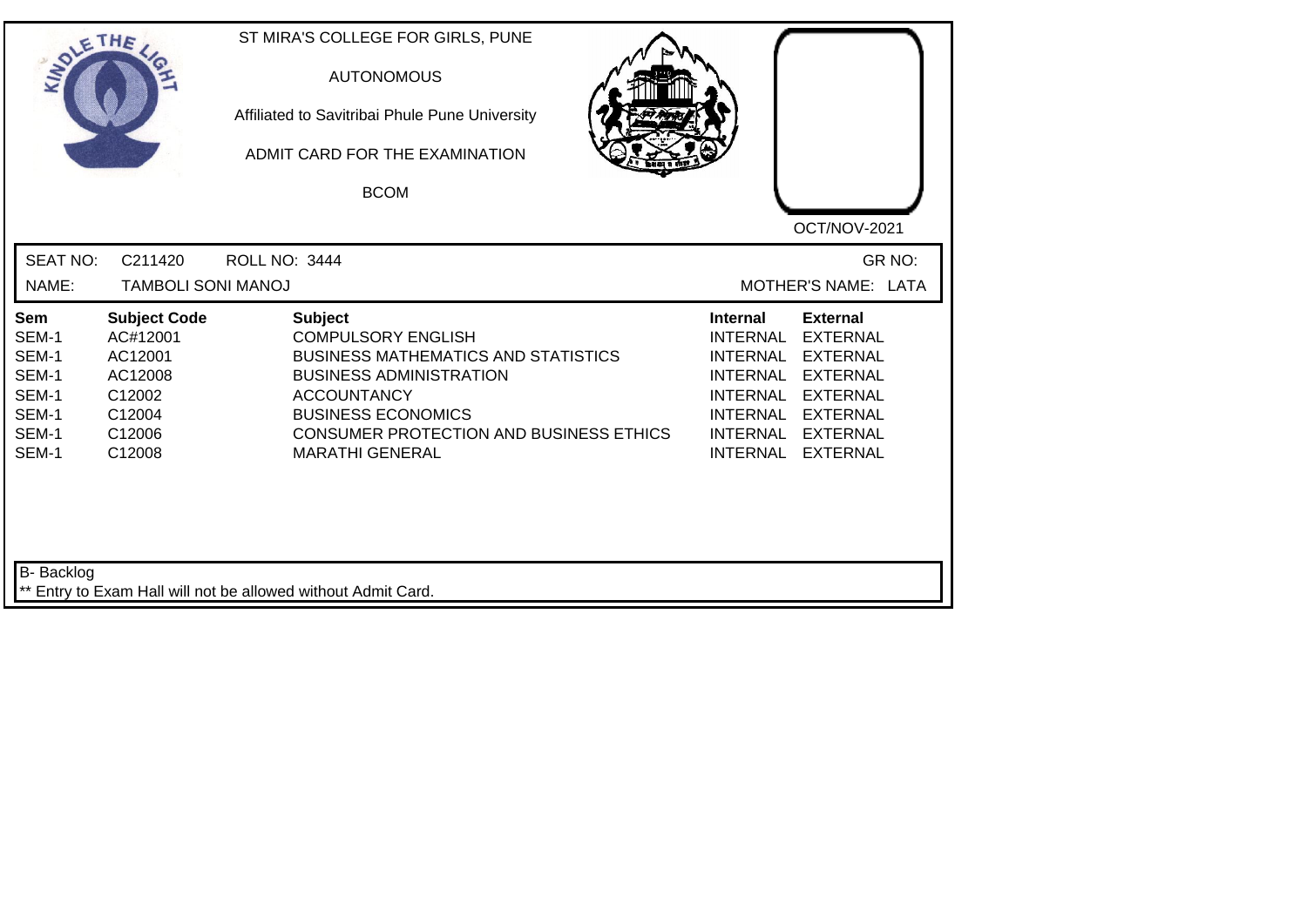ST MIRA'S COLLEGE FOR GIRLS, PUNE

AUTONOMOUS

Affiliated to Savitribai Phule Pune University

ADMIT CARD FOR THE EXAMINATION

BCOM

OCT/NOV-2021

SEAT NO: C211420 ROLL NO: 3444 GR NO:

NAME: TAMBOLI SONI MANOJ MOTHER'S NAME: LATA

| Sem | Subject Code | Subject | Internal | External |
|---|---|---|---|---|
| SEM-1 | AC#12001 | COMPULSORY ENGLISH | INTERNAL | EXTERNAL |
| SEM-1 | AC12001 | BUSINESS MATHEMATICS AND STATISTICS | INTERNAL | EXTERNAL |
| SEM-1 | AC12008 | BUSINESS ADMINISTRATION | INTERNAL | EXTERNAL |
| SEM-1 | C12002 | ACCOUNTANCY | INTERNAL | EXTERNAL |
| SEM-1 | C12004 | BUSINESS ECONOMICS | INTERNAL | EXTERNAL |
| SEM-1 | C12006 | CONSUMER PROTECTION AND BUSINESS ETHICS | INTERNAL | EXTERNAL |
| SEM-1 | C12008 | MARATHI GENERAL | INTERNAL | EXTERNAL |

B- Backlog

** Entry to Exam Hall will not be allowed without Admit Card.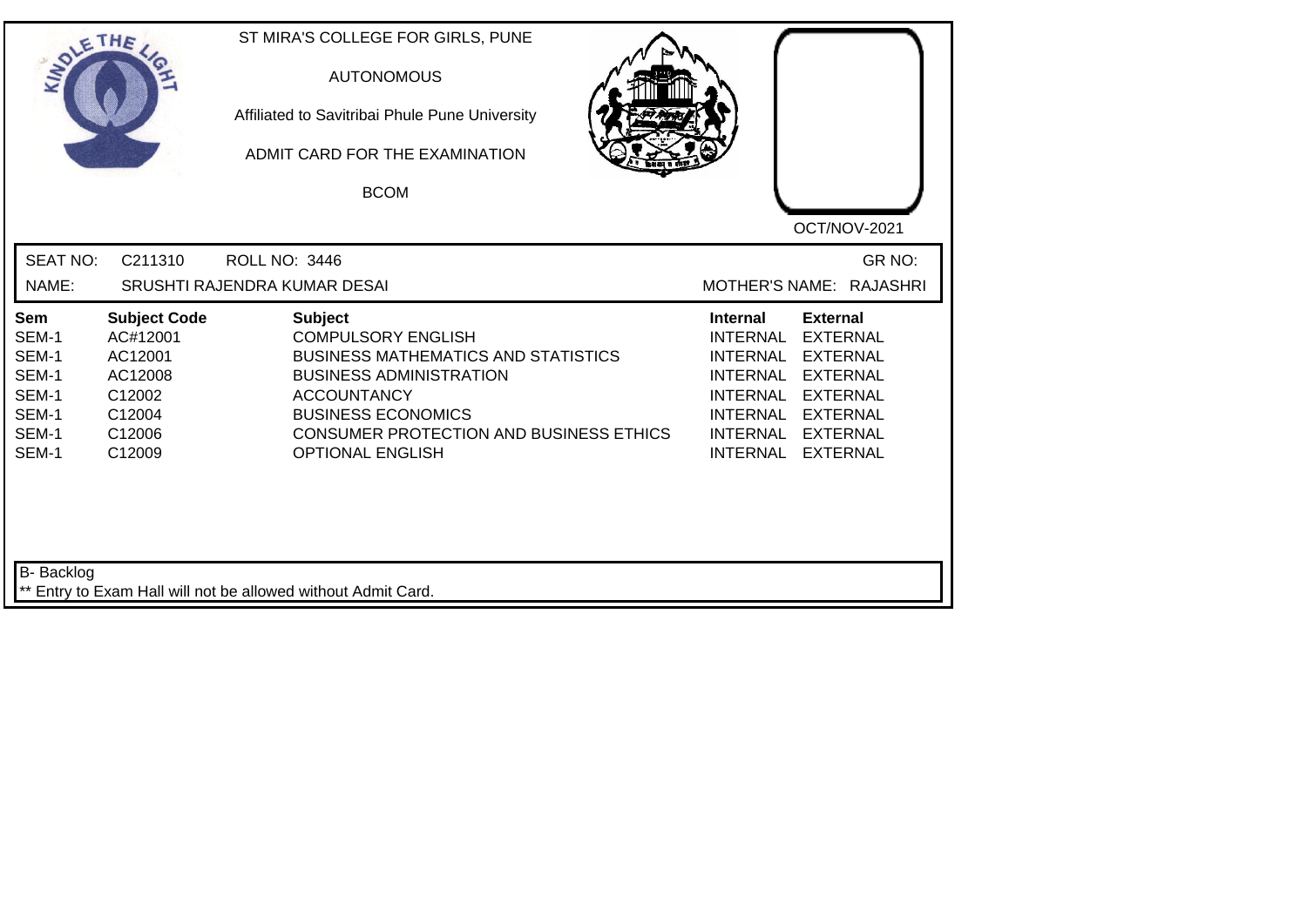ST MIRA'S COLLEGE FOR GIRLS, PUNE

AUTONOMOUS

Affiliated to Savitribai Phule Pune University

ADMIT CARD FOR THE EXAMINATION

BCOM

OCT/NOV-2021

SEAT NO: C211310 ROLL NO: 3446 GR NO:

NAME: SRUSHTI RAJENDRA KUMAR DESAI MOTHER'S NAME: RAJASHRI

| Sem | Subject Code | Subject | Internal | External |
|---|---|---|---|---|
| SEM-1 | AC#12001 | COMPULSORY ENGLISH | INTERNAL | EXTERNAL |
| SEM-1 | AC12001 | BUSINESS MATHEMATICS AND STATISTICS | INTERNAL | EXTERNAL |
| SEM-1 | AC12008 | BUSINESS ADMINISTRATION | INTERNAL | EXTERNAL |
| SEM-1 | C12002 | ACCOUNTANCY | INTERNAL | EXTERNAL |
| SEM-1 | C12004 | BUSINESS ECONOMICS | INTERNAL | EXTERNAL |
| SEM-1 | C12006 | CONSUMER PROTECTION AND BUSINESS ETHICS | INTERNAL | EXTERNAL |
| SEM-1 | C12009 | OPTIONAL ENGLISH | INTERNAL | EXTERNAL |

B- Backlog

** Entry to Exam Hall will not be allowed without Admit Card.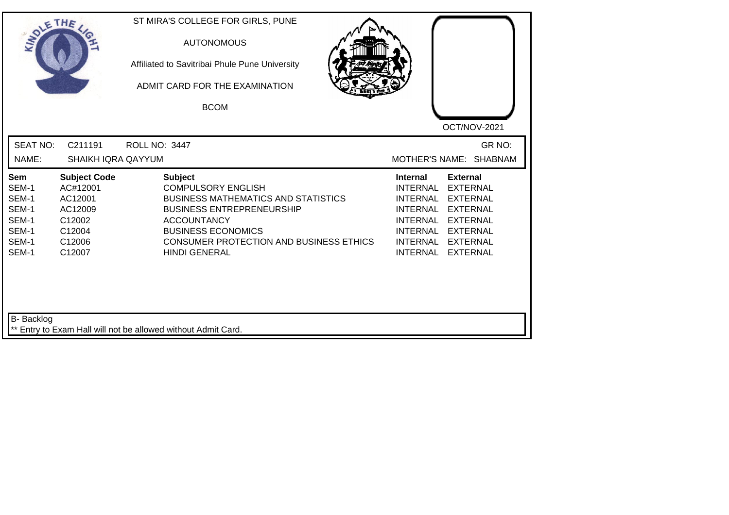ST MIRA'S COLLEGE FOR GIRLS, PUNE

AUTONOMOUS

Affiliated to Savitribai Phule Pune University

ADMIT CARD FOR THE EXAMINATION

BCOM

OCT/NOV-2021

SEAT NO: C211191 ROLL NO: 3447 GR NO:

NAME: SHAIKH IQRA QAYYUM MOTHER'S NAME: SHABNAM

| Sem | Subject Code | Subject | Internal | External |
|---|---|---|---|---|
| SEM-1 | AC#12001 | COMPULSORY ENGLISH | INTERNAL | EXTERNAL |
| SEM-1 | AC12001 | BUSINESS MATHEMATICS AND STATISTICS | INTERNAL | EXTERNAL |
| SEM-1 | AC12009 | BUSINESS ENTREPRENEURSHIP | INTERNAL | EXTERNAL |
| SEM-1 | C12002 | ACCOUNTANCY | INTERNAL | EXTERNAL |
| SEM-1 | C12004 | BUSINESS ECONOMICS | INTERNAL | EXTERNAL |
| SEM-1 | C12006 | CONSUMER PROTECTION AND BUSINESS ETHICS | INTERNAL | EXTERNAL |
| SEM-1 | C12007 | HINDI GENERAL | INTERNAL | EXTERNAL |

B- Backlog

** Entry to Exam Hall will not be allowed without Admit Card.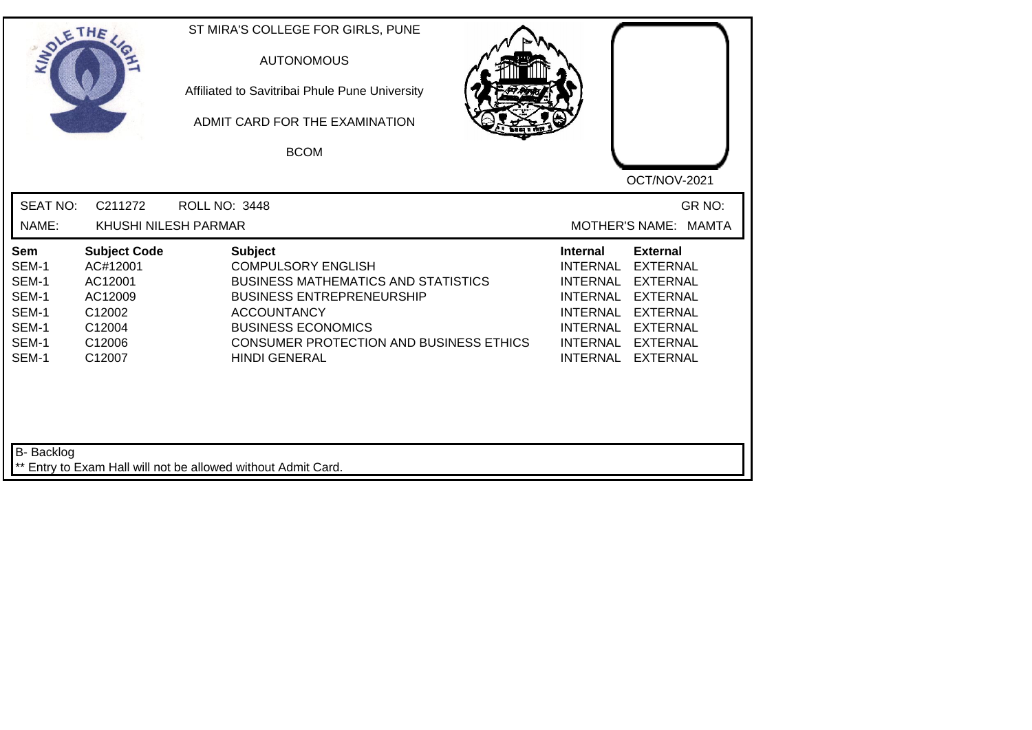ST MIRA'S COLLEGE FOR GIRLS, PUNE

AUTONOMOUS

Affiliated to Savitribai Phule Pune University

ADMIT CARD FOR THE EXAMINATION

BCOM

OCT/NOV-2021

SEAT NO: C211272 ROLL NO: 3448 GR NO:

NAME: KHUSHI NILESH PARMAR MOTHER'S NAME: MAMTA

| Sem | Subject Code | Subject | Internal | External |
|---|---|---|---|---|
| SEM-1 | AC#12001 | COMPULSORY ENGLISH | INTERNAL | EXTERNAL |
| SEM-1 | AC12001 | BUSINESS MATHEMATICS AND STATISTICS | INTERNAL | EXTERNAL |
| SEM-1 | AC12009 | BUSINESS ENTREPRENEURSHIP | INTERNAL | EXTERNAL |
| SEM-1 | C12002 | ACCOUNTANCY | INTERNAL | EXTERNAL |
| SEM-1 | C12004 | BUSINESS ECONOMICS | INTERNAL | EXTERNAL |
| SEM-1 | C12006 | CONSUMER PROTECTION AND BUSINESS ETHICS | INTERNAL | EXTERNAL |
| SEM-1 | C12007 | HINDI GENERAL | INTERNAL | EXTERNAL |

B- Backlog

** Entry to Exam Hall will not be allowed without Admit Card.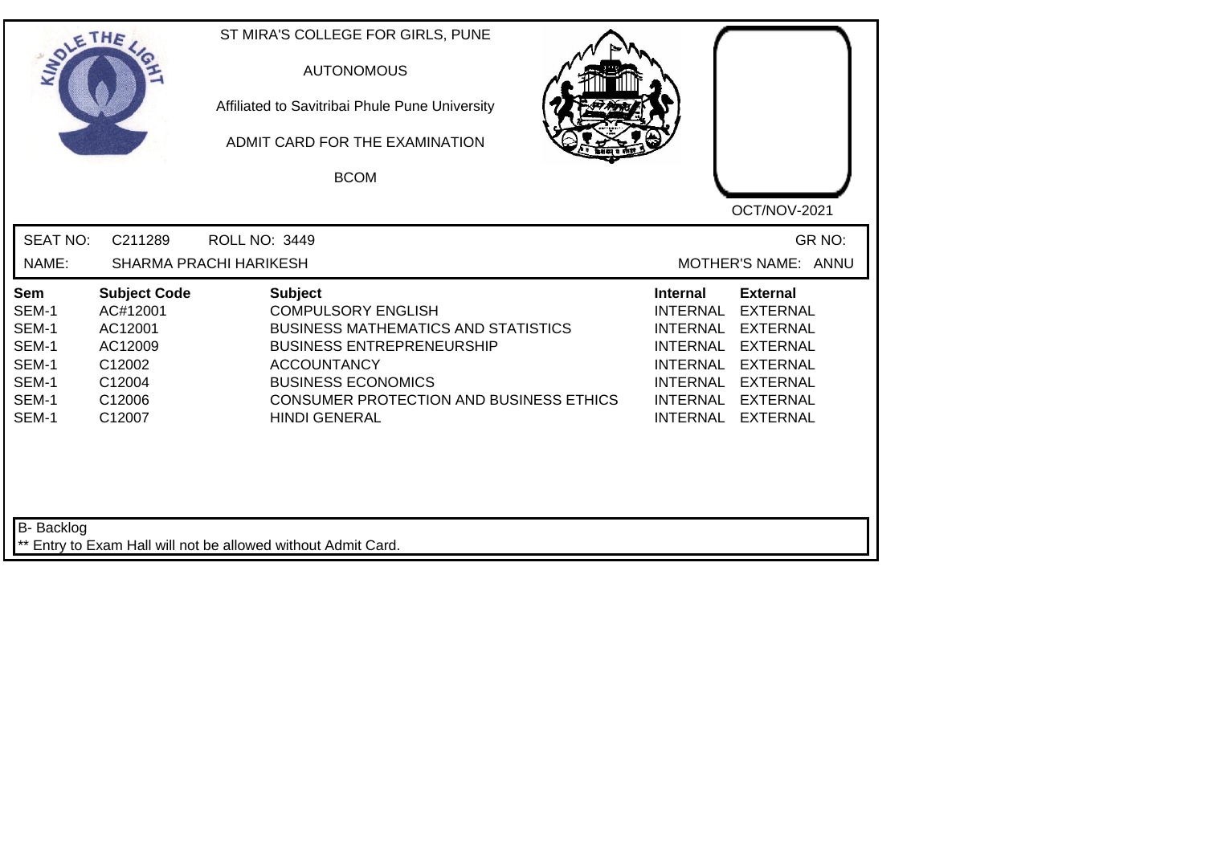ST MIRA'S COLLEGE FOR GIRLS, PUNE

AUTONOMOUS

Affiliated to Savitribai Phule Pune University

ADMIT CARD FOR THE EXAMINATION

BCOM

OCT/NOV-2021

SEAT NO: C211289 ROLL NO: 3449 GR NO:

NAME: SHARMA PRACHI HARIKESH MOTHER'S NAME: ANNU

| Sem | Subject Code | Subject | Internal | External |
|---|---|---|---|---|
| SEM-1 | AC#12001 | COMPULSORY ENGLISH | INTERNAL | EXTERNAL |
| SEM-1 | AC12001 | BUSINESS MATHEMATICS AND STATISTICS | INTERNAL | EXTERNAL |
| SEM-1 | AC12009 | BUSINESS ENTREPRENEURSHIP | INTERNAL | EXTERNAL |
| SEM-1 | C12002 | ACCOUNTANCY | INTERNAL | EXTERNAL |
| SEM-1 | C12004 | BUSINESS ECONOMICS | INTERNAL | EXTERNAL |
| SEM-1 | C12006 | CONSUMER PROTECTION AND BUSINESS ETHICS | INTERNAL | EXTERNAL |
| SEM-1 | C12007 | HINDI GENERAL | INTERNAL | EXTERNAL |

B- Backlog

** Entry to Exam Hall will not be allowed without Admit Card.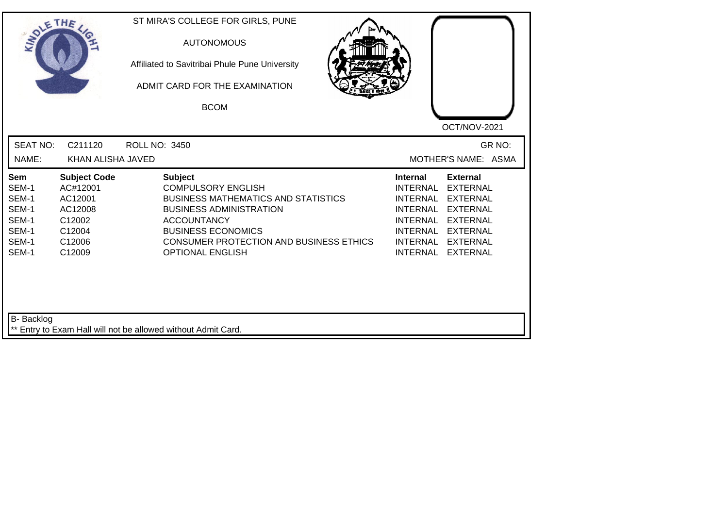ST MIRA'S COLLEGE FOR GIRLS, PUNE

AUTONOMOUS

Affiliated to Savitribai Phule Pune University

ADMIT CARD FOR THE EXAMINATION

BCOM

OCT/NOV-2021

SEAT NO: C211120 ROLL NO: 3450 GR NO:

NAME: KHAN ALISHA JAVED MOTHER'S NAME: ASMA

| Sem | Subject Code | Subject | Internal | External |
|---|---|---|---|---|
| SEM-1 | AC#12001 | COMPULSORY ENGLISH | INTERNAL | EXTERNAL |
| SEM-1 | AC12001 | BUSINESS MATHEMATICS AND STATISTICS | INTERNAL | EXTERNAL |
| SEM-1 | AC12008 | BUSINESS ADMINISTRATION | INTERNAL | EXTERNAL |
| SEM-1 | C12002 | ACCOUNTANCY | INTERNAL | EXTERNAL |
| SEM-1 | C12004 | BUSINESS ECONOMICS | INTERNAL | EXTERNAL |
| SEM-1 | C12006 | CONSUMER PROTECTION AND BUSINESS ETHICS | INTERNAL | EXTERNAL |
| SEM-1 | C12009 | OPTIONAL ENGLISH | INTERNAL | EXTERNAL |

B- Backlog

** Entry to Exam Hall will not be allowed without Admit Card.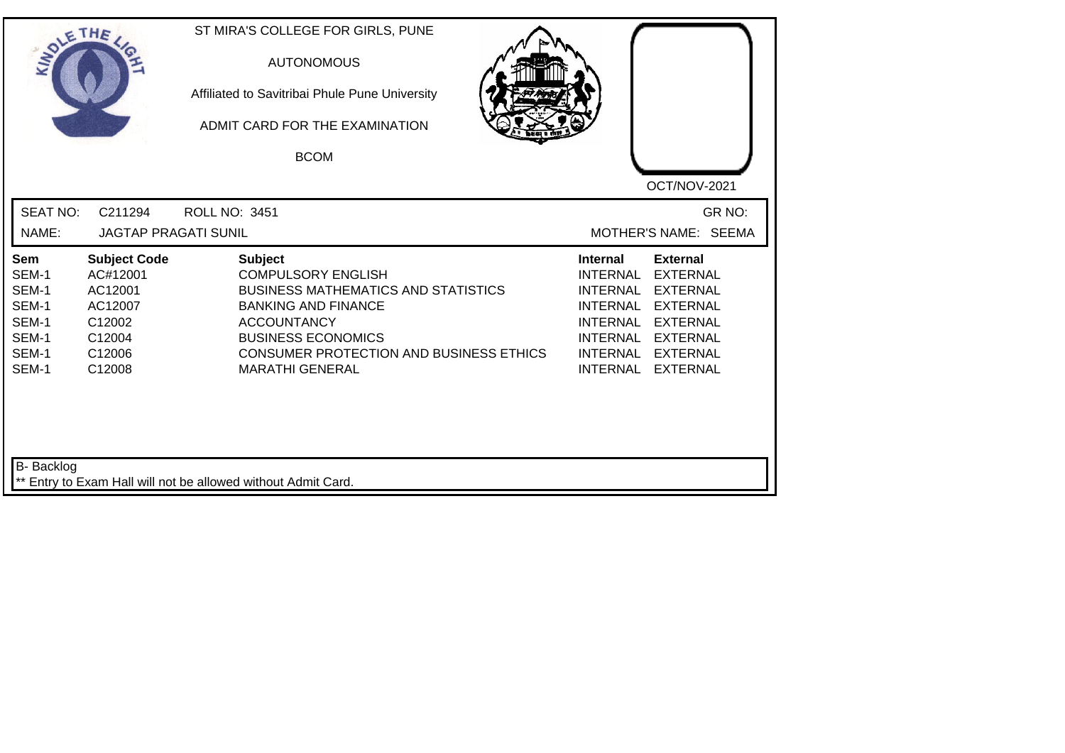ST MIRA'S COLLEGE FOR GIRLS, PUNE

AUTONOMOUS

Affiliated to Savitribai Phule Pune University

ADMIT CARD FOR THE EXAMINATION

BCOM

OCT/NOV-2021

SEAT NO: C211294 ROLL NO: 3451 GR NO:

NAME: JAGTAP PRAGATI SUNIL MOTHER'S NAME: SEEMA

| Sem | Subject Code | Subject | Internal | External |
|---|---|---|---|---|
| SEM-1 | AC#12001 | COMPULSORY ENGLISH | INTERNAL | EXTERNAL |
| SEM-1 | AC12001 | BUSINESS MATHEMATICS AND STATISTICS | INTERNAL | EXTERNAL |
| SEM-1 | AC12007 | BANKING AND FINANCE | INTERNAL | EXTERNAL |
| SEM-1 | C12002 | ACCOUNTANCY | INTERNAL | EXTERNAL |
| SEM-1 | C12004 | BUSINESS ECONOMICS | INTERNAL | EXTERNAL |
| SEM-1 | C12006 | CONSUMER PROTECTION AND BUSINESS ETHICS | INTERNAL | EXTERNAL |
| SEM-1 | C12008 | MARATHI GENERAL | INTERNAL | EXTERNAL |

B- Backlog

** Entry to Exam Hall will not be allowed without Admit Card.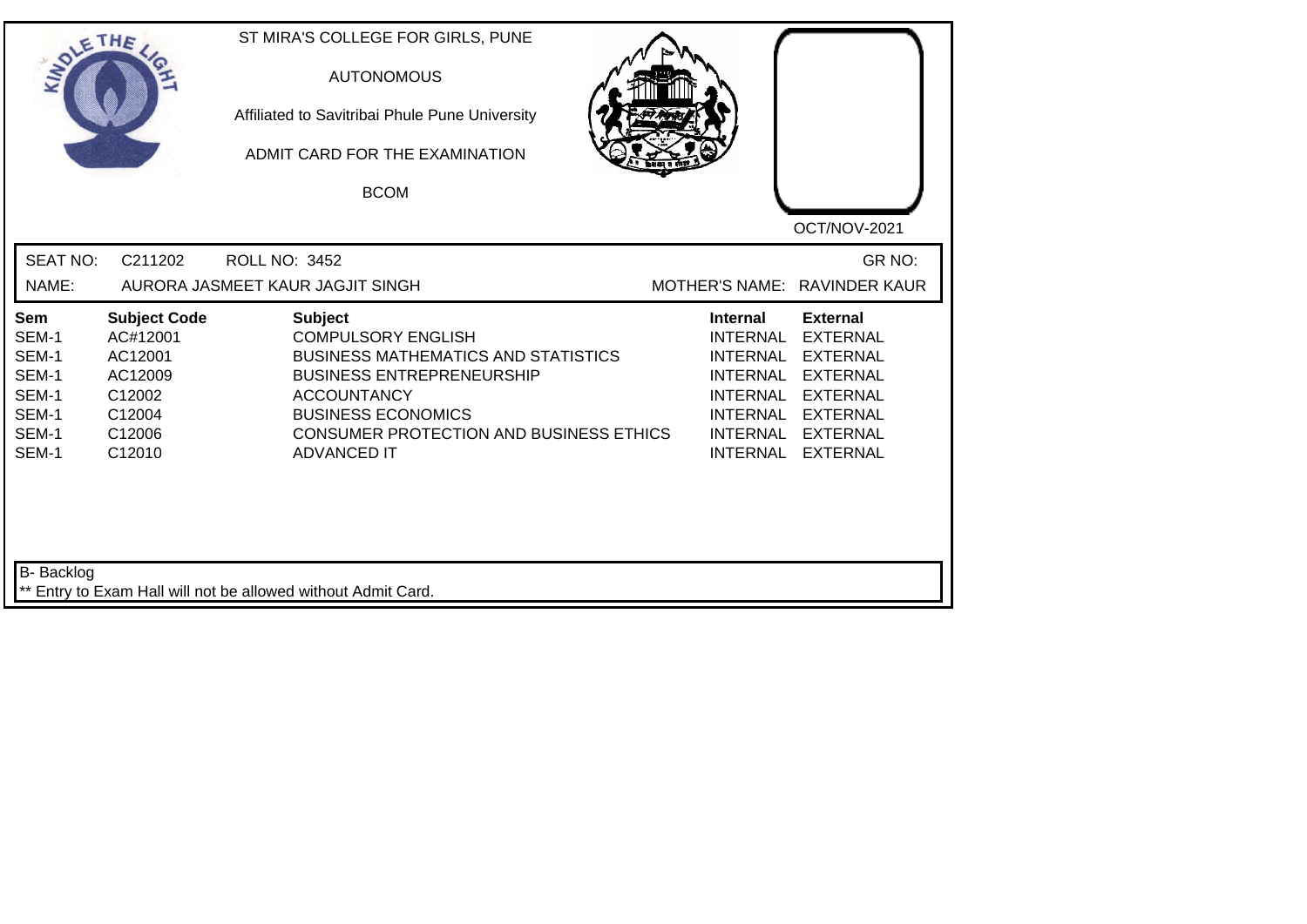ST MIRA'S COLLEGE FOR GIRLS, PUNE

AUTONOMOUS

Affiliated to Savitribai Phule Pune University

ADMIT CARD FOR THE EXAMINATION

BCOM

OCT/NOV-2021

SEAT NO: C211202 ROLL NO: 3452 GR NO:

NAME: AURORA JASMEET KAUR JAGJIT SINGH MOTHER'S NAME: RAVINDER KAUR

| Sem | Subject Code | Subject | Internal | External |
|---|---|---|---|---|
| SEM-1 | AC#12001 | COMPULSORY ENGLISH | INTERNAL | EXTERNAL |
| SEM-1 | AC12001 | BUSINESS MATHEMATICS AND STATISTICS | INTERNAL | EXTERNAL |
| SEM-1 | AC12009 | BUSINESS ENTREPRENEURSHIP | INTERNAL | EXTERNAL |
| SEM-1 | C12002 | ACCOUNTANCY | INTERNAL | EXTERNAL |
| SEM-1 | C12004 | BUSINESS ECONOMICS | INTERNAL | EXTERNAL |
| SEM-1 | C12006 | CONSUMER PROTECTION AND BUSINESS ETHICS | INTERNAL | EXTERNAL |
| SEM-1 | C12010 | ADVANCED IT | INTERNAL | EXTERNAL |

B- Backlog

** Entry to Exam Hall will not be allowed without Admit Card.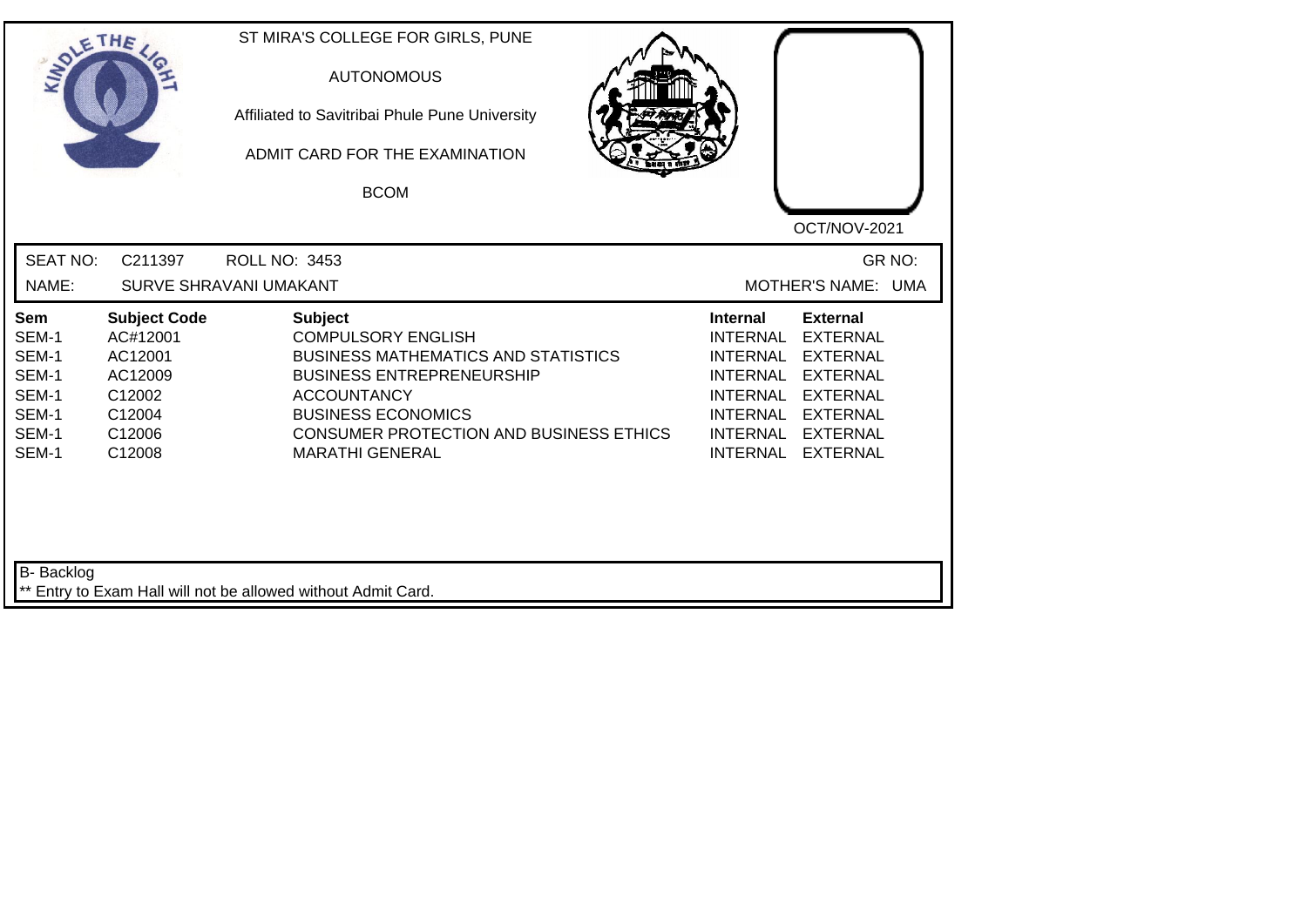ST MIRA'S COLLEGE FOR GIRLS, PUNE

AUTONOMOUS

Affiliated to Savitribai Phule Pune University

ADMIT CARD FOR THE EXAMINATION

BCOM

OCT/NOV-2021

SEAT NO: C211397 ROLL NO: 3453 GR NO:

NAME: SURVE SHRAVANI UMAKANT MOTHER'S NAME: UMA

| Sem | Subject Code | Subject | Internal | External |
|---|---|---|---|---|
| SEM-1 | AC#12001 | COMPULSORY ENGLISH | INTERNAL | EXTERNAL |
| SEM-1 | AC12001 | BUSINESS MATHEMATICS AND STATISTICS | INTERNAL | EXTERNAL |
| SEM-1 | AC12009 | BUSINESS ENTREPRENEURSHIP | INTERNAL | EXTERNAL |
| SEM-1 | C12002 | ACCOUNTANCY | INTERNAL | EXTERNAL |
| SEM-1 | C12004 | BUSINESS ECONOMICS | INTERNAL | EXTERNAL |
| SEM-1 | C12006 | CONSUMER PROTECTION AND BUSINESS ETHICS | INTERNAL | EXTERNAL |
| SEM-1 | C12008 | MARATHI GENERAL | INTERNAL | EXTERNAL |

B- Backlog

** Entry to Exam Hall will not be allowed without Admit Card.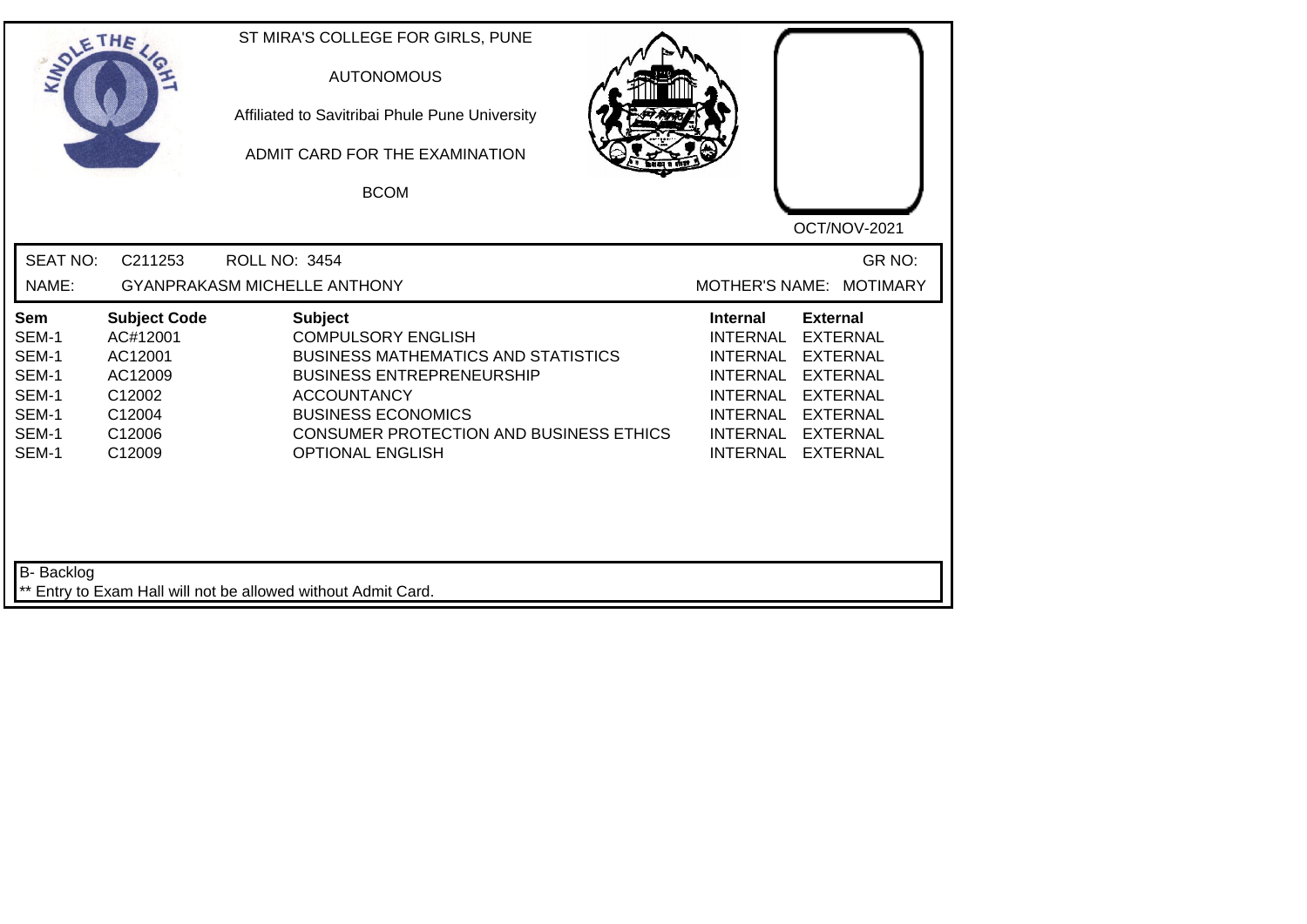ST MIRA'S COLLEGE FOR GIRLS, PUNE

AUTONOMOUS

Affiliated to Savitribai Phule Pune University

ADMIT CARD FOR THE EXAMINATION

BCOM

OCT/NOV-2021

SEAT NO: C211253 ROLL NO: 3454 GR NO:

NAME: GYANPRAKASM MICHELLE ANTHONY MOTHER'S NAME: MOTIMARY

| Sem | Subject Code | Subject | Internal | External |
|---|---|---|---|---|
| SEM-1 | AC#12001 | COMPULSORY ENGLISH | INTERNAL | EXTERNAL |
| SEM-1 | AC12001 | BUSINESS MATHEMATICS AND STATISTICS | INTERNAL | EXTERNAL |
| SEM-1 | AC12009 | BUSINESS ENTREPRENEURSHIP | INTERNAL | EXTERNAL |
| SEM-1 | C12002 | ACCOUNTANCY | INTERNAL | EXTERNAL |
| SEM-1 | C12004 | BUSINESS ECONOMICS | INTERNAL | EXTERNAL |
| SEM-1 | C12006 | CONSUMER PROTECTION AND BUSINESS ETHICS | INTERNAL | EXTERNAL |
| SEM-1 | C12009 | OPTIONAL ENGLISH | INTERNAL | EXTERNAL |

B- Backlog

** Entry to Exam Hall will not be allowed without Admit Card.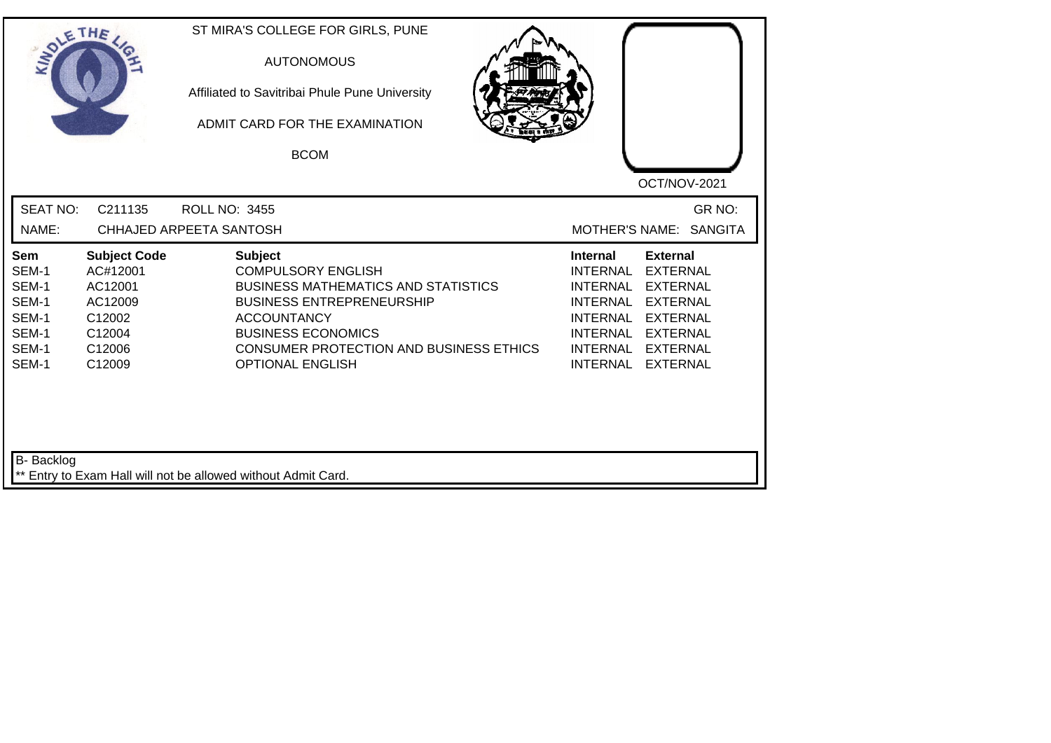ST MIRA'S COLLEGE FOR GIRLS, PUNE

AUTONOMOUS

Affiliated to Savitribai Phule Pune University

ADMIT CARD FOR THE EXAMINATION

BCOM

OCT/NOV-2021

SEAT NO: C211135 ROLL NO: 3455 GR NO:

NAME: CHHAJED ARPEETA SANTOSH MOTHER'S NAME: SANGITA

| Sem | Subject Code | Subject | Internal | External |
|---|---|---|---|---|
| SEM-1 | AC#12001 | COMPULSORY ENGLISH | INTERNAL | EXTERNAL |
| SEM-1 | AC12001 | BUSINESS MATHEMATICS AND STATISTICS | INTERNAL | EXTERNAL |
| SEM-1 | AC12009 | BUSINESS ENTREPRENEURSHIP | INTERNAL | EXTERNAL |
| SEM-1 | C12002 | ACCOUNTANCY | INTERNAL | EXTERNAL |
| SEM-1 | C12004 | BUSINESS ECONOMICS | INTERNAL | EXTERNAL |
| SEM-1 | C12006 | CONSUMER PROTECTION AND BUSINESS ETHICS | INTERNAL | EXTERNAL |
| SEM-1 | C12009 | OPTIONAL ENGLISH | INTERNAL | EXTERNAL |

B- Backlog

** Entry to Exam Hall will not be allowed without Admit Card.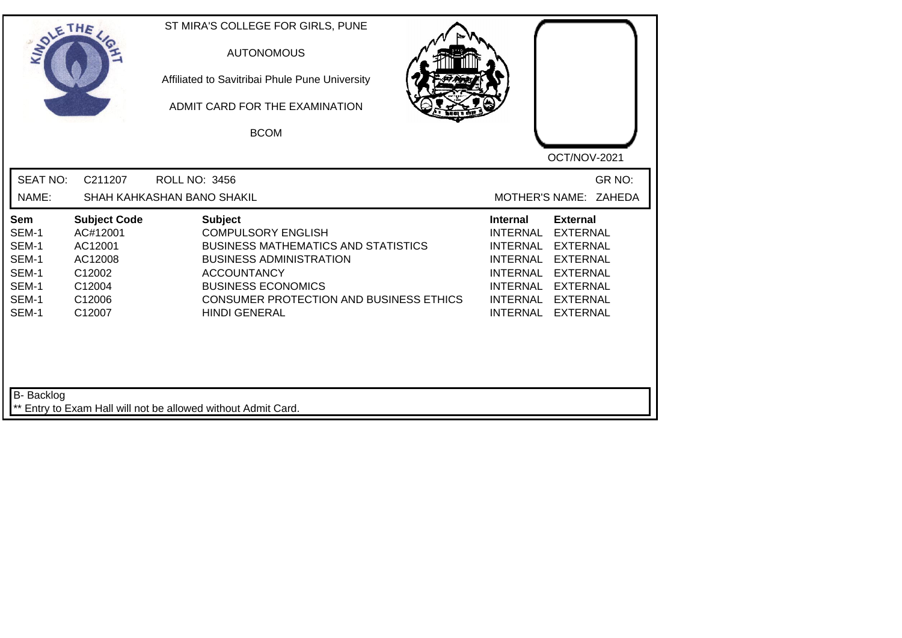ST MIRA'S COLLEGE FOR GIRLS, PUNE

AUTONOMOUS

Affiliated to Savitribai Phule Pune University

ADMIT CARD FOR THE EXAMINATION

BCOM

OCT/NOV-2021

SEAT NO: C211207 ROLL NO: 3456 GR NO:

NAME: SHAH KAHKASHAN BANO SHAKIL MOTHER'S NAME: ZAHEDA

| Sem | Subject Code | Subject | Internal | External |
|---|---|---|---|---|
| SEM-1 | AC#12001 | COMPULSORY ENGLISH | INTERNAL | EXTERNAL |
| SEM-1 | AC12001 | BUSINESS MATHEMATICS AND STATISTICS | INTERNAL | EXTERNAL |
| SEM-1 | AC12008 | BUSINESS ADMINISTRATION | INTERNAL | EXTERNAL |
| SEM-1 | C12002 | ACCOUNTANCY | INTERNAL | EXTERNAL |
| SEM-1 | C12004 | BUSINESS ECONOMICS | INTERNAL | EXTERNAL |
| SEM-1 | C12006 | CONSUMER PROTECTION AND BUSINESS ETHICS | INTERNAL | EXTERNAL |
| SEM-1 | C12007 | HINDI GENERAL | INTERNAL | EXTERNAL |

B- Backlog

** Entry to Exam Hall will not be allowed without Admit Card.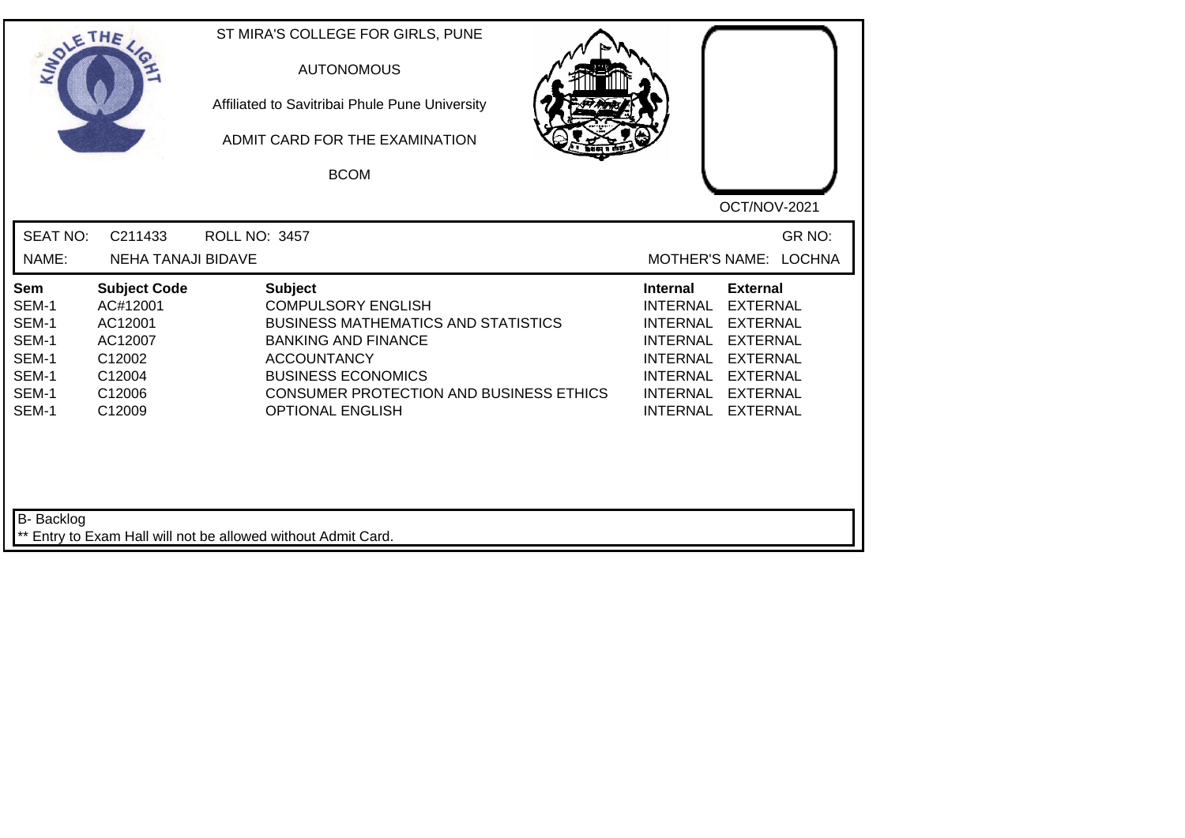ST MIRA'S COLLEGE FOR GIRLS, PUNE

AUTONOMOUS

Affiliated to Savitribai Phule Pune University

ADMIT CARD FOR THE EXAMINATION

BCOM

OCT/NOV-2021

SEAT NO: C211433 ROLL NO: 3457 GR NO:

NAME: NEHA TANAJI BIDAVE MOTHER'S NAME: LOCHNA

| Sem | Subject Code | Subject | Internal | External |
|---|---|---|---|---|
| SEM-1 | AC#12001 | COMPULSORY ENGLISH | INTERNAL | EXTERNAL |
| SEM-1 | AC12001 | BUSINESS MATHEMATICS AND STATISTICS | INTERNAL | EXTERNAL |
| SEM-1 | AC12007 | BANKING AND FINANCE | INTERNAL | EXTERNAL |
| SEM-1 | C12002 | ACCOUNTANCY | INTERNAL | EXTERNAL |
| SEM-1 | C12004 | BUSINESS ECONOMICS | INTERNAL | EXTERNAL |
| SEM-1 | C12006 | CONSUMER PROTECTION AND BUSINESS ETHICS | INTERNAL | EXTERNAL |
| SEM-1 | C12009 | OPTIONAL ENGLISH | INTERNAL | EXTERNAL |

B- Backlog

** Entry to Exam Hall will not be allowed without Admit Card.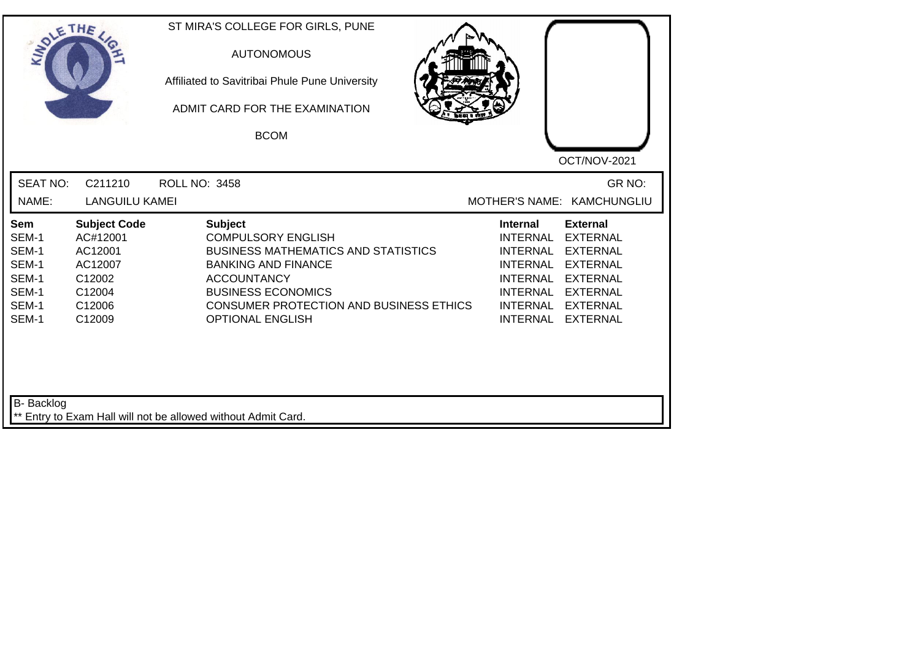ST MIRA'S COLLEGE FOR GIRLS, PUNE

AUTONOMOUS

Affiliated to Savitribai Phule Pune University

ADMIT CARD FOR THE EXAMINATION

BCOM

OCT/NOV-2021

SEAT NO: C211210 ROLL NO: 3458 GR NO:

NAME: LANGUILU KAMEI MOTHER'S NAME: KAMCHUNGLIU

| Sem | Subject Code | Subject | Internal | External |
|---|---|---|---|---|
| SEM-1 | AC#12001 | COMPULSORY ENGLISH | INTERNAL | EXTERNAL |
| SEM-1 | AC12001 | BUSINESS MATHEMATICS AND STATISTICS | INTERNAL | EXTERNAL |
| SEM-1 | AC12007 | BANKING AND FINANCE | INTERNAL | EXTERNAL |
| SEM-1 | C12002 | ACCOUNTANCY | INTERNAL | EXTERNAL |
| SEM-1 | C12004 | BUSINESS ECONOMICS | INTERNAL | EXTERNAL |
| SEM-1 | C12006 | CONSUMER PROTECTION AND BUSINESS ETHICS | INTERNAL | EXTERNAL |
| SEM-1 | C12009 | OPTIONAL ENGLISH | INTERNAL | EXTERNAL |

B- Backlog

** Entry to Exam Hall will not be allowed without Admit Card.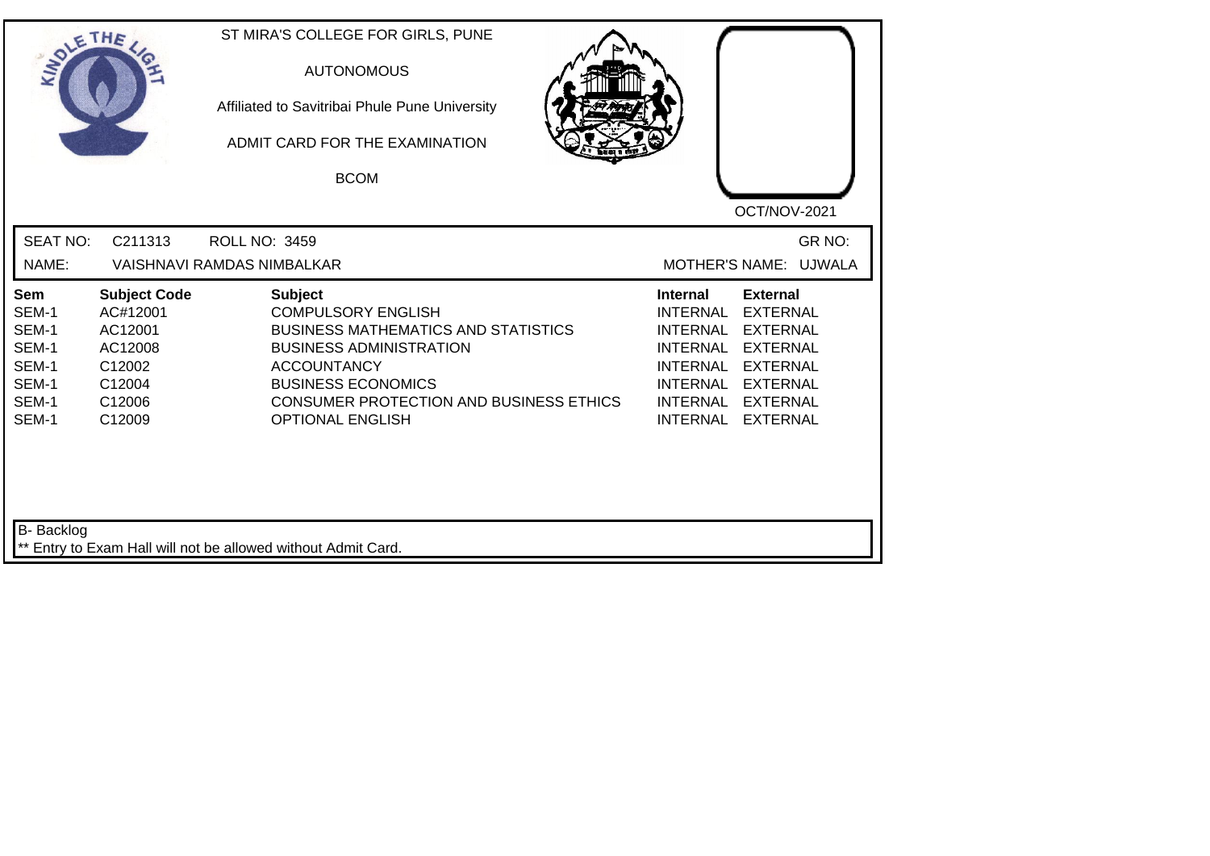ST MIRA'S COLLEGE FOR GIRLS, PUNE

AUTONOMOUS

Affiliated to Savitribai Phule Pune University

ADMIT CARD FOR THE EXAMINATION

BCOM

OCT/NOV-2021

SEAT NO: C211313 ROLL NO: 3459 GR NO:

NAME: VAISHNAVI RAMDAS NIMBALKAR MOTHER'S NAME: UJWALA

| Sem | Subject Code | Subject | Internal | External |
|---|---|---|---|---|
| SEM-1 | AC#12001 | COMPULSORY ENGLISH | INTERNAL | EXTERNAL |
| SEM-1 | AC12001 | BUSINESS MATHEMATICS AND STATISTICS | INTERNAL | EXTERNAL |
| SEM-1 | AC12008 | BUSINESS ADMINISTRATION | INTERNAL | EXTERNAL |
| SEM-1 | C12002 | ACCOUNTANCY | INTERNAL | EXTERNAL |
| SEM-1 | C12004 | BUSINESS ECONOMICS | INTERNAL | EXTERNAL |
| SEM-1 | C12006 | CONSUMER PROTECTION AND BUSINESS ETHICS | INTERNAL | EXTERNAL |
| SEM-1 | C12009 | OPTIONAL ENGLISH | INTERNAL | EXTERNAL |

B- Backlog

** Entry to Exam Hall will not be allowed without Admit Card.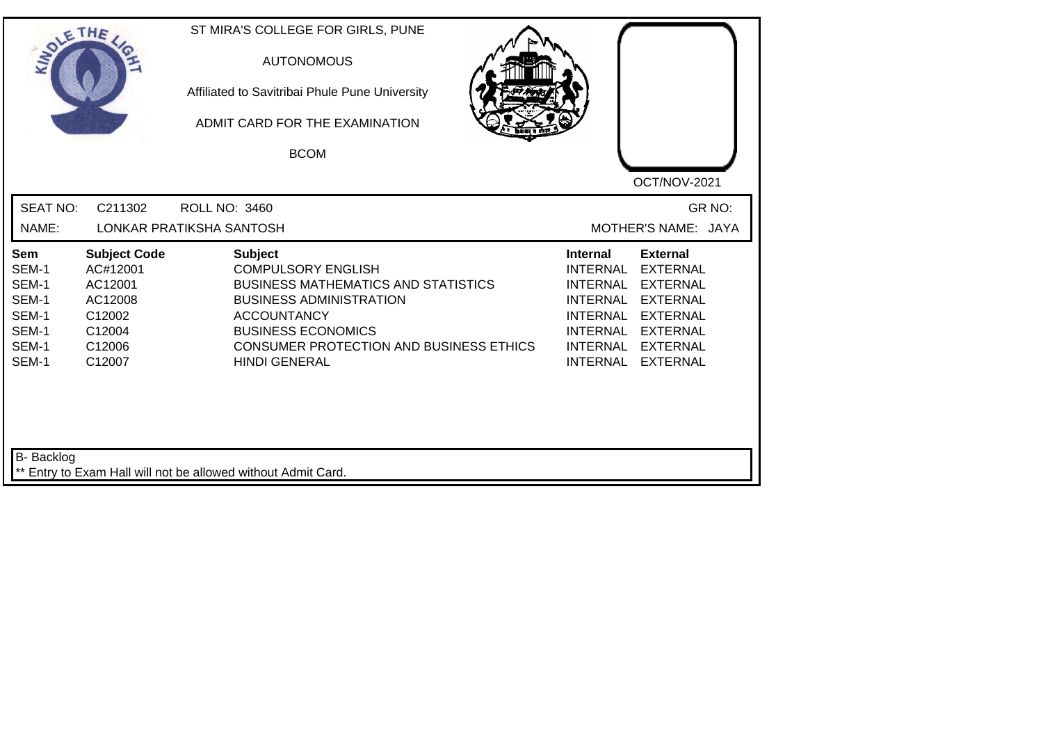ST MIRA'S COLLEGE FOR GIRLS, PUNE

AUTONOMOUS

Affiliated to Savitribai Phule Pune University

ADMIT CARD FOR THE EXAMINATION

BCOM

OCT/NOV-2021

SEAT NO: C211302 ROLL NO: 3460 GR NO:

NAME: LONKAR PRATIKSHA SANTOSH MOTHER'S NAME: JAYA

| Sem | Subject Code | Subject | Internal | External |
|---|---|---|---|---|
| SEM-1 | AC#12001 | COMPULSORY ENGLISH | INTERNAL | EXTERNAL |
| SEM-1 | AC12001 | BUSINESS MATHEMATICS AND STATISTICS | INTERNAL | EXTERNAL |
| SEM-1 | AC12008 | BUSINESS ADMINISTRATION | INTERNAL | EXTERNAL |
| SEM-1 | C12002 | ACCOUNTANCY | INTERNAL | EXTERNAL |
| SEM-1 | C12004 | BUSINESS ECONOMICS | INTERNAL | EXTERNAL |
| SEM-1 | C12006 | CONSUMER PROTECTION AND BUSINESS ETHICS | INTERNAL | EXTERNAL |
| SEM-1 | C12007 | HINDI GENERAL | INTERNAL | EXTERNAL |

B- Backlog

** Entry to Exam Hall will not be allowed without Admit Card.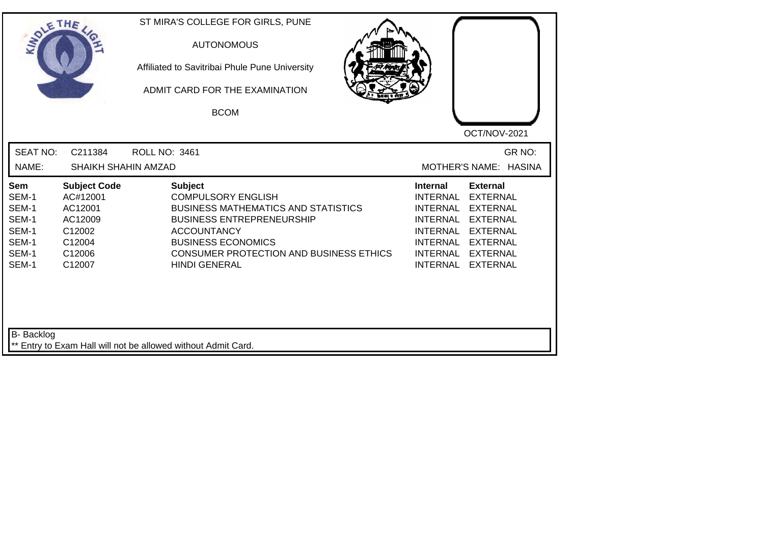ST MIRA'S COLLEGE FOR GIRLS, PUNE

AUTONOMOUS

Affiliated to Savitribai Phule Pune University

ADMIT CARD FOR THE EXAMINATION

BCOM

OCT/NOV-2021

SEAT NO: C211384 ROLL NO: 3461 GR NO:

NAME: SHAIKH SHAHIN AMZAD MOTHER'S NAME: HASINA

| Sem | Subject Code | Subject | Internal | External |
|---|---|---|---|---|
| SEM-1 | AC#12001 | COMPULSORY ENGLISH | INTERNAL | EXTERNAL |
| SEM-1 | AC12001 | BUSINESS MATHEMATICS AND STATISTICS | INTERNAL | EXTERNAL |
| SEM-1 | AC12009 | BUSINESS ENTREPRENEURSHIP | INTERNAL | EXTERNAL |
| SEM-1 | C12002 | ACCOUNTANCY | INTERNAL | EXTERNAL |
| SEM-1 | C12004 | BUSINESS ECONOMICS | INTERNAL | EXTERNAL |
| SEM-1 | C12006 | CONSUMER PROTECTION AND BUSINESS ETHICS | INTERNAL | EXTERNAL |
| SEM-1 | C12007 | HINDI GENERAL | INTERNAL | EXTERNAL |

B- Backlog

** Entry to Exam Hall will not be allowed without Admit Card.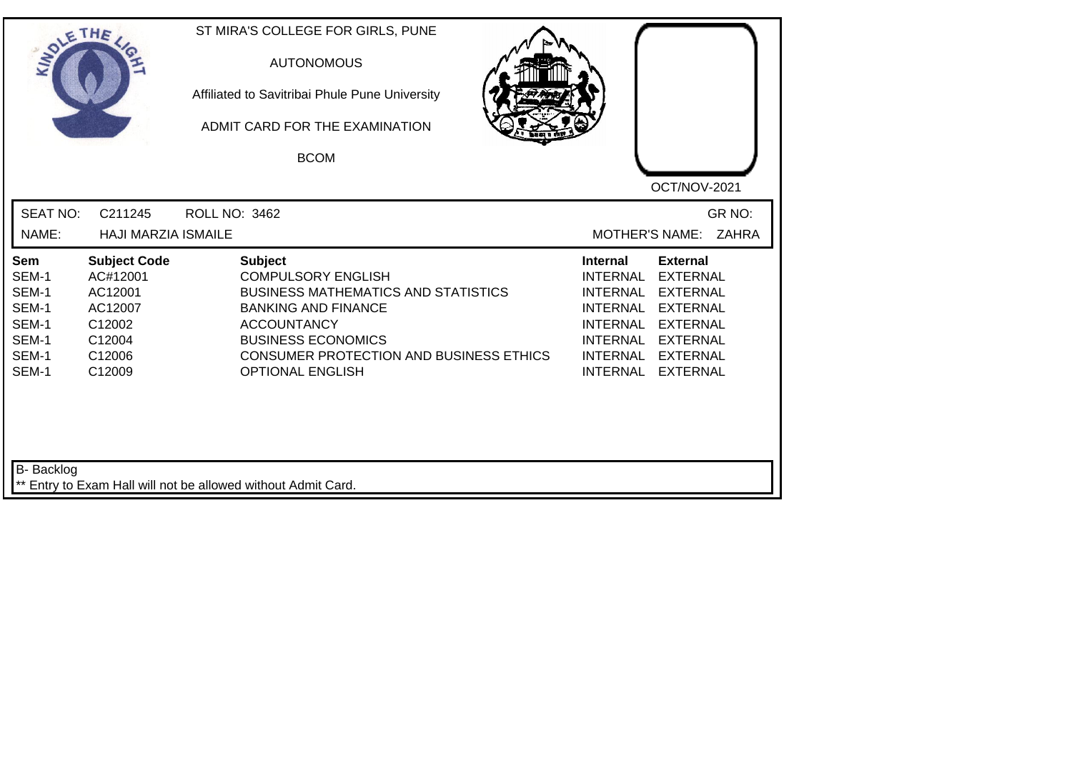ST MIRA'S COLLEGE FOR GIRLS, PUNE

AUTONOMOUS

Affiliated to Savitribai Phule Pune University

ADMIT CARD FOR THE EXAMINATION

BCOM

OCT/NOV-2021

SEAT NO: C211245 ROLL NO: 3462 GR NO:

NAME: HAJI MARZIA ISMAILE MOTHER'S NAME: ZAHRA

| Sem | Subject Code | Subject | Internal | External |
|---|---|---|---|---|
| SEM-1 | AC#12001 | COMPULSORY ENGLISH | INTERNAL | EXTERNAL |
| SEM-1 | AC12001 | BUSINESS MATHEMATICS AND STATISTICS | INTERNAL | EXTERNAL |
| SEM-1 | AC12007 | BANKING AND FINANCE | INTERNAL | EXTERNAL |
| SEM-1 | C12002 | ACCOUNTANCY | INTERNAL | EXTERNAL |
| SEM-1 | C12004 | BUSINESS ECONOMICS | INTERNAL | EXTERNAL |
| SEM-1 | C12006 | CONSUMER PROTECTION AND BUSINESS ETHICS | INTERNAL | EXTERNAL |
| SEM-1 | C12009 | OPTIONAL ENGLISH | INTERNAL | EXTERNAL |

B- Backlog

** Entry to Exam Hall will not be allowed without Admit Card.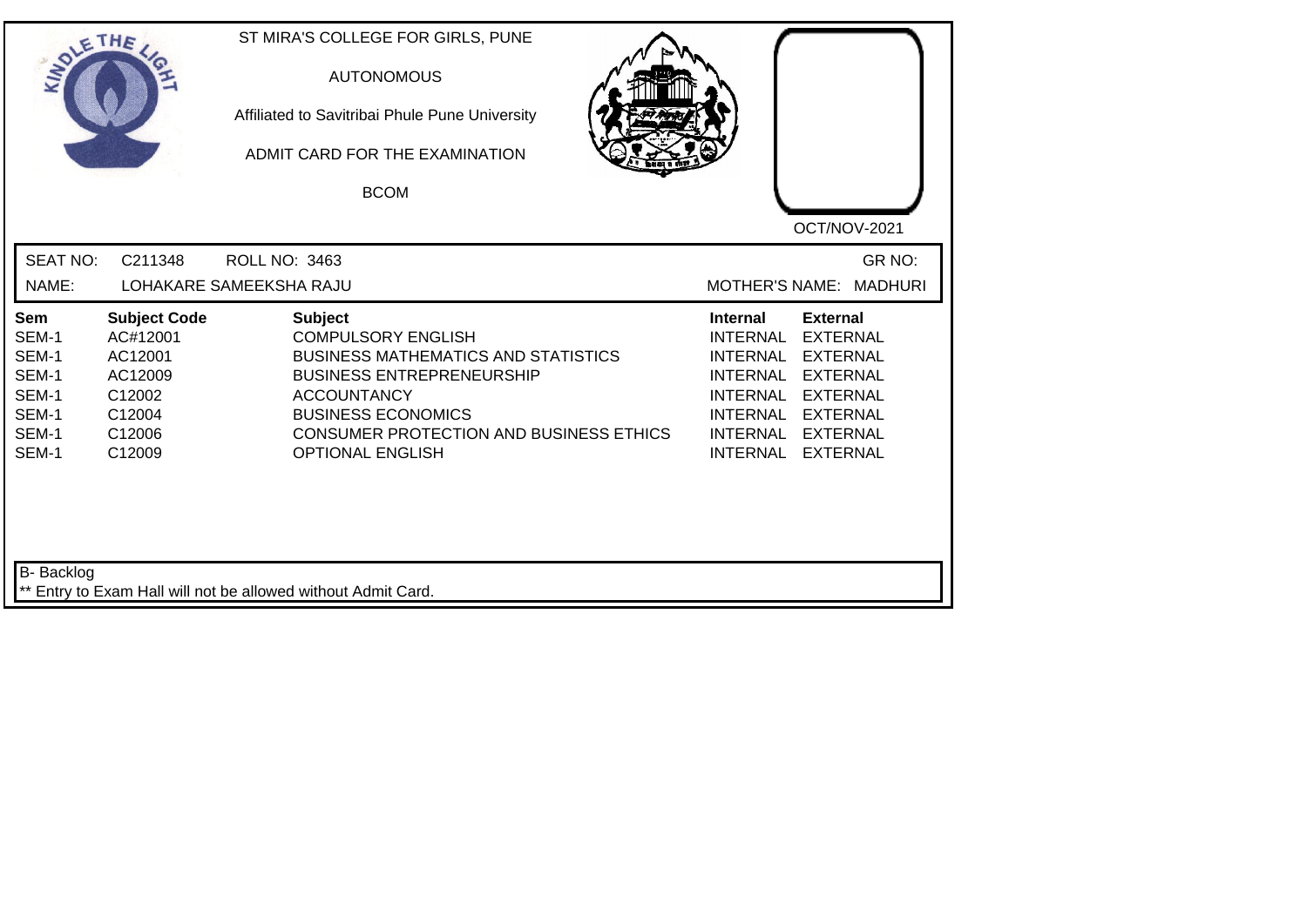ST MIRA'S COLLEGE FOR GIRLS, PUNE

AUTONOMOUS

Affiliated to Savitribai Phule Pune University

ADMIT CARD FOR THE EXAMINATION

BCOM

OCT/NOV-2021

SEAT NO: C211348 ROLL NO: 3463 GR NO:

NAME: LOHAKARE SAMEEKSHA RAJU MOTHER'S NAME: MADHURI

| Sem | Subject Code | Subject | Internal | External |
|---|---|---|---|---|
| SEM-1 | AC#12001 | COMPULSORY ENGLISH | INTERNAL | EXTERNAL |
| SEM-1 | AC12001 | BUSINESS MATHEMATICS AND STATISTICS | INTERNAL | EXTERNAL |
| SEM-1 | AC12009 | BUSINESS ENTREPRENEURSHIP | INTERNAL | EXTERNAL |
| SEM-1 | C12002 | ACCOUNTANCY | INTERNAL | EXTERNAL |
| SEM-1 | C12004 | BUSINESS ECONOMICS | INTERNAL | EXTERNAL |
| SEM-1 | C12006 | CONSUMER PROTECTION AND BUSINESS ETHICS | INTERNAL | EXTERNAL |
| SEM-1 | C12009 | OPTIONAL ENGLISH | INTERNAL | EXTERNAL |

B- Backlog

** Entry to Exam Hall will not be allowed without Admit Card.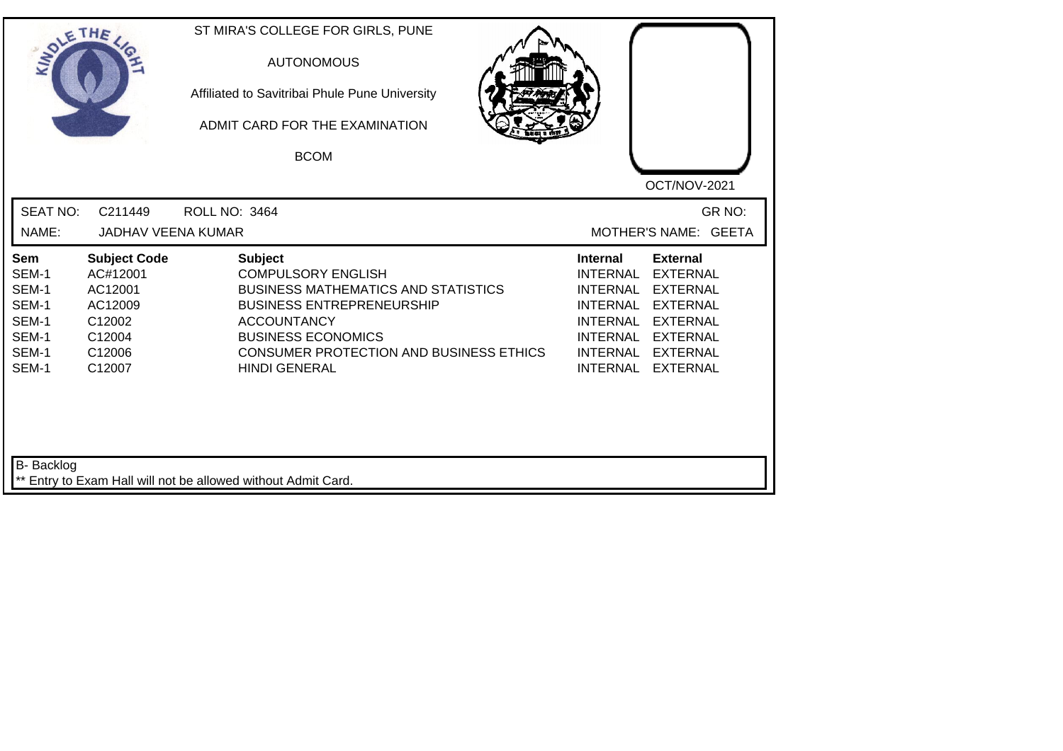ST MIRA'S COLLEGE FOR GIRLS, PUNE

AUTONOMOUS

Affiliated to Savitribai Phule Pune University

ADMIT CARD FOR THE EXAMINATION

BCOM

OCT/NOV-2021

SEAT NO: C211449 ROLL NO: 3464 GR NO:

NAME: JADHAV VEENA KUMAR MOTHER'S NAME: GEETA

| Sem | Subject Code | Subject | Internal | External |
|---|---|---|---|---|
| SEM-1 | AC#12001 | COMPULSORY ENGLISH | INTERNAL | EXTERNAL |
| SEM-1 | AC12001 | BUSINESS MATHEMATICS AND STATISTICS | INTERNAL | EXTERNAL |
| SEM-1 | AC12009 | BUSINESS ENTREPRENEURSHIP | INTERNAL | EXTERNAL |
| SEM-1 | C12002 | ACCOUNTANCY | INTERNAL | EXTERNAL |
| SEM-1 | C12004 | BUSINESS ECONOMICS | INTERNAL | EXTERNAL |
| SEM-1 | C12006 | CONSUMER PROTECTION AND BUSINESS ETHICS | INTERNAL | EXTERNAL |
| SEM-1 | C12007 | HINDI GENERAL | INTERNAL | EXTERNAL |

B- Backlog

** Entry to Exam Hall will not be allowed without Admit Card.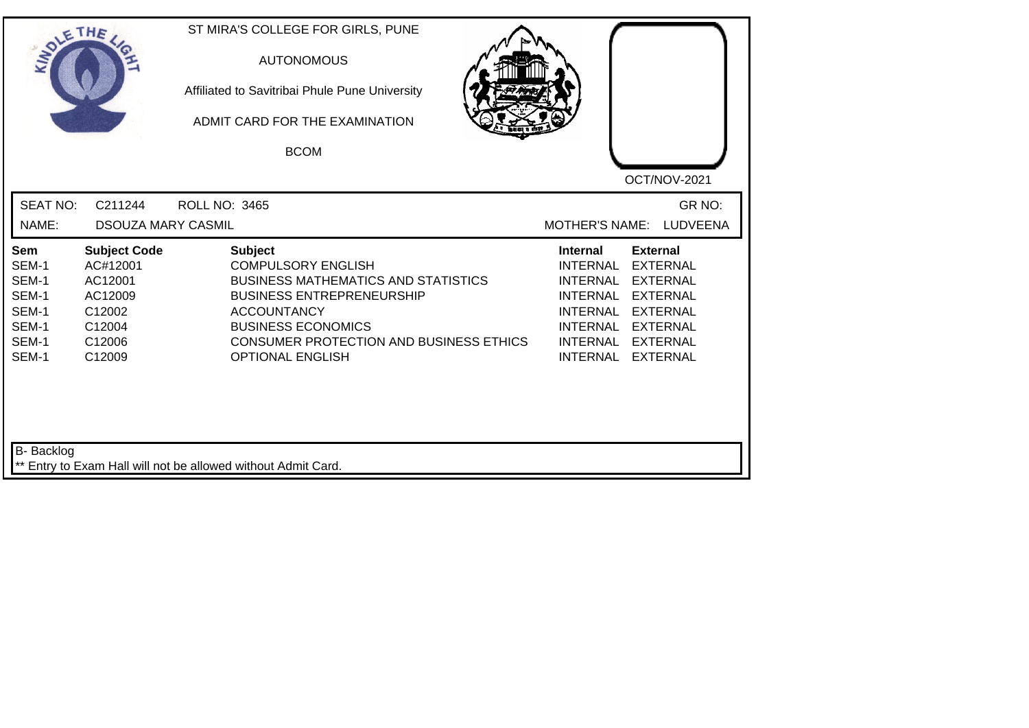ST MIRA'S COLLEGE FOR GIRLS, PUNE

AUTONOMOUS

Affiliated to Savitribai Phule Pune University

ADMIT CARD FOR THE EXAMINATION

BCOM

OCT/NOV-2021

SEAT NO: C211244 ROLL NO: 3465 GR NO:

NAME: DSOUZA MARY CASMIL MOTHER'S NAME: LUDVEENA

| Sem | Subject Code | Subject | Internal | External |
|---|---|---|---|---|
| SEM-1 | AC#12001 | COMPULSORY ENGLISH | INTERNAL | EXTERNAL |
| SEM-1 | AC12001 | BUSINESS MATHEMATICS AND STATISTICS | INTERNAL | EXTERNAL |
| SEM-1 | AC12009 | BUSINESS ENTREPRENEURSHIP | INTERNAL | EXTERNAL |
| SEM-1 | C12002 | ACCOUNTANCY | INTERNAL | EXTERNAL |
| SEM-1 | C12004 | BUSINESS ECONOMICS | INTERNAL | EXTERNAL |
| SEM-1 | C12006 | CONSUMER PROTECTION AND BUSINESS ETHICS | INTERNAL | EXTERNAL |
| SEM-1 | C12009 | OPTIONAL ENGLISH | INTERNAL | EXTERNAL |

B- Backlog

** Entry to Exam Hall will not be allowed without Admit Card.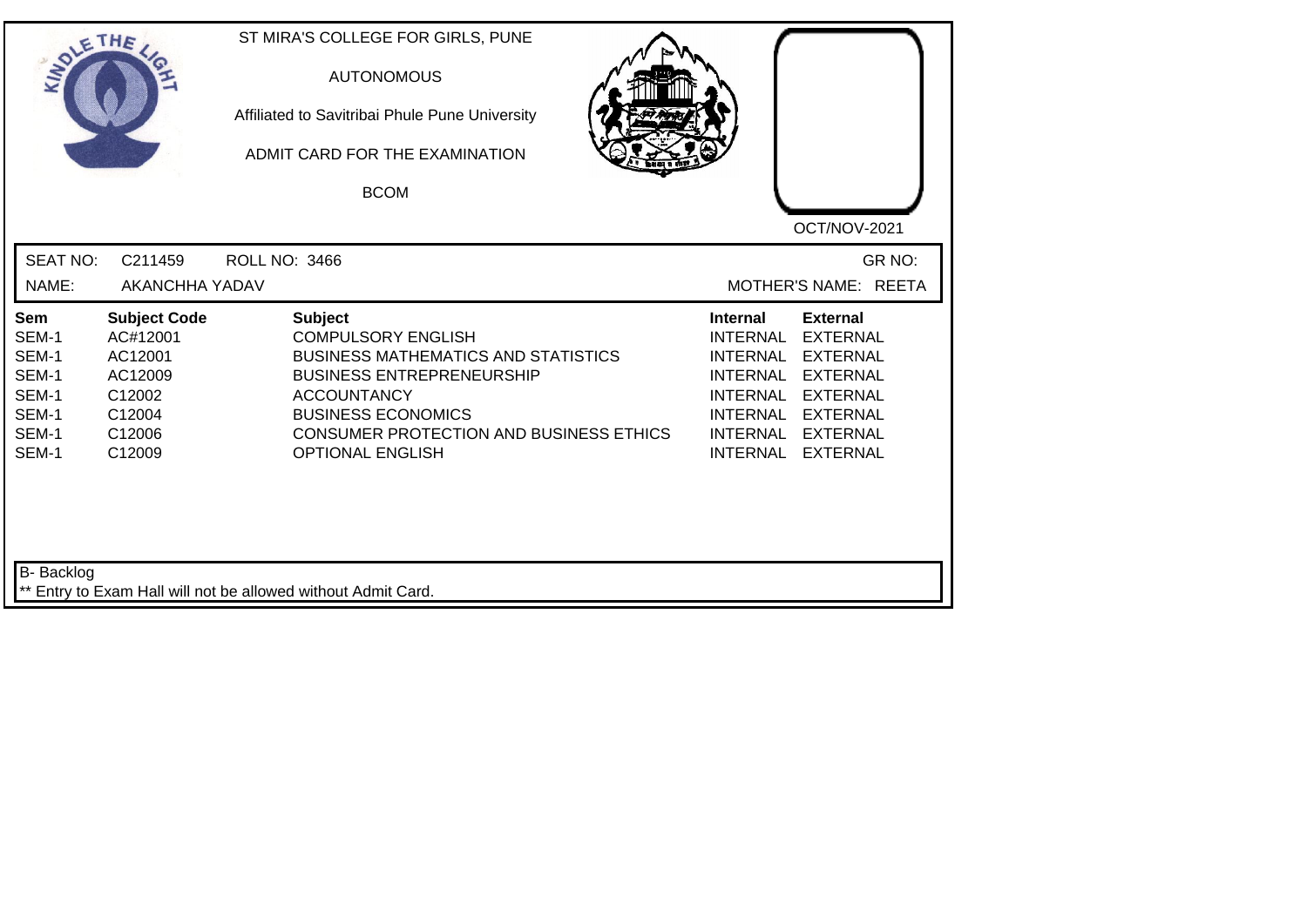ST MIRA'S COLLEGE FOR GIRLS, PUNE

AUTONOMOUS

Affiliated to Savitribai Phule Pune University

ADMIT CARD FOR THE EXAMINATION

BCOM

OCT/NOV-2021

SEAT NO: C211459 ROLL NO: 3466 GR NO:

NAME: AKANCHHA YADAV MOTHER'S NAME: REETA

| Sem | Subject Code | Subject | Internal | External |
|---|---|---|---|---|
| SEM-1 | AC#12001 | COMPULSORY ENGLISH | INTERNAL | EXTERNAL |
| SEM-1 | AC12001 | BUSINESS MATHEMATICS AND STATISTICS | INTERNAL | EXTERNAL |
| SEM-1 | AC12009 | BUSINESS ENTREPRENEURSHIP | INTERNAL | EXTERNAL |
| SEM-1 | C12002 | ACCOUNTANCY | INTERNAL | EXTERNAL |
| SEM-1 | C12004 | BUSINESS ECONOMICS | INTERNAL | EXTERNAL |
| SEM-1 | C12006 | CONSUMER PROTECTION AND BUSINESS ETHICS | INTERNAL | EXTERNAL |
| SEM-1 | C12009 | OPTIONAL ENGLISH | INTERNAL | EXTERNAL |

B- Backlog

** Entry to Exam Hall will not be allowed without Admit Card.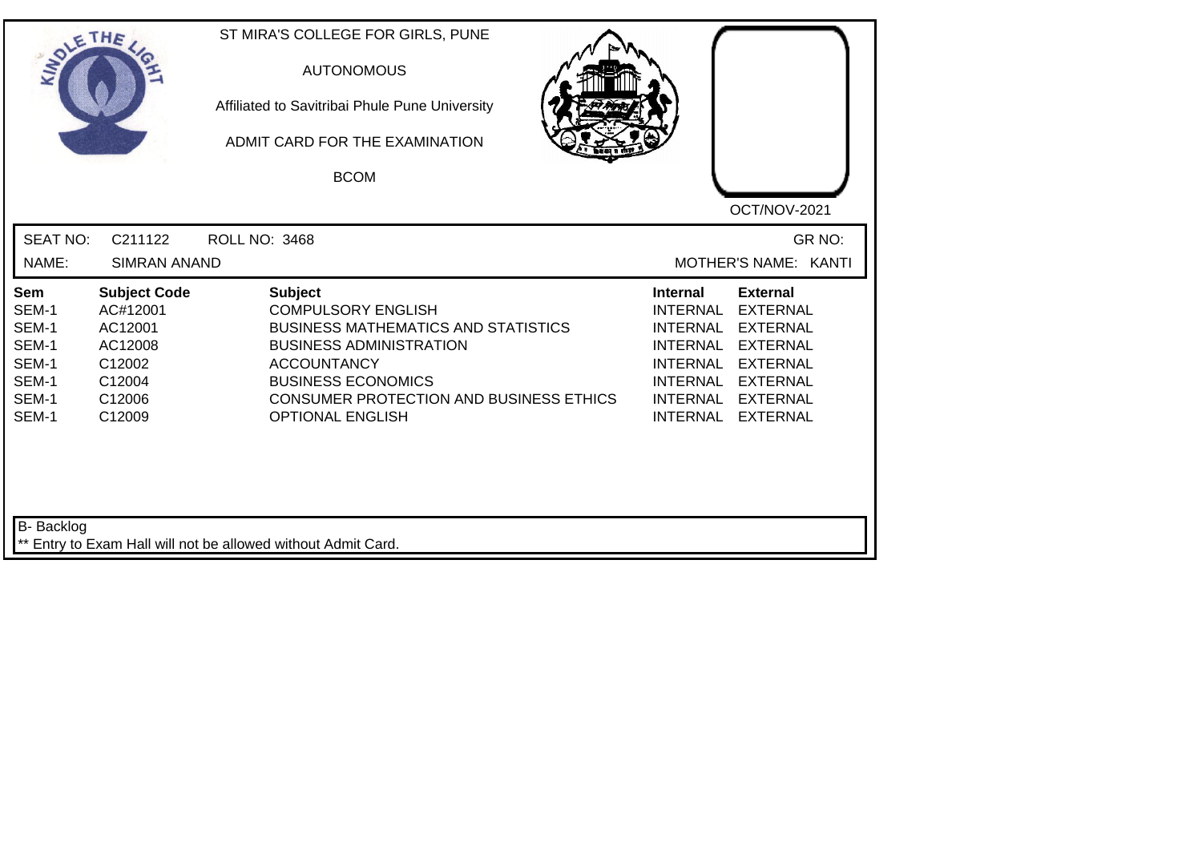ST MIRA'S COLLEGE FOR GIRLS, PUNE

AUTONOMOUS

Affiliated to Savitribai Phule Pune University

ADMIT CARD FOR THE EXAMINATION

BCOM

OCT/NOV-2021

SEAT NO: C211122 ROLL NO: 3468 GR NO:

NAME: SIMRAN ANAND MOTHER'S NAME: KANTI

| Sem | Subject Code | Subject | Internal | External |
|---|---|---|---|---|
| SEM-1 | AC#12001 | COMPULSORY ENGLISH | INTERNAL | EXTERNAL |
| SEM-1 | AC12001 | BUSINESS MATHEMATICS AND STATISTICS | INTERNAL | EXTERNAL |
| SEM-1 | AC12008 | BUSINESS ADMINISTRATION | INTERNAL | EXTERNAL |
| SEM-1 | C12002 | ACCOUNTANCY | INTERNAL | EXTERNAL |
| SEM-1 | C12004 | BUSINESS ECONOMICS | INTERNAL | EXTERNAL |
| SEM-1 | C12006 | CONSUMER PROTECTION AND BUSINESS ETHICS | INTERNAL | EXTERNAL |
| SEM-1 | C12009 | OPTIONAL ENGLISH | INTERNAL | EXTERNAL |

B- Backlog

** Entry to Exam Hall will not be allowed without Admit Card.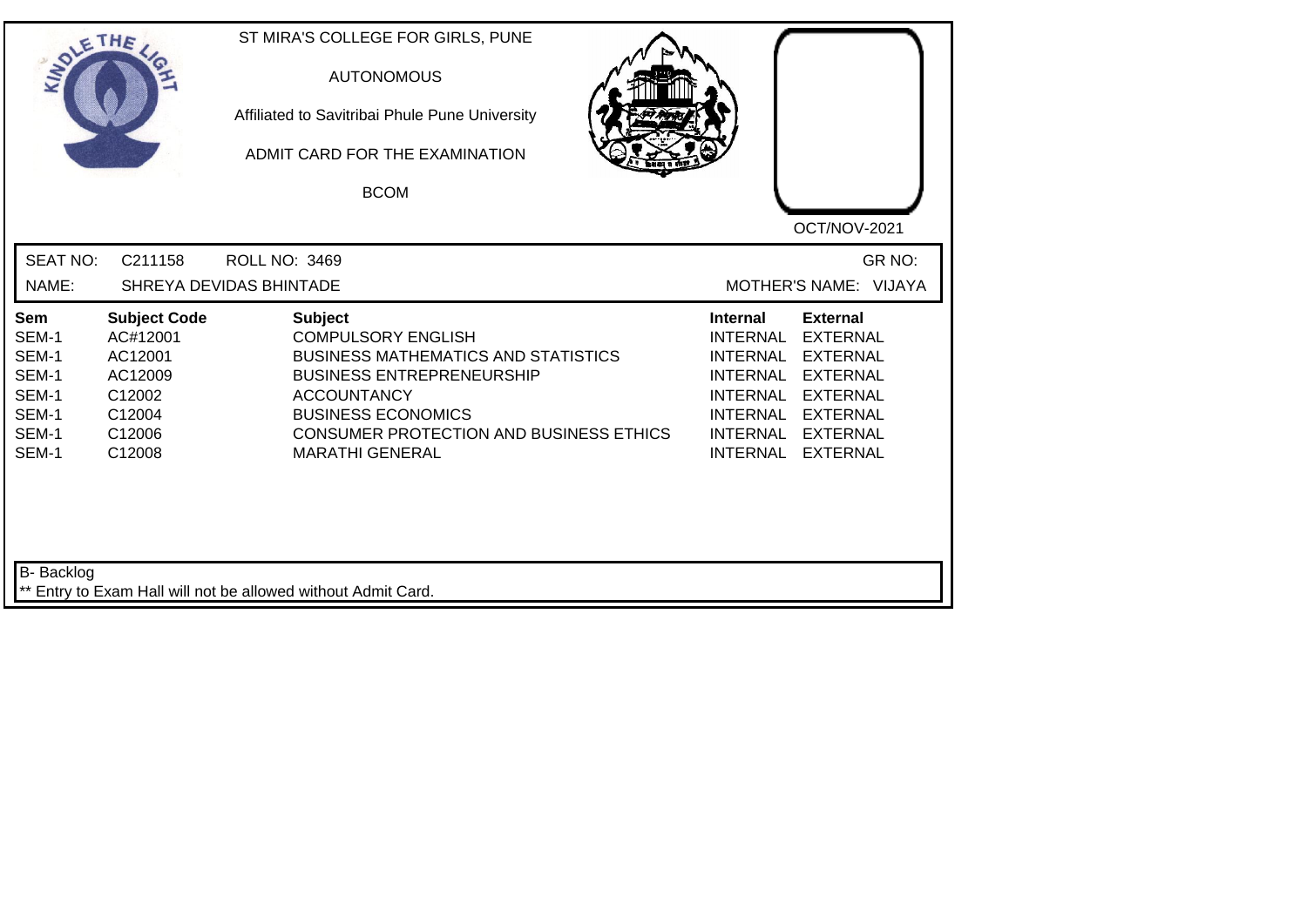ST MIRA'S COLLEGE FOR GIRLS, PUNE

AUTONOMOUS

Affiliated to Savitribai Phule Pune University

ADMIT CARD FOR THE EXAMINATION

BCOM

OCT/NOV-2021

SEAT NO: C211158 ROLL NO: 3469 GR NO:

NAME: SHREYA DEVIDAS BHINTADE MOTHER'S NAME: VIJAYA

| Sem | Subject Code | Subject | Internal | External |
|---|---|---|---|---|
| SEM-1 | AC#12001 | COMPULSORY ENGLISH | INTERNAL | EXTERNAL |
| SEM-1 | AC12001 | BUSINESS MATHEMATICS AND STATISTICS | INTERNAL | EXTERNAL |
| SEM-1 | AC12009 | BUSINESS ENTREPRENEURSHIP | INTERNAL | EXTERNAL |
| SEM-1 | C12002 | ACCOUNTANCY | INTERNAL | EXTERNAL |
| SEM-1 | C12004 | BUSINESS ECONOMICS | INTERNAL | EXTERNAL |
| SEM-1 | C12006 | CONSUMER PROTECTION AND BUSINESS ETHICS | INTERNAL | EXTERNAL |
| SEM-1 | C12008 | MARATHI GENERAL | INTERNAL | EXTERNAL |

B- Backlog

** Entry to Exam Hall will not be allowed without Admit Card.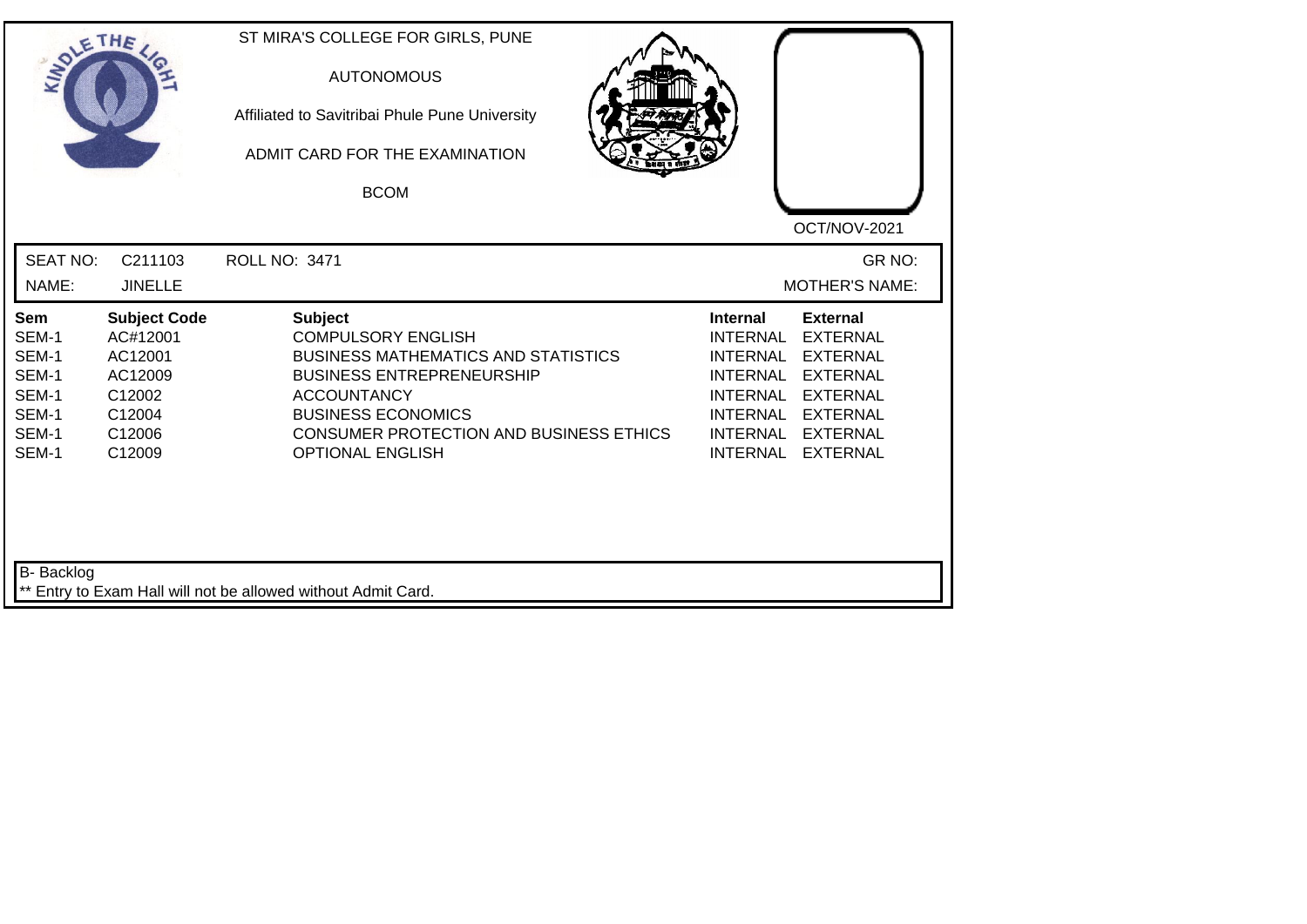ST MIRA'S COLLEGE FOR GIRLS, PUNE

AUTONOMOUS

Affiliated to Savitribai Phule Pune University

ADMIT CARD FOR THE EXAMINATION

BCOM

OCT/NOV-2021

SEAT NO: C211103 ROLL NO: 3471 GR NO:

NAME: JINELLE MOTHER'S NAME:

| Sem | Subject Code | Subject | Internal | External |
|---|---|---|---|---|
| SEM-1 | AC#12001 | COMPULSORY ENGLISH | INTERNAL | EXTERNAL |
| SEM-1 | AC12001 | BUSINESS MATHEMATICS AND STATISTICS | INTERNAL | EXTERNAL |
| SEM-1 | AC12009 | BUSINESS ENTREPRENEURSHIP | INTERNAL | EXTERNAL |
| SEM-1 | C12002 | ACCOUNTANCY | INTERNAL | EXTERNAL |
| SEM-1 | C12004 | BUSINESS ECONOMICS | INTERNAL | EXTERNAL |
| SEM-1 | C12006 | CONSUMER PROTECTION AND BUSINESS ETHICS | INTERNAL | EXTERNAL |
| SEM-1 | C12009 | OPTIONAL ENGLISH | INTERNAL | EXTERNAL |

B- Backlog

** Entry to Exam Hall will not be allowed without Admit Card.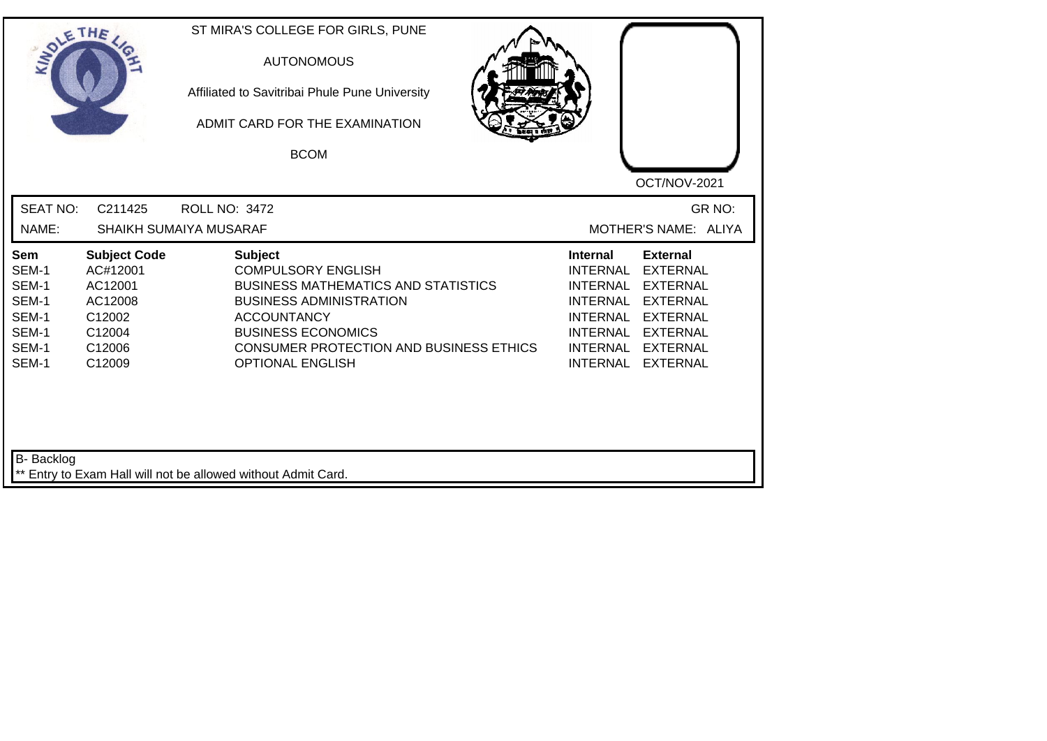ST MIRA'S COLLEGE FOR GIRLS, PUNE

AUTONOMOUS

Affiliated to Savitribai Phule Pune University

ADMIT CARD FOR THE EXAMINATION

BCOM

OCT/NOV-2021

SEAT NO: C211425 ROLL NO: 3472 GR NO:

NAME: SHAIKH SUMAIYA MUSARAF MOTHER'S NAME: ALIYA

| Sem | Subject Code | Subject | Internal | External |
|---|---|---|---|---|
| SEM-1 | AC#12001 | COMPULSORY ENGLISH | INTERNAL | EXTERNAL |
| SEM-1 | AC12001 | BUSINESS MATHEMATICS AND STATISTICS | INTERNAL | EXTERNAL |
| SEM-1 | AC12008 | BUSINESS ADMINISTRATION | INTERNAL | EXTERNAL |
| SEM-1 | C12002 | ACCOUNTANCY | INTERNAL | EXTERNAL |
| SEM-1 | C12004 | BUSINESS ECONOMICS | INTERNAL | EXTERNAL |
| SEM-1 | C12006 | CONSUMER PROTECTION AND BUSINESS ETHICS | INTERNAL | EXTERNAL |
| SEM-1 | C12009 | OPTIONAL ENGLISH | INTERNAL | EXTERNAL |

B- Backlog

** Entry to Exam Hall will not be allowed without Admit Card.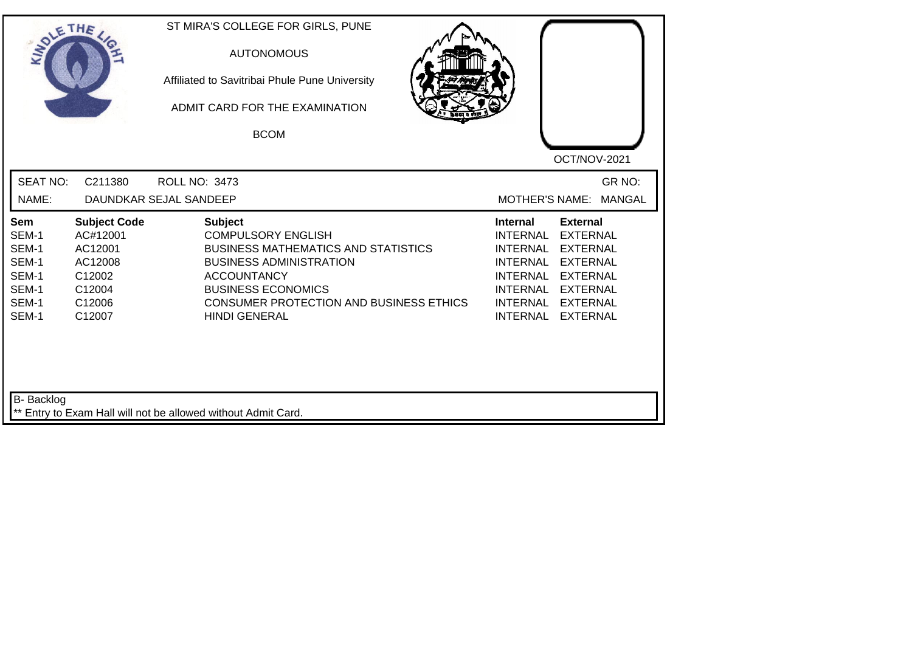ST MIRA'S COLLEGE FOR GIRLS, PUNE

AUTONOMOUS

Affiliated to Savitribai Phule Pune University

ADMIT CARD FOR THE EXAMINATION

BCOM

OCT/NOV-2021

SEAT NO: C211380 ROLL NO: 3473 GR NO:

NAME: DAUNDKAR SEJAL SANDEEP MOTHER'S NAME: MANGAL

| Sem | Subject Code | Subject | Internal | External |
|---|---|---|---|---|
| SEM-1 | AC#12001 | COMPULSORY ENGLISH | INTERNAL | EXTERNAL |
| SEM-1 | AC12001 | BUSINESS MATHEMATICS AND STATISTICS | INTERNAL | EXTERNAL |
| SEM-1 | AC12008 | BUSINESS ADMINISTRATION | INTERNAL | EXTERNAL |
| SEM-1 | C12002 | ACCOUNTANCY | INTERNAL | EXTERNAL |
| SEM-1 | C12004 | BUSINESS ECONOMICS | INTERNAL | EXTERNAL |
| SEM-1 | C12006 | CONSUMER PROTECTION AND BUSINESS ETHICS | INTERNAL | EXTERNAL |
| SEM-1 | C12007 | HINDI GENERAL | INTERNAL | EXTERNAL |

B- Backlog

** Entry to Exam Hall will not be allowed without Admit Card.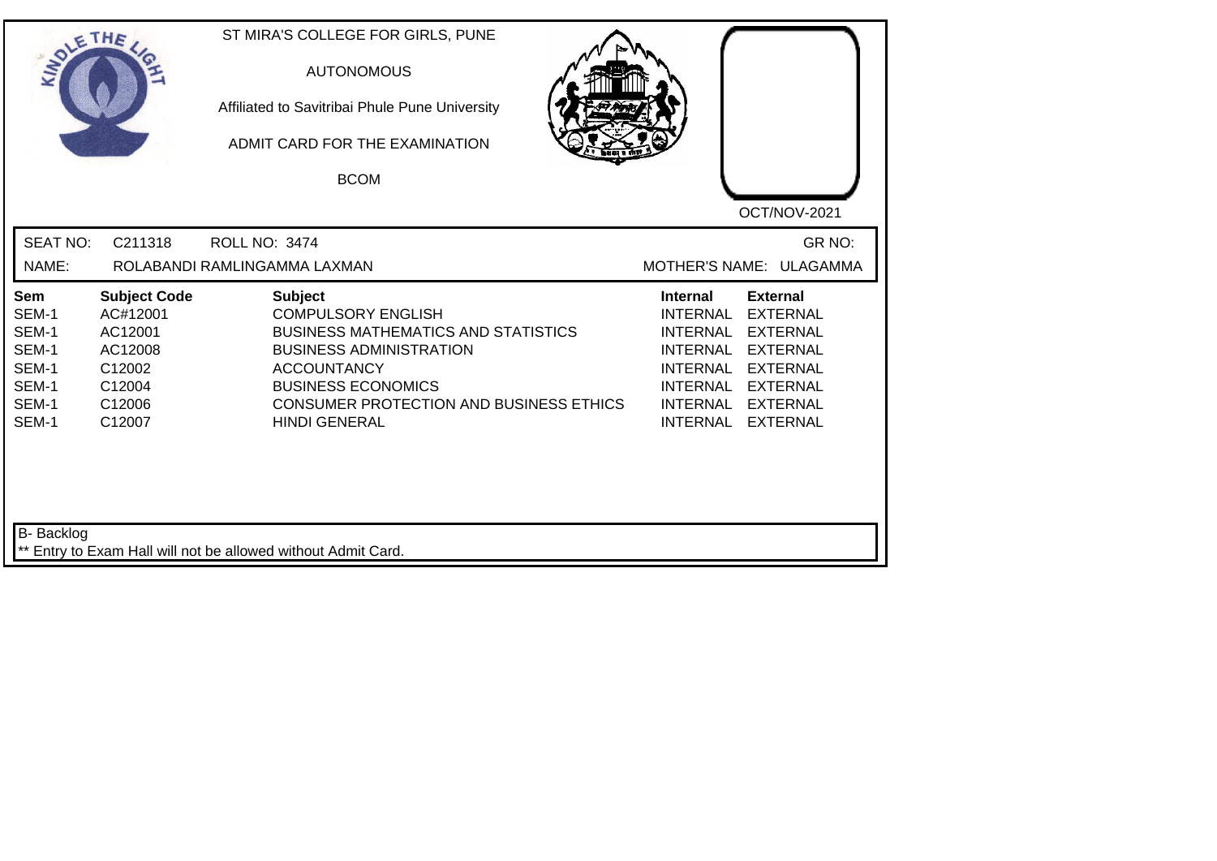ST MIRA'S COLLEGE FOR GIRLS, PUNE

AUTONOMOUS

Affiliated to Savitribai Phule Pune University

ADMIT CARD FOR THE EXAMINATION

BCOM

OCT/NOV-2021

SEAT NO: C211318 ROLL NO: 3474 GR NO:

NAME: ROLABANDI RAMLINGAMMA LAXMAN MOTHER'S NAME: ULAGAMMA

| Sem | Subject Code | Subject | Internal | External |
|---|---|---|---|---|
| SEM-1 | AC#12001 | COMPULSORY ENGLISH | INTERNAL | EXTERNAL |
| SEM-1 | AC12001 | BUSINESS MATHEMATICS AND STATISTICS | INTERNAL | EXTERNAL |
| SEM-1 | AC12008 | BUSINESS ADMINISTRATION | INTERNAL | EXTERNAL |
| SEM-1 | C12002 | ACCOUNTANCY | INTERNAL | EXTERNAL |
| SEM-1 | C12004 | BUSINESS ECONOMICS | INTERNAL | EXTERNAL |
| SEM-1 | C12006 | CONSUMER PROTECTION AND BUSINESS ETHICS | INTERNAL | EXTERNAL |
| SEM-1 | C12007 | HINDI GENERAL | INTERNAL | EXTERNAL |

B- Backlog

** Entry to Exam Hall will not be allowed without Admit Card.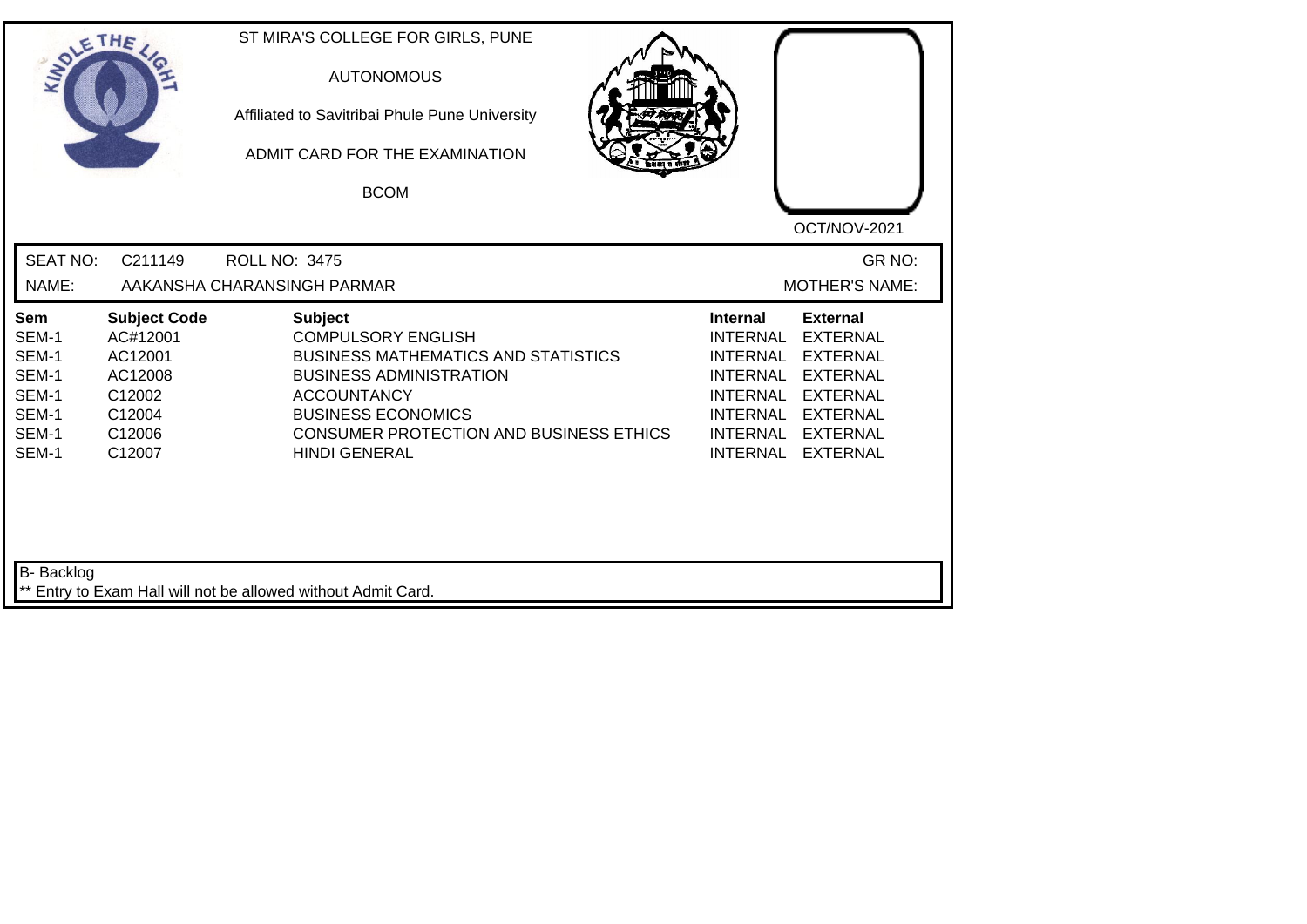ST MIRA'S COLLEGE FOR GIRLS, PUNE

AUTONOMOUS

Affiliated to Savitribai Phule Pune University

ADMIT CARD FOR THE EXAMINATION

BCOM

OCT/NOV-2021

SEAT NO: C211149 ROLL NO: 3475 GR NO:

NAME: AAKANSHA CHARANSINGH PARMAR MOTHER'S NAME:

| Sem | Subject Code | Subject | Internal | External |
|---|---|---|---|---|
| SEM-1 | AC#12001 | COMPULSORY ENGLISH | INTERNAL | EXTERNAL |
| SEM-1 | AC12001 | BUSINESS MATHEMATICS AND STATISTICS | INTERNAL | EXTERNAL |
| SEM-1 | AC12008 | BUSINESS ADMINISTRATION | INTERNAL | EXTERNAL |
| SEM-1 | C12002 | ACCOUNTANCY | INTERNAL | EXTERNAL |
| SEM-1 | C12004 | BUSINESS ECONOMICS | INTERNAL | EXTERNAL |
| SEM-1 | C12006 | CONSUMER PROTECTION AND BUSINESS ETHICS | INTERNAL | EXTERNAL |
| SEM-1 | C12007 | HINDI GENERAL | INTERNAL | EXTERNAL |

B- Backlog

** Entry to Exam Hall will not be allowed without Admit Card.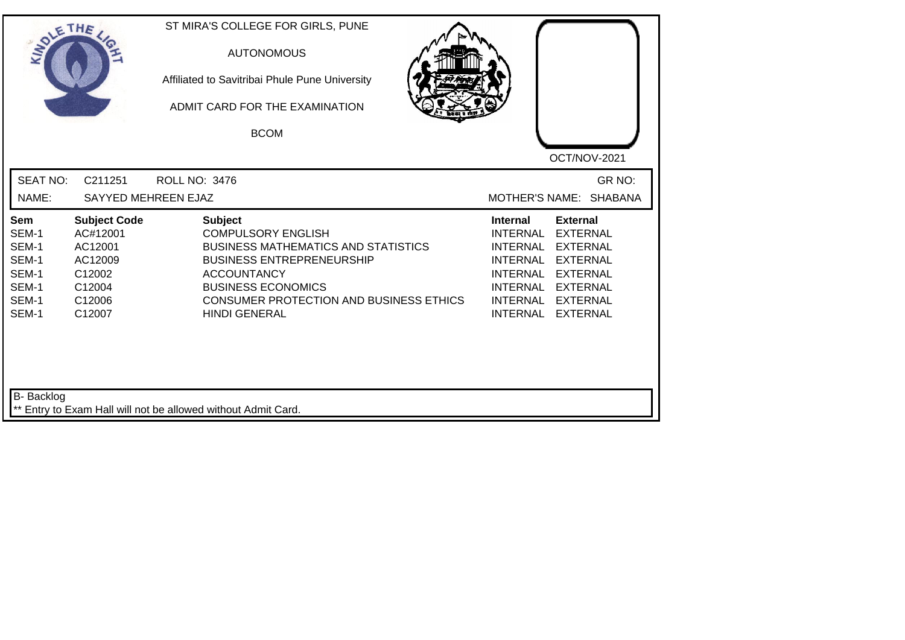ST MIRA'S COLLEGE FOR GIRLS, PUNE

AUTONOMOUS

Affiliated to Savitribai Phule Pune University

ADMIT CARD FOR THE EXAMINATION

BCOM

OCT/NOV-2021

SEAT NO: C211251 ROLL NO: 3476 GR NO:

NAME: SAYYED MEHREEN EJAZ MOTHER'S NAME: SHABANA

| Sem | Subject Code | Subject | Internal | External |
|---|---|---|---|---|
| SEM-1 | AC#12001 | COMPULSORY ENGLISH | INTERNAL | EXTERNAL |
| SEM-1 | AC12001 | BUSINESS MATHEMATICS AND STATISTICS | INTERNAL | EXTERNAL |
| SEM-1 | AC12009 | BUSINESS ENTREPRENEURSHIP | INTERNAL | EXTERNAL |
| SEM-1 | C12002 | ACCOUNTANCY | INTERNAL | EXTERNAL |
| SEM-1 | C12004 | BUSINESS ECONOMICS | INTERNAL | EXTERNAL |
| SEM-1 | C12006 | CONSUMER PROTECTION AND BUSINESS ETHICS | INTERNAL | EXTERNAL |
| SEM-1 | C12007 | HINDI GENERAL | INTERNAL | EXTERNAL |

B- Backlog

** Entry to Exam Hall will not be allowed without Admit Card.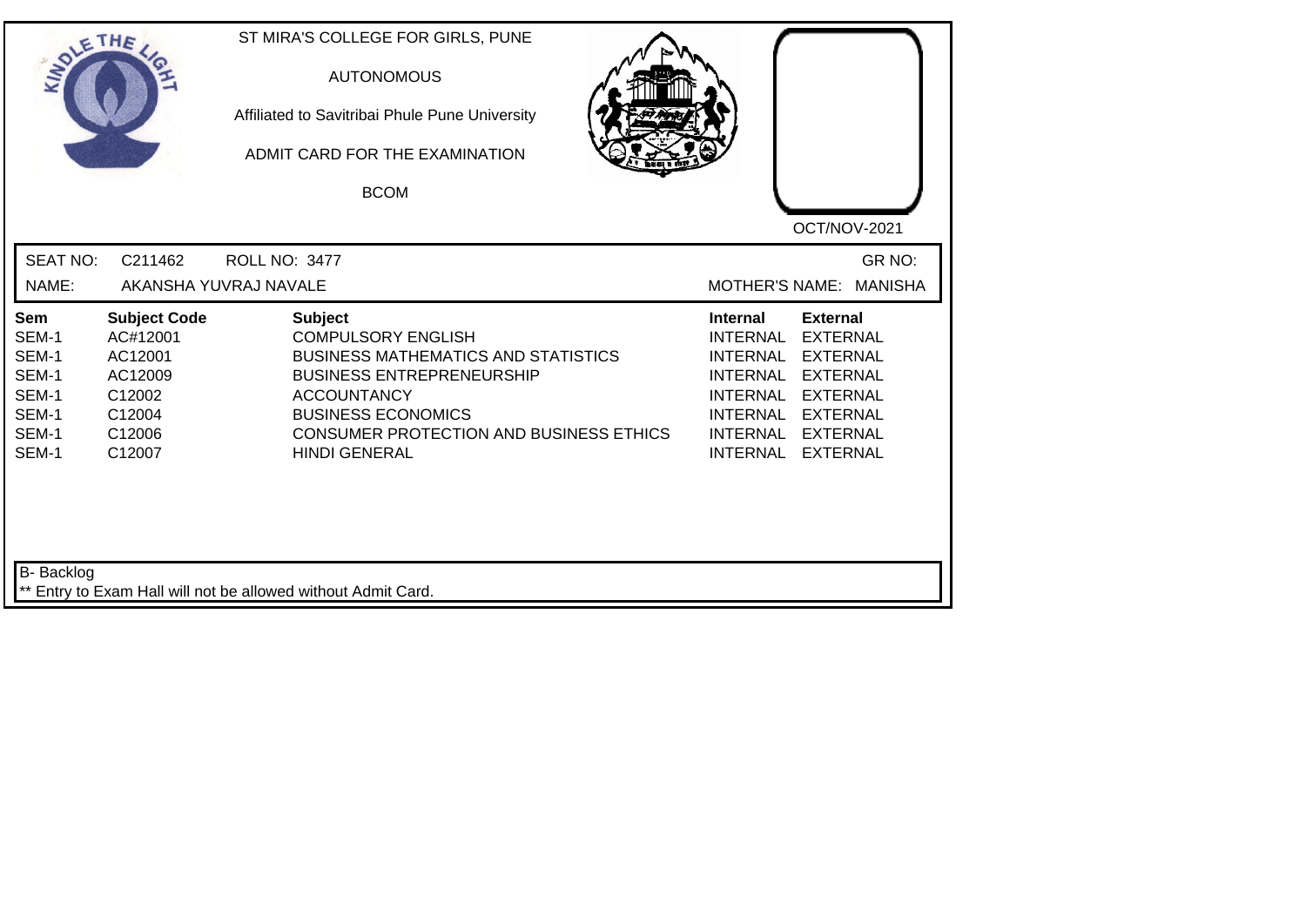ST MIRA'S COLLEGE FOR GIRLS, PUNE

AUTONOMOUS

Affiliated to Savitribai Phule Pune University

ADMIT CARD FOR THE EXAMINATION

BCOM

OCT/NOV-2021

SEAT NO: C211462 ROLL NO: 3477 GR NO:

NAME: AKANSHA YUVRAJ NAVALE MOTHER'S NAME: MANISHA

| Sem | Subject Code | Subject | Internal | External |
|---|---|---|---|---|
| SEM-1 | AC#12001 | COMPULSORY ENGLISH | INTERNAL | EXTERNAL |
| SEM-1 | AC12001 | BUSINESS MATHEMATICS AND STATISTICS | INTERNAL | EXTERNAL |
| SEM-1 | AC12009 | BUSINESS ENTREPRENEURSHIP | INTERNAL | EXTERNAL |
| SEM-1 | C12002 | ACCOUNTANCY | INTERNAL | EXTERNAL |
| SEM-1 | C12004 | BUSINESS ECONOMICS | INTERNAL | EXTERNAL |
| SEM-1 | C12006 | CONSUMER PROTECTION AND BUSINESS ETHICS | INTERNAL | EXTERNAL |
| SEM-1 | C12007 | HINDI GENERAL | INTERNAL | EXTERNAL |

B- Backlog

** Entry to Exam Hall will not be allowed without Admit Card.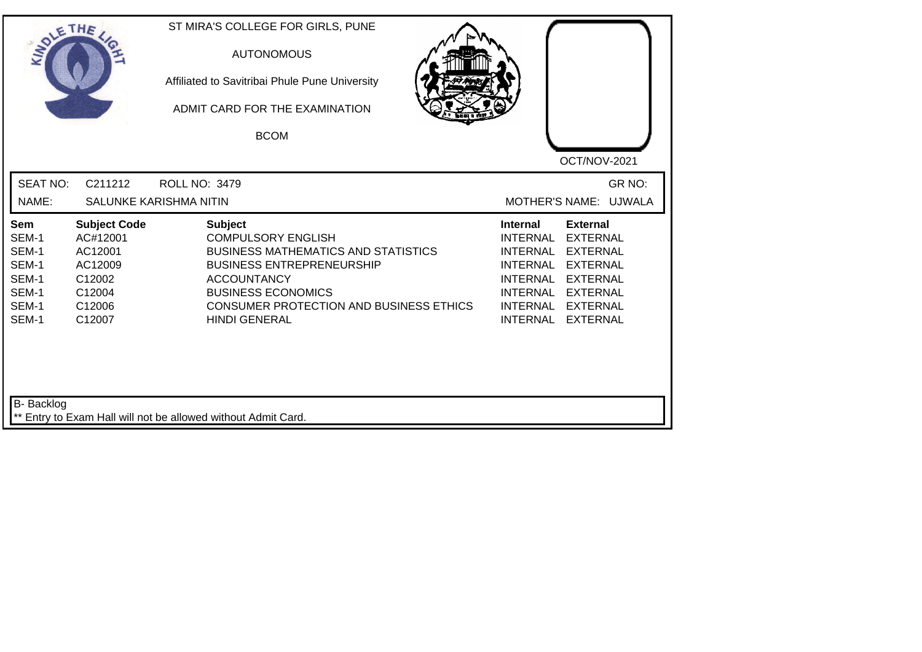ST MIRA'S COLLEGE FOR GIRLS, PUNE

AUTONOMOUS

Affiliated to Savitribai Phule Pune University

ADMIT CARD FOR THE EXAMINATION

BCOM

OCT/NOV-2021

SEAT NO: C211212 ROLL NO: 3479 GR NO:

NAME: SALUNKE KARISHMA NITIN MOTHER'S NAME: UJWALA

| Sem | Subject Code | Subject | Internal | External |
|---|---|---|---|---|
| SEM-1 | AC#12001 | COMPULSORY ENGLISH | INTERNAL | EXTERNAL |
| SEM-1 | AC12001 | BUSINESS MATHEMATICS AND STATISTICS | INTERNAL | EXTERNAL |
| SEM-1 | AC12009 | BUSINESS ENTREPRENEURSHIP | INTERNAL | EXTERNAL |
| SEM-1 | C12002 | ACCOUNTANCY | INTERNAL | EXTERNAL |
| SEM-1 | C12004 | BUSINESS ECONOMICS | INTERNAL | EXTERNAL |
| SEM-1 | C12006 | CONSUMER PROTECTION AND BUSINESS ETHICS | INTERNAL | EXTERNAL |
| SEM-1 | C12007 | HINDI GENERAL | INTERNAL | EXTERNAL |

B- Backlog

** Entry to Exam Hall will not be allowed without Admit Card.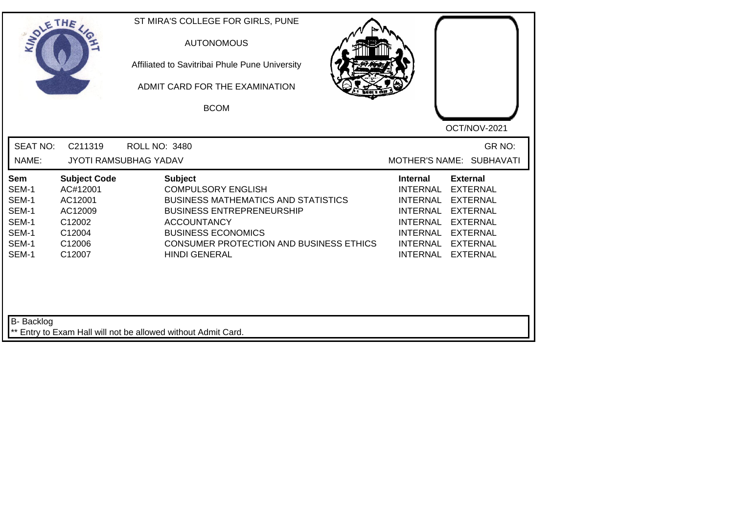ST MIRA'S COLLEGE FOR GIRLS, PUNE

AUTONOMOUS

Affiliated to Savitribai Phule Pune University

ADMIT CARD FOR THE EXAMINATION

BCOM

OCT/NOV-2021

SEAT NO: C211319 ROLL NO: 3480 GR NO:

NAME: JYOTI RAMSUBHAG YADAV MOTHER'S NAME: SUBHAVATI

| Sem | Subject Code | Subject | Internal | External |
|---|---|---|---|---|
| SEM-1 | AC#12001 | COMPULSORY ENGLISH | INTERNAL | EXTERNAL |
| SEM-1 | AC12001 | BUSINESS MATHEMATICS AND STATISTICS | INTERNAL | EXTERNAL |
| SEM-1 | AC12009 | BUSINESS ENTREPRENEURSHIP | INTERNAL | EXTERNAL |
| SEM-1 | C12002 | ACCOUNTANCY | INTERNAL | EXTERNAL |
| SEM-1 | C12004 | BUSINESS ECONOMICS | INTERNAL | EXTERNAL |
| SEM-1 | C12006 | CONSUMER PROTECTION AND BUSINESS ETHICS | INTERNAL | EXTERNAL |
| SEM-1 | C12007 | HINDI GENERAL | INTERNAL | EXTERNAL |

B- Backlog

** Entry to Exam Hall will not be allowed without Admit Card.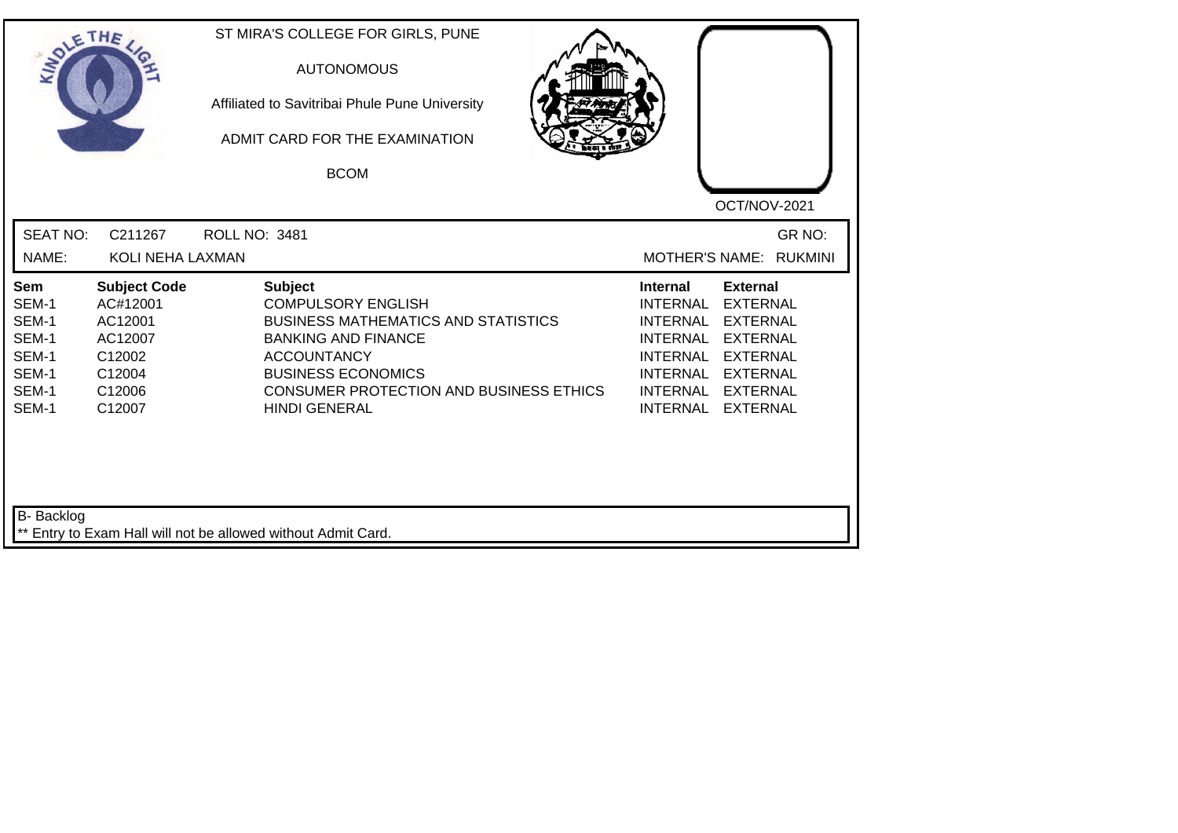ST MIRA'S COLLEGE FOR GIRLS, PUNE

AUTONOMOUS

Affiliated to Savitribai Phule Pune University

ADMIT CARD FOR THE EXAMINATION

BCOM

OCT/NOV-2021

SEAT NO: C211267 ROLL NO: 3481 GR NO:

NAME: KOLI NEHA LAXMAN MOTHER'S NAME: RUKMINI

| Sem | Subject Code | Subject | Internal | External |
|---|---|---|---|---|
| SEM-1 | AC#12001 | COMPULSORY ENGLISH | INTERNAL | EXTERNAL |
| SEM-1 | AC12001 | BUSINESS MATHEMATICS AND STATISTICS | INTERNAL | EXTERNAL |
| SEM-1 | AC12007 | BANKING AND FINANCE | INTERNAL | EXTERNAL |
| SEM-1 | C12002 | ACCOUNTANCY | INTERNAL | EXTERNAL |
| SEM-1 | C12004 | BUSINESS ECONOMICS | INTERNAL | EXTERNAL |
| SEM-1 | C12006 | CONSUMER PROTECTION AND BUSINESS ETHICS | INTERNAL | EXTERNAL |
| SEM-1 | C12007 | HINDI GENERAL | INTERNAL | EXTERNAL |

B- Backlog

** Entry to Exam Hall will not be allowed without Admit Card.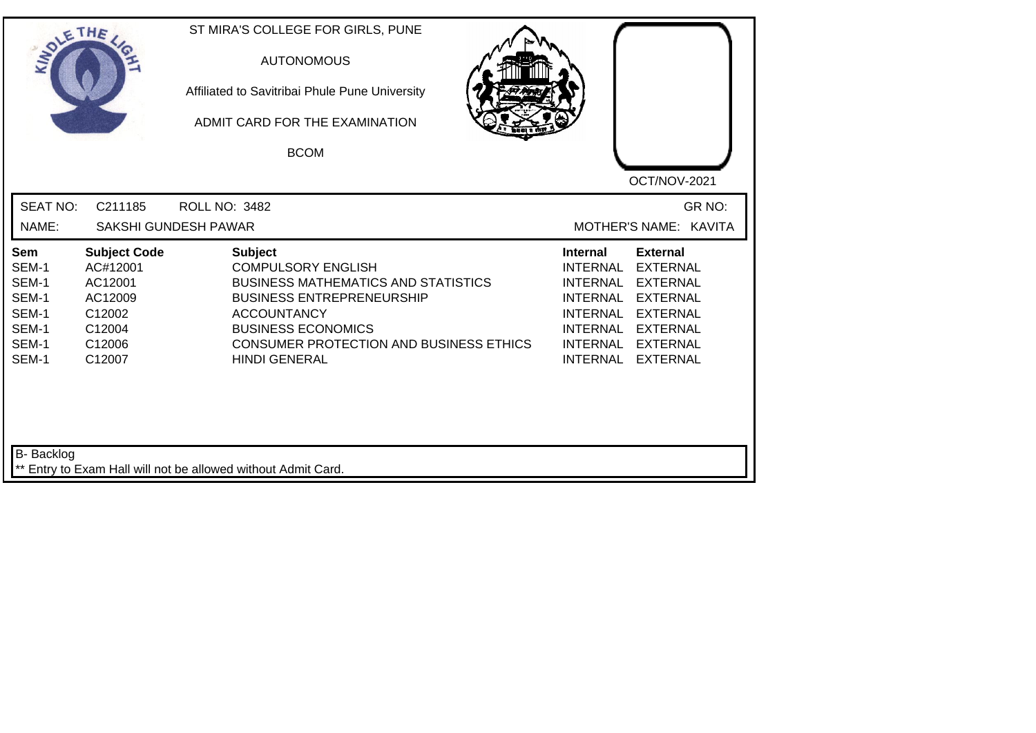ST MIRA'S COLLEGE FOR GIRLS, PUNE

AUTONOMOUS

Affiliated to Savitribai Phule Pune University

ADMIT CARD FOR THE EXAMINATION

BCOM

OCT/NOV-2021

SEAT NO: C211185 ROLL NO: 3482 GR NO:

NAME: SAKSHI GUNDESH PAWAR MOTHER'S NAME: KAVITA

| Sem | Subject Code | Subject | Internal | External |
|---|---|---|---|---|
| SEM-1 | AC#12001 | COMPULSORY ENGLISH | INTERNAL | EXTERNAL |
| SEM-1 | AC12001 | BUSINESS MATHEMATICS AND STATISTICS | INTERNAL | EXTERNAL |
| SEM-1 | AC12009 | BUSINESS ENTREPRENEURSHIP | INTERNAL | EXTERNAL |
| SEM-1 | C12002 | ACCOUNTANCY | INTERNAL | EXTERNAL |
| SEM-1 | C12004 | BUSINESS ECONOMICS | INTERNAL | EXTERNAL |
| SEM-1 | C12006 | CONSUMER PROTECTION AND BUSINESS ETHICS | INTERNAL | EXTERNAL |
| SEM-1 | C12007 | HINDI GENERAL | INTERNAL | EXTERNAL |

B- Backlog

** Entry to Exam Hall will not be allowed without Admit Card.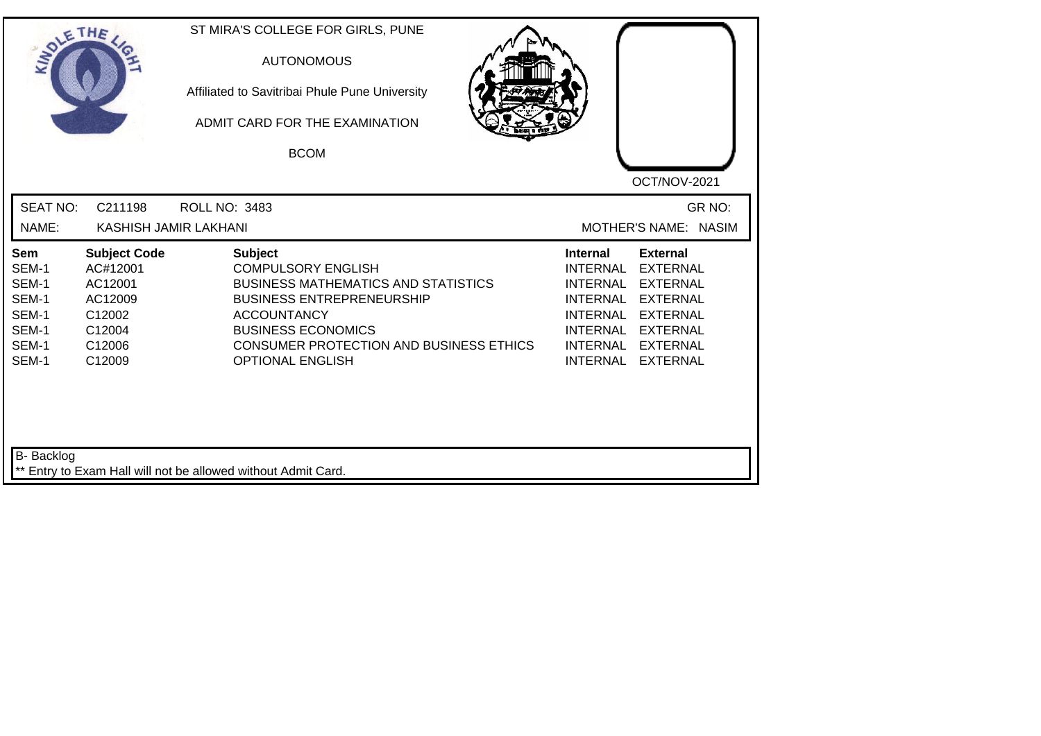ST MIRA'S COLLEGE FOR GIRLS, PUNE

AUTONOMOUS

Affiliated to Savitribai Phule Pune University

ADMIT CARD FOR THE EXAMINATION

BCOM

OCT/NOV-2021

SEAT NO: C211198 ROLL NO: 3483 GR NO:

NAME: KASHISH JAMIR LAKHANI MOTHER'S NAME: NASIM

| Sem | Subject Code | Subject | Internal | External |
|---|---|---|---|---|
| SEM-1 | AC#12001 | COMPULSORY ENGLISH | INTERNAL | EXTERNAL |
| SEM-1 | AC12001 | BUSINESS MATHEMATICS AND STATISTICS | INTERNAL | EXTERNAL |
| SEM-1 | AC12009 | BUSINESS ENTREPRENEURSHIP | INTERNAL | EXTERNAL |
| SEM-1 | C12002 | ACCOUNTANCY | INTERNAL | EXTERNAL |
| SEM-1 | C12004 | BUSINESS ECONOMICS | INTERNAL | EXTERNAL |
| SEM-1 | C12006 | CONSUMER PROTECTION AND BUSINESS ETHICS | INTERNAL | EXTERNAL |
| SEM-1 | C12009 | OPTIONAL ENGLISH | INTERNAL | EXTERNAL |

B- Backlog

** Entry to Exam Hall will not be allowed without Admit Card.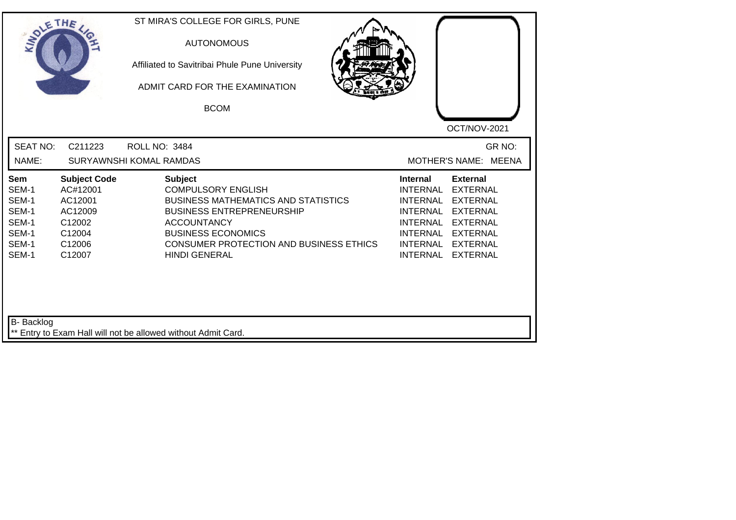ST MIRA'S COLLEGE FOR GIRLS, PUNE

AUTONOMOUS

Affiliated to Savitribai Phule Pune University

ADMIT CARD FOR THE EXAMINATION

BCOM

OCT/NOV-2021

SEAT NO: C211223 ROLL NO: 3484 GR NO:

NAME: SURYAWNSHI KOMAL RAMDAS MOTHER'S NAME: MEENA

| Sem | Subject Code | Subject | Internal | External |
|---|---|---|---|---|
| SEM-1 | AC#12001 | COMPULSORY ENGLISH | INTERNAL | EXTERNAL |
| SEM-1 | AC12001 | BUSINESS MATHEMATICS AND STATISTICS | INTERNAL | EXTERNAL |
| SEM-1 | AC12009 | BUSINESS ENTREPRENEURSHIP | INTERNAL | EXTERNAL |
| SEM-1 | C12002 | ACCOUNTANCY | INTERNAL | EXTERNAL |
| SEM-1 | C12004 | BUSINESS ECONOMICS | INTERNAL | EXTERNAL |
| SEM-1 | C12006 | CONSUMER PROTECTION AND BUSINESS ETHICS | INTERNAL | EXTERNAL |
| SEM-1 | C12007 | HINDI GENERAL | INTERNAL | EXTERNAL |

B- Backlog

** Entry to Exam Hall will not be allowed without Admit Card.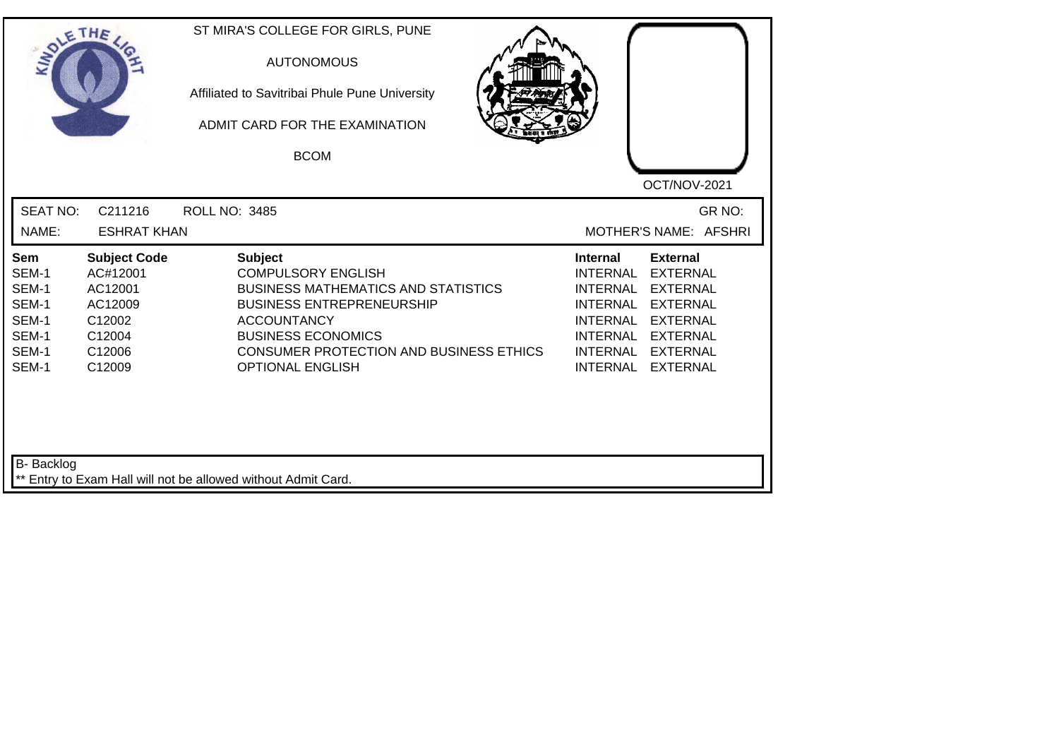ST MIRA'S COLLEGE FOR GIRLS, PUNE

AUTONOMOUS

Affiliated to Savitribai Phule Pune University

ADMIT CARD FOR THE EXAMINATION

BCOM

OCT/NOV-2021

SEAT NO: C211216 ROLL NO: 3485 GR NO:

NAME: ESHRAT KHAN MOTHER'S NAME: AFSHRI

| Sem | Subject Code | Subject | Internal | External |
|---|---|---|---|---|
| SEM-1 | AC#12001 | COMPULSORY ENGLISH | INTERNAL | EXTERNAL |
| SEM-1 | AC12001 | BUSINESS MATHEMATICS AND STATISTICS | INTERNAL | EXTERNAL |
| SEM-1 | AC12009 | BUSINESS ENTREPRENEURSHIP | INTERNAL | EXTERNAL |
| SEM-1 | C12002 | ACCOUNTANCY | INTERNAL | EXTERNAL |
| SEM-1 | C12004 | BUSINESS ECONOMICS | INTERNAL | EXTERNAL |
| SEM-1 | C12006 | CONSUMER PROTECTION AND BUSINESS ETHICS | INTERNAL | EXTERNAL |
| SEM-1 | C12009 | OPTIONAL ENGLISH | INTERNAL | EXTERNAL |

B- Backlog

** Entry to Exam Hall will not be allowed without Admit Card.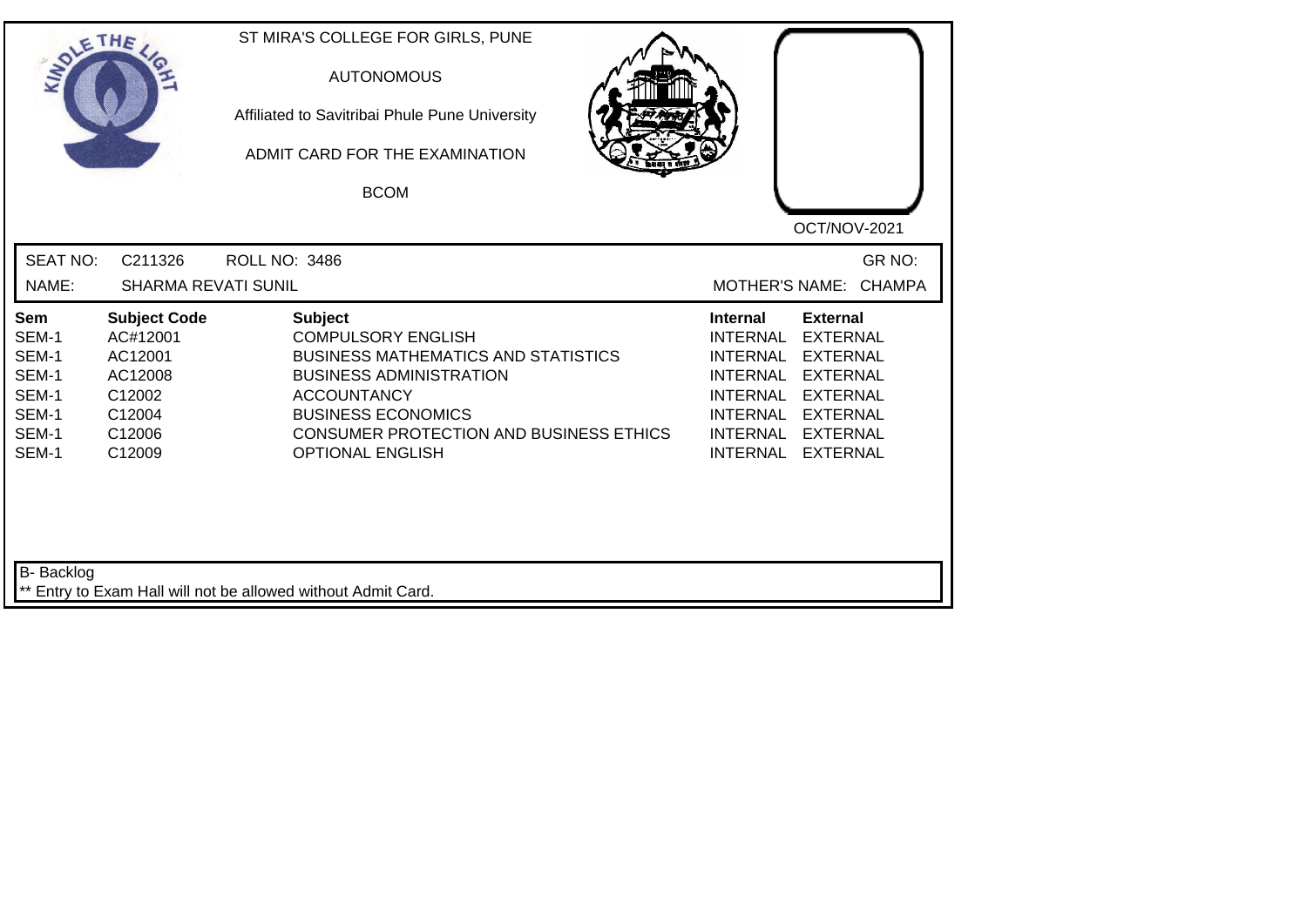ST MIRA'S COLLEGE FOR GIRLS, PUNE

AUTONOMOUS

Affiliated to Savitribai Phule Pune University

ADMIT CARD FOR THE EXAMINATION

BCOM

OCT/NOV-2021

SEAT NO: C211326 ROLL NO: 3486 GR NO:

NAME: SHARMA REVATI SUNIL MOTHER'S NAME: CHAMPA

| Sem | Subject Code | Subject | Internal | External |
|---|---|---|---|---|
| SEM-1 | AC#12001 | COMPULSORY ENGLISH | INTERNAL | EXTERNAL |
| SEM-1 | AC12001 | BUSINESS MATHEMATICS AND STATISTICS | INTERNAL | EXTERNAL |
| SEM-1 | AC12008 | BUSINESS ADMINISTRATION | INTERNAL | EXTERNAL |
| SEM-1 | C12002 | ACCOUNTANCY | INTERNAL | EXTERNAL |
| SEM-1 | C12004 | BUSINESS ECONOMICS | INTERNAL | EXTERNAL |
| SEM-1 | C12006 | CONSUMER PROTECTION AND BUSINESS ETHICS | INTERNAL | EXTERNAL |
| SEM-1 | C12009 | OPTIONAL ENGLISH | INTERNAL | EXTERNAL |

B- Backlog

** Entry to Exam Hall will not be allowed without Admit Card.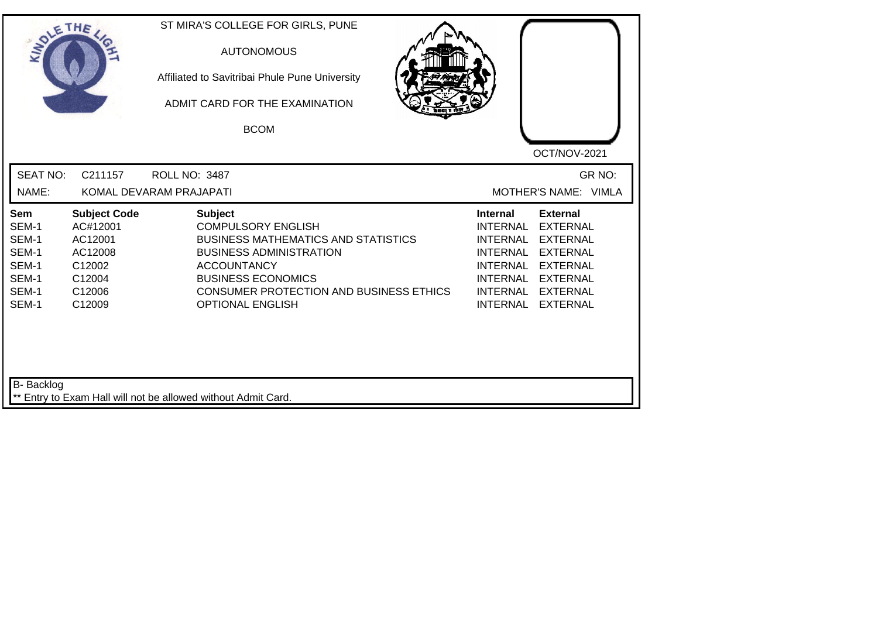ST MIRA'S COLLEGE FOR GIRLS, PUNE

AUTONOMOUS

Affiliated to Savitribai Phule Pune University

ADMIT CARD FOR THE EXAMINATION

BCOM

OCT/NOV-2021

SEAT NO: C211157 ROLL NO: 3487 GR NO:

NAME: KOMAL DEVARAM PRAJAPATI MOTHER'S NAME: VIMLA

| Sem | Subject Code | Subject | Internal | External |
|---|---|---|---|---|
| SEM-1 | AC#12001 | COMPULSORY ENGLISH | INTERNAL | EXTERNAL |
| SEM-1 | AC12001 | BUSINESS MATHEMATICS AND STATISTICS | INTERNAL | EXTERNAL |
| SEM-1 | AC12008 | BUSINESS ADMINISTRATION | INTERNAL | EXTERNAL |
| SEM-1 | C12002 | ACCOUNTANCY | INTERNAL | EXTERNAL |
| SEM-1 | C12004 | BUSINESS ECONOMICS | INTERNAL | EXTERNAL |
| SEM-1 | C12006 | CONSUMER PROTECTION AND BUSINESS ETHICS | INTERNAL | EXTERNAL |
| SEM-1 | C12009 | OPTIONAL ENGLISH | INTERNAL | EXTERNAL |

B- Backlog

** Entry to Exam Hall will not be allowed without Admit Card.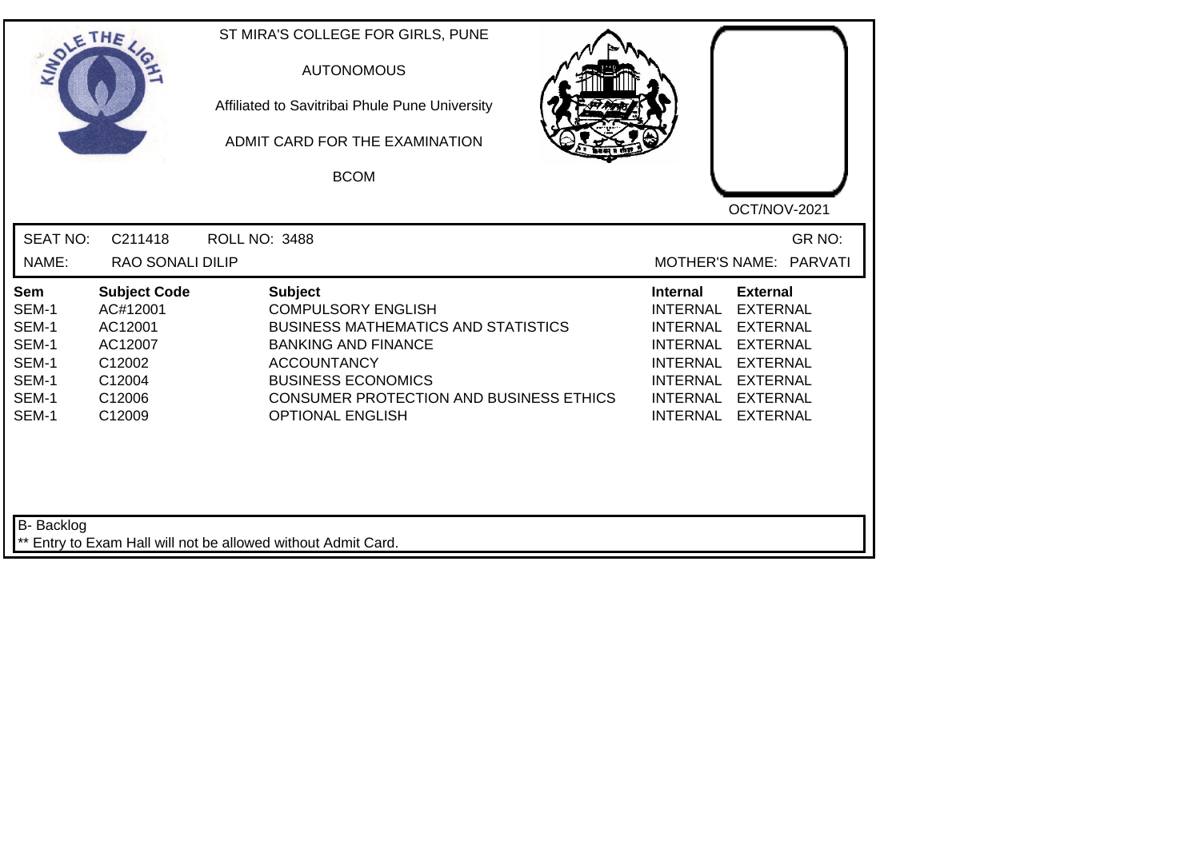ST MIRA'S COLLEGE FOR GIRLS, PUNE

AUTONOMOUS

Affiliated to Savitribai Phule Pune University

ADMIT CARD FOR THE EXAMINATION

BCOM

OCT/NOV-2021

SEAT NO: C211418 ROLL NO: 3488 GR NO:

NAME: RAO SONALI DILIP MOTHER'S NAME: PARVATI

| Sem | Subject Code | Subject | Internal | External |
|---|---|---|---|---|
| SEM-1 | AC#12001 | COMPULSORY ENGLISH | INTERNAL | EXTERNAL |
| SEM-1 | AC12001 | BUSINESS MATHEMATICS AND STATISTICS | INTERNAL | EXTERNAL |
| SEM-1 | AC12007 | BANKING AND FINANCE | INTERNAL | EXTERNAL |
| SEM-1 | C12002 | ACCOUNTANCY | INTERNAL | EXTERNAL |
| SEM-1 | C12004 | BUSINESS ECONOMICS | INTERNAL | EXTERNAL |
| SEM-1 | C12006 | CONSUMER PROTECTION AND BUSINESS ETHICS | INTERNAL | EXTERNAL |
| SEM-1 | C12009 | OPTIONAL ENGLISH | INTERNAL | EXTERNAL |

B- Backlog

** Entry to Exam Hall will not be allowed without Admit Card.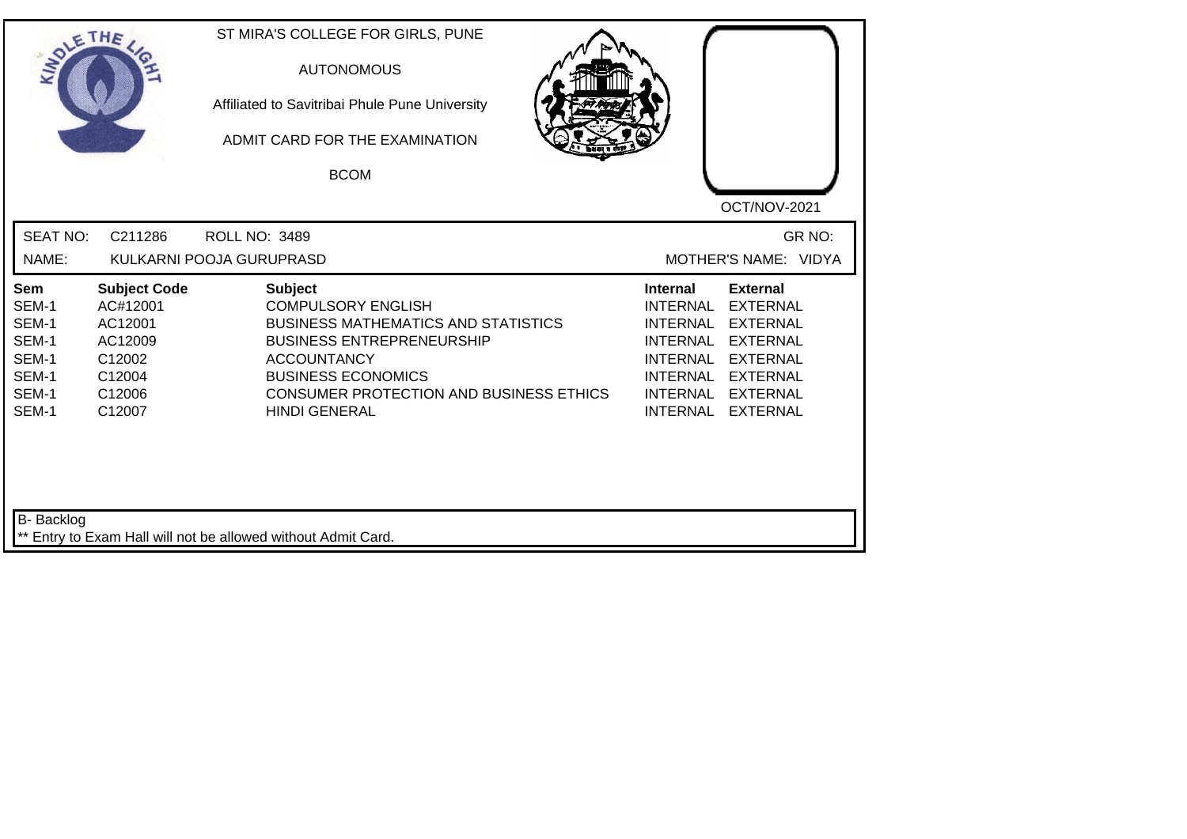ST MIRA'S COLLEGE FOR GIRLS, PUNE

AUTONOMOUS

Affiliated to Savitribai Phule Pune University

ADMIT CARD FOR THE EXAMINATION

BCOM

OCT/NOV-2021

SEAT NO: C211286 ROLL NO: 3489 GR NO:

NAME: KULKARNI POOJA GURUPRASD MOTHER'S NAME: VIDYA

| Sem | Subject Code | Subject | Internal | External |
|---|---|---|---|---|
| SEM-1 | AC#12001 | COMPULSORY ENGLISH | INTERNAL | EXTERNAL |
| SEM-1 | AC12001 | BUSINESS MATHEMATICS AND STATISTICS | INTERNAL | EXTERNAL |
| SEM-1 | AC12009 | BUSINESS ENTREPRENEURSHIP | INTERNAL | EXTERNAL |
| SEM-1 | C12002 | ACCOUNTANCY | INTERNAL | EXTERNAL |
| SEM-1 | C12004 | BUSINESS ECONOMICS | INTERNAL | EXTERNAL |
| SEM-1 | C12006 | CONSUMER PROTECTION AND BUSINESS ETHICS | INTERNAL | EXTERNAL |
| SEM-1 | C12007 | HINDI GENERAL | INTERNAL | EXTERNAL |

B- Backlog

** Entry to Exam Hall will not be allowed without Admit Card.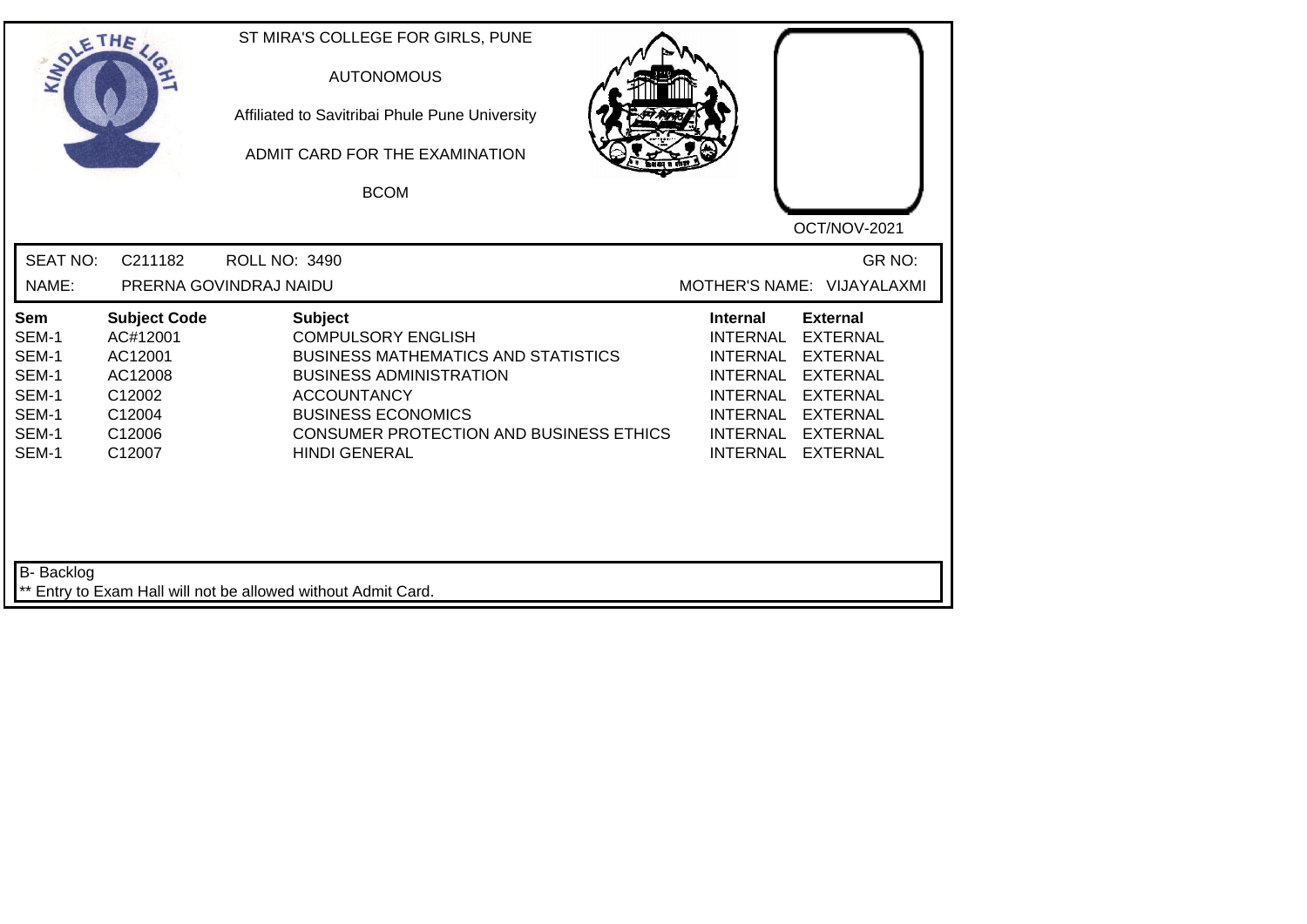ST MIRA'S COLLEGE FOR GIRLS, PUNE

AUTONOMOUS

Affiliated to Savitribai Phule Pune University

ADMIT CARD FOR THE EXAMINATION

BCOM

OCT/NOV-2021

SEAT NO: C211182 ROLL NO: 3490 GR NO:

NAME: PRERNA GOVINDRAJ NAIDU MOTHER'S NAME: VIJAYALAXMI

| Sem | Subject Code | Subject | Internal | External |
|---|---|---|---|---|
| SEM-1 | AC#12001 | COMPULSORY ENGLISH | INTERNAL | EXTERNAL |
| SEM-1 | AC12001 | BUSINESS MATHEMATICS AND STATISTICS | INTERNAL | EXTERNAL |
| SEM-1 | AC12008 | BUSINESS ADMINISTRATION | INTERNAL | EXTERNAL |
| SEM-1 | C12002 | ACCOUNTANCY | INTERNAL | EXTERNAL |
| SEM-1 | C12004 | BUSINESS ECONOMICS | INTERNAL | EXTERNAL |
| SEM-1 | C12006 | CONSUMER PROTECTION AND BUSINESS ETHICS | INTERNAL | EXTERNAL |
| SEM-1 | C12007 | HINDI GENERAL | INTERNAL | EXTERNAL |

B- Backlog

** Entry to Exam Hall will not be allowed without Admit Card.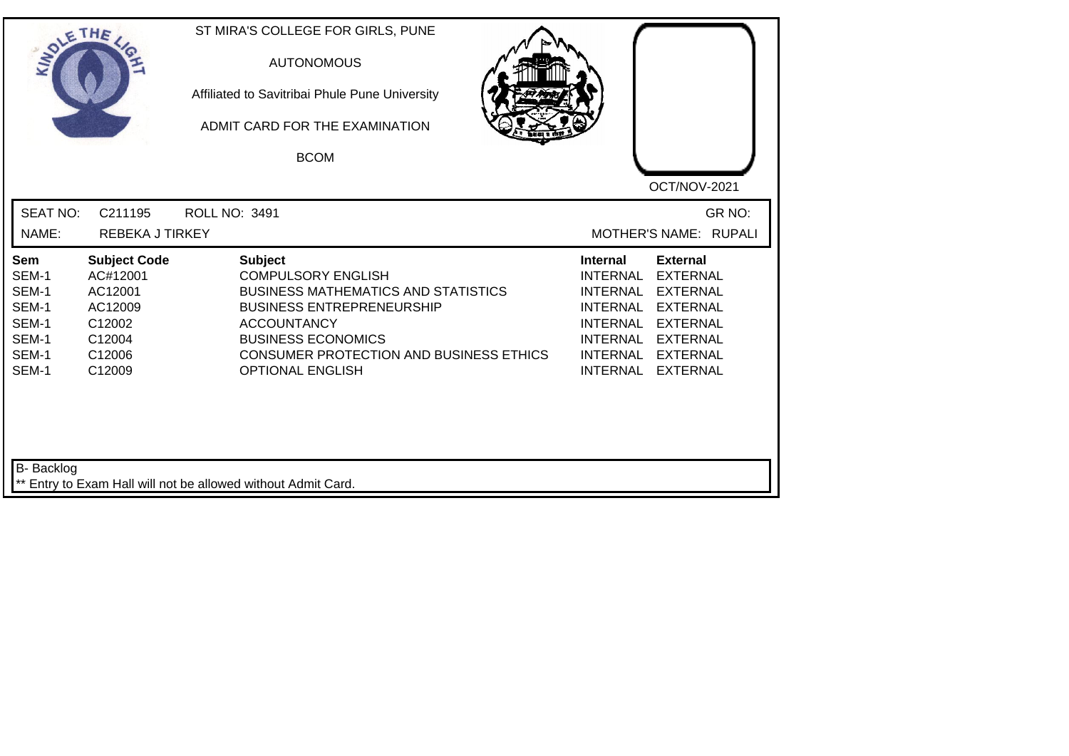ST MIRA'S COLLEGE FOR GIRLS, PUNE

AUTONOMOUS

Affiliated to Savitribai Phule Pune University

ADMIT CARD FOR THE EXAMINATION

BCOM

OCT/NOV-2021

SEAT NO: C211195 ROLL NO: 3491 GR NO:

NAME: REBEKA J TIRKEY MOTHER'S NAME: RUPALI

| Sem | Subject Code | Subject | Internal | External |
|---|---|---|---|---|
| SEM-1 | AC#12001 | COMPULSORY ENGLISH | INTERNAL | EXTERNAL |
| SEM-1 | AC12001 | BUSINESS MATHEMATICS AND STATISTICS | INTERNAL | EXTERNAL |
| SEM-1 | AC12009 | BUSINESS ENTREPRENEURSHIP | INTERNAL | EXTERNAL |
| SEM-1 | C12002 | ACCOUNTANCY | INTERNAL | EXTERNAL |
| SEM-1 | C12004 | BUSINESS ECONOMICS | INTERNAL | EXTERNAL |
| SEM-1 | C12006 | CONSUMER PROTECTION AND BUSINESS ETHICS | INTERNAL | EXTERNAL |
| SEM-1 | C12009 | OPTIONAL ENGLISH | INTERNAL | EXTERNAL |

B- Backlog

** Entry to Exam Hall will not be allowed without Admit Card.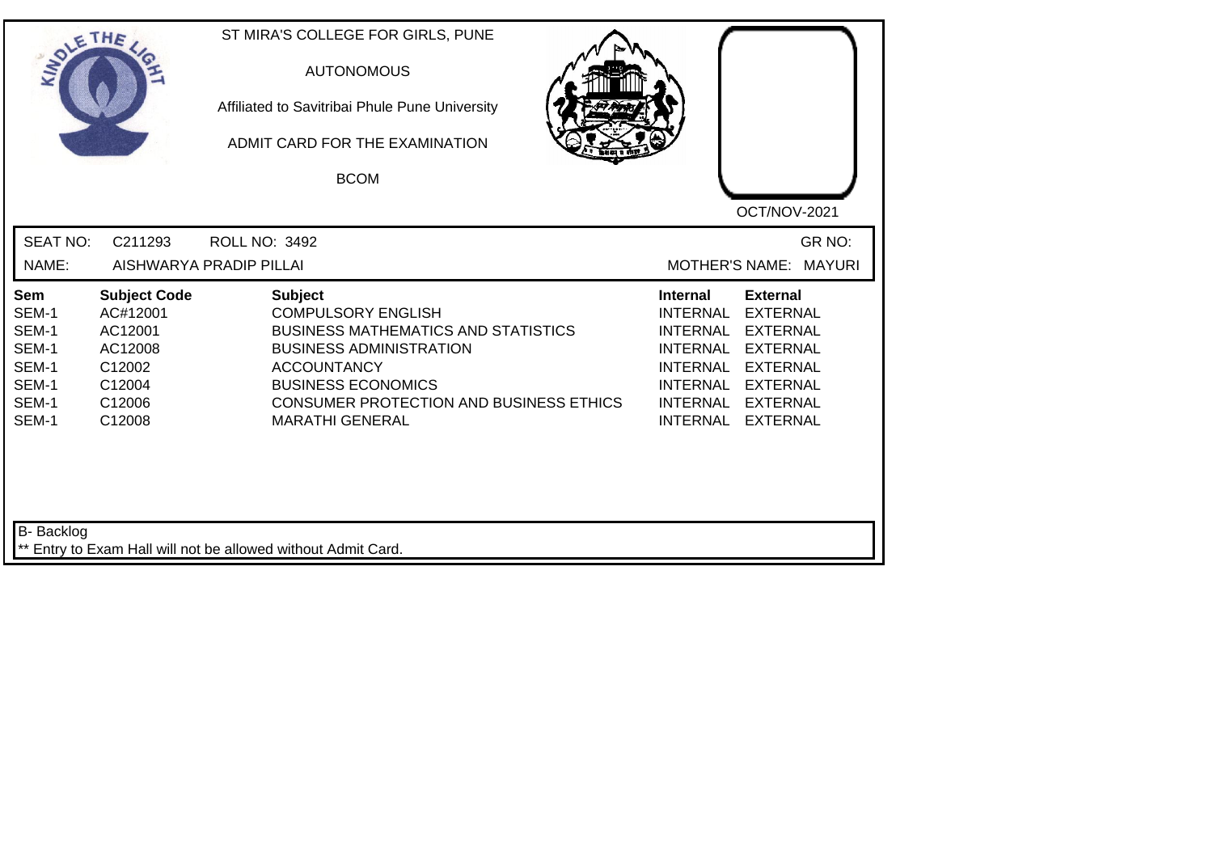ST MIRA'S COLLEGE FOR GIRLS, PUNE

AUTONOMOUS

Affiliated to Savitribai Phule Pune University

ADMIT CARD FOR THE EXAMINATION

BCOM

OCT/NOV-2021

SEAT NO: C211293 ROLL NO: 3492 GR NO:

NAME: AISHWARYA PRADIP PILLAI MOTHER'S NAME: MAYURI

| Sem | Subject Code | Subject | Internal | External |
|---|---|---|---|---|
| SEM-1 | AC#12001 | COMPULSORY ENGLISH | INTERNAL | EXTERNAL |
| SEM-1 | AC12001 | BUSINESS MATHEMATICS AND STATISTICS | INTERNAL | EXTERNAL |
| SEM-1 | AC12008 | BUSINESS ADMINISTRATION | INTERNAL | EXTERNAL |
| SEM-1 | C12002 | ACCOUNTANCY | INTERNAL | EXTERNAL |
| SEM-1 | C12004 | BUSINESS ECONOMICS | INTERNAL | EXTERNAL |
| SEM-1 | C12006 | CONSUMER PROTECTION AND BUSINESS ETHICS | INTERNAL | EXTERNAL |
| SEM-1 | C12008 | MARATHI GENERAL | INTERNAL | EXTERNAL |

B- Backlog

** Entry to Exam Hall will not be allowed without Admit Card.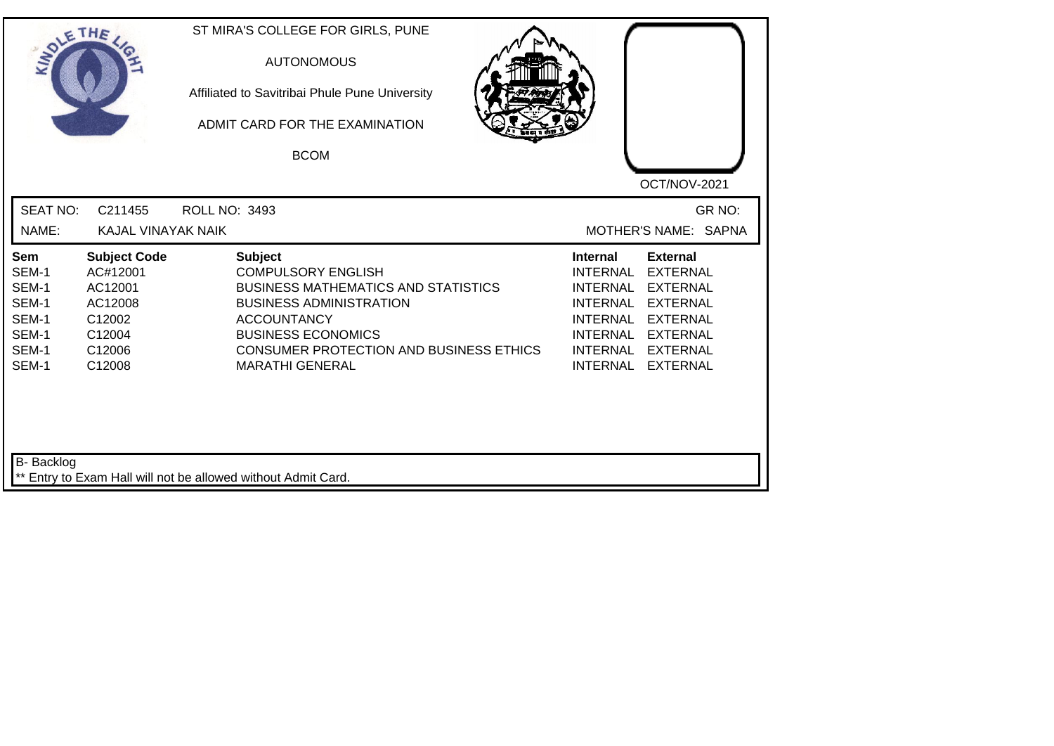ST MIRA'S COLLEGE FOR GIRLS, PUNE

AUTONOMOUS

Affiliated to Savitribai Phule Pune University

ADMIT CARD FOR THE EXAMINATION

BCOM

OCT/NOV-2021

SEAT NO: C211455 ROLL NO: 3493 GR NO:

NAME: KAJAL VINAYAK NAIK MOTHER'S NAME: SAPNA

| Sem | Subject Code | Subject | Internal | External |
|---|---|---|---|---|
| SEM-1 | AC#12001 | COMPULSORY ENGLISH | INTERNAL | EXTERNAL |
| SEM-1 | AC12001 | BUSINESS MATHEMATICS AND STATISTICS | INTERNAL | EXTERNAL |
| SEM-1 | AC12008 | BUSINESS ADMINISTRATION | INTERNAL | EXTERNAL |
| SEM-1 | C12002 | ACCOUNTANCY | INTERNAL | EXTERNAL |
| SEM-1 | C12004 | BUSINESS ECONOMICS | INTERNAL | EXTERNAL |
| SEM-1 | C12006 | CONSUMER PROTECTION AND BUSINESS ETHICS | INTERNAL | EXTERNAL |
| SEM-1 | C12008 | MARATHI GENERAL | INTERNAL | EXTERNAL |

B- Backlog

** Entry to Exam Hall will not be allowed without Admit Card.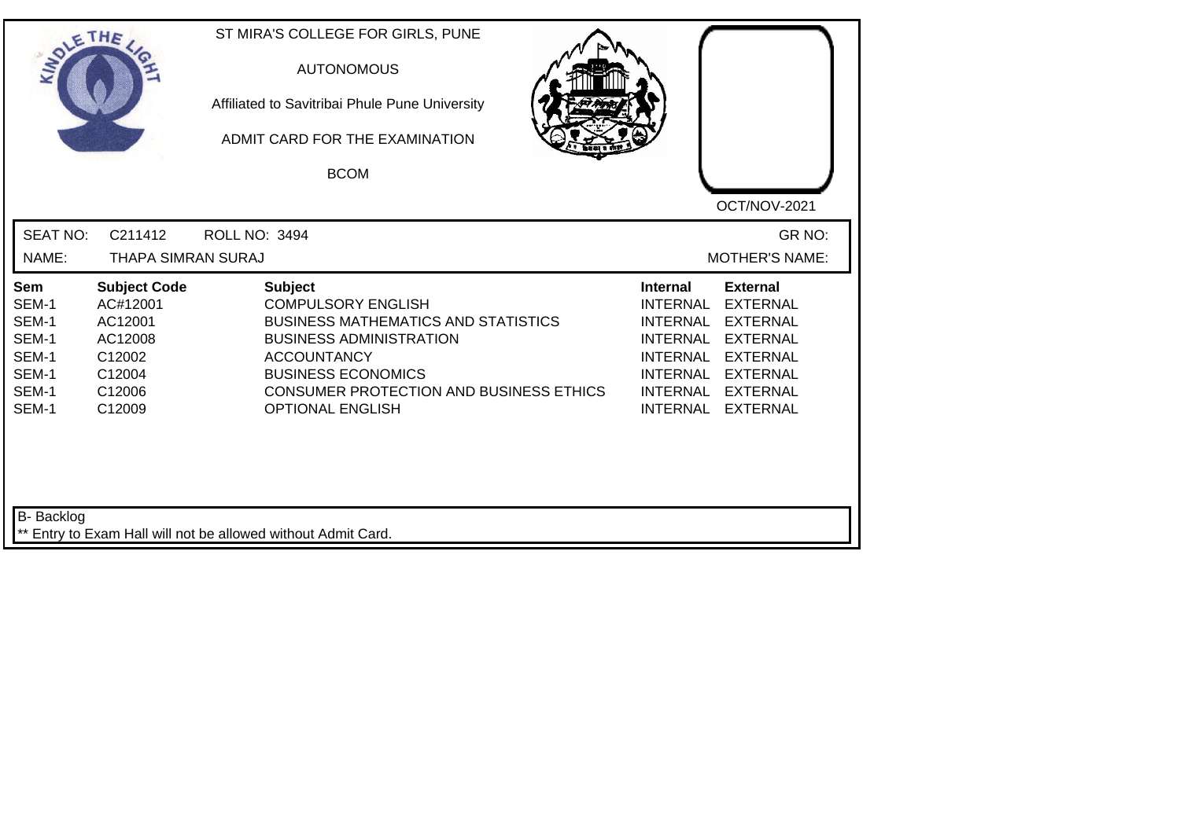ST MIRA'S COLLEGE FOR GIRLS, PUNE

AUTONOMOUS

Affiliated to Savitribai Phule Pune University

ADMIT CARD FOR THE EXAMINATION

BCOM

OCT/NOV-2021

SEAT NO: C211412 ROLL NO: 3494 GR NO:

NAME: THAPA SIMRAN SURAJ MOTHER'S NAME:

| Sem | Subject Code | Subject | Internal | External |
|---|---|---|---|---|
| SEM-1 | AC#12001 | COMPULSORY ENGLISH | INTERNAL | EXTERNAL |
| SEM-1 | AC12001 | BUSINESS MATHEMATICS AND STATISTICS | INTERNAL | EXTERNAL |
| SEM-1 | AC12008 | BUSINESS ADMINISTRATION | INTERNAL | EXTERNAL |
| SEM-1 | C12002 | ACCOUNTANCY | INTERNAL | EXTERNAL |
| SEM-1 | C12004 | BUSINESS ECONOMICS | INTERNAL | EXTERNAL |
| SEM-1 | C12006 | CONSUMER PROTECTION AND BUSINESS ETHICS | INTERNAL | EXTERNAL |
| SEM-1 | C12009 | OPTIONAL ENGLISH | INTERNAL | EXTERNAL |

B- Backlog

** Entry to Exam Hall will not be allowed without Admit Card.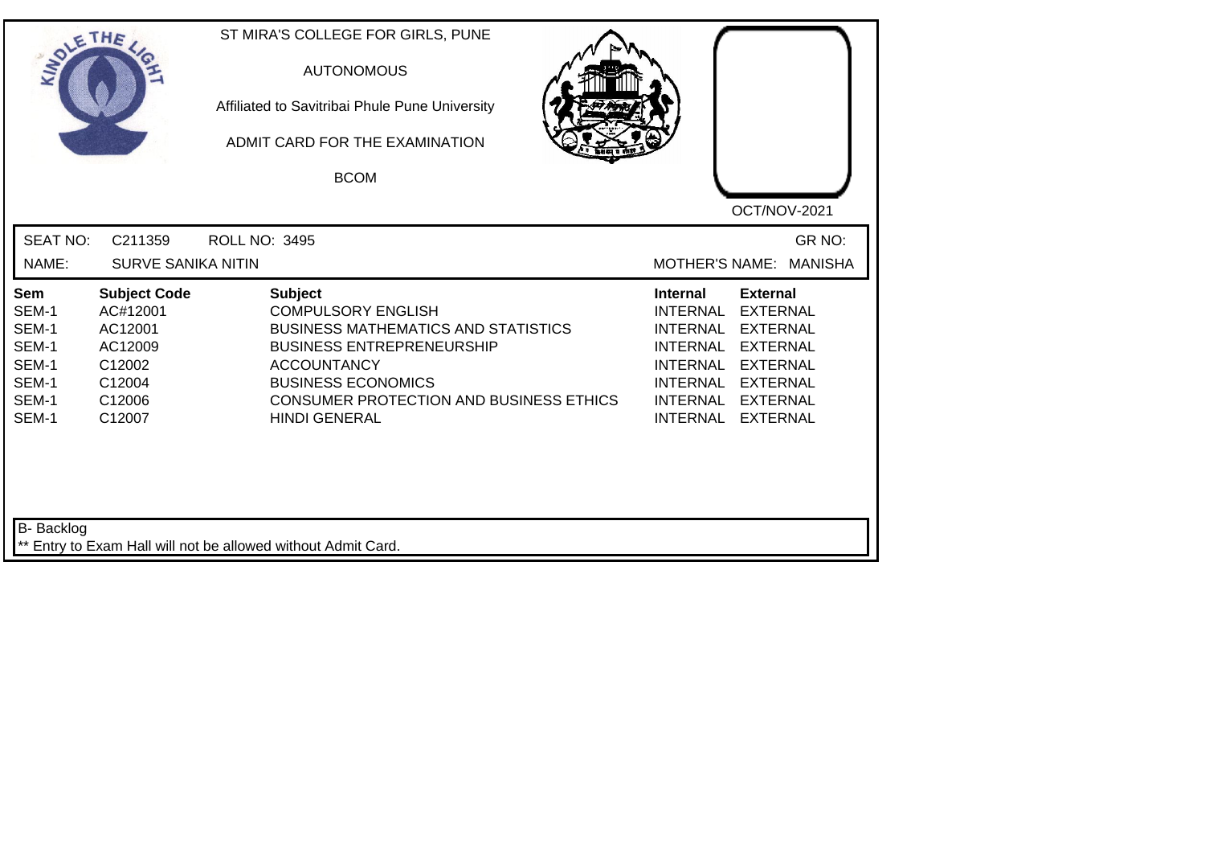ST MIRA'S COLLEGE FOR GIRLS, PUNE

AUTONOMOUS

Affiliated to Savitribai Phule Pune University

ADMIT CARD FOR THE EXAMINATION

BCOM

OCT/NOV-2021

SEAT NO: C211359 ROLL NO: 3495 GR NO:

NAME: SURVE SANIKA NITIN MOTHER'S NAME: MANISHA

| Sem | Subject Code | Subject | Internal | External |
|---|---|---|---|---|
| SEM-1 | AC#12001 | COMPULSORY ENGLISH | INTERNAL | EXTERNAL |
| SEM-1 | AC12001 | BUSINESS MATHEMATICS AND STATISTICS | INTERNAL | EXTERNAL |
| SEM-1 | AC12009 | BUSINESS ENTREPRENEURSHIP | INTERNAL | EXTERNAL |
| SEM-1 | C12002 | ACCOUNTANCY | INTERNAL | EXTERNAL |
| SEM-1 | C12004 | BUSINESS ECONOMICS | INTERNAL | EXTERNAL |
| SEM-1 | C12006 | CONSUMER PROTECTION AND BUSINESS ETHICS | INTERNAL | EXTERNAL |
| SEM-1 | C12007 | HINDI GENERAL | INTERNAL | EXTERNAL |

B- Backlog

** Entry to Exam Hall will not be allowed without Admit Card.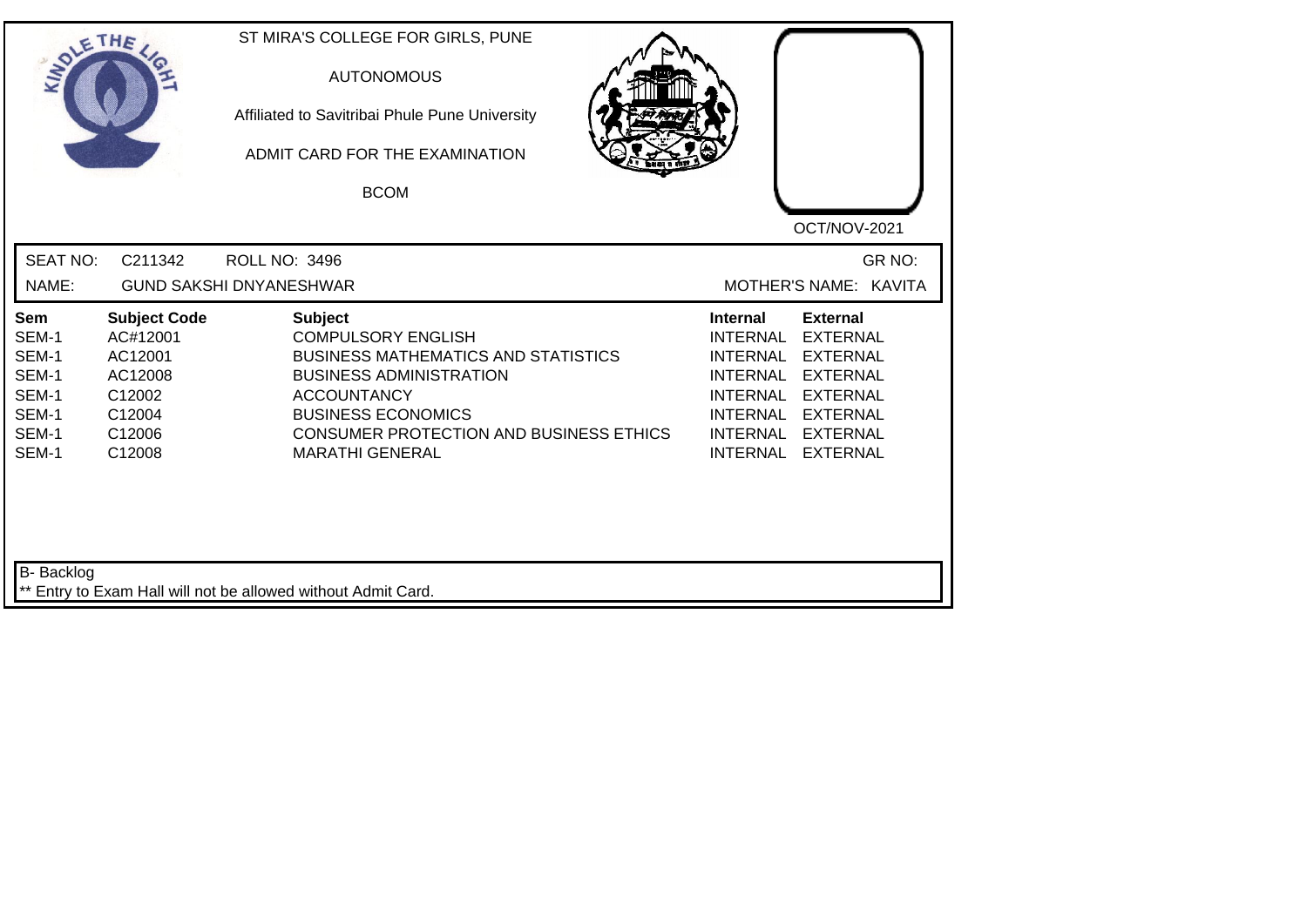ST MIRA'S COLLEGE FOR GIRLS, PUNE

AUTONOMOUS

Affiliated to Savitribai Phule Pune University

ADMIT CARD FOR THE EXAMINATION

BCOM

OCT/NOV-2021

SEAT NO: C211342 ROLL NO: 3496 GR NO:

NAME: GUND SAKSHI DNYANESHWAR MOTHER'S NAME: KAVITA

| Sem | Subject Code | Subject | Internal | External |
|---|---|---|---|---|
| SEM-1 | AC#12001 | COMPULSORY ENGLISH | INTERNAL | EXTERNAL |
| SEM-1 | AC12001 | BUSINESS MATHEMATICS AND STATISTICS | INTERNAL | EXTERNAL |
| SEM-1 | AC12008 | BUSINESS ADMINISTRATION | INTERNAL | EXTERNAL |
| SEM-1 | C12002 | ACCOUNTANCY | INTERNAL | EXTERNAL |
| SEM-1 | C12004 | BUSINESS ECONOMICS | INTERNAL | EXTERNAL |
| SEM-1 | C12006 | CONSUMER PROTECTION AND BUSINESS ETHICS | INTERNAL | EXTERNAL |
| SEM-1 | C12008 | MARATHI GENERAL | INTERNAL | EXTERNAL |

B- Backlog

** Entry to Exam Hall will not be allowed without Admit Card.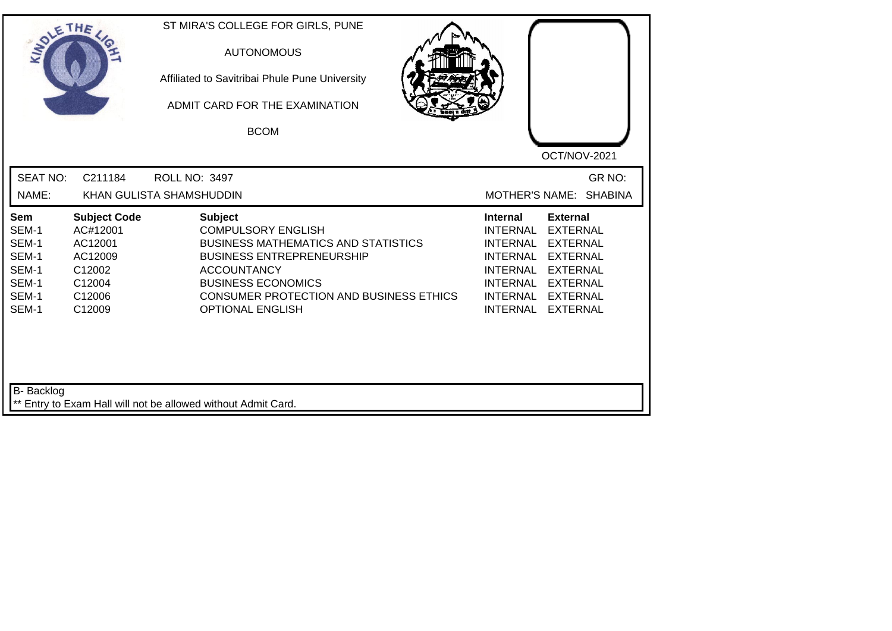ST MIRA'S COLLEGE FOR GIRLS, PUNE

AUTONOMOUS

Affiliated to Savitribai Phule Pune University

ADMIT CARD FOR THE EXAMINATION

BCOM

OCT/NOV-2021

SEAT NO: C211184 ROLL NO: 3497 GR NO:

NAME: KHAN GULISTA SHAMSHUDDIN MOTHER'S NAME: SHABINA

| Sem | Subject Code | Subject | Internal | External |
|---|---|---|---|---|
| SEM-1 | AC#12001 | COMPULSORY ENGLISH | INTERNAL | EXTERNAL |
| SEM-1 | AC12001 | BUSINESS MATHEMATICS AND STATISTICS | INTERNAL | EXTERNAL |
| SEM-1 | AC12009 | BUSINESS ENTREPRENEURSHIP | INTERNAL | EXTERNAL |
| SEM-1 | C12002 | ACCOUNTANCY | INTERNAL | EXTERNAL |
| SEM-1 | C12004 | BUSINESS ECONOMICS | INTERNAL | EXTERNAL |
| SEM-1 | C12006 | CONSUMER PROTECTION AND BUSINESS ETHICS | INTERNAL | EXTERNAL |
| SEM-1 | C12009 | OPTIONAL ENGLISH | INTERNAL | EXTERNAL |

B- Backlog

** Entry to Exam Hall will not be allowed without Admit Card.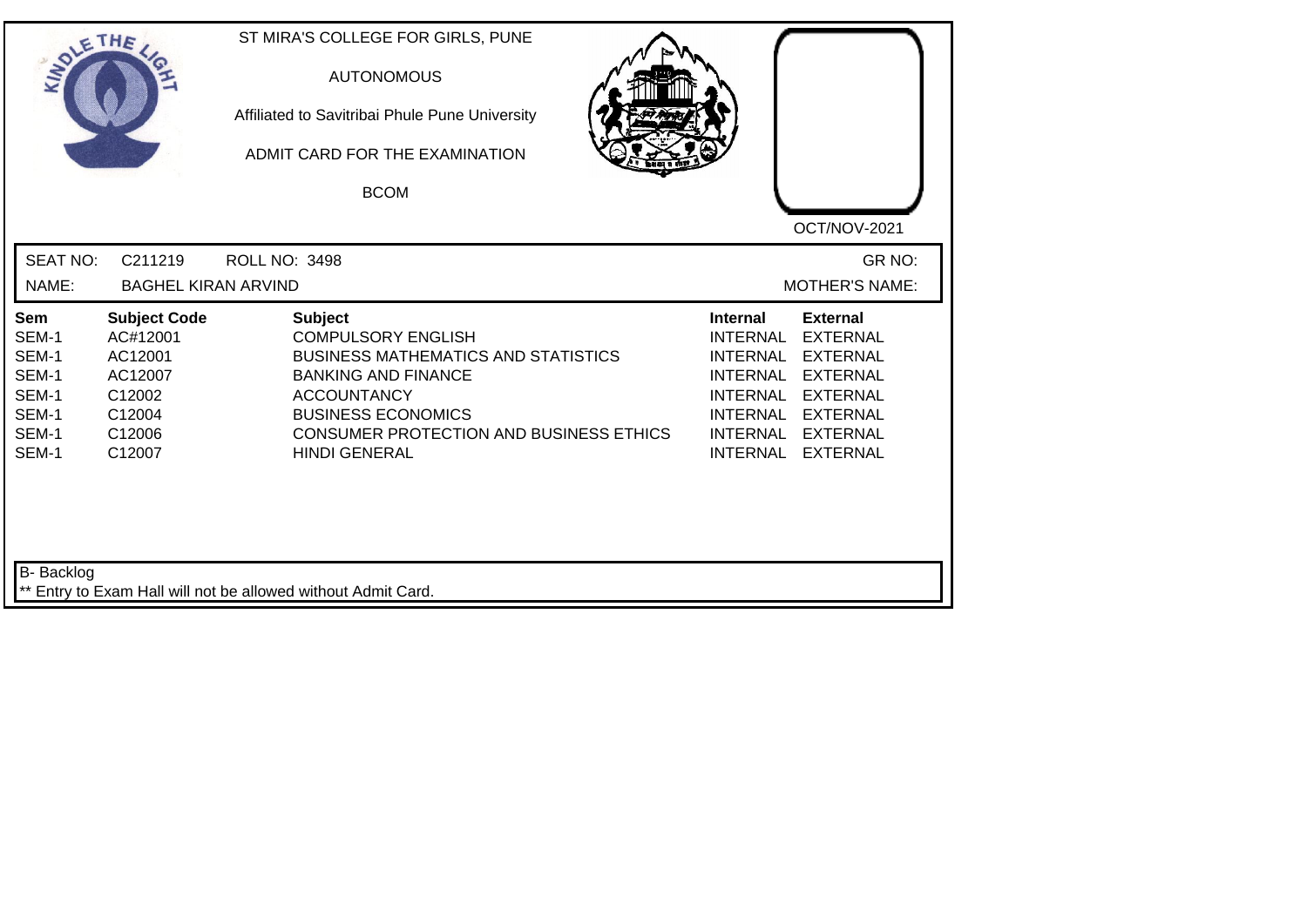ST MIRA'S COLLEGE FOR GIRLS, PUNE

AUTONOMOUS

Affiliated to Savitribai Phule Pune University

ADMIT CARD FOR THE EXAMINATION

BCOM

OCT/NOV-2021

SEAT NO: C211219 ROLL NO: 3498 GR NO:

NAME: BAGHEL KIRAN ARVIND MOTHER'S NAME:

| Sem | Subject Code | Subject | Internal | External |
|---|---|---|---|---|
| SEM-1 | AC#12001 | COMPULSORY ENGLISH | INTERNAL | EXTERNAL |
| SEM-1 | AC12001 | BUSINESS MATHEMATICS AND STATISTICS | INTERNAL | EXTERNAL |
| SEM-1 | AC12007 | BANKING AND FINANCE | INTERNAL | EXTERNAL |
| SEM-1 | C12002 | ACCOUNTANCY | INTERNAL | EXTERNAL |
| SEM-1 | C12004 | BUSINESS ECONOMICS | INTERNAL | EXTERNAL |
| SEM-1 | C12006 | CONSUMER PROTECTION AND BUSINESS ETHICS | INTERNAL | EXTERNAL |
| SEM-1 | C12007 | HINDI GENERAL | INTERNAL | EXTERNAL |

B- Backlog

** Entry to Exam Hall will not be allowed without Admit Card.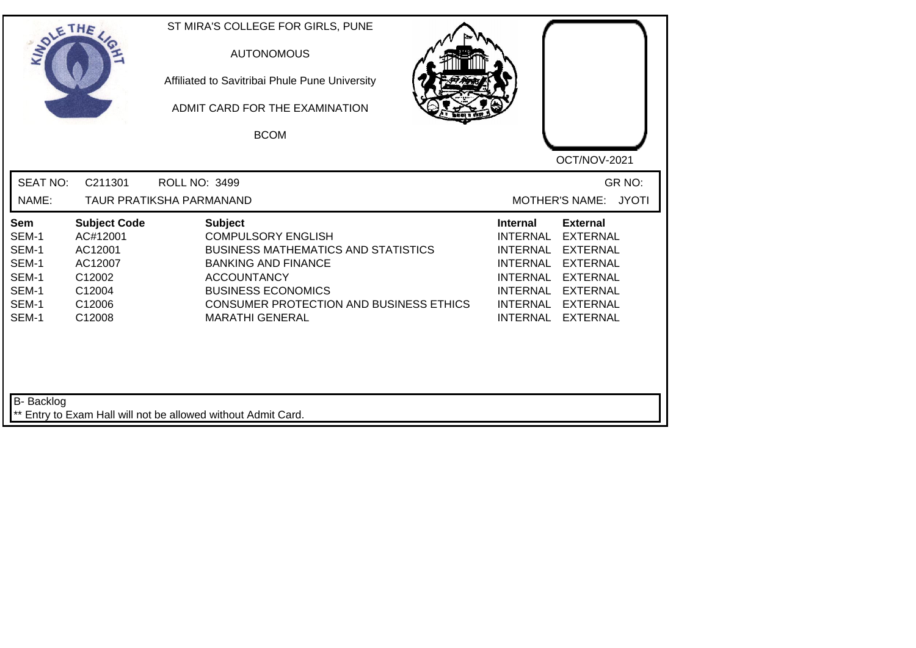ST MIRA'S COLLEGE FOR GIRLS, PUNE

AUTONOMOUS

Affiliated to Savitribai Phule Pune University

ADMIT CARD FOR THE EXAMINATION

BCOM

OCT/NOV-2021

SEAT NO: C211301 ROLL NO: 3499 GR NO:

NAME: TAUR PRATIKSHA PARMANAND MOTHER'S NAME: JYOTI

| Sem | Subject Code | Subject | Internal | External |
|---|---|---|---|---|
| SEM-1 | AC#12001 | COMPULSORY ENGLISH | INTERNAL | EXTERNAL |
| SEM-1 | AC12001 | BUSINESS MATHEMATICS AND STATISTICS | INTERNAL | EXTERNAL |
| SEM-1 | AC12007 | BANKING AND FINANCE | INTERNAL | EXTERNAL |
| SEM-1 | C12002 | ACCOUNTANCY | INTERNAL | EXTERNAL |
| SEM-1 | C12004 | BUSINESS ECONOMICS | INTERNAL | EXTERNAL |
| SEM-1 | C12006 | CONSUMER PROTECTION AND BUSINESS ETHICS | INTERNAL | EXTERNAL |
| SEM-1 | C12008 | MARATHI GENERAL | INTERNAL | EXTERNAL |

B- Backlog

** Entry to Exam Hall will not be allowed without Admit Card.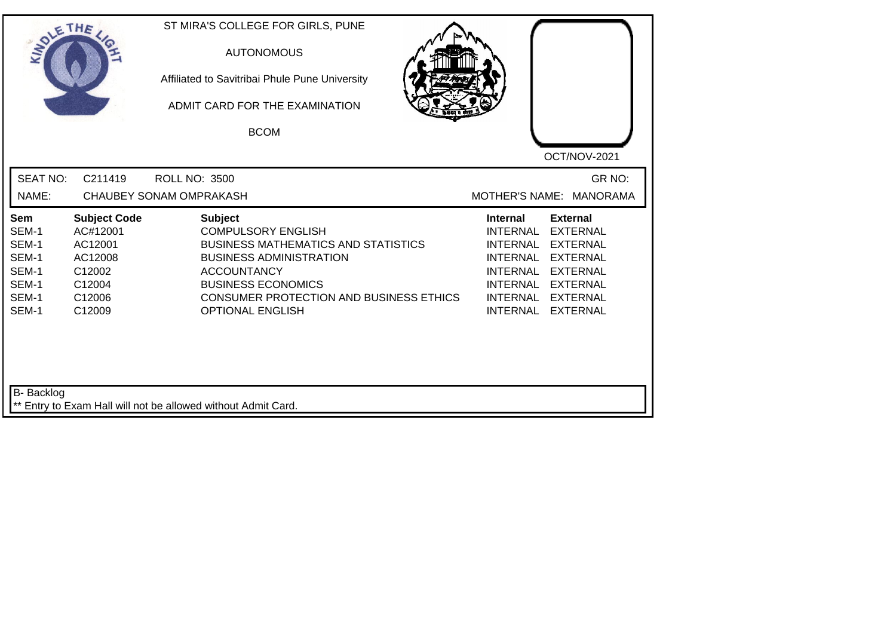ST MIRA'S COLLEGE FOR GIRLS, PUNE

AUTONOMOUS

Affiliated to Savitribai Phule Pune University

ADMIT CARD FOR THE EXAMINATION

BCOM

OCT/NOV-2021

SEAT NO: C211419 ROLL NO: 3500 GR NO:

NAME: CHAUBEY SONAM OMPRAKASH MOTHER'S NAME: MANORAMA

| Sem | Subject Code | Subject | Internal | External |
|---|---|---|---|---|
| SEM-1 | AC#12001 | COMPULSORY ENGLISH | INTERNAL | EXTERNAL |
| SEM-1 | AC12001 | BUSINESS MATHEMATICS AND STATISTICS | INTERNAL | EXTERNAL |
| SEM-1 | AC12008 | BUSINESS ADMINISTRATION | INTERNAL | EXTERNAL |
| SEM-1 | C12002 | ACCOUNTANCY | INTERNAL | EXTERNAL |
| SEM-1 | C12004 | BUSINESS ECONOMICS | INTERNAL | EXTERNAL |
| SEM-1 | C12006 | CONSUMER PROTECTION AND BUSINESS ETHICS | INTERNAL | EXTERNAL |
| SEM-1 | C12009 | OPTIONAL ENGLISH | INTERNAL | EXTERNAL |

B- Backlog

** Entry to Exam Hall will not be allowed without Admit Card.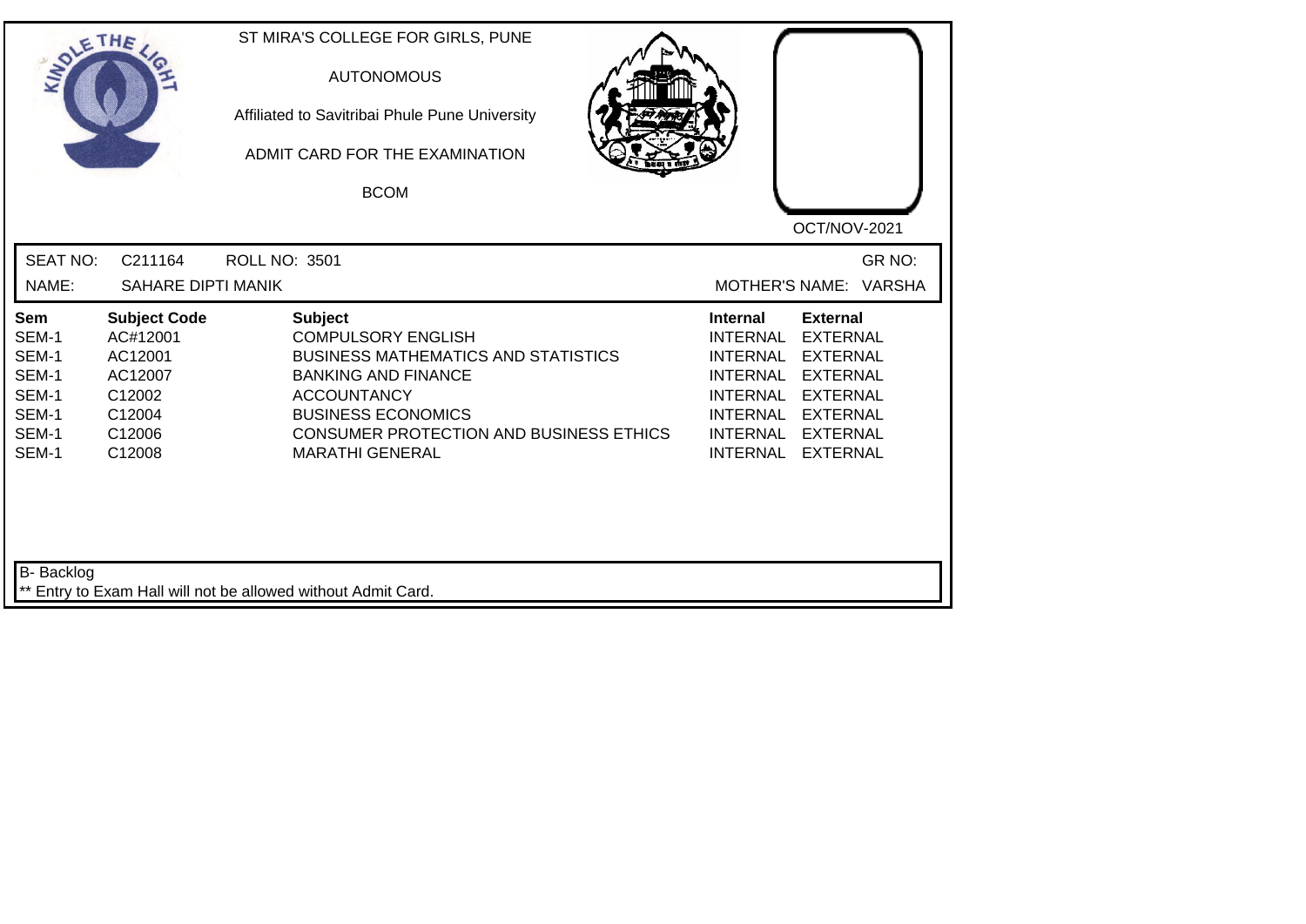ST MIRA'S COLLEGE FOR GIRLS, PUNE

AUTONOMOUS

Affiliated to Savitribai Phule Pune University

ADMIT CARD FOR THE EXAMINATION

BCOM

OCT/NOV-2021

SEAT NO: C211164 ROLL NO: 3501 GR NO:

NAME: SAHARE DIPTI MANIK MOTHER'S NAME: VARSHA

| Sem | Subject Code | Subject | Internal | External |
|---|---|---|---|---|
| SEM-1 | AC#12001 | COMPULSORY ENGLISH | INTERNAL | EXTERNAL |
| SEM-1 | AC12001 | BUSINESS MATHEMATICS AND STATISTICS | INTERNAL | EXTERNAL |
| SEM-1 | AC12007 | BANKING AND FINANCE | INTERNAL | EXTERNAL |
| SEM-1 | C12002 | ACCOUNTANCY | INTERNAL | EXTERNAL |
| SEM-1 | C12004 | BUSINESS ECONOMICS | INTERNAL | EXTERNAL |
| SEM-1 | C12006 | CONSUMER PROTECTION AND BUSINESS ETHICS | INTERNAL | EXTERNAL |
| SEM-1 | C12008 | MARATHI GENERAL | INTERNAL | EXTERNAL |

B- Backlog

** Entry to Exam Hall will not be allowed without Admit Card.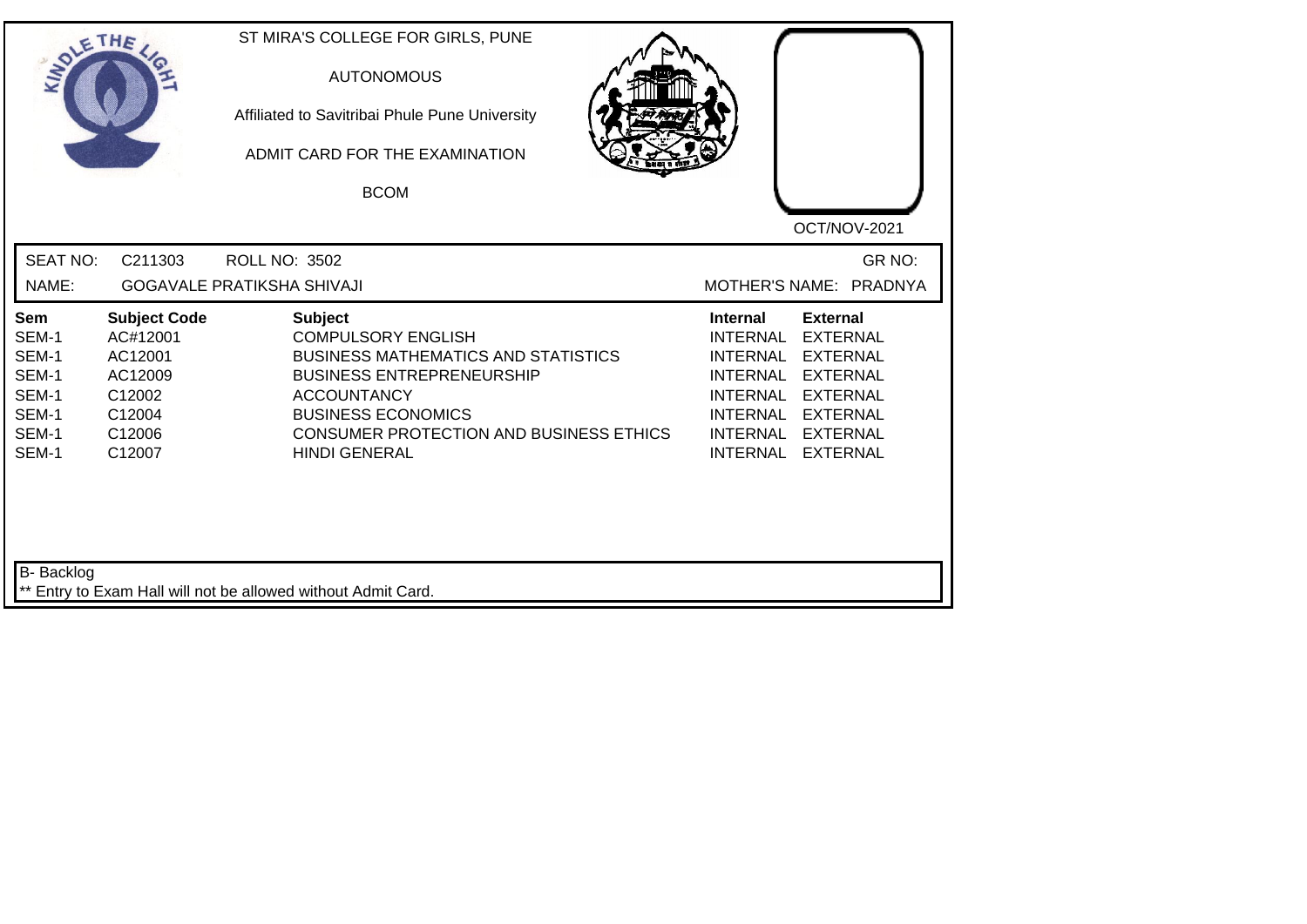ST MIRA'S COLLEGE FOR GIRLS, PUNE

AUTONOMOUS

Affiliated to Savitribai Phule Pune University

ADMIT CARD FOR THE EXAMINATION

BCOM

OCT/NOV-2021

SEAT NO: C211303 ROLL NO: 3502 GR NO:

NAME: GOGAVALE PRATIKSHA SHIVAJI MOTHER'S NAME: PRADNYA

| Sem | Subject Code | Subject | Internal | External |
|---|---|---|---|---|
| SEM-1 | AC#12001 | COMPULSORY ENGLISH | INTERNAL | EXTERNAL |
| SEM-1 | AC12001 | BUSINESS MATHEMATICS AND STATISTICS | INTERNAL | EXTERNAL |
| SEM-1 | AC12009 | BUSINESS ENTREPRENEURSHIP | INTERNAL | EXTERNAL |
| SEM-1 | C12002 | ACCOUNTANCY | INTERNAL | EXTERNAL |
| SEM-1 | C12004 | BUSINESS ECONOMICS | INTERNAL | EXTERNAL |
| SEM-1 | C12006 | CONSUMER PROTECTION AND BUSINESS ETHICS | INTERNAL | EXTERNAL |
| SEM-1 | C12007 | HINDI GENERAL | INTERNAL | EXTERNAL |

B- Backlog

** Entry to Exam Hall will not be allowed without Admit Card.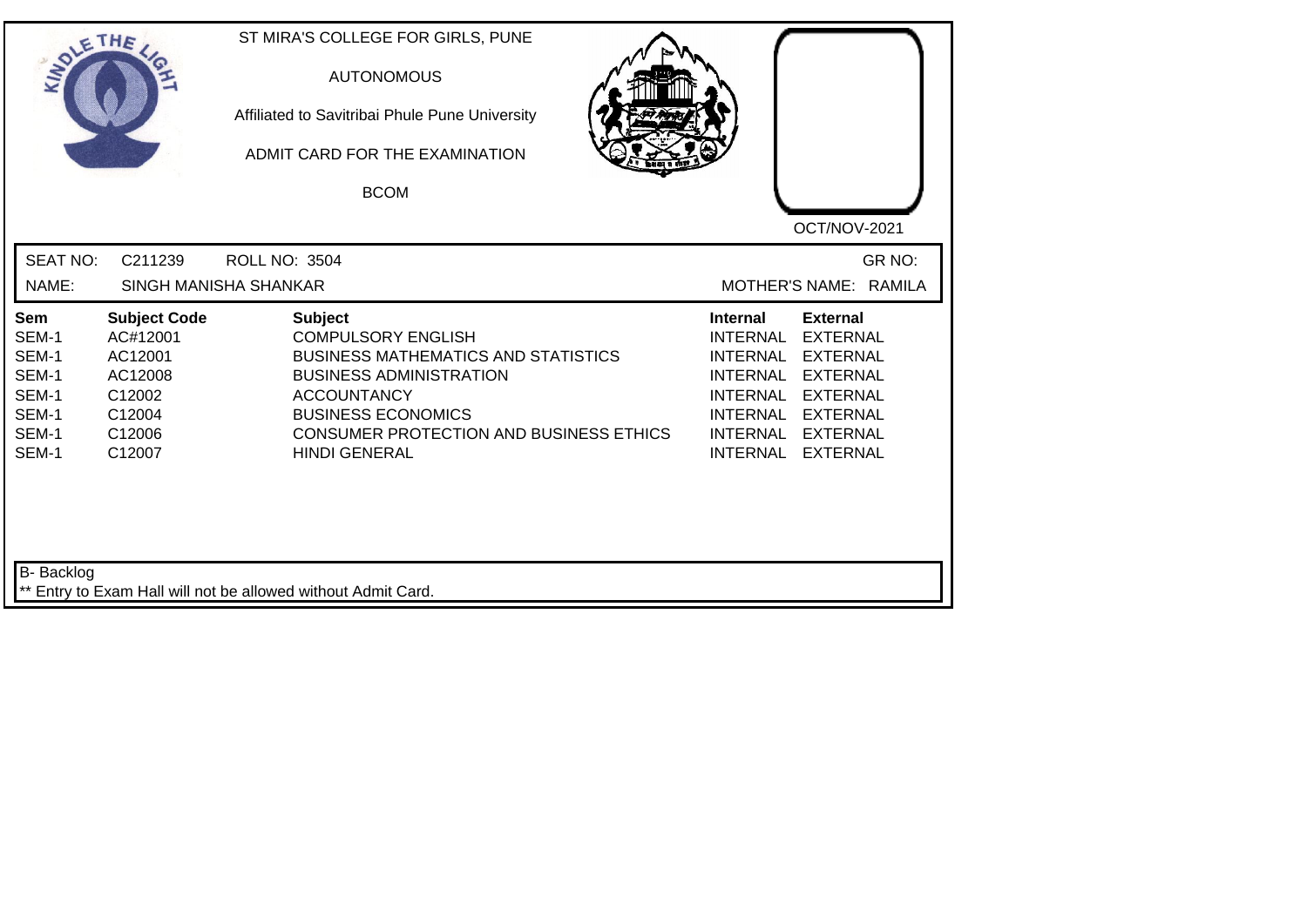ST MIRA'S COLLEGE FOR GIRLS, PUNE

AUTONOMOUS

Affiliated to Savitribai Phule Pune University

ADMIT CARD FOR THE EXAMINATION

BCOM

OCT/NOV-2021

SEAT NO: C211239 ROLL NO: 3504 GR NO:

NAME: SINGH MANISHA SHANKAR MOTHER'S NAME: RAMILA

| Sem | Subject Code | Subject | Internal | External |
|---|---|---|---|---|
| SEM-1 | AC#12001 | COMPULSORY ENGLISH | INTERNAL | EXTERNAL |
| SEM-1 | AC12001 | BUSINESS MATHEMATICS AND STATISTICS | INTERNAL | EXTERNAL |
| SEM-1 | AC12008 | BUSINESS ADMINISTRATION | INTERNAL | EXTERNAL |
| SEM-1 | C12002 | ACCOUNTANCY | INTERNAL | EXTERNAL |
| SEM-1 | C12004 | BUSINESS ECONOMICS | INTERNAL | EXTERNAL |
| SEM-1 | C12006 | CONSUMER PROTECTION AND BUSINESS ETHICS | INTERNAL | EXTERNAL |
| SEM-1 | C12007 | HINDI GENERAL | INTERNAL | EXTERNAL |

B- Backlog

** Entry to Exam Hall will not be allowed without Admit Card.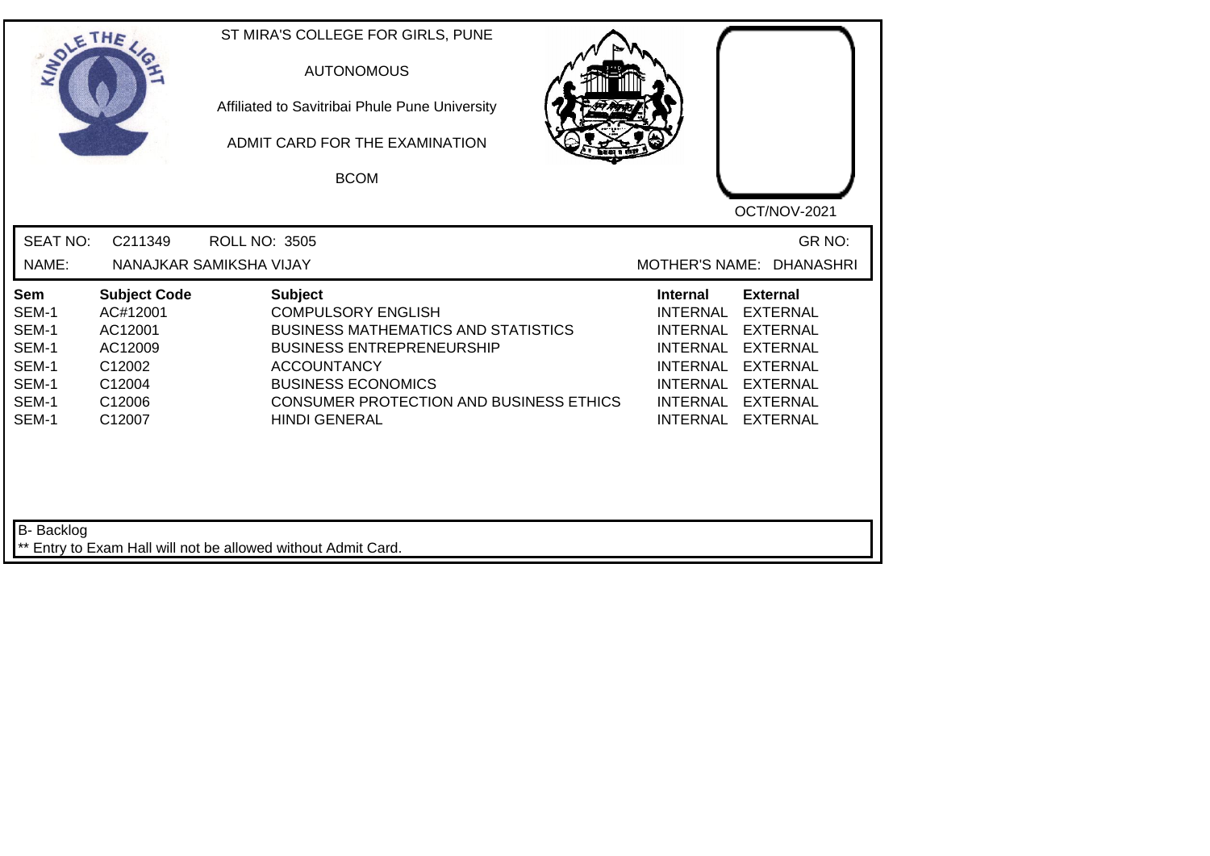ST MIRA'S COLLEGE FOR GIRLS, PUNE

AUTONOMOUS

Affiliated to Savitribai Phule Pune University

ADMIT CARD FOR THE EXAMINATION

BCOM

OCT/NOV-2021

SEAT NO: C211349 ROLL NO: 3505 GR NO:

NAME: NANAJKAR SAMIKSHA VIJAY MOTHER'S NAME: DHANASHRI

| Sem | Subject Code | Subject | Internal | External |
|---|---|---|---|---|
| SEM-1 | AC#12001 | COMPULSORY ENGLISH | INTERNAL | EXTERNAL |
| SEM-1 | AC12001 | BUSINESS MATHEMATICS AND STATISTICS | INTERNAL | EXTERNAL |
| SEM-1 | AC12009 | BUSINESS ENTREPRENEURSHIP | INTERNAL | EXTERNAL |
| SEM-1 | C12002 | ACCOUNTANCY | INTERNAL | EXTERNAL |
| SEM-1 | C12004 | BUSINESS ECONOMICS | INTERNAL | EXTERNAL |
| SEM-1 | C12006 | CONSUMER PROTECTION AND BUSINESS ETHICS | INTERNAL | EXTERNAL |
| SEM-1 | C12007 | HINDI GENERAL | INTERNAL | EXTERNAL |

B- Backlog

** Entry to Exam Hall will not be allowed without Admit Card.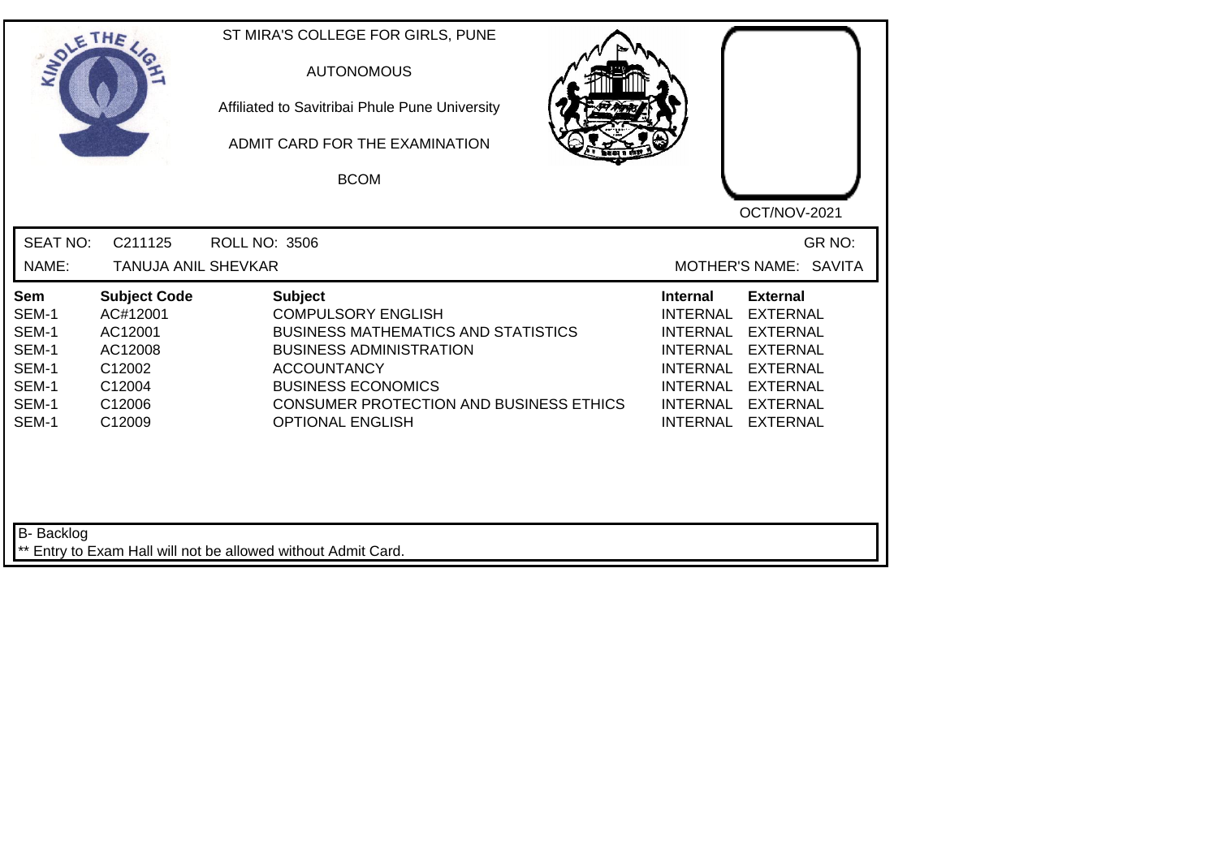ST MIRA'S COLLEGE FOR GIRLS, PUNE

AUTONOMOUS

Affiliated to Savitribai Phule Pune University

ADMIT CARD FOR THE EXAMINATION

BCOM

OCT/NOV-2021

SEAT NO: C211125 ROLL NO: 3506 GR NO:

NAME: TANUJA ANIL SHEVKAR MOTHER'S NAME: SAVITA

| Sem | Subject Code | Subject | Internal | External |
|---|---|---|---|---|
| SEM-1 | AC#12001 | COMPULSORY ENGLISH | INTERNAL | EXTERNAL |
| SEM-1 | AC12001 | BUSINESS MATHEMATICS AND STATISTICS | INTERNAL | EXTERNAL |
| SEM-1 | AC12008 | BUSINESS ADMINISTRATION | INTERNAL | EXTERNAL |
| SEM-1 | C12002 | ACCOUNTANCY | INTERNAL | EXTERNAL |
| SEM-1 | C12004 | BUSINESS ECONOMICS | INTERNAL | EXTERNAL |
| SEM-1 | C12006 | CONSUMER PROTECTION AND BUSINESS ETHICS | INTERNAL | EXTERNAL |
| SEM-1 | C12009 | OPTIONAL ENGLISH | INTERNAL | EXTERNAL |

B- Backlog

** Entry to Exam Hall will not be allowed without Admit Card.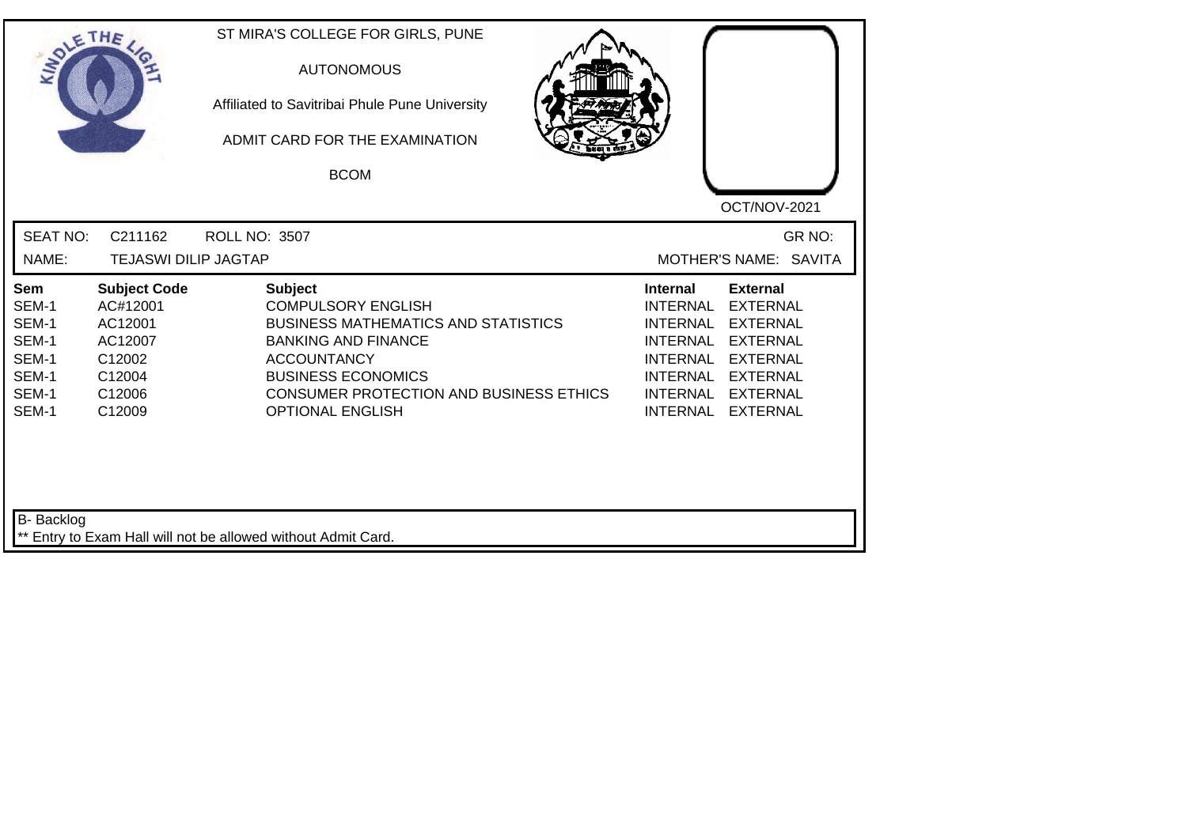ST MIRA'S COLLEGE FOR GIRLS, PUNE

AUTONOMOUS

Affiliated to Savitribai Phule Pune University

ADMIT CARD FOR THE EXAMINATION

BCOM

OCT/NOV-2021

SEAT NO: C211162 ROLL NO: 3507 GR NO:

NAME: TEJASWI DILIP JAGTAP MOTHER'S NAME: SAVITA

| Sem | Subject Code | Subject | Internal | External |
|---|---|---|---|---|
| SEM-1 | AC#12001 | COMPULSORY ENGLISH | INTERNAL | EXTERNAL |
| SEM-1 | AC12001 | BUSINESS MATHEMATICS AND STATISTICS | INTERNAL | EXTERNAL |
| SEM-1 | AC12007 | BANKING AND FINANCE | INTERNAL | EXTERNAL |
| SEM-1 | C12002 | ACCOUNTANCY | INTERNAL | EXTERNAL |
| SEM-1 | C12004 | BUSINESS ECONOMICS | INTERNAL | EXTERNAL |
| SEM-1 | C12006 | CONSUMER PROTECTION AND BUSINESS ETHICS | INTERNAL | EXTERNAL |
| SEM-1 | C12009 | OPTIONAL ENGLISH | INTERNAL | EXTERNAL |

B- Backlog

** Entry to Exam Hall will not be allowed without Admit Card.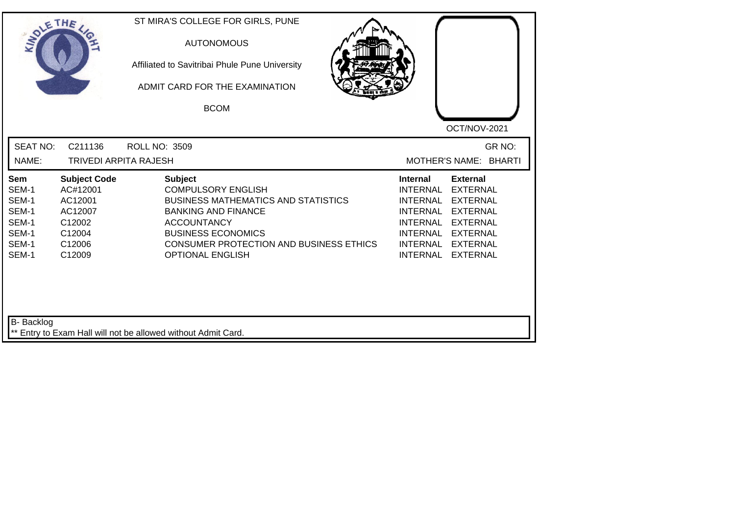ST MIRA'S COLLEGE FOR GIRLS, PUNE

AUTONOMOUS

Affiliated to Savitribai Phule Pune University

ADMIT CARD FOR THE EXAMINATION

BCOM

OCT/NOV-2021

SEAT NO: C211136 ROLL NO: 3509 GR NO:

NAME: TRIVEDI ARPITA RAJESH MOTHER'S NAME: BHARTI

| Sem | Subject Code | Subject | Internal | External |
|---|---|---|---|---|
| SEM-1 | AC#12001 | COMPULSORY ENGLISH | INTERNAL | EXTERNAL |
| SEM-1 | AC12001 | BUSINESS MATHEMATICS AND STATISTICS | INTERNAL | EXTERNAL |
| SEM-1 | AC12007 | BANKING AND FINANCE | INTERNAL | EXTERNAL |
| SEM-1 | C12002 | ACCOUNTANCY | INTERNAL | EXTERNAL |
| SEM-1 | C12004 | BUSINESS ECONOMICS | INTERNAL | EXTERNAL |
| SEM-1 | C12006 | CONSUMER PROTECTION AND BUSINESS ETHICS | INTERNAL | EXTERNAL |
| SEM-1 | C12009 | OPTIONAL ENGLISH | INTERNAL | EXTERNAL |

B- Backlog

** Entry to Exam Hall will not be allowed without Admit Card.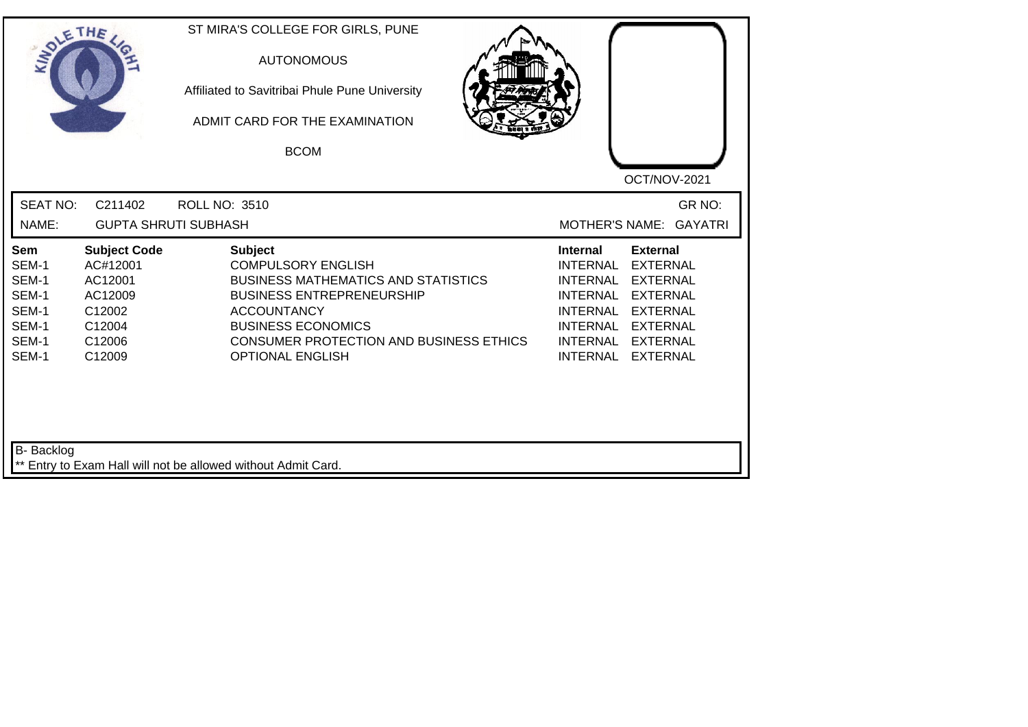ST MIRA'S COLLEGE FOR GIRLS, PUNE

AUTONOMOUS

Affiliated to Savitribai Phule Pune University

ADMIT CARD FOR THE EXAMINATION

BCOM

OCT/NOV-2021

SEAT NO: C211402 ROLL NO: 3510 GR NO:

NAME: GUPTA SHRUTI SUBHASH MOTHER'S NAME: GAYATRI

| Sem | Subject Code | Subject | Internal | External |
|---|---|---|---|---|
| SEM-1 | AC#12001 | COMPULSORY ENGLISH | INTERNAL | EXTERNAL |
| SEM-1 | AC12001 | BUSINESS MATHEMATICS AND STATISTICS | INTERNAL | EXTERNAL |
| SEM-1 | AC12009 | BUSINESS ENTREPRENEURSHIP | INTERNAL | EXTERNAL |
| SEM-1 | C12002 | ACCOUNTANCY | INTERNAL | EXTERNAL |
| SEM-1 | C12004 | BUSINESS ECONOMICS | INTERNAL | EXTERNAL |
| SEM-1 | C12006 | CONSUMER PROTECTION AND BUSINESS ETHICS | INTERNAL | EXTERNAL |
| SEM-1 | C12009 | OPTIONAL ENGLISH | INTERNAL | EXTERNAL |

B- Backlog

** Entry to Exam Hall will not be allowed without Admit Card.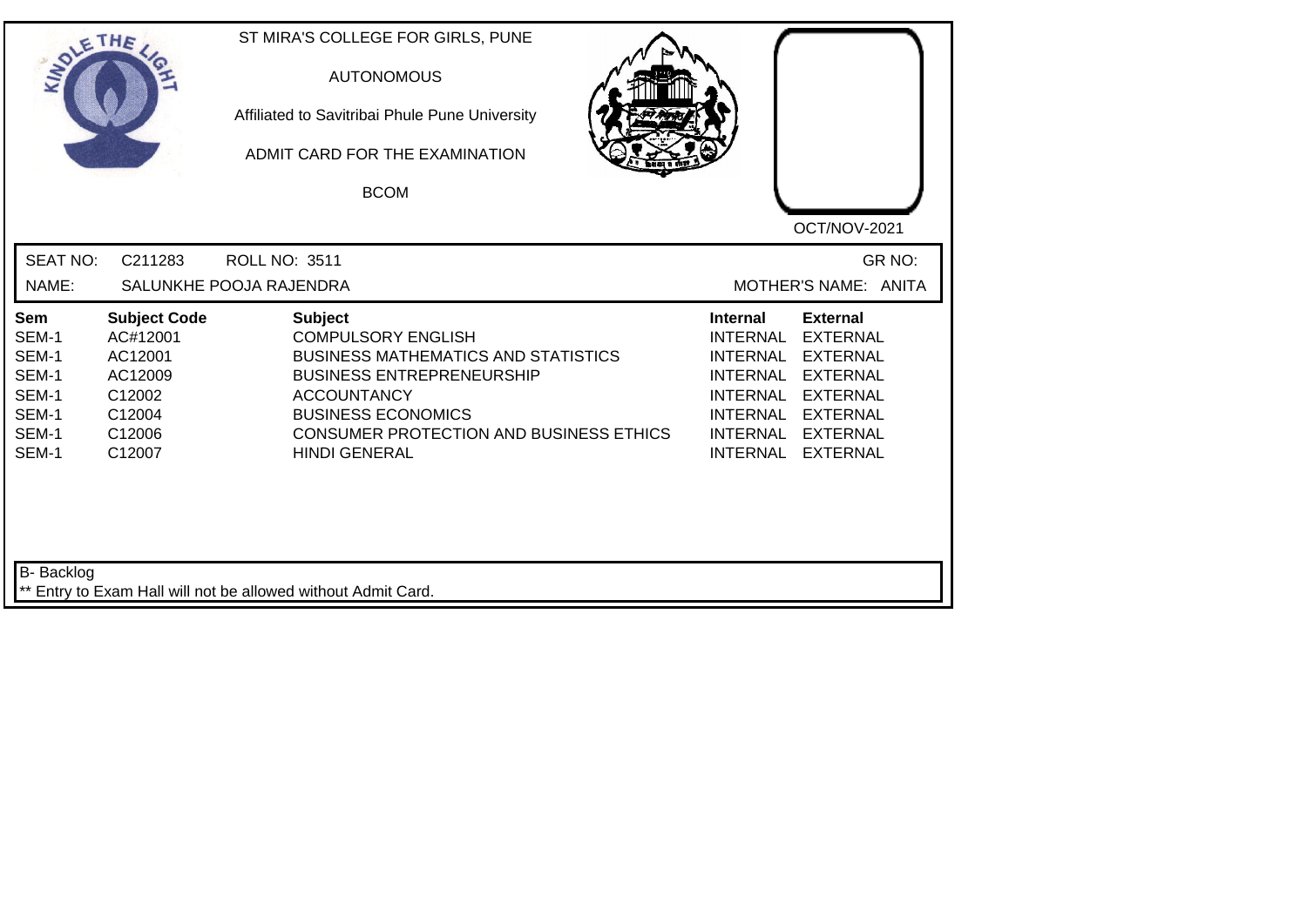ST MIRA'S COLLEGE FOR GIRLS, PUNE

AUTONOMOUS

Affiliated to Savitribai Phule Pune University

ADMIT CARD FOR THE EXAMINATION

BCOM

OCT/NOV-2021

SEAT NO: C211283 ROLL NO: 3511 GR NO:

NAME: SALUNKHE POOJA RAJENDRA MOTHER'S NAME: ANITA

| Sem | Subject Code | Subject | Internal | External |
|---|---|---|---|---|
| SEM-1 | AC#12001 | COMPULSORY ENGLISH | INTERNAL | EXTERNAL |
| SEM-1 | AC12001 | BUSINESS MATHEMATICS AND STATISTICS | INTERNAL | EXTERNAL |
| SEM-1 | AC12009 | BUSINESS ENTREPRENEURSHIP | INTERNAL | EXTERNAL |
| SEM-1 | C12002 | ACCOUNTANCY | INTERNAL | EXTERNAL |
| SEM-1 | C12004 | BUSINESS ECONOMICS | INTERNAL | EXTERNAL |
| SEM-1 | C12006 | CONSUMER PROTECTION AND BUSINESS ETHICS | INTERNAL | EXTERNAL |
| SEM-1 | C12007 | HINDI GENERAL | INTERNAL | EXTERNAL |

B- Backlog

** Entry to Exam Hall will not be allowed without Admit Card.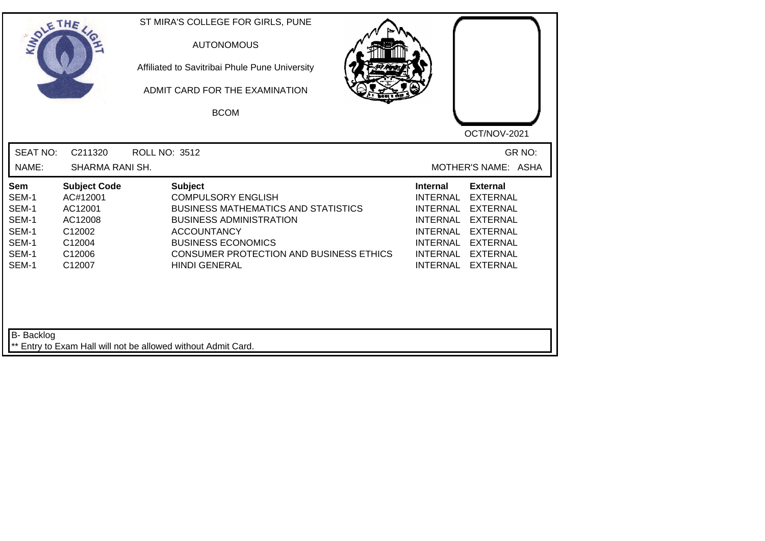ST MIRA'S COLLEGE FOR GIRLS, PUNE

AUTONOMOUS

Affiliated to Savitribai Phule Pune University

ADMIT CARD FOR THE EXAMINATION

BCOM

OCT/NOV-2021

SEAT NO: C211320 ROLL NO: 3512 GR NO:

NAME: SHARMA RANI SH. MOTHER'S NAME: ASHA

| Sem | Subject Code | Subject | Internal | External |
|---|---|---|---|---|
| SEM-1 | AC#12001 | COMPULSORY ENGLISH | INTERNAL | EXTERNAL |
| SEM-1 | AC12001 | BUSINESS MATHEMATICS AND STATISTICS | INTERNAL | EXTERNAL |
| SEM-1 | AC12008 | BUSINESS ADMINISTRATION | INTERNAL | EXTERNAL |
| SEM-1 | C12002 | ACCOUNTANCY | INTERNAL | EXTERNAL |
| SEM-1 | C12004 | BUSINESS ECONOMICS | INTERNAL | EXTERNAL |
| SEM-1 | C12006 | CONSUMER PROTECTION AND BUSINESS ETHICS | INTERNAL | EXTERNAL |
| SEM-1 | C12007 | HINDI GENERAL | INTERNAL | EXTERNAL |

B- Backlog

** Entry to Exam Hall will not be allowed without Admit Card.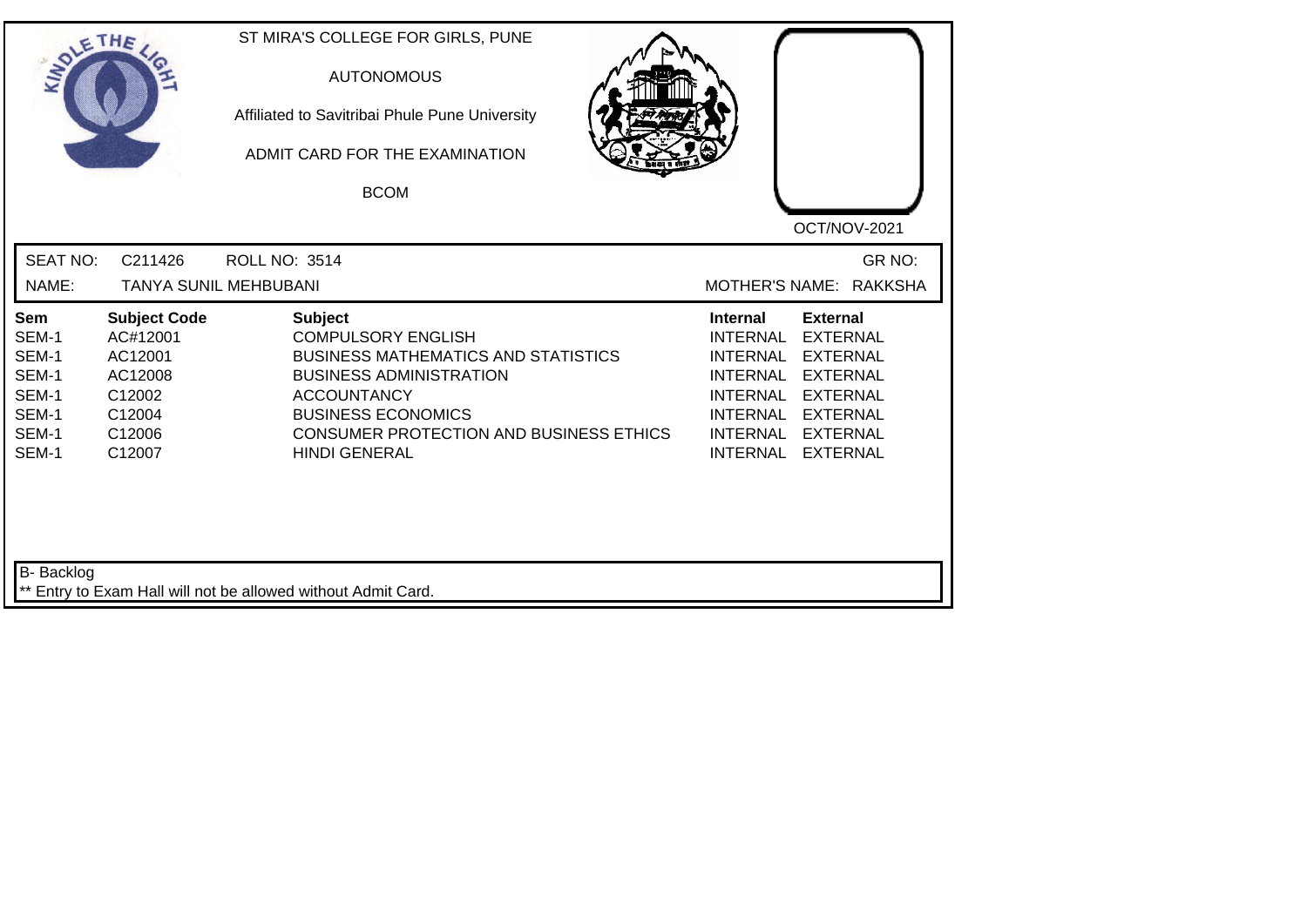ST MIRA'S COLLEGE FOR GIRLS, PUNE

AUTONOMOUS

Affiliated to Savitribai Phule Pune University

ADMIT CARD FOR THE EXAMINATION

BCOM

OCT/NOV-2021

SEAT NO: C211426 ROLL NO: 3514 GR NO:

NAME: TANYA SUNIL MEHBUBANI MOTHER'S NAME: RAKKSHA

| Sem | Subject Code | Subject | Internal | External |
|---|---|---|---|---|
| SEM-1 | AC#12001 | COMPULSORY ENGLISH | INTERNAL | EXTERNAL |
| SEM-1 | AC12001 | BUSINESS MATHEMATICS AND STATISTICS | INTERNAL | EXTERNAL |
| SEM-1 | AC12008 | BUSINESS ADMINISTRATION | INTERNAL | EXTERNAL |
| SEM-1 | C12002 | ACCOUNTANCY | INTERNAL | EXTERNAL |
| SEM-1 | C12004 | BUSINESS ECONOMICS | INTERNAL | EXTERNAL |
| SEM-1 | C12006 | CONSUMER PROTECTION AND BUSINESS ETHICS | INTERNAL | EXTERNAL |
| SEM-1 | C12007 | HINDI GENERAL | INTERNAL | EXTERNAL |

B- Backlog

** Entry to Exam Hall will not be allowed without Admit Card.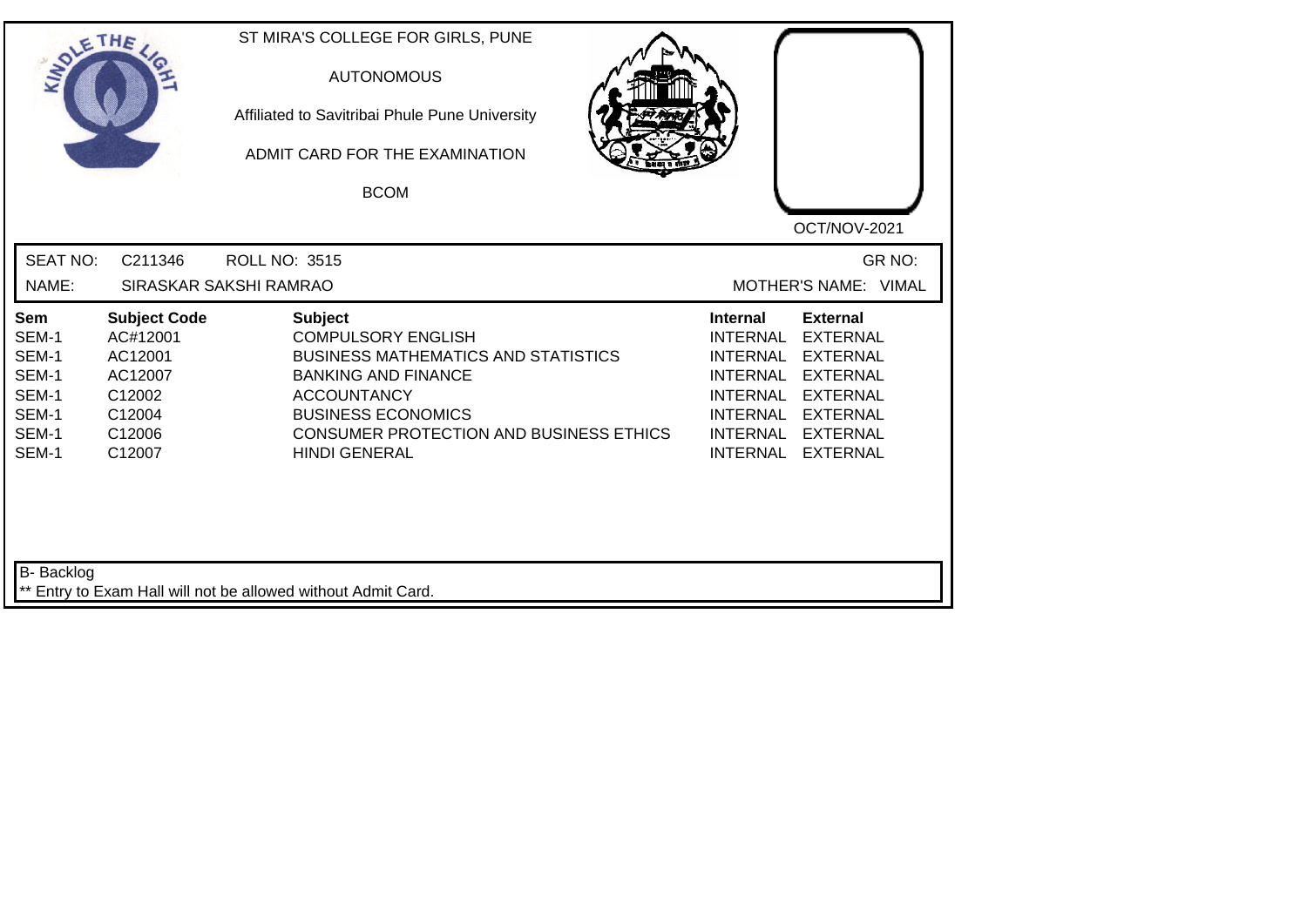ST MIRA'S COLLEGE FOR GIRLS, PUNE

AUTONOMOUS

Affiliated to Savitribai Phule Pune University

ADMIT CARD FOR THE EXAMINATION

BCOM

OCT/NOV-2021

SEAT NO: C211346 ROLL NO: 3515 GR NO:

NAME: SIRASKAR SAKSHI RAMRAO MOTHER'S NAME: VIMAL

| Sem | Subject Code | Subject | Internal | External |
|---|---|---|---|---|
| SEM-1 | AC#12001 | COMPULSORY ENGLISH | INTERNAL | EXTERNAL |
| SEM-1 | AC12001 | BUSINESS MATHEMATICS AND STATISTICS | INTERNAL | EXTERNAL |
| SEM-1 | AC12007 | BANKING AND FINANCE | INTERNAL | EXTERNAL |
| SEM-1 | C12002 | ACCOUNTANCY | INTERNAL | EXTERNAL |
| SEM-1 | C12004 | BUSINESS ECONOMICS | INTERNAL | EXTERNAL |
| SEM-1 | C12006 | CONSUMER PROTECTION AND BUSINESS ETHICS | INTERNAL | EXTERNAL |
| SEM-1 | C12007 | HINDI GENERAL | INTERNAL | EXTERNAL |

B- Backlog

** Entry to Exam Hall will not be allowed without Admit Card.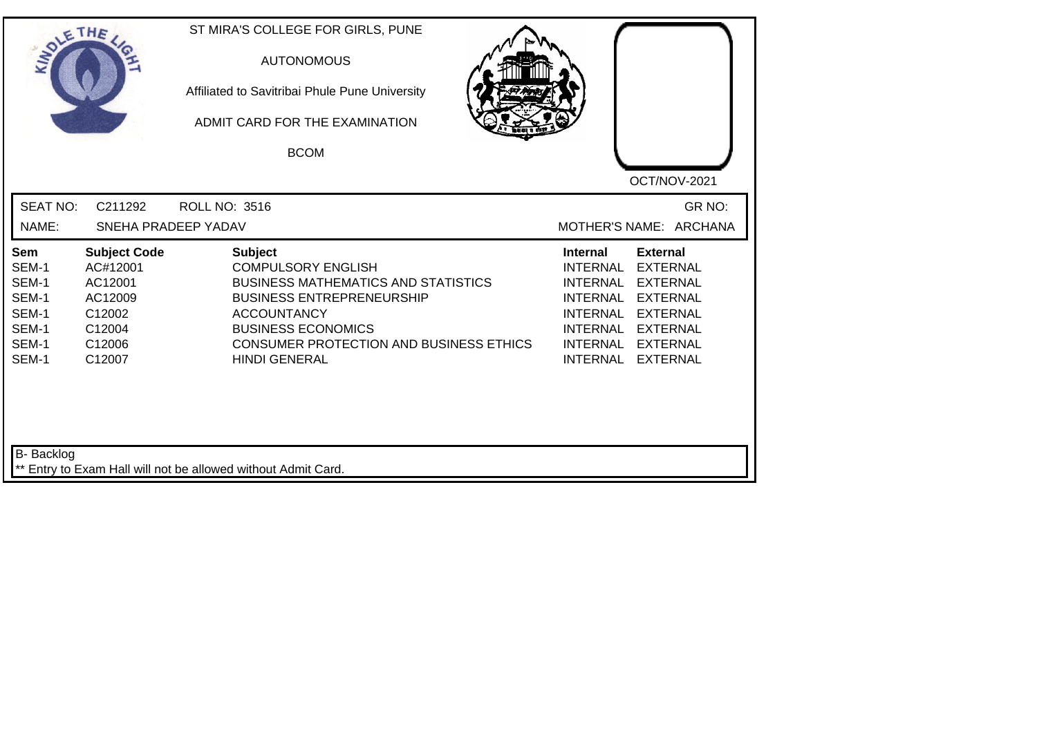ST MIRA'S COLLEGE FOR GIRLS, PUNE

AUTONOMOUS

Affiliated to Savitribai Phule Pune University

ADMIT CARD FOR THE EXAMINATION

BCOM

OCT/NOV-2021

SEAT NO: C211292 ROLL NO: 3516 GR NO:

NAME: SNEHA PRADEEP YADAV MOTHER'S NAME: ARCHANA

| Sem | Subject Code | Subject | Internal | External |
|---|---|---|---|---|
| SEM-1 | AC#12001 | COMPULSORY ENGLISH | INTERNAL | EXTERNAL |
| SEM-1 | AC12001 | BUSINESS MATHEMATICS AND STATISTICS | INTERNAL | EXTERNAL |
| SEM-1 | AC12009 | BUSINESS ENTREPRENEURSHIP | INTERNAL | EXTERNAL |
| SEM-1 | C12002 | ACCOUNTANCY | INTERNAL | EXTERNAL |
| SEM-1 | C12004 | BUSINESS ECONOMICS | INTERNAL | EXTERNAL |
| SEM-1 | C12006 | CONSUMER PROTECTION AND BUSINESS ETHICS | INTERNAL | EXTERNAL |
| SEM-1 | C12007 | HINDI GENERAL | INTERNAL | EXTERNAL |

B- Backlog

** Entry to Exam Hall will not be allowed without Admit Card.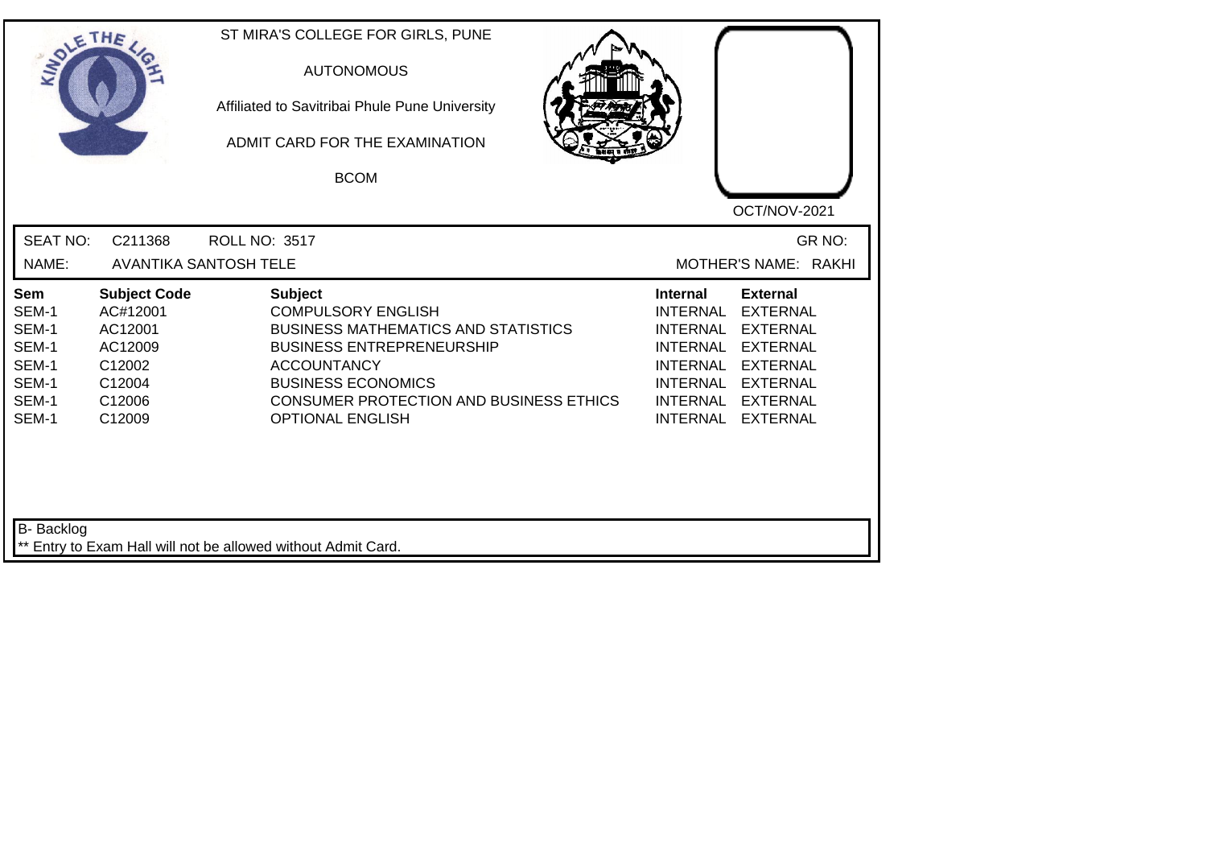ST MIRA'S COLLEGE FOR GIRLS, PUNE

AUTONOMOUS

Affiliated to Savitribai Phule Pune University

ADMIT CARD FOR THE EXAMINATION

BCOM

OCT/NOV-2021

SEAT NO: C211368 ROLL NO: 3517 GR NO:

NAME: AVANTIKA SANTOSH TELE MOTHER'S NAME: RAKHI

| Sem | Subject Code | Subject | Internal | External |
|---|---|---|---|---|
| SEM-1 | AC#12001 | COMPULSORY ENGLISH | INTERNAL | EXTERNAL |
| SEM-1 | AC12001 | BUSINESS MATHEMATICS AND STATISTICS | INTERNAL | EXTERNAL |
| SEM-1 | AC12009 | BUSINESS ENTREPRENEURSHIP | INTERNAL | EXTERNAL |
| SEM-1 | C12002 | ACCOUNTANCY | INTERNAL | EXTERNAL |
| SEM-1 | C12004 | BUSINESS ECONOMICS | INTERNAL | EXTERNAL |
| SEM-1 | C12006 | CONSUMER PROTECTION AND BUSINESS ETHICS | INTERNAL | EXTERNAL |
| SEM-1 | C12009 | OPTIONAL ENGLISH | INTERNAL | EXTERNAL |

B- Backlog

** Entry to Exam Hall will not be allowed without Admit Card.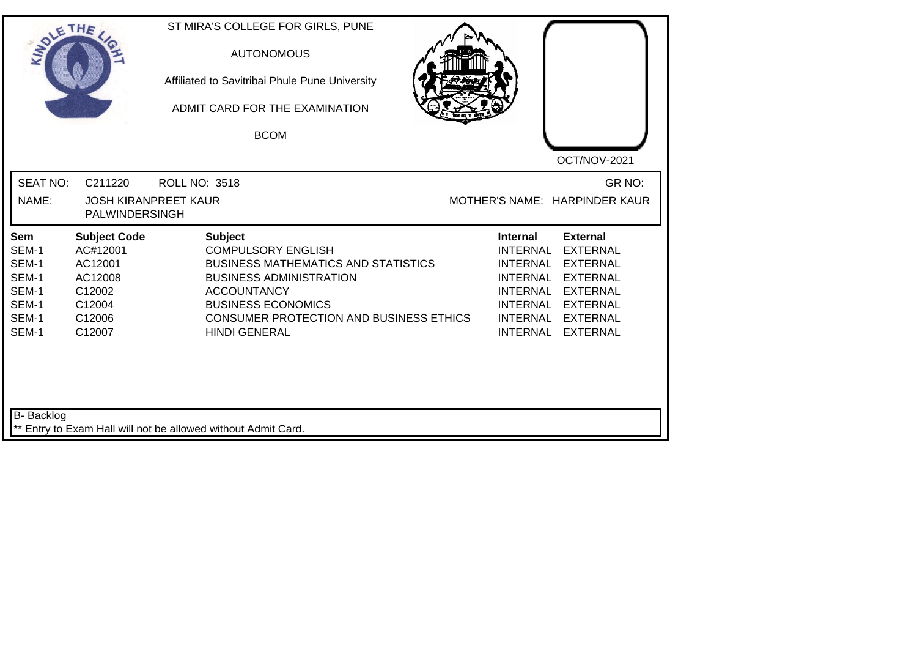ST MIRA'S COLLEGE FOR GIRLS, PUNE

AUTONOMOUS

Affiliated to Savitribai Phule Pune University

ADMIT CARD FOR THE EXAMINATION

BCOM

OCT/NOV-2021

SEAT NO: C211220 ROLL NO: 3518 GR NO:

NAME: JOSH KIRANPREET KAUR PALWINDERSINGH MOTHER'S NAME: HARPINDER KAUR

| Sem | Subject Code | Subject | Internal | External |
|---|---|---|---|---|
| SEM-1 | AC#12001 | COMPULSORY ENGLISH | INTERNAL | EXTERNAL |
| SEM-1 | AC12001 | BUSINESS MATHEMATICS AND STATISTICS | INTERNAL | EXTERNAL |
| SEM-1 | AC12008 | BUSINESS ADMINISTRATION | INTERNAL | EXTERNAL |
| SEM-1 | C12002 | ACCOUNTANCY | INTERNAL | EXTERNAL |
| SEM-1 | C12004 | BUSINESS ECONOMICS | INTERNAL | EXTERNAL |
| SEM-1 | C12006 | CONSUMER PROTECTION AND BUSINESS ETHICS | INTERNAL | EXTERNAL |
| SEM-1 | C12007 | HINDI GENERAL | INTERNAL | EXTERNAL |

B- Backlog

** Entry to Exam Hall will not be allowed without Admit Card.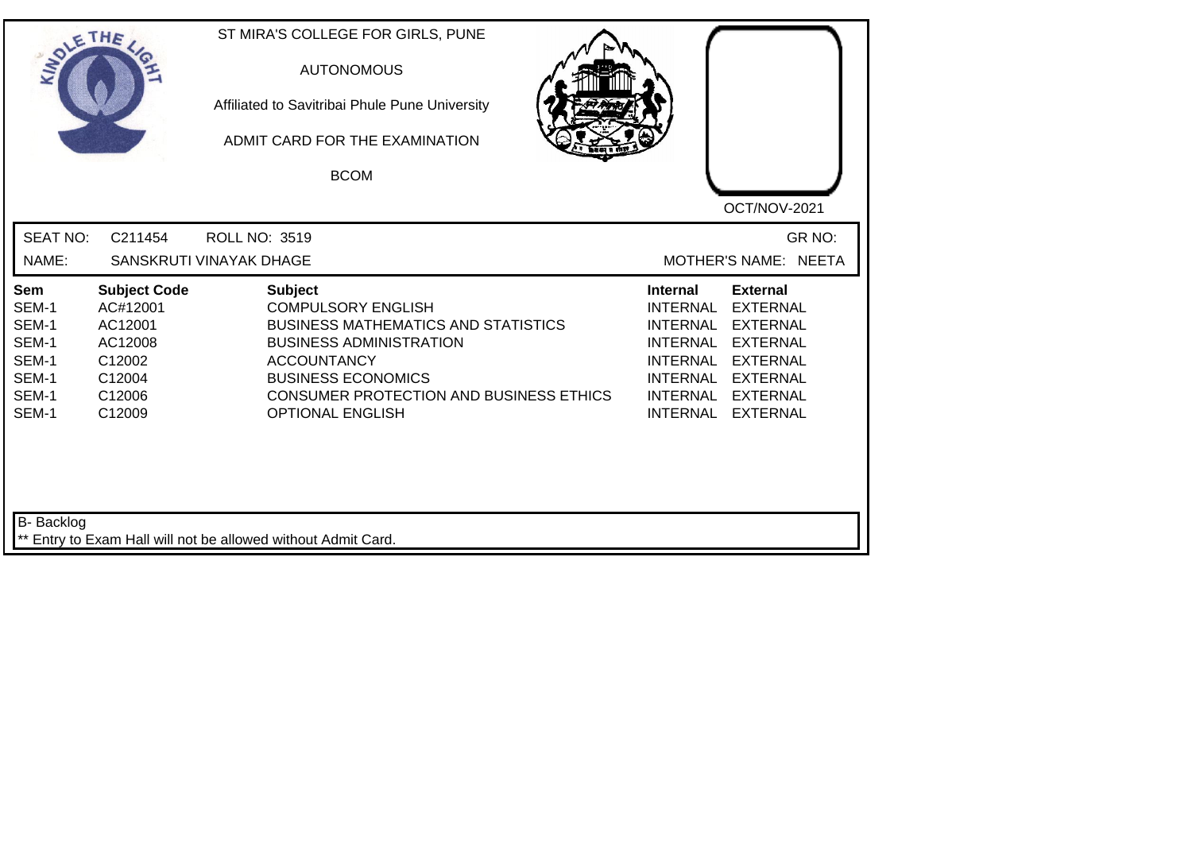ST MIRA'S COLLEGE FOR GIRLS, PUNE

AUTONOMOUS

Affiliated to Savitribai Phule Pune University

ADMIT CARD FOR THE EXAMINATION

BCOM

OCT/NOV-2021

SEAT NO: C211454 ROLL NO: 3519 GR NO:

NAME: SANSKRUTI VINAYAK DHAGE MOTHER'S NAME: NEETA

| Sem | Subject Code | Subject | Internal | External |
|---|---|---|---|---|
| SEM-1 | AC#12001 | COMPULSORY ENGLISH | INTERNAL | EXTERNAL |
| SEM-1 | AC12001 | BUSINESS MATHEMATICS AND STATISTICS | INTERNAL | EXTERNAL |
| SEM-1 | AC12008 | BUSINESS ADMINISTRATION | INTERNAL | EXTERNAL |
| SEM-1 | C12002 | ACCOUNTANCY | INTERNAL | EXTERNAL |
| SEM-1 | C12004 | BUSINESS ECONOMICS | INTERNAL | EXTERNAL |
| SEM-1 | C12006 | CONSUMER PROTECTION AND BUSINESS ETHICS | INTERNAL | EXTERNAL |
| SEM-1 | C12009 | OPTIONAL ENGLISH | INTERNAL | EXTERNAL |

B- Backlog

** Entry to Exam Hall will not be allowed without Admit Card.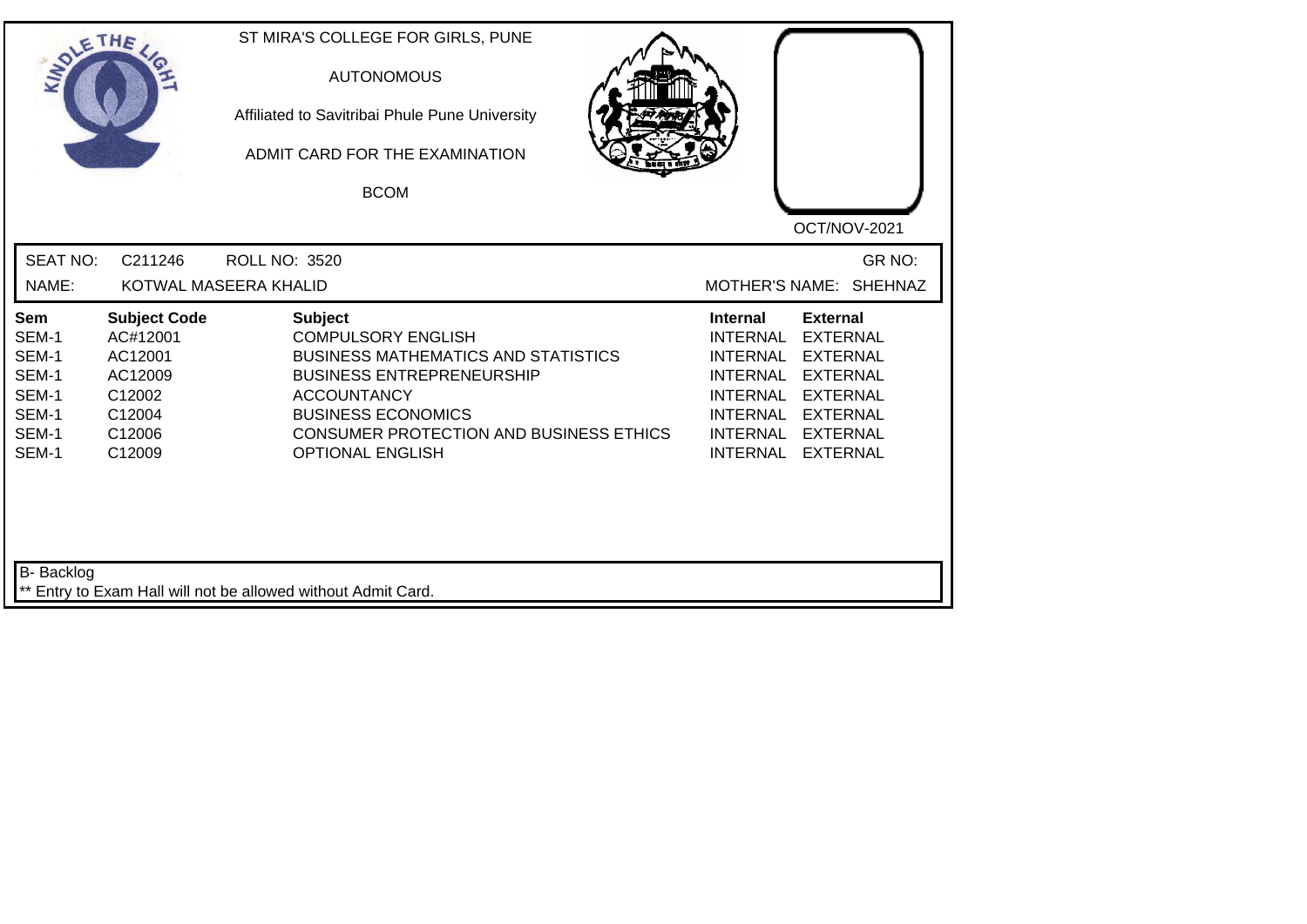ST MIRA'S COLLEGE FOR GIRLS, PUNE

AUTONOMOUS

Affiliated to Savitribai Phule Pune University

ADMIT CARD FOR THE EXAMINATION

BCOM

OCT/NOV-2021

SEAT NO: C211246 ROLL NO: 3520 GR NO:

NAME: KOTWAL MASEERA KHALID MOTHER'S NAME: SHEHNAZ

| Sem | Subject Code | Subject | Internal | External |
|---|---|---|---|---|
| SEM-1 | AC#12001 | COMPULSORY ENGLISH | INTERNAL | EXTERNAL |
| SEM-1 | AC12001 | BUSINESS MATHEMATICS AND STATISTICS | INTERNAL | EXTERNAL |
| SEM-1 | AC12009 | BUSINESS ENTREPRENEURSHIP | INTERNAL | EXTERNAL |
| SEM-1 | C12002 | ACCOUNTANCY | INTERNAL | EXTERNAL |
| SEM-1 | C12004 | BUSINESS ECONOMICS | INTERNAL | EXTERNAL |
| SEM-1 | C12006 | CONSUMER PROTECTION AND BUSINESS ETHICS | INTERNAL | EXTERNAL |
| SEM-1 | C12009 | OPTIONAL ENGLISH | INTERNAL | EXTERNAL |

B- Backlog

** Entry to Exam Hall will not be allowed without Admit Card.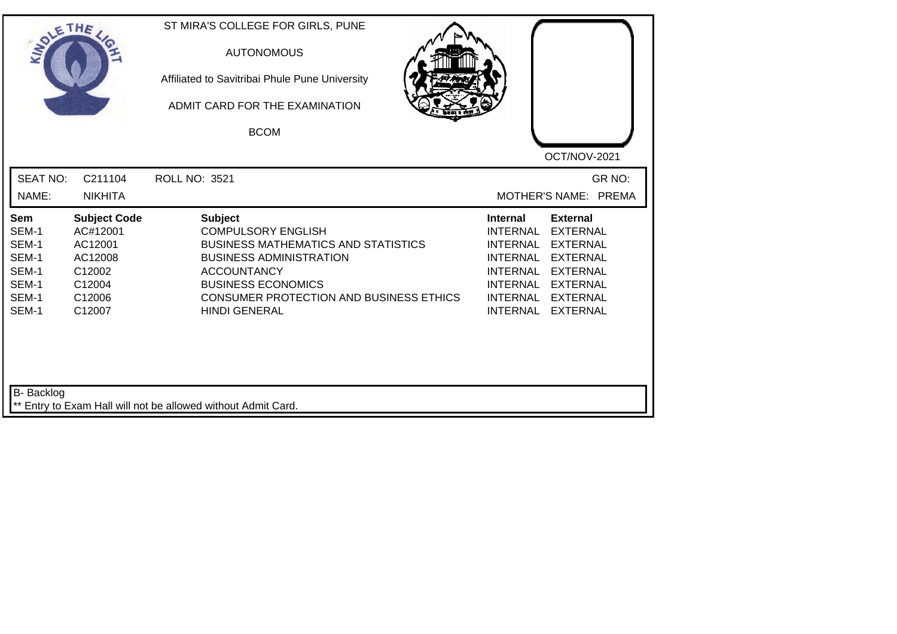ST MIRA'S COLLEGE FOR GIRLS, PUNE

AUTONOMOUS

Affiliated to Savitribai Phule Pune University

ADMIT CARD FOR THE EXAMINATION

BCOM

OCT/NOV-2021

SEAT NO: C211104 ROLL NO: 3521 GR NO:

NAME: NIKHITA MOTHER'S NAME: PREMA

| Sem | Subject Code | Subject | Internal | External |
|---|---|---|---|---|
| SEM-1 | AC#12001 | COMPULSORY ENGLISH | INTERNAL | EXTERNAL |
| SEM-1 | AC12001 | BUSINESS MATHEMATICS AND STATISTICS | INTERNAL | EXTERNAL |
| SEM-1 | AC12008 | BUSINESS ADMINISTRATION | INTERNAL | EXTERNAL |
| SEM-1 | C12002 | ACCOUNTANCY | INTERNAL | EXTERNAL |
| SEM-1 | C12004 | BUSINESS ECONOMICS | INTERNAL | EXTERNAL |
| SEM-1 | C12006 | CONSUMER PROTECTION AND BUSINESS ETHICS | INTERNAL | EXTERNAL |
| SEM-1 | C12007 | HINDI GENERAL | INTERNAL | EXTERNAL |

B- Backlog

** Entry to Exam Hall will not be allowed without Admit Card.